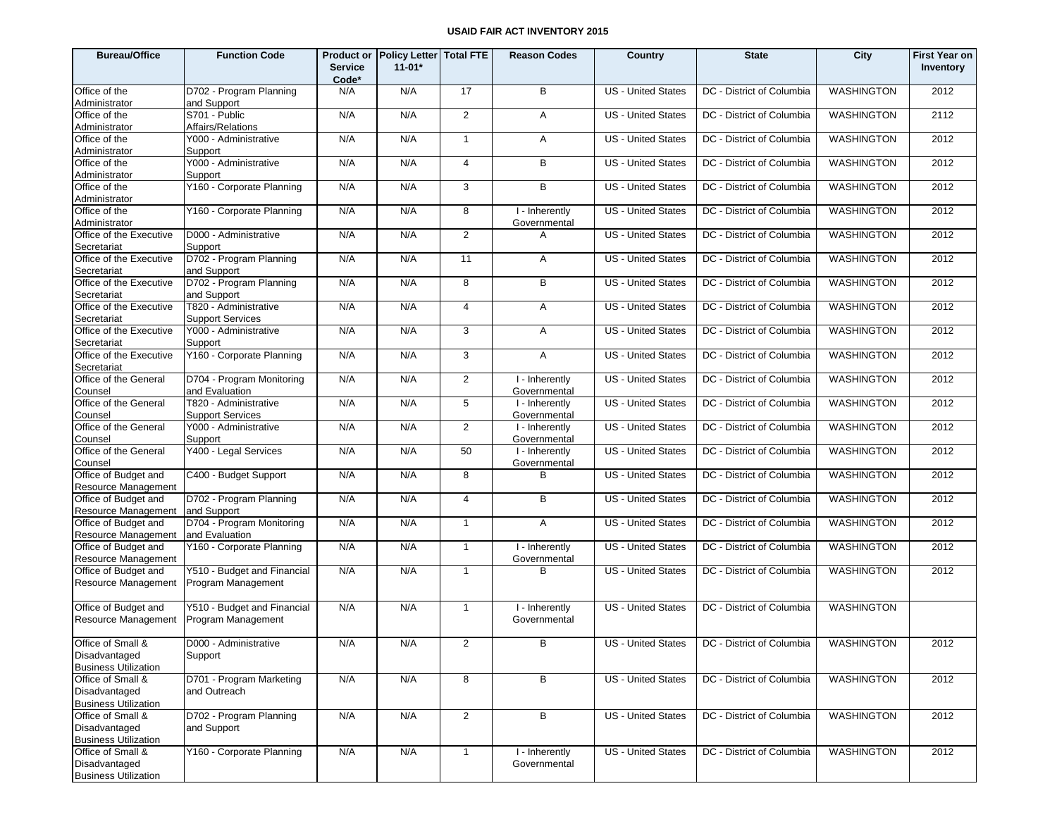# USAID FAIR ACT INVENTORY 2015

| Bureau/Office | Function Code | Product or Service Code* | Policy Letter 11-01* | Total FTE | Reason Codes | Country | State | City | First Year on Inventory |
|---|---|---|---|---|---|---|---|---|---|
| Office of the Administrator | D702 - Program Planning and Support | N/A | N/A | 17 | B | US - United States | DC - District of Columbia | WASHINGTON | 2012 |
| Office of the Administrator | S701 - Public Affairs/Relations | N/A | N/A | 2 | A | US - United States | DC - District of Columbia | WASHINGTON | 2112 |
| Office of the Administrator | Y000 - Administrative Support | N/A | N/A | 1 | A | US - United States | DC - District of Columbia | WASHINGTON | 2012 |
| Office of the Administrator | Y000 - Administrative Support | N/A | N/A | 4 | B | US - United States | DC - District of Columbia | WASHINGTON | 2012 |
| Office of the Administrator | Y160 - Corporate Planning | N/A | N/A | 3 | B | US - United States | DC - District of Columbia | WASHINGTON | 2012 |
| Office of the Administrator | Y160 - Corporate Planning | N/A | N/A | 8 | I - Inherently Governmental | US - United States | DC - District of Columbia | WASHINGTON | 2012 |
| Office of the Executive Secretariat | D000 - Administrative Support | N/A | N/A | 2 | A | US - United States | DC - District of Columbia | WASHINGTON | 2012 |
| Office of the Executive Secretariat | D702 - Program Planning and Support | N/A | N/A | 11 | A | US - United States | DC - District of Columbia | WASHINGTON | 2012 |
| Office of the Executive Secretariat | D702 - Program Planning and Support | N/A | N/A | 8 | B | US - United States | DC - District of Columbia | WASHINGTON | 2012 |
| Office of the Executive Secretariat | T820 - Administrative Support Services | N/A | N/A | 4 | A | US - United States | DC - District of Columbia | WASHINGTON | 2012 |
| Office of the Executive Secretariat | Y000 - Administrative Support | N/A | N/A | 3 | A | US - United States | DC - District of Columbia | WASHINGTON | 2012 |
| Office of the Executive Secretariat | Y160 - Corporate Planning | N/A | N/A | 3 | A | US - United States | DC - District of Columbia | WASHINGTON | 2012 |
| Office of the General Counsel | D704 - Program Monitoring and Evaluation | N/A | N/A | 2 | I - Inherently Governmental | US - United States | DC - District of Columbia | WASHINGTON | 2012 |
| Office of the General Counsel | T820 - Administrative Support Services | N/A | N/A | 5 | I - Inherently Governmental | US - United States | DC - District of Columbia | WASHINGTON | 2012 |
| Office of the General Counsel | Y000 - Administrative Support | N/A | N/A | 2 | I - Inherently Governmental | US - United States | DC - District of Columbia | WASHINGTON | 2012 |
| Office of the General Counsel | Y400 - Legal Services | N/A | N/A | 50 | I - Inherently Governmental | US - United States | DC - District of Columbia | WASHINGTON | 2012 |
| Office of Budget and Resource Management | C400 - Budget Support | N/A | N/A | 8 | B | US - United States | DC - District of Columbia | WASHINGTON | 2012 |
| Office of Budget and Resource Management | D702 - Program Planning and Support | N/A | N/A | 4 | B | US - United States | DC - District of Columbia | WASHINGTON | 2012 |
| Office of Budget and Resource Management | D704 - Program Monitoring and Evaluation | N/A | N/A | 1 | A | US - United States | DC - District of Columbia | WASHINGTON | 2012 |
| Office of Budget and Resource Management | Y160 - Corporate Planning | N/A | N/A | 1 | I - Inherently Governmental | US - United States | DC - District of Columbia | WASHINGTON | 2012 |
| Office of Budget and Resource Management | Y510 - Budget and Financial Program Management | N/A | N/A | 1 | B | US - United States | DC - District of Columbia | WASHINGTON | 2012 |
| Office of Budget and Resource Management | Y510 - Budget and Financial Program Management | N/A | N/A | 1 | I - Inherently Governmental | US - United States | DC - District of Columbia | WASHINGTON | |
| Office of Small & Disadvantaged Business Utilization | D000 - Administrative Support | N/A | N/A | 2 | B | US - United States | DC - District of Columbia | WASHINGTON | 2012 |
| Office of Small & Disadvantaged Business Utilization | D701 - Program Marketing and Outreach | N/A | N/A | 8 | B | US - United States | DC - District of Columbia | WASHINGTON | 2012 |
| Office of Small & Disadvantaged Business Utilization | D702 - Program Planning and Support | N/A | N/A | 2 | B | US - United States | DC - District of Columbia | WASHINGTON | 2012 |
| Office of Small & Disadvantaged Business Utilization | Y160 - Corporate Planning | N/A | N/A | 1 | I - Inherently Governmental | US - United States | DC - District of Columbia | WASHINGTON | 2012 |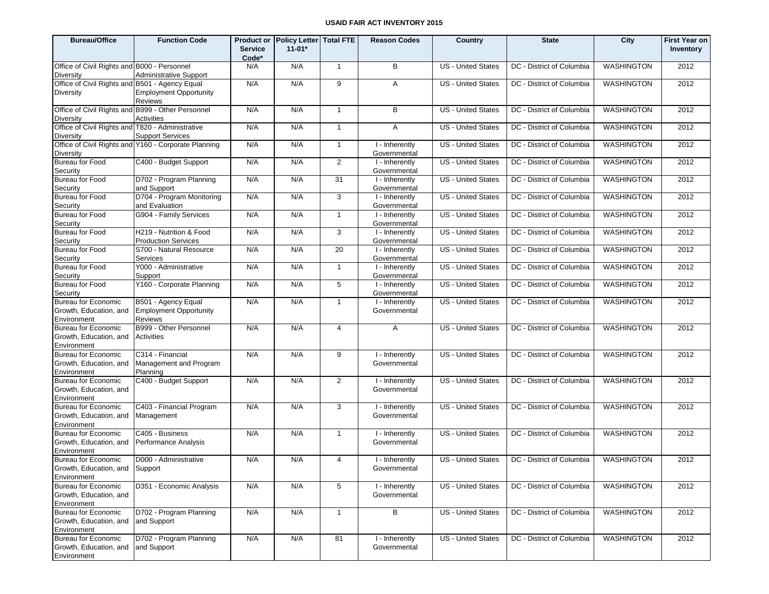**USAID FAIR ACT INVENTORY 2015**

| Bureau/Office | Function Code | Product or Service Code* | Policy Letter 11-01* | Total FTE | Reason Codes | Country | State | City | First Year on Inventory |
|---|---|---|---|---|---|---|---|---|---|
| Office of Civil Rights and Diversity | B000 - Personnel Administrative Support | N/A | N/A | 1 | B | US - United States | DC - District of Columbia | WASHINGTON | 2012 |
| Office of Civil Rights and Diversity | B501 - Agency Equal Employment Opportunity Reviews | N/A | N/A | 9 | A | US - United States | DC - District of Columbia | WASHINGTON | 2012 |
| Office of Civil Rights and Diversity | B999 - Other Personnel Activities | N/A | N/A | 1 | B | US - United States | DC - District of Columbia | WASHINGTON | 2012 |
| Office of Civil Rights and Diversity | T820 - Administrative Support Services | N/A | N/A | 1 | A | US - United States | DC - District of Columbia | WASHINGTON | 2012 |
| Office of Civil Rights and Diversity | Y160 - Corporate Planning | N/A | N/A | 1 | I - Inherently Governmental | US - United States | DC - District of Columbia | WASHINGTON | 2012 |
| Bureau for Food Security | C400 - Budget Support | N/A | N/A | 2 | I - Inherently Governmental | US - United States | DC - District of Columbia | WASHINGTON | 2012 |
| Bureau for Food Security | D702 - Program Planning and Support | N/A | N/A | 31 | I - Inherently Governmental | US - United States | DC - District of Columbia | WASHINGTON | 2012 |
| Bureau for Food Security | D704 - Program Monitoring and Evaluation | N/A | N/A | 3 | I - Inherently Governmental | US - United States | DC - District of Columbia | WASHINGTON | 2012 |
| Bureau for Food Security | G904 - Family Services | N/A | N/A | 1 | I - Inherently Governmental | US - United States | DC - District of Columbia | WASHINGTON | 2012 |
| Bureau for Food Security | H219 - Nutrition & Food Production Services | N/A | N/A | 3 | I - Inherently Governmental | US - United States | DC - District of Columbia | WASHINGTON | 2012 |
| Bureau for Food Security | S700 - Natural Resource Services | N/A | N/A | 20 | I - Inherently Governmental | US - United States | DC - District of Columbia | WASHINGTON | 2012 |
| Bureau for Food Security | Y000 - Administrative Support | N/A | N/A | 1 | I - Inherently Governmental | US - United States | DC - District of Columbia | WASHINGTON | 2012 |
| Bureau for Food Security | Y160 - Corporate Planning | N/A | N/A | 5 | I - Inherently Governmental | US - United States | DC - District of Columbia | WASHINGTON | 2012 |
| Bureau for Economic Growth, Education, and Environment | B501 - Agency Equal Employment Opportunity Reviews | N/A | N/A | 1 | I - Inherently Governmental | US - United States | DC - District of Columbia | WASHINGTON | 2012 |
| Bureau for Economic Growth, Education, and Environment | B999 - Other Personnel Activities | N/A | N/A | 4 | A | US - United States | DC - District of Columbia | WASHINGTON | 2012 |
| Bureau for Economic Growth, Education, and Environment | C314 - Financial Management and Program Planning | N/A | N/A | 9 | I - Inherently Governmental | US - United States | DC - District of Columbia | WASHINGTON | 2012 |
| Bureau for Economic Growth, Education, and Environment | C400 - Budget Support | N/A | N/A | 2 | I - Inherently Governmental | US - United States | DC - District of Columbia | WASHINGTON | 2012 |
| Bureau for Economic Growth, Education, and Environment | C403 - Financial Program Management | N/A | N/A | 3 | I - Inherently Governmental | US - United States | DC - District of Columbia | WASHINGTON | 2012 |
| Bureau for Economic Growth, Education, and Environment | C405 - Business Performance Analysis | N/A | N/A | 1 | I - Inherently Governmental | US - United States | DC - District of Columbia | WASHINGTON | 2012 |
| Bureau for Economic Growth, Education, and Environment | D000 - Administrative Support | N/A | N/A | 4 | I - Inherently Governmental | US - United States | DC - District of Columbia | WASHINGTON | 2012 |
| Bureau for Economic Growth, Education, and Environment | D351 - Economic Analysis | N/A | N/A | 5 | I - Inherently Governmental | US - United States | DC - District of Columbia | WASHINGTON | 2012 |
| Bureau for Economic Growth, Education, and Environment | D702 - Program Planning and Support | N/A | N/A | 1 | B | US - United States | DC - District of Columbia | WASHINGTON | 2012 |
| Bureau for Economic Growth, Education, and Environment | D702 - Program Planning and Support | N/A | N/A | 81 | I - Inherently Governmental | US - United States | DC - District of Columbia | WASHINGTON | 2012 |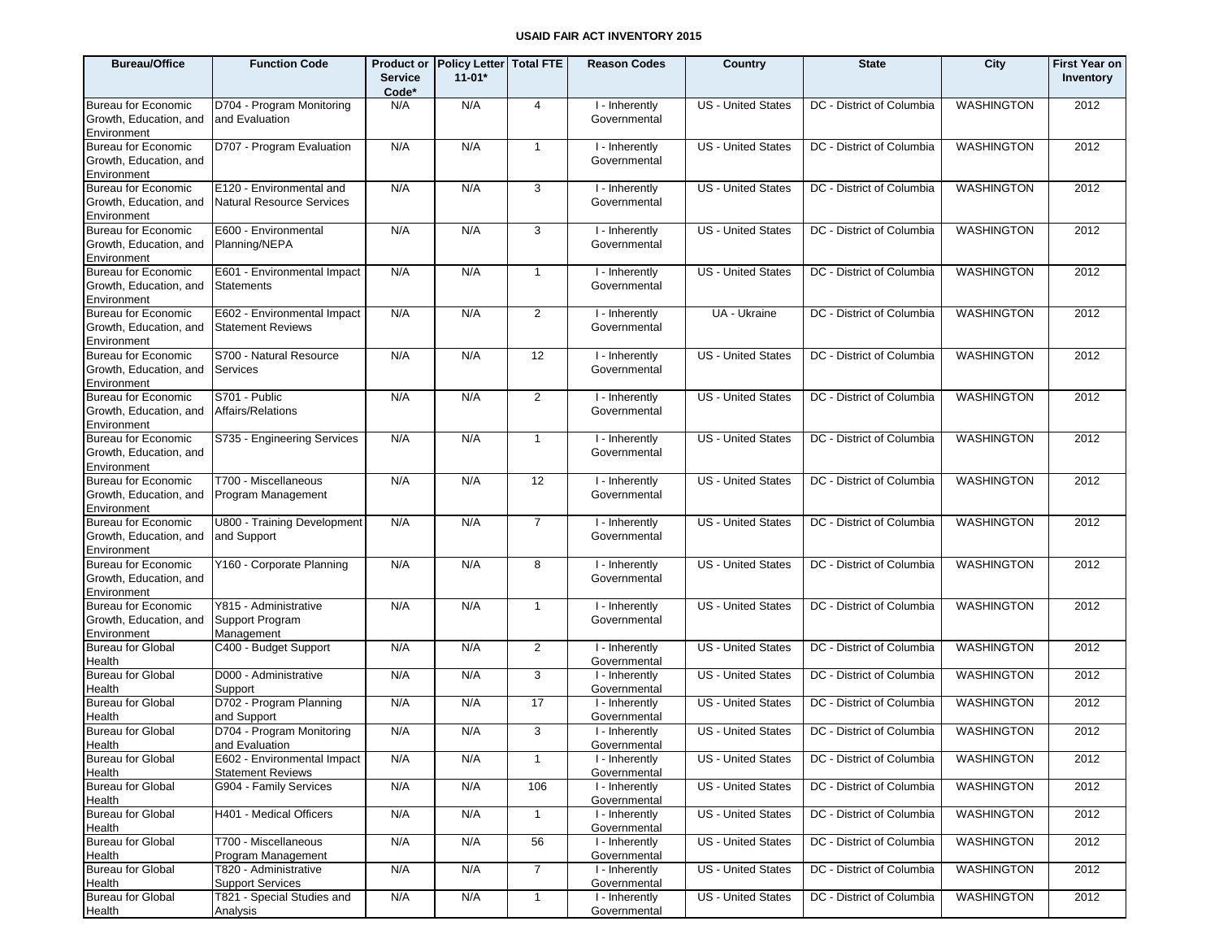**USAID FAIR ACT INVENTORY 2015**

| Bureau/Office | Function Code | Product or Service Code* | Policy Letter 11-01* | Total FTE | Reason Codes | Country | State | City | First Year on Inventory |
|---|---|---|---|---|---|---|---|---|---|
| Bureau for Economic Growth, Education, and Environment | D704 - Program Monitoring and Evaluation | N/A | N/A | 4 | I - Inherently Governmental | US - United States | DC - District of Columbia | WASHINGTON | 2012 |
| Bureau for Economic Growth, Education, and Environment | D707 - Program Evaluation | N/A | N/A | 1 | I - Inherently Governmental | US - United States | DC - District of Columbia | WASHINGTON | 2012 |
| Bureau for Economic Growth, Education, and Environment | E120 - Environmental and Natural Resource Services | N/A | N/A | 3 | I - Inherently Governmental | US - United States | DC - District of Columbia | WASHINGTON | 2012 |
| Bureau for Economic Growth, Education, and Environment | E600 - Environmental Planning/NEPA | N/A | N/A | 3 | I - Inherently Governmental | US - United States | DC - District of Columbia | WASHINGTON | 2012 |
| Bureau for Economic Growth, Education, and Environment | E601 - Environmental Impact Statements | N/A | N/A | 1 | I - Inherently Governmental | US - United States | DC - District of Columbia | WASHINGTON | 2012 |
| Bureau for Economic Growth, Education, and Environment | E602 - Environmental Impact Statement Reviews | N/A | N/A | 2 | I - Inherently Governmental | UA - Ukraine | DC - District of Columbia | WASHINGTON | 2012 |
| Bureau for Economic Growth, Education, and Environment | S700 - Natural Resource Services | N/A | N/A | 12 | I - Inherently Governmental | US - United States | DC - District of Columbia | WASHINGTON | 2012 |
| Bureau for Economic Growth, Education, and Environment | S701 - Public Affairs/Relations | N/A | N/A | 2 | I - Inherently Governmental | US - United States | DC - District of Columbia | WASHINGTON | 2012 |
| Bureau for Economic Growth, Education, and Environment | S735 - Engineering Services | N/A | N/A | 1 | I - Inherently Governmental | US - United States | DC - District of Columbia | WASHINGTON | 2012 |
| Bureau for Economic Growth, Education, and Environment | T700 - Miscellaneous Program Management | N/A | N/A | 12 | I - Inherently Governmental | US - United States | DC - District of Columbia | WASHINGTON | 2012 |
| Bureau for Economic Growth, Education, and Environment | U800 - Training Development and Support | N/A | N/A | 7 | I - Inherently Governmental | US - United States | DC - District of Columbia | WASHINGTON | 2012 |
| Bureau for Economic Growth, Education, and Environment | Y160 - Corporate Planning | N/A | N/A | 8 | I - Inherently Governmental | US - United States | DC - District of Columbia | WASHINGTON | 2012 |
| Bureau for Economic Growth, Education, and Environment | Y815 - Administrative Support Program Management | N/A | N/A | 1 | I - Inherently Governmental | US - United States | DC - District of Columbia | WASHINGTON | 2012 |
| Bureau for Global Health | C400 - Budget Support | N/A | N/A | 2 | I - Inherently Governmental | US - United States | DC - District of Columbia | WASHINGTON | 2012 |
| Bureau for Global Health | D000 - Administrative Support | N/A | N/A | 3 | I - Inherently Governmental | US - United States | DC - District of Columbia | WASHINGTON | 2012 |
| Bureau for Global Health | D702 - Program Planning and Support | N/A | N/A | 17 | I - Inherently Governmental | US - United States | DC - District of Columbia | WASHINGTON | 2012 |
| Bureau for Global Health | D704 - Program Monitoring and Evaluation | N/A | N/A | 3 | I - Inherently Governmental | US - United States | DC - District of Columbia | WASHINGTON | 2012 |
| Bureau for Global Health | E602 - Environmental Impact Statement Reviews | N/A | N/A | 1 | I - Inherently Governmental | US - United States | DC - District of Columbia | WASHINGTON | 2012 |
| Bureau for Global Health | G904 - Family Services | N/A | N/A | 106 | I - Inherently Governmental | US - United States | DC - District of Columbia | WASHINGTON | 2012 |
| Bureau for Global Health | H401 - Medical Officers | N/A | N/A | 1 | I - Inherently Governmental | US - United States | DC - District of Columbia | WASHINGTON | 2012 |
| Bureau for Global Health | T700 - Miscellaneous Program Management | N/A | N/A | 56 | I - Inherently Governmental | US - United States | DC - District of Columbia | WASHINGTON | 2012 |
| Bureau for Global Health | T820 - Administrative Support Services | N/A | N/A | 7 | I - Inherently Governmental | US - United States | DC - District of Columbia | WASHINGTON | 2012 |
| Bureau for Global Health | T821 - Special Studies and Analysis | N/A | N/A | 1 | I - Inherently Governmental | US - United States | DC - District of Columbia | WASHINGTON | 2012 |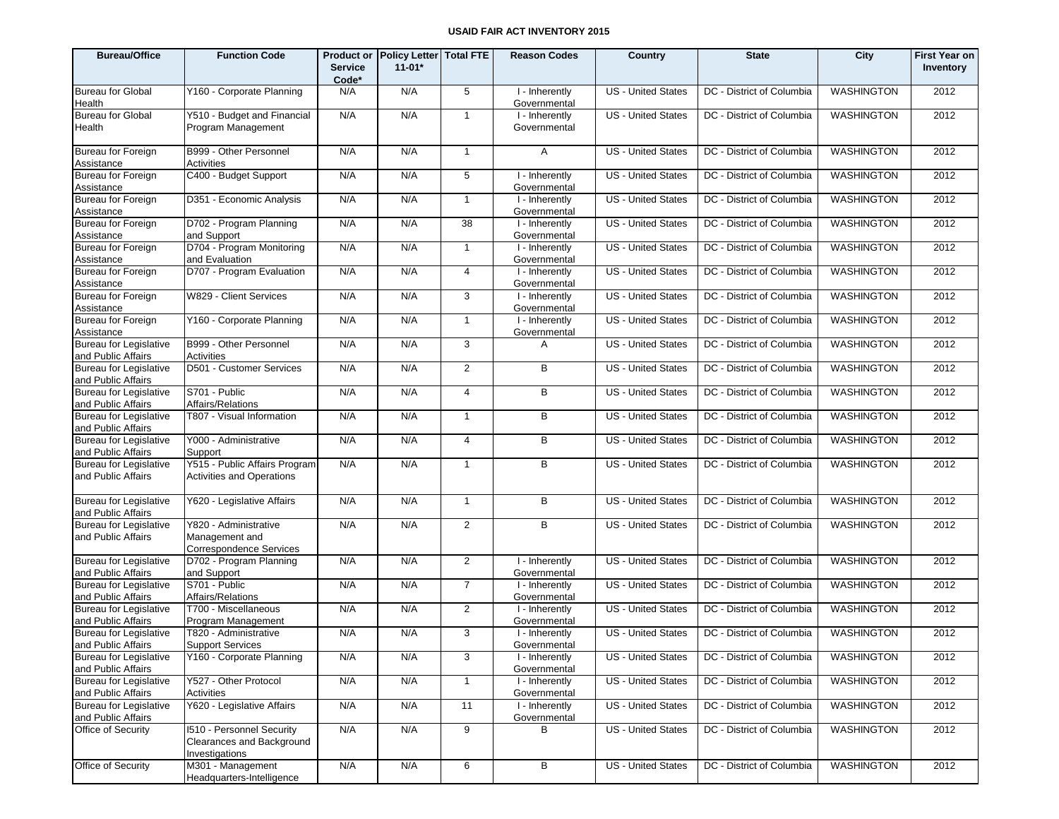# USAID FAIR ACT INVENTORY 2015

| Bureau/Office | Function Code | Product or Service Code* | Policy Letter 11-01* | Total FTE | Reason Codes | Country | State | City | First Year on Inventory |
|---|---|---|---|---|---|---|---|---|---|
| Bureau for Global Health | Y160 - Corporate Planning | N/A | N/A | 5 | I - Inherently Governmental | US - United States | DC - District of Columbia | WASHINGTON | 2012 |
| Bureau for Global Health | Y510 - Budget and Financial Program Management | N/A | N/A | 1 | I - Inherently Governmental | US - United States | DC - District of Columbia | WASHINGTON | 2012 |
| Bureau for Foreign Assistance | B999 - Other Personnel Activities | N/A | N/A | 1 | A | US - United States | DC - District of Columbia | WASHINGTON | 2012 |
| Bureau for Foreign Assistance | C400 - Budget Support | N/A | N/A | 5 | I - Inherently Governmental | US - United States | DC - District of Columbia | WASHINGTON | 2012 |
| Bureau for Foreign Assistance | D351 - Economic Analysis | N/A | N/A | 1 | I - Inherently Governmental | US - United States | DC - District of Columbia | WASHINGTON | 2012 |
| Bureau for Foreign Assistance | D702 - Program Planning and Support | N/A | N/A | 38 | I - Inherently Governmental | US - United States | DC - District of Columbia | WASHINGTON | 2012 |
| Bureau for Foreign Assistance | D704 - Program Monitoring and Evaluation | N/A | N/A | 1 | I - Inherently Governmental | US - United States | DC - District of Columbia | WASHINGTON | 2012 |
| Bureau for Foreign Assistance | D707 - Program Evaluation | N/A | N/A | 4 | I - Inherently Governmental | US - United States | DC - District of Columbia | WASHINGTON | 2012 |
| Bureau for Foreign Assistance | W829 - Client Services | N/A | N/A | 3 | I - Inherently Governmental | US - United States | DC - District of Columbia | WASHINGTON | 2012 |
| Bureau for Foreign Assistance | Y160 - Corporate Planning | N/A | N/A | 1 | I - Inherently Governmental | US - United States | DC - District of Columbia | WASHINGTON | 2012 |
| Bureau for Legislative and Public Affairs | B999 - Other Personnel Activities | N/A | N/A | 3 | A | US - United States | DC - District of Columbia | WASHINGTON | 2012 |
| Bureau for Legislative and Public Affairs | D501 - Customer Services | N/A | N/A | 2 | B | US - United States | DC - District of Columbia | WASHINGTON | 2012 |
| Bureau for Legislative and Public Affairs | S701 - Public Affairs/Relations | N/A | N/A | 4 | B | US - United States | DC - District of Columbia | WASHINGTON | 2012 |
| Bureau for Legislative and Public Affairs | T807 - Visual Information | N/A | N/A | 1 | B | US - United States | DC - District of Columbia | WASHINGTON | 2012 |
| Bureau for Legislative and Public Affairs | Y000 - Administrative Support | N/A | N/A | 4 | B | US - United States | DC - District of Columbia | WASHINGTON | 2012 |
| Bureau for Legislative and Public Affairs | Y515 - Public Affairs Program Activities and Operations | N/A | N/A | 1 | B | US - United States | DC - District of Columbia | WASHINGTON | 2012 |
| Bureau for Legislative and Public Affairs | Y620 - Legislative Affairs | N/A | N/A | 1 | B | US - United States | DC - District of Columbia | WASHINGTON | 2012 |
| Bureau for Legislative and Public Affairs | Y820 - Administrative Management and Correspondence Services | N/A | N/A | 2 | B | US - United States | DC - District of Columbia | WASHINGTON | 2012 |
| Bureau for Legislative and Public Affairs | D702 - Program Planning and Support | N/A | N/A | 2 | I - Inherently Governmental | US - United States | DC - District of Columbia | WASHINGTON | 2012 |
| Bureau for Legislative and Public Affairs | S701 - Public Affairs/Relations | N/A | N/A | 7 | I - Inherently Governmental | US - United States | DC - District of Columbia | WASHINGTON | 2012 |
| Bureau for Legislative and Public Affairs | T700 - Miscellaneous Program Management | N/A | N/A | 2 | I - Inherently Governmental | US - United States | DC - District of Columbia | WASHINGTON | 2012 |
| Bureau for Legislative and Public Affairs | T820 - Administrative Support Services | N/A | N/A | 3 | I - Inherently Governmental | US - United States | DC - District of Columbia | WASHINGTON | 2012 |
| Bureau for Legislative and Public Affairs | Y160 - Corporate Planning | N/A | N/A | 3 | I - Inherently Governmental | US - United States | DC - District of Columbia | WASHINGTON | 2012 |
| Bureau for Legislative and Public Affairs | Y527 - Other Protocol Activities | N/A | N/A | 1 | I - Inherently Governmental | US - United States | DC - District of Columbia | WASHINGTON | 2012 |
| Bureau for Legislative and Public Affairs | Y620 - Legislative Affairs | N/A | N/A | 11 | I - Inherently Governmental | US - United States | DC - District of Columbia | WASHINGTON | 2012 |
| Office of Security | I510 - Personnel Security Clearances and Background Investigations | N/A | N/A | 9 | B | US - United States | DC - District of Columbia | WASHINGTON | 2012 |
| Office of Security | M301 - Management Headquarters-Intelligence | N/A | N/A | 6 | B | US - United States | DC - District of Columbia | WASHINGTON | 2012 |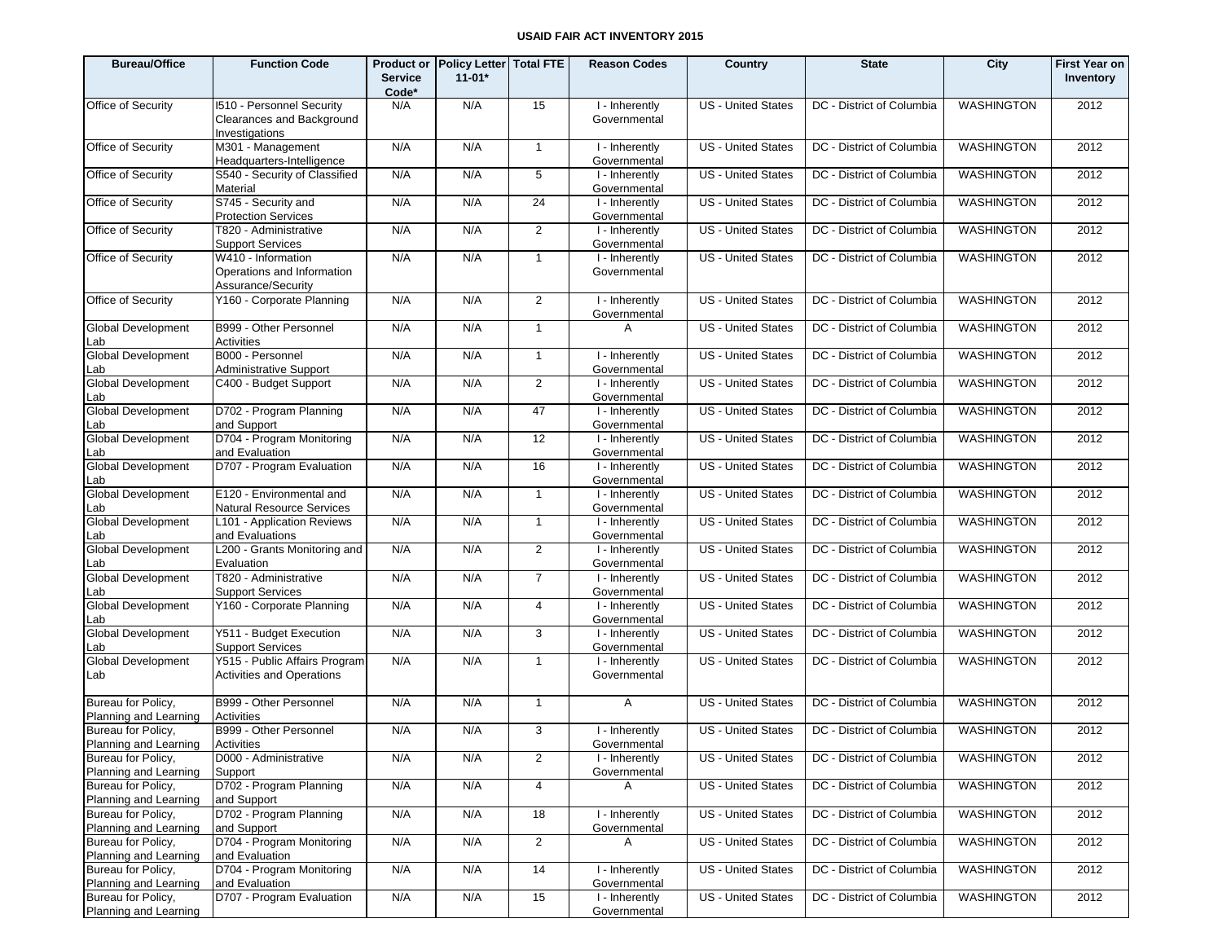# USAID FAIR ACT INVENTORY 2015

| Bureau/Office | Function Code | Product or Service Code* | Policy Letter 11-01* | Total FTE | Reason Codes | Country | State | City | First Year on Inventory |
|---|---|---|---|---|---|---|---|---|---|
| Office of Security | I510 - Personnel Security Clearances and Background Investigations | N/A | N/A | 15 | I - Inherently Governmental | US - United States | DC - District of Columbia | WASHINGTON | 2012 |
| Office of Security | M301 - Management Headquarters-Intelligence | N/A | N/A | 1 | I - Inherently Governmental | US - United States | DC - District of Columbia | WASHINGTON | 2012 |
| Office of Security | S540 - Security of Classified Material | N/A | N/A | 5 | I - Inherently Governmental | US - United States | DC - District of Columbia | WASHINGTON | 2012 |
| Office of Security | S745 - Security and Protection Services | N/A | N/A | 24 | I - Inherently Governmental | US - United States | DC - District of Columbia | WASHINGTON | 2012 |
| Office of Security | T820 - Administrative Support Services | N/A | N/A | 2 | I - Inherently Governmental | US - United States | DC - District of Columbia | WASHINGTON | 2012 |
| Office of Security | W410 - Information Operations and Information Assurance/Security | N/A | N/A | 1 | I - Inherently Governmental | US - United States | DC - District of Columbia | WASHINGTON | 2012 |
| Office of Security | Y160 - Corporate Planning | N/A | N/A | 2 | I - Inherently Governmental | US - United States | DC - District of Columbia | WASHINGTON | 2012 |
| Global Development Lab | B999 - Other Personnel Activities | N/A | N/A | 1 | A | US - United States | DC - District of Columbia | WASHINGTON | 2012 |
| Global Development Lab | B000 - Personnel Administrative Support | N/A | N/A | 1 | I - Inherently Governmental | US - United States | DC - District of Columbia | WASHINGTON | 2012 |
| Global Development Lab | C400 - Budget Support | N/A | N/A | 2 | I - Inherently Governmental | US - United States | DC - District of Columbia | WASHINGTON | 2012 |
| Global Development Lab | D702 - Program Planning and Support | N/A | N/A | 47 | I - Inherently Governmental | US - United States | DC - District of Columbia | WASHINGTON | 2012 |
| Global Development Lab | D704 - Program Monitoring and Evaluation | N/A | N/A | 12 | I - Inherently Governmental | US - United States | DC - District of Columbia | WASHINGTON | 2012 |
| Global Development Lab | D707 - Program Evaluation | N/A | N/A | 16 | I - Inherently Governmental | US - United States | DC - District of Columbia | WASHINGTON | 2012 |
| Global Development Lab | E120 - Environmental and Natural Resource Services | N/A | N/A | 1 | I - Inherently Governmental | US - United States | DC - District of Columbia | WASHINGTON | 2012 |
| Global Development Lab | L101 - Application Reviews and Evaluations | N/A | N/A | 1 | I - Inherently Governmental | US - United States | DC - District of Columbia | WASHINGTON | 2012 |
| Global Development Lab | L200 - Grants Monitoring and Evaluation | N/A | N/A | 2 | I - Inherently Governmental | US - United States | DC - District of Columbia | WASHINGTON | 2012 |
| Global Development Lab | T820 - Administrative Support Services | N/A | N/A | 7 | I - Inherently Governmental | US - United States | DC - District of Columbia | WASHINGTON | 2012 |
| Global Development Lab | Y160 - Corporate Planning | N/A | N/A | 4 | I - Inherently Governmental | US - United States | DC - District of Columbia | WASHINGTON | 2012 |
| Global Development Lab | Y511 - Budget Execution Support Services | N/A | N/A | 3 | I - Inherently Governmental | US - United States | DC - District of Columbia | WASHINGTON | 2012 |
| Global Development Lab | Y515 - Public Affairs Program Activities and Operations | N/A | N/A | 1 | I - Inherently Governmental | US - United States | DC - District of Columbia | WASHINGTON | 2012 |
| Bureau for Policy, Planning and Learning | B999 - Other Personnel Activities | N/A | N/A | 1 | A | US - United States | DC - District of Columbia | WASHINGTON | 2012 |
| Bureau for Policy, Planning and Learning | B999 - Other Personnel Activities | N/A | N/A | 3 | I - Inherently Governmental | US - United States | DC - District of Columbia | WASHINGTON | 2012 |
| Bureau for Policy, Planning and Learning | D000 - Administrative Support | N/A | N/A | 2 | I - Inherently Governmental | US - United States | DC - District of Columbia | WASHINGTON | 2012 |
| Bureau for Policy, Planning and Learning | D702 - Program Planning and Support | N/A | N/A | 4 | A | US - United States | DC - District of Columbia | WASHINGTON | 2012 |
| Bureau for Policy, Planning and Learning | D702 - Program Planning and Support | N/A | N/A | 18 | I - Inherently Governmental | US - United States | DC - District of Columbia | WASHINGTON | 2012 |
| Bureau for Policy, Planning and Learning | D704 - Program Monitoring and Evaluation | N/A | N/A | 2 | A | US - United States | DC - District of Columbia | WASHINGTON | 2012 |
| Bureau for Policy, Planning and Learning | D704 - Program Monitoring and Evaluation | N/A | N/A | 14 | I - Inherently Governmental | US - United States | DC - District of Columbia | WASHINGTON | 2012 |
| Bureau for Policy, Planning and Learning | D707 - Program Evaluation | N/A | N/A | 15 | I - Inherently Governmental | US - United States | DC - District of Columbia | WASHINGTON | 2012 |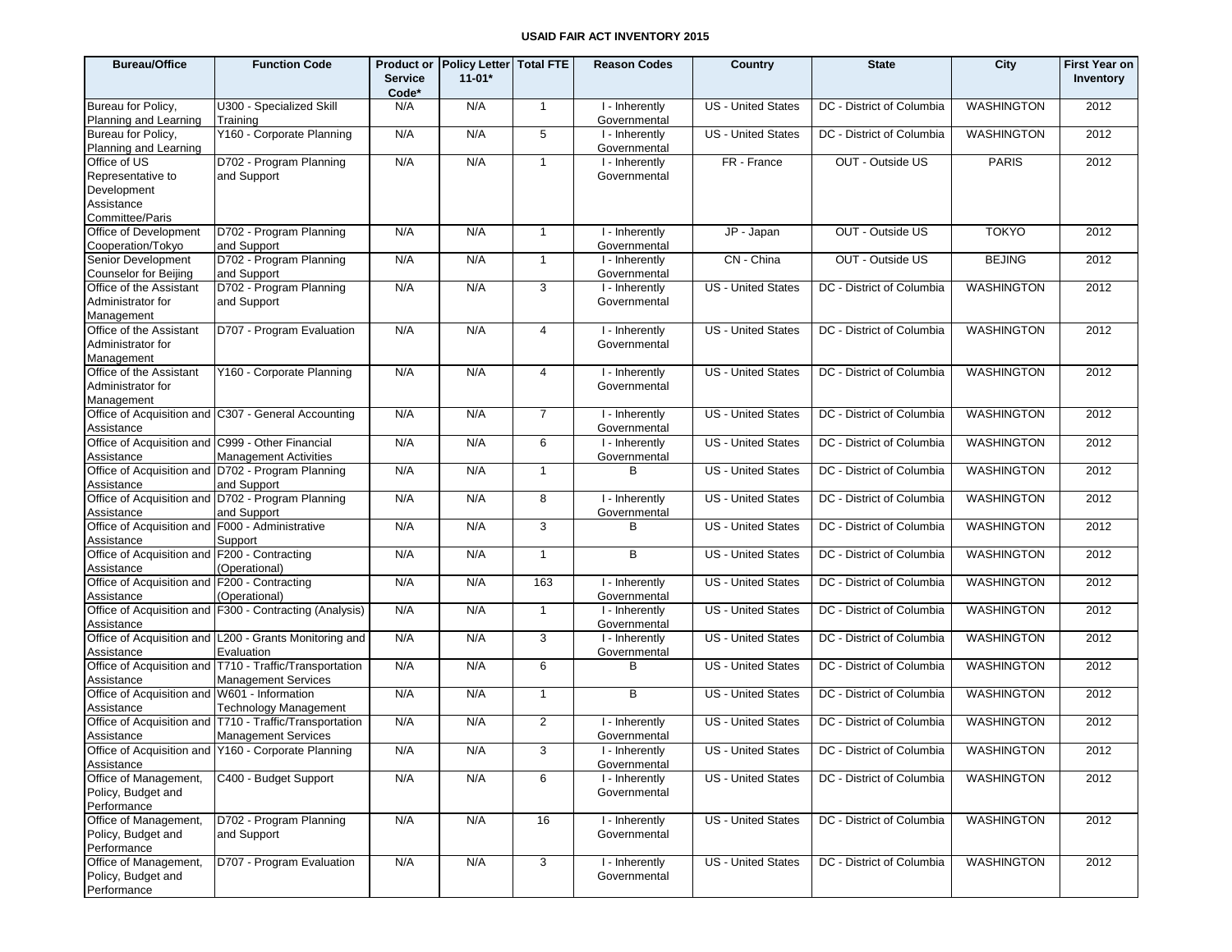# USAID FAIR ACT INVENTORY 2015

| Bureau/Office | Function Code | Product or Service Code* | Policy Letter 11-01* | Total FTE | Reason Codes | Country | State | City | First Year on Inventory |
|---|---|---|---|---|---|---|---|---|---|
| Bureau for Policy, Planning and Learning | U300 - Specialized Skill Training | N/A | N/A | 1 | I - Inherently Governmental | US - United States | DC - District of Columbia | WASHINGTON | 2012 |
| Bureau for Policy, Planning and Learning | Y160 - Corporate Planning | N/A | N/A | 5 | I - Inherently Governmental | US - United States | DC - District of Columbia | WASHINGTON | 2012 |
| Office of US Representative to Development Assistance Committee/Paris | D702 - Program Planning and Support | N/A | N/A | 1 | I - Inherently Governmental | FR - France | OUT - Outside US | PARIS | 2012 |
| Office of Development Cooperation/Tokyo | D702 - Program Planning and Support | N/A | N/A | 1 | I - Inherently Governmental | JP - Japan | OUT - Outside US | TOKYO | 2012 |
| Senior Development Counselor for Beijing | D702 - Program Planning and Support | N/A | N/A | 1 | I - Inherently Governmental | CN - China | OUT - Outside US | BEJING | 2012 |
| Office of the Assistant Administrator for Management | D702 - Program Planning and Support | N/A | N/A | 3 | I - Inherently Governmental | US - United States | DC - District of Columbia | WASHINGTON | 2012 |
| Office of the Assistant Administrator for Management | D707 - Program Evaluation | N/A | N/A | 4 | I - Inherently Governmental | US - United States | DC - District of Columbia | WASHINGTON | 2012 |
| Office of the Assistant Administrator for Management | Y160 - Corporate Planning | N/A | N/A | 4 | I - Inherently Governmental | US - United States | DC - District of Columbia | WASHINGTON | 2012 |
| Office of Acquisition and Assistance | C307 - General Accounting | N/A | N/A | 7 | I - Inherently Governmental | US - United States | DC - District of Columbia | WASHINGTON | 2012 |
| Office of Acquisition and Assistance | C999 - Other Financial Management Activities | N/A | N/A | 6 | I - Inherently Governmental | US - United States | DC - District of Columbia | WASHINGTON | 2012 |
| Office of Acquisition and Assistance | D702 - Program Planning and Support | N/A | N/A | 1 | B | US - United States | DC - District of Columbia | WASHINGTON | 2012 |
| Office of Acquisition and Assistance | D702 - Program Planning and Support | N/A | N/A | 8 | I - Inherently Governmental | US - United States | DC - District of Columbia | WASHINGTON | 2012 |
| Office of Acquisition and Assistance | F000 - Administrative Support | N/A | N/A | 3 | B | US - United States | DC - District of Columbia | WASHINGTON | 2012 |
| Office of Acquisition and Assistance | F200 - Contracting (Operational) | N/A | N/A | 1 | B | US - United States | DC - District of Columbia | WASHINGTON | 2012 |
| Office of Acquisition and Assistance | F200 - Contracting (Operational) | N/A | N/A | 163 | I - Inherently Governmental | US - United States | DC - District of Columbia | WASHINGTON | 2012 |
| Office of Acquisition and Assistance | F300 - Contracting (Analysis) | N/A | N/A | 1 | I - Inherently Governmental | US - United States | DC - District of Columbia | WASHINGTON | 2012 |
| Office of Acquisition and Assistance | L200 - Grants Monitoring and Evaluation | N/A | N/A | 3 | I - Inherently Governmental | US - United States | DC - District of Columbia | WASHINGTON | 2012 |
| Office of Acquisition and Assistance | T710 - Traffic/Transportation Management Services | N/A | N/A | 6 | B | US - United States | DC - District of Columbia | WASHINGTON | 2012 |
| Office of Acquisition and Assistance | W601 - Information Technology Management | N/A | N/A | 1 | B | US - United States | DC - District of Columbia | WASHINGTON | 2012 |
| Office of Acquisition and Assistance | T710 - Traffic/Transportation Management Services | N/A | N/A | 2 | I - Inherently Governmental | US - United States | DC - District of Columbia | WASHINGTON | 2012 |
| Office of Acquisition and Assistance | Y160 - Corporate Planning | N/A | N/A | 3 | I - Inherently Governmental | US - United States | DC - District of Columbia | WASHINGTON | 2012 |
| Office of Management, Policy, Budget and Performance | C400 - Budget Support | N/A | N/A | 6 | I - Inherently Governmental | US - United States | DC - District of Columbia | WASHINGTON | 2012 |
| Office of Management, Policy, Budget and Performance | D702 - Program Planning and Support | N/A | N/A | 16 | I - Inherently Governmental | US - United States | DC - District of Columbia | WASHINGTON | 2012 |
| Office of Management, Policy, Budget and Performance | D707 - Program Evaluation | N/A | N/A | 3 | I - Inherently Governmental | US - United States | DC - District of Columbia | WASHINGTON | 2012 |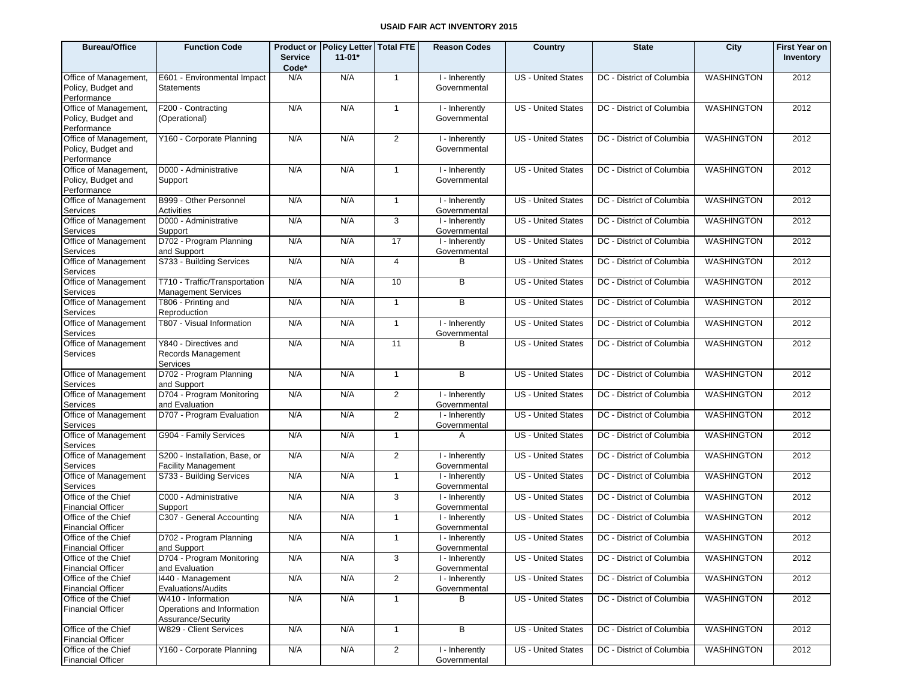**USAID FAIR ACT INVENTORY 2015**

| Bureau/Office | Function Code | Product or Service Code* | Policy Letter 11-01* | Total FTE | Reason Codes | Country | State | City | First Year on Inventory |
|---|---|---|---|---|---|---|---|---|---|
| Office of Management, Policy, Budget and Performance | E601 - Environmental Impact Statements | N/A | N/A | 1 | I - Inherently Governmental | US - United States | DC - District of Columbia | WASHINGTON | 2012 |
| Office of Management, Policy, Budget and Performance | F200 - Contracting (Operational) | N/A | N/A | 1 | I - Inherently Governmental | US - United States | DC - District of Columbia | WASHINGTON | 2012 |
| Office of Management, Policy, Budget and Performance | Y160 - Corporate Planning | N/A | N/A | 2 | I - Inherently Governmental | US - United States | DC - District of Columbia | WASHINGTON | 2012 |
| Office of Management, Policy, Budget and Performance | D000 - Administrative Support | N/A | N/A | 1 | I - Inherently Governmental | US - United States | DC - District of Columbia | WASHINGTON | 2012 |
| Office of Management Services | B999 - Other Personnel Activities | N/A | N/A | 1 | I - Inherently Governmental | US - United States | DC - District of Columbia | WASHINGTON | 2012 |
| Office of Management Services | D000 - Administrative Support | N/A | N/A | 3 | I - Inherently Governmental | US - United States | DC - District of Columbia | WASHINGTON | 2012 |
| Office of Management Services | D702 - Program Planning and Support | N/A | N/A | 17 | I - Inherently Governmental | US - United States | DC - District of Columbia | WASHINGTON | 2012 |
| Office of Management Services | S733 - Building Services | N/A | N/A | 4 | B | US - United States | DC - District of Columbia | WASHINGTON | 2012 |
| Office of Management Services | T710 - Traffic/Transportation Management Services | N/A | N/A | 10 | B | US - United States | DC - District of Columbia | WASHINGTON | 2012 |
| Office of Management Services | T806 - Printing and Reproduction | N/A | N/A | 1 | B | US - United States | DC - District of Columbia | WASHINGTON | 2012 |
| Office of Management Services | T807 - Visual Information | N/A | N/A | 1 | I - Inherently Governmental | US - United States | DC - District of Columbia | WASHINGTON | 2012 |
| Office of Management Services | Y840 - Directives and Records Management Services | N/A | N/A | 11 | B | US - United States | DC - District of Columbia | WASHINGTON | 2012 |
| Office of Management Services | D702 - Program Planning and Support | N/A | N/A | 1 | B | US - United States | DC - District of Columbia | WASHINGTON | 2012 |
| Office of Management Services | D704 - Program Monitoring and Evaluation | N/A | N/A | 2 | I - Inherently Governmental | US - United States | DC - District of Columbia | WASHINGTON | 2012 |
| Office of Management Services | D707 - Program Evaluation | N/A | N/A | 2 | I - Inherently Governmental | US - United States | DC - District of Columbia | WASHINGTON | 2012 |
| Office of Management Services | G904 - Family Services | N/A | N/A | 1 | A | US - United States | DC - District of Columbia | WASHINGTON | 2012 |
| Office of Management Services | S200 - Installation, Base, or Facility Management | N/A | N/A | 2 | I - Inherently Governmental | US - United States | DC - District of Columbia | WASHINGTON | 2012 |
| Office of Management Services | S733 - Building Services | N/A | N/A | 1 | I - Inherently Governmental | US - United States | DC - District of Columbia | WASHINGTON | 2012 |
| Office of the Chief Financial Officer | C000 - Administrative Support | N/A | N/A | 3 | I - Inherently Governmental | US - United States | DC - District of Columbia | WASHINGTON | 2012 |
| Office of the Chief Financial Officer | C307 - General Accounting | N/A | N/A | 1 | I - Inherently Governmental | US - United States | DC - District of Columbia | WASHINGTON | 2012 |
| Office of the Chief Financial Officer | D702 - Program Planning and Support | N/A | N/A | 1 | I - Inherently Governmental | US - United States | DC - District of Columbia | WASHINGTON | 2012 |
| Office of the Chief Financial Officer | D704 - Program Monitoring and Evaluation | N/A | N/A | 3 | I - Inherently Governmental | US - United States | DC - District of Columbia | WASHINGTON | 2012 |
| Office of the Chief Financial Officer | I440 - Management Evaluations/Audits | N/A | N/A | 2 | I - Inherently Governmental | US - United States | DC - District of Columbia | WASHINGTON | 2012 |
| Office of the Chief Financial Officer | W410 - Information Operations and Information Assurance/Security | N/A | N/A | 1 | B | US - United States | DC - District of Columbia | WASHINGTON | 2012 |
| Office of the Chief Financial Officer | W829 - Client Services | N/A | N/A | 1 | B | US - United States | DC - District of Columbia | WASHINGTON | 2012 |
| Office of the Chief Financial Officer | Y160 - Corporate Planning | N/A | N/A | 2 | I - Inherently Governmental | US - United States | DC - District of Columbia | WASHINGTON | 2012 |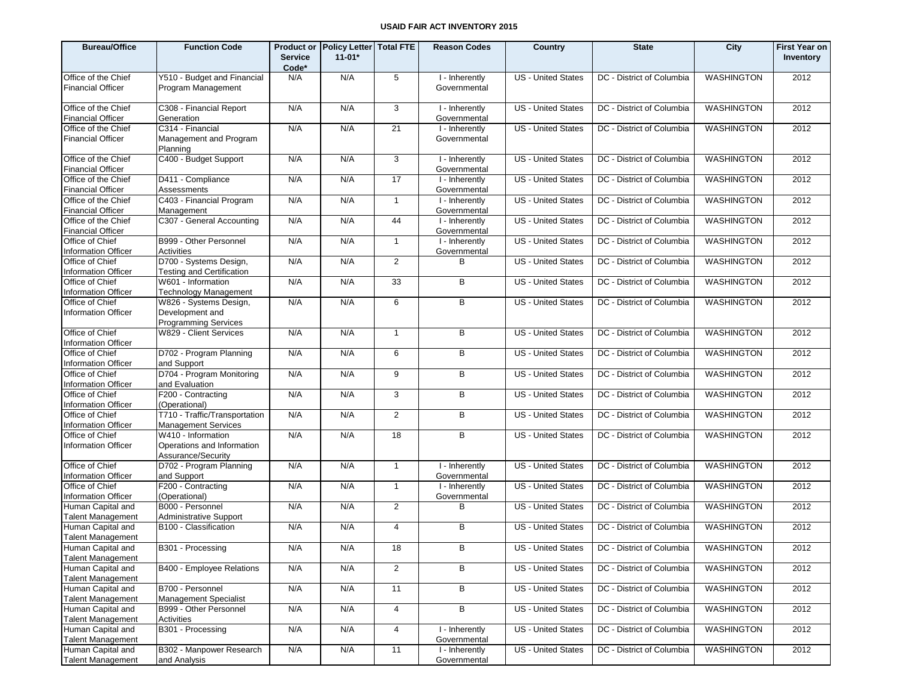**USAID FAIR ACT INVENTORY 2015**

| Bureau/Office | Function Code | Product or Service Code* | Policy Letter 11-01* | Total FTE | Reason Codes | Country | State | City | First Year on Inventory |
|---|---|---|---|---|---|---|---|---|---|
| Office of the Chief Financial Officer | Y510 - Budget and Financial Program Management | N/A | N/A | 5 | I - Inherently Governmental | US - United States | DC - District of Columbia | WASHINGTON | 2012 |
| Office of the Chief Financial Officer | C308 - Financial Report Generation | N/A | N/A | 3 | I - Inherently Governmental | US - United States | DC - District of Columbia | WASHINGTON | 2012 |
| Office of the Chief Financial Officer | C314 - Financial Management and Program Planning | N/A | N/A | 21 | I - Inherently Governmental | US - United States | DC - District of Columbia | WASHINGTON | 2012 |
| Office of the Chief Financial Officer | C400 - Budget Support | N/A | N/A | 3 | I - Inherently Governmental | US - United States | DC - District of Columbia | WASHINGTON | 2012 |
| Office of the Chief Financial Officer | D411 - Compliance Assessments | N/A | N/A | 17 | I - Inherently Governmental | US - United States | DC - District of Columbia | WASHINGTON | 2012 |
| Office of the Chief Financial Officer | C403 - Financial Program Management | N/A | N/A | 1 | I - Inherently Governmental | US - United States | DC - District of Columbia | WASHINGTON | 2012 |
| Office of the Chief Financial Officer | C307 - General Accounting | N/A | N/A | 44 | I - Inherently Governmental | US - United States | DC - District of Columbia | WASHINGTON | 2012 |
| Office of Chief Information Officer | B999 - Other Personnel Activities | N/A | N/A | 1 | I - Inherently Governmental | US - United States | DC - District of Columbia | WASHINGTON | 2012 |
| Office of Chief Information Officer | D700 - Systems Design, Testing and Certification | N/A | N/A | 2 | B | US - United States | DC - District of Columbia | WASHINGTON | 2012 |
| Office of Chief Information Officer | W601 - Information Technology Management | N/A | N/A | 33 | B | US - United States | DC - District of Columbia | WASHINGTON | 2012 |
| Office of Chief Information Officer | W826 - Systems Design, Development and Programming Services | N/A | N/A | 6 | B | US - United States | DC - District of Columbia | WASHINGTON | 2012 |
| Office of Chief Information Officer | W829 - Client Services | N/A | N/A | 1 | B | US - United States | DC - District of Columbia | WASHINGTON | 2012 |
| Office of Chief Information Officer | D702 - Program Planning and Support | N/A | N/A | 6 | B | US - United States | DC - District of Columbia | WASHINGTON | 2012 |
| Office of Chief Information Officer | D704 - Program Monitoring and Evaluation | N/A | N/A | 9 | B | US - United States | DC - District of Columbia | WASHINGTON | 2012 |
| Office of Chief Information Officer | F200 - Contracting (Operational) | N/A | N/A | 3 | B | US - United States | DC - District of Columbia | WASHINGTON | 2012 |
| Office of Chief Information Officer | T710 - Traffic/Transportation Management Services | N/A | N/A | 2 | B | US - United States | DC - District of Columbia | WASHINGTON | 2012 |
| Office of Chief Information Officer | W410 - Information Operations and Information Assurance/Security | N/A | N/A | 18 | B | US - United States | DC - District of Columbia | WASHINGTON | 2012 |
| Office of Chief Information Officer | D702 - Program Planning and Support | N/A | N/A | 1 | I - Inherently Governmental | US - United States | DC - District of Columbia | WASHINGTON | 2012 |
| Office of Chief Information Officer | F200 - Contracting (Operational) | N/A | N/A | 1 | I - Inherently Governmental | US - United States | DC - District of Columbia | WASHINGTON | 2012 |
| Human Capital and Talent Management | B000 - Personnel Administrative Support | N/A | N/A | 2 | B | US - United States | DC - District of Columbia | WASHINGTON | 2012 |
| Human Capital and Talent Management | B100 - Classification | N/A | N/A | 4 | B | US - United States | DC - District of Columbia | WASHINGTON | 2012 |
| Human Capital and Talent Management | B301 - Processing | N/A | N/A | 18 | B | US - United States | DC - District of Columbia | WASHINGTON | 2012 |
| Human Capital and Talent Management | B400 - Employee Relations | N/A | N/A | 2 | B | US - United States | DC - District of Columbia | WASHINGTON | 2012 |
| Human Capital and Talent Management | B700 - Personnel Management Specialist | N/A | N/A | 11 | B | US - United States | DC - District of Columbia | WASHINGTON | 2012 |
| Human Capital and Talent Management | B999 - Other Personnel Activities | N/A | N/A | 4 | B | US - United States | DC - District of Columbia | WASHINGTON | 2012 |
| Human Capital and Talent Management | B301 - Processing | N/A | N/A | 4 | I - Inherently Governmental | US - United States | DC - District of Columbia | WASHINGTON | 2012 |
| Human Capital and Talent Management | B302 - Manpower Research and Analysis | N/A | N/A | 11 | I - Inherently Governmental | US - United States | DC - District of Columbia | WASHINGTON | 2012 |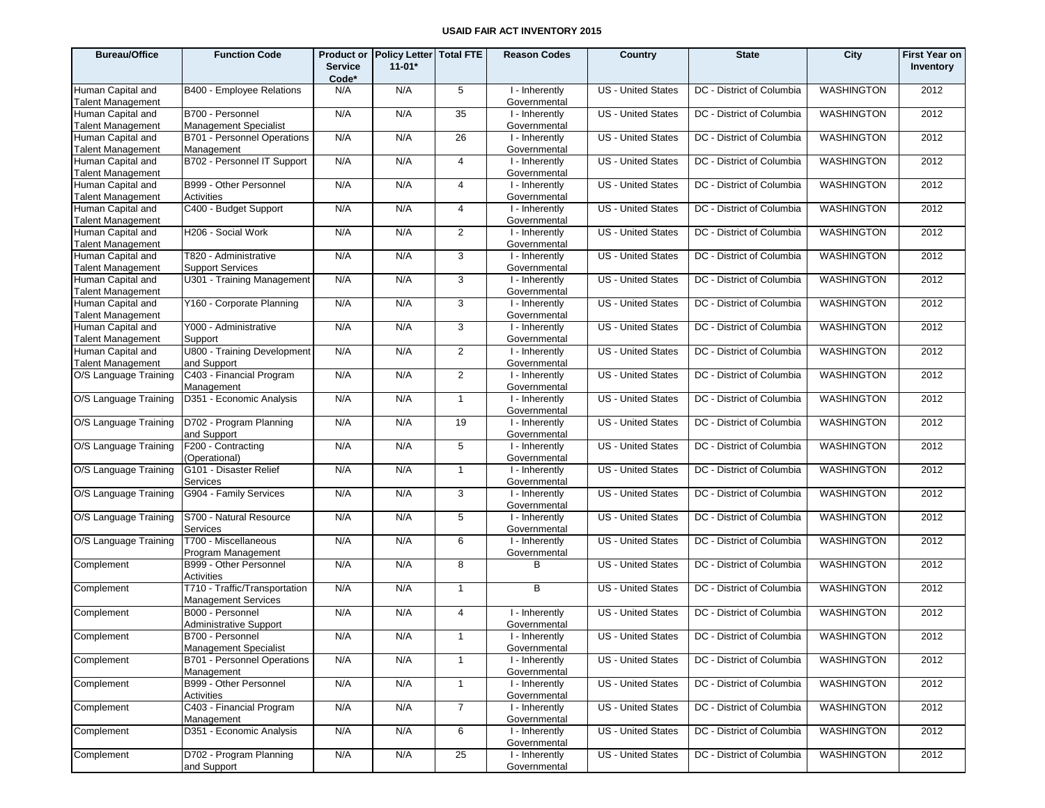**USAID FAIR ACT INVENTORY 2015**

| Bureau/Office | Function Code | Product or Service Code* | Policy Letter 11-01* | Total FTE | Reason Codes | Country | State | City | First Year on Inventory |
|---|---|---|---|---|---|---|---|---|---|
| Human Capital and Talent Management | B400 - Employee Relations | N/A | N/A | 5 | I - Inherently Governmental | US - United States | DC - District of Columbia | WASHINGTON | 2012 |
| Human Capital and Talent Management | B700 - Personnel Management Specialist | N/A | N/A | 35 | I - Inherently Governmental | US - United States | DC - District of Columbia | WASHINGTON | 2012 |
| Human Capital and Talent Management | B701 - Personnel Operations Management | N/A | N/A | 26 | I - Inherently Governmental | US - United States | DC - District of Columbia | WASHINGTON | 2012 |
| Human Capital and Talent Management | B702 - Personnel IT Support | N/A | N/A | 4 | I - Inherently Governmental | US - United States | DC - District of Columbia | WASHINGTON | 2012 |
| Human Capital and Talent Management | B999 - Other Personnel Activities | N/A | N/A | 4 | I - Inherently Governmental | US - United States | DC - District of Columbia | WASHINGTON | 2012 |
| Human Capital and Talent Management | C400 - Budget Support | N/A | N/A | 4 | I - Inherently Governmental | US - United States | DC - District of Columbia | WASHINGTON | 2012 |
| Human Capital and Talent Management | H206 - Social Work | N/A | N/A | 2 | I - Inherently Governmental | US - United States | DC - District of Columbia | WASHINGTON | 2012 |
| Human Capital and Talent Management | T820 - Administrative Support Services | N/A | N/A | 3 | I - Inherently Governmental | US - United States | DC - District of Columbia | WASHINGTON | 2012 |
| Human Capital and Talent Management | U301 - Training Management | N/A | N/A | 3 | I - Inherently Governmental | US - United States | DC - District of Columbia | WASHINGTON | 2012 |
| Human Capital and Talent Management | Y160 - Corporate Planning | N/A | N/A | 3 | I - Inherently Governmental | US - United States | DC - District of Columbia | WASHINGTON | 2012 |
| Human Capital and Talent Management | Y000 - Administrative Support | N/A | N/A | 3 | I - Inherently Governmental | US - United States | DC - District of Columbia | WASHINGTON | 2012 |
| Human Capital and Talent Management | U800 - Training Development and Support | N/A | N/A | 2 | I - Inherently Governmental | US - United States | DC - District of Columbia | WASHINGTON | 2012 |
| O/S Language Training | C403 - Financial Program Management | N/A | N/A | 2 | I - Inherently Governmental | US - United States | DC - District of Columbia | WASHINGTON | 2012 |
| O/S Language Training | D351 - Economic Analysis | N/A | N/A | 1 | I - Inherently Governmental | US - United States | DC - District of Columbia | WASHINGTON | 2012 |
| O/S Language Training | D702 - Program Planning and Support | N/A | N/A | 19 | I - Inherently Governmental | US - United States | DC - District of Columbia | WASHINGTON | 2012 |
| O/S Language Training | F200 - Contracting (Operational) | N/A | N/A | 5 | I - Inherently Governmental | US - United States | DC - District of Columbia | WASHINGTON | 2012 |
| O/S Language Training | G101 - Disaster Relief Services | N/A | N/A | 1 | I - Inherently Governmental | US - United States | DC - District of Columbia | WASHINGTON | 2012 |
| O/S Language Training | G904 - Family Services | N/A | N/A | 3 | I - Inherently Governmental | US - United States | DC - District of Columbia | WASHINGTON | 2012 |
| O/S Language Training | S700 - Natural Resource Services | N/A | N/A | 5 | I - Inherently Governmental | US - United States | DC - District of Columbia | WASHINGTON | 2012 |
| O/S Language Training | T700 - Miscellaneous Program Management | N/A | N/A | 6 | I - Inherently Governmental | US - United States | DC - District of Columbia | WASHINGTON | 2012 |
| Complement | B999 - Other Personnel Activities | N/A | N/A | 8 | B | US - United States | DC - District of Columbia | WASHINGTON | 2012 |
| Complement | T710 - Traffic/Transportation Management Services | N/A | N/A | 1 | B | US - United States | DC - District of Columbia | WASHINGTON | 2012 |
| Complement | B000 - Personnel Administrative Support | N/A | N/A | 4 | I - Inherently Governmental | US - United States | DC - District of Columbia | WASHINGTON | 2012 |
| Complement | B700 - Personnel Management Specialist | N/A | N/A | 1 | I - Inherently Governmental | US - United States | DC - District of Columbia | WASHINGTON | 2012 |
| Complement | B701 - Personnel Operations Management | N/A | N/A | 1 | I - Inherently Governmental | US - United States | DC - District of Columbia | WASHINGTON | 2012 |
| Complement | B999 - Other Personnel Activities | N/A | N/A | 1 | I - Inherently Governmental | US - United States | DC - District of Columbia | WASHINGTON | 2012 |
| Complement | C403 - Financial Program Management | N/A | N/A | 7 | I - Inherently Governmental | US - United States | DC - District of Columbia | WASHINGTON | 2012 |
| Complement | D351 - Economic Analysis | N/A | N/A | 6 | I - Inherently Governmental | US - United States | DC - District of Columbia | WASHINGTON | 2012 |
| Complement | D702 - Program Planning and Support | N/A | N/A | 25 | I - Inherently Governmental | US - United States | DC - District of Columbia | WASHINGTON | 2012 |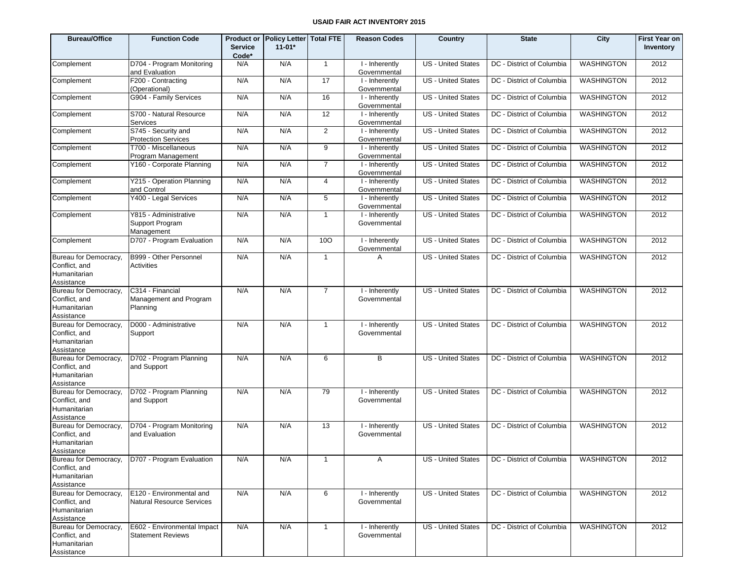# USAID FAIR ACT INVENTORY 2015

| Bureau/Office | Function Code | Product or Service Code* | Policy Letter 11-01* | Total FTE | Reason Codes | Country | State | City | First Year on Inventory |
|---|---|---|---|---|---|---|---|---|---|
| Complement | D704 - Program Monitoring and Evaluation | N/A | N/A | 1 | I - Inherently Governmental | US - United States | DC - District of Columbia | WASHINGTON | 2012 |
| Complement | F200 - Contracting (Operational) | N/A | N/A | 17 | I - Inherently Governmental | US - United States | DC - District of Columbia | WASHINGTON | 2012 |
| Complement | G904 - Family Services | N/A | N/A | 16 | I - Inherently Governmental | US - United States | DC - District of Columbia | WASHINGTON | 2012 |
| Complement | S700 - Natural Resource Services | N/A | N/A | 12 | I - Inherently Governmental | US - United States | DC - District of Columbia | WASHINGTON | 2012 |
| Complement | S745 - Security and Protection Services | N/A | N/A | 2 | I - Inherently Governmental | US - United States | DC - District of Columbia | WASHINGTON | 2012 |
| Complement | T700 - Miscellaneous Program Management | N/A | N/A | 9 | I - Inherently Governmental | US - United States | DC - District of Columbia | WASHINGTON | 2012 |
| Complement | Y160 - Corporate Planning | N/A | N/A | 7 | I - Inherently Governmental | US - United States | DC - District of Columbia | WASHINGTON | 2012 |
| Complement | Y215 - Operation Planning and Control | N/A | N/A | 4 | I - Inherently Governmental | US - United States | DC - District of Columbia | WASHINGTON | 2012 |
| Complement | Y400 - Legal Services | N/A | N/A | 5 | I - Inherently Governmental | US - United States | DC - District of Columbia | WASHINGTON | 2012 |
| Complement | Y815 - Administrative Support Program Management | N/A | N/A | 1 | I - Inherently Governmental | US - United States | DC - District of Columbia | WASHINGTON | 2012 |
| Complement | D707 - Program Evaluation | N/A | N/A | 10O | I - Inherently Governmental | US - United States | DC - District of Columbia | WASHINGTON | 2012 |
| Bureau for Democracy, Conflict, and Humanitarian Assistance | B999 - Other Personnel Activities | N/A | N/A | 1 | A | US - United States | DC - District of Columbia | WASHINGTON | 2012 |
| Bureau for Democracy, Conflict, and Humanitarian Assistance | C314 - Financial Management and Program Planning | N/A | N/A | 7 | I - Inherently Governmental | US - United States | DC - District of Columbia | WASHINGTON | 2012 |
| Bureau for Democracy, Conflict, and Humanitarian Assistance | D000 - Administrative Support | N/A | N/A | 1 | I - Inherently Governmental | US - United States | DC - District of Columbia | WASHINGTON | 2012 |
| Bureau for Democracy, Conflict, and Humanitarian Assistance | D702 - Program Planning and Support | N/A | N/A | 6 | B | US - United States | DC - District of Columbia | WASHINGTON | 2012 |
| Bureau for Democracy, Conflict, and Humanitarian Assistance | D702 - Program Planning and Support | N/A | N/A | 79 | I - Inherently Governmental | US - United States | DC - District of Columbia | WASHINGTON | 2012 |
| Bureau for Democracy, Conflict, and Humanitarian Assistance | D704 - Program Monitoring and Evaluation | N/A | N/A | 13 | I - Inherently Governmental | US - United States | DC - District of Columbia | WASHINGTON | 2012 |
| Bureau for Democracy, Conflict, and Humanitarian Assistance | D707 - Program Evaluation | N/A | N/A | 1 | A | US - United States | DC - District of Columbia | WASHINGTON | 2012 |
| Bureau for Democracy, Conflict, and Humanitarian Assistance | E120 - Environmental and Natural Resource Services | N/A | N/A | 6 | I - Inherently Governmental | US - United States | DC - District of Columbia | WASHINGTON | 2012 |
| Bureau for Democracy, Conflict, and Humanitarian Assistance | E602 - Environmental Impact Statement Reviews | N/A | N/A | 1 | I - Inherently Governmental | US - United States | DC - District of Columbia | WASHINGTON | 2012 |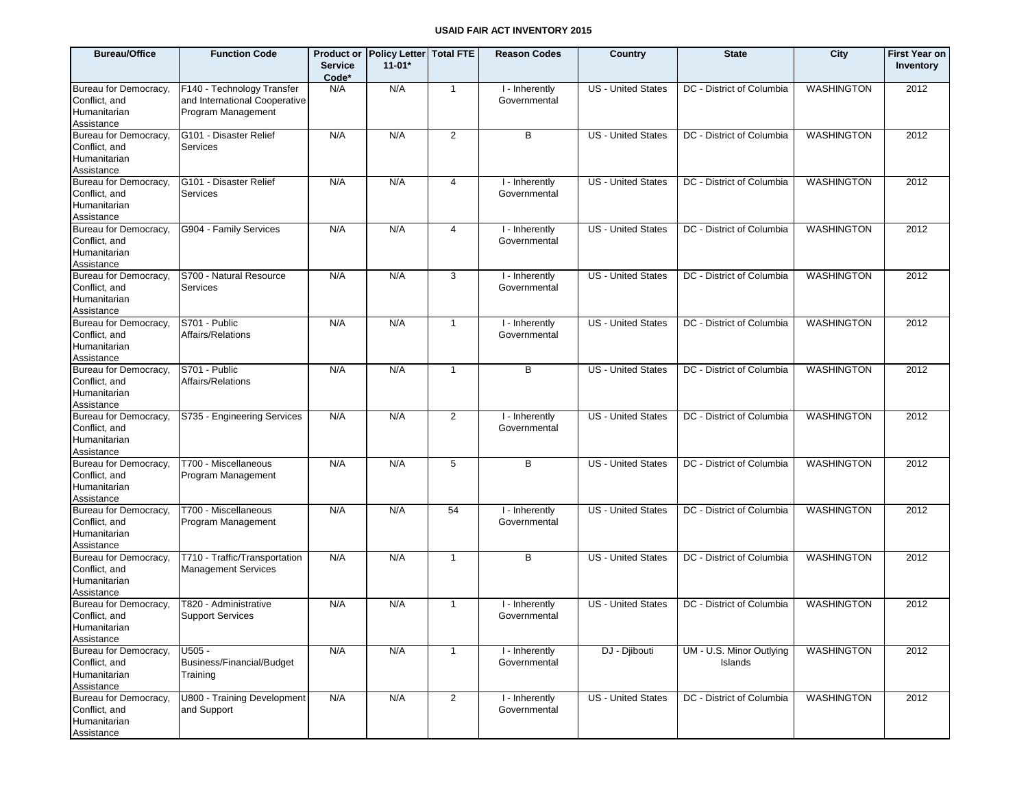# USAID FAIR ACT INVENTORY 2015

| Bureau/Office | Function Code | Product or Service Code* | Policy Letter 11-01* | Total FTE | Reason Codes | Country | State | City | First Year on Inventory |
|---|---|---|---|---|---|---|---|---|---|
| Bureau for Democracy, Conflict, and Humanitarian Assistance | F140 - Technology Transfer and International Cooperative Program Management | N/A | N/A | 1 | I - Inherently Governmental | US - United States | DC - District of Columbia | WASHINGTON | 2012 |
| Bureau for Democracy, Conflict, and Humanitarian Assistance | G101 - Disaster Relief Services | N/A | N/A | 2 | B | US - United States | DC - District of Columbia | WASHINGTON | 2012 |
| Bureau for Democracy, Conflict, and Humanitarian Assistance | G101 - Disaster Relief Services | N/A | N/A | 4 | I - Inherently Governmental | US - United States | DC - District of Columbia | WASHINGTON | 2012 |
| Bureau for Democracy, Conflict, and Humanitarian Assistance | G904 - Family Services | N/A | N/A | 4 | I - Inherently Governmental | US - United States | DC - District of Columbia | WASHINGTON | 2012 |
| Bureau for Democracy, Conflict, and Humanitarian Assistance | S700 - Natural Resource Services | N/A | N/A | 3 | I - Inherently Governmental | US - United States | DC - District of Columbia | WASHINGTON | 2012 |
| Bureau for Democracy, Conflict, and Humanitarian Assistance | S701 - Public Affairs/Relations | N/A | N/A | 1 | I - Inherently Governmental | US - United States | DC - District of Columbia | WASHINGTON | 2012 |
| Bureau for Democracy, Conflict, and Humanitarian Assistance | S701 - Public Affairs/Relations | N/A | N/A | 1 | B | US - United States | DC - District of Columbia | WASHINGTON | 2012 |
| Bureau for Democracy, Conflict, and Humanitarian Assistance | S735 - Engineering Services | N/A | N/A | 2 | I - Inherently Governmental | US - United States | DC - District of Columbia | WASHINGTON | 2012 |
| Bureau for Democracy, Conflict, and Humanitarian Assistance | T700 - Miscellaneous Program Management | N/A | N/A | 5 | B | US - United States | DC - District of Columbia | WASHINGTON | 2012 |
| Bureau for Democracy, Conflict, and Humanitarian Assistance | T700 - Miscellaneous Program Management | N/A | N/A | 54 | I - Inherently Governmental | US - United States | DC - District of Columbia | WASHINGTON | 2012 |
| Bureau for Democracy, Conflict, and Humanitarian Assistance | T710 - Traffic/Transportation Management Services | N/A | N/A | 1 | B | US - United States | DC - District of Columbia | WASHINGTON | 2012 |
| Bureau for Democracy, Conflict, and Humanitarian Assistance | T820 - Administrative Support Services | N/A | N/A | 1 | I - Inherently Governmental | US - United States | DC - District of Columbia | WASHINGTON | 2012 |
| Bureau for Democracy, Conflict, and Humanitarian Assistance | U505 - Business/Financial/Budget Training | N/A | N/A | 1 | I - Inherently Governmental | DJ - Djibouti | UM - U.S. Minor Outlying Islands | WASHINGTON | 2012 |
| Bureau for Democracy, Conflict, and Humanitarian Assistance | U800 - Training Development and Support | N/A | N/A | 2 | I - Inherently Governmental | US - United States | DC - District of Columbia | WASHINGTON | 2012 |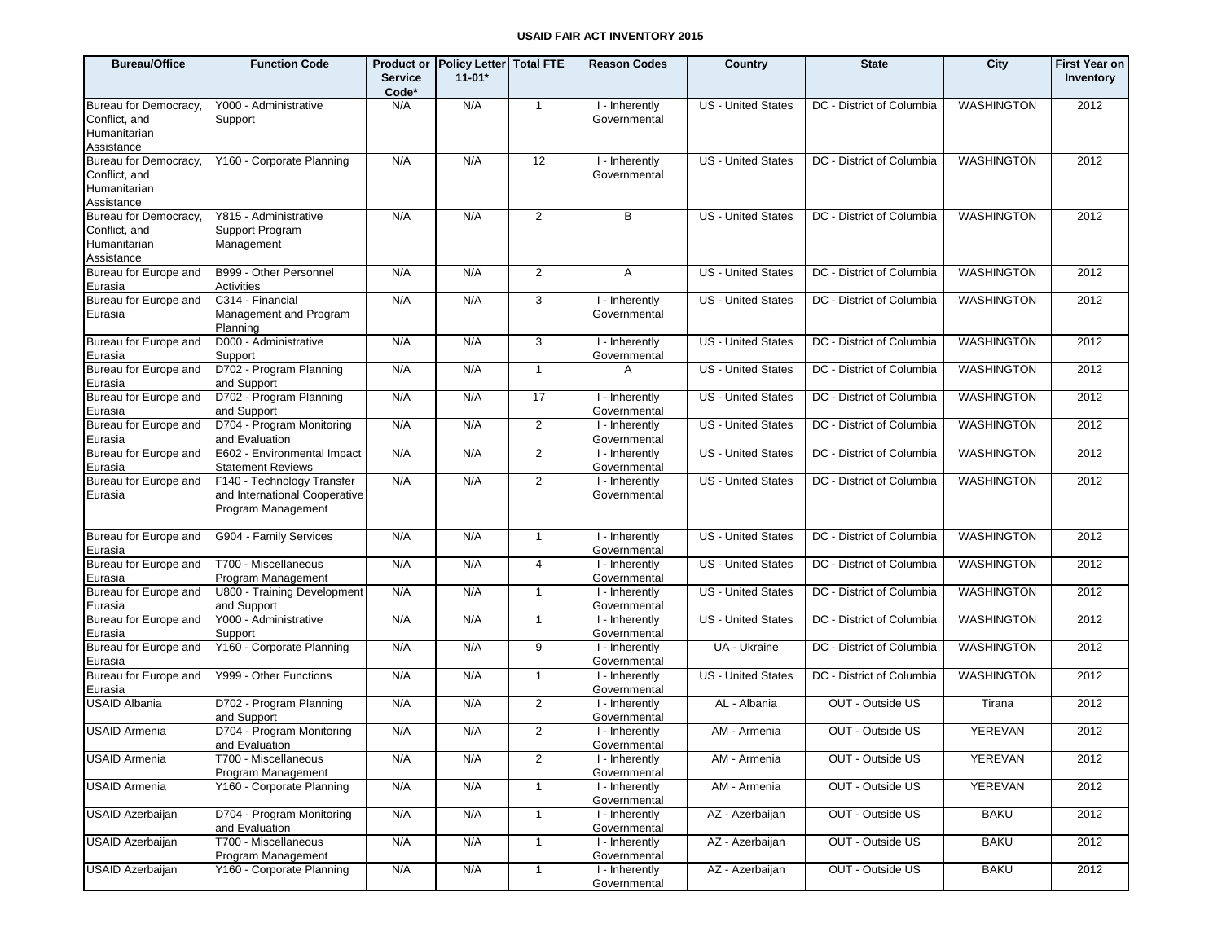**USAID FAIR ACT INVENTORY 2015**

| Bureau/Office | Function Code | Product or Service Code* | Policy Letter 11-01* | Total FTE | Reason Codes | Country | State | City | First Year on Inventory |
|---|---|---|---|---|---|---|---|---|---|
| Bureau for Democracy, Conflict, and Humanitarian Assistance | Y000 - Administrative Support | N/A | N/A | 1 | I - Inherently Governmental | US - United States | DC - District of Columbia | WASHINGTON | 2012 |
| Bureau for Democracy, Conflict, and Humanitarian Assistance | Y160 - Corporate Planning | N/A | N/A | 12 | I - Inherently Governmental | US - United States | DC - District of Columbia | WASHINGTON | 2012 |
| Bureau for Democracy, Conflict, and Humanitarian Assistance | Y815 - Administrative Support Program Management | N/A | N/A | 2 | B | US - United States | DC - District of Columbia | WASHINGTON | 2012 |
| Bureau for Europe and Eurasia | B999 - Other Personnel Activities | N/A | N/A | 2 | A | US - United States | DC - District of Columbia | WASHINGTON | 2012 |
| Bureau for Europe and Eurasia | C314 - Financial Management and Program Planning | N/A | N/A | 3 | I - Inherently Governmental | US - United States | DC - District of Columbia | WASHINGTON | 2012 |
| Bureau for Europe and Eurasia | D000 - Administrative Support | N/A | N/A | 3 | I - Inherently Governmental | US - United States | DC - District of Columbia | WASHINGTON | 2012 |
| Bureau for Europe and Eurasia | D702 - Program Planning and Support | N/A | N/A | 1 | A | US - United States | DC - District of Columbia | WASHINGTON | 2012 |
| Bureau for Europe and Eurasia | D702 - Program Planning and Support | N/A | N/A | 17 | I - Inherently Governmental | US - United States | DC - District of Columbia | WASHINGTON | 2012 |
| Bureau for Europe and Eurasia | D704 - Program Monitoring and Evaluation | N/A | N/A | 2 | I - Inherently Governmental | US - United States | DC - District of Columbia | WASHINGTON | 2012 |
| Bureau for Europe and Eurasia | E602 - Environmental Impact Statement Reviews | N/A | N/A | 2 | I - Inherently Governmental | US - United States | DC - District of Columbia | WASHINGTON | 2012 |
| Bureau for Europe and Eurasia | F140 - Technology Transfer and International Cooperative Program Management | N/A | N/A | 2 | I - Inherently Governmental | US - United States | DC - District of Columbia | WASHINGTON | 2012 |
| Bureau for Europe and Eurasia | G904 - Family Services | N/A | N/A | 1 | I - Inherently Governmental | US - United States | DC - District of Columbia | WASHINGTON | 2012 |
| Bureau for Europe and Eurasia | T700 - Miscellaneous Program Management | N/A | N/A | 4 | I - Inherently Governmental | US - United States | DC - District of Columbia | WASHINGTON | 2012 |
| Bureau for Europe and Eurasia | U800 - Training Development and Support | N/A | N/A | 1 | I - Inherently Governmental | US - United States | DC - District of Columbia | WASHINGTON | 2012 |
| Bureau for Europe and Eurasia | Y000 - Administrative Support | N/A | N/A | 1 | I - Inherently Governmental | US - United States | DC - District of Columbia | WASHINGTON | 2012 |
| Bureau for Europe and Eurasia | Y160 - Corporate Planning | N/A | N/A | 9 | I - Inherently Governmental | UA - Ukraine | DC - District of Columbia | WASHINGTON | 2012 |
| Bureau for Europe and Eurasia | Y999 - Other Functions | N/A | N/A | 1 | I - Inherently Governmental | US - United States | DC - District of Columbia | WASHINGTON | 2012 |
| USAID Albania | D702 - Program Planning and Support | N/A | N/A | 2 | I - Inherently Governmental | AL - Albania | OUT - Outside US | Tirana | 2012 |
| USAID Armenia | D704 - Program Monitoring and Evaluation | N/A | N/A | 2 | I - Inherently Governmental | AM - Armenia | OUT - Outside US | YEREVAN | 2012 |
| USAID Armenia | T700 - Miscellaneous Program Management | N/A | N/A | 2 | I - Inherently Governmental | AM - Armenia | OUT - Outside US | YEREVAN | 2012 |
| USAID Armenia | Y160 - Corporate Planning | N/A | N/A | 1 | I - Inherently Governmental | AM - Armenia | OUT - Outside US | YEREVAN | 2012 |
| USAID Azerbaijan | D704 - Program Monitoring and Evaluation | N/A | N/A | 1 | I - Inherently Governmental | AZ - Azerbaijan | OUT - Outside US | BAKU | 2012 |
| USAID Azerbaijan | T700 - Miscellaneous Program Management | N/A | N/A | 1 | I - Inherently Governmental | AZ - Azerbaijan | OUT - Outside US | BAKU | 2012 |
| USAID Azerbaijan | Y160 - Corporate Planning | N/A | N/A | 1 | I - Inherently Governmental | AZ - Azerbaijan | OUT - Outside US | BAKU | 2012 |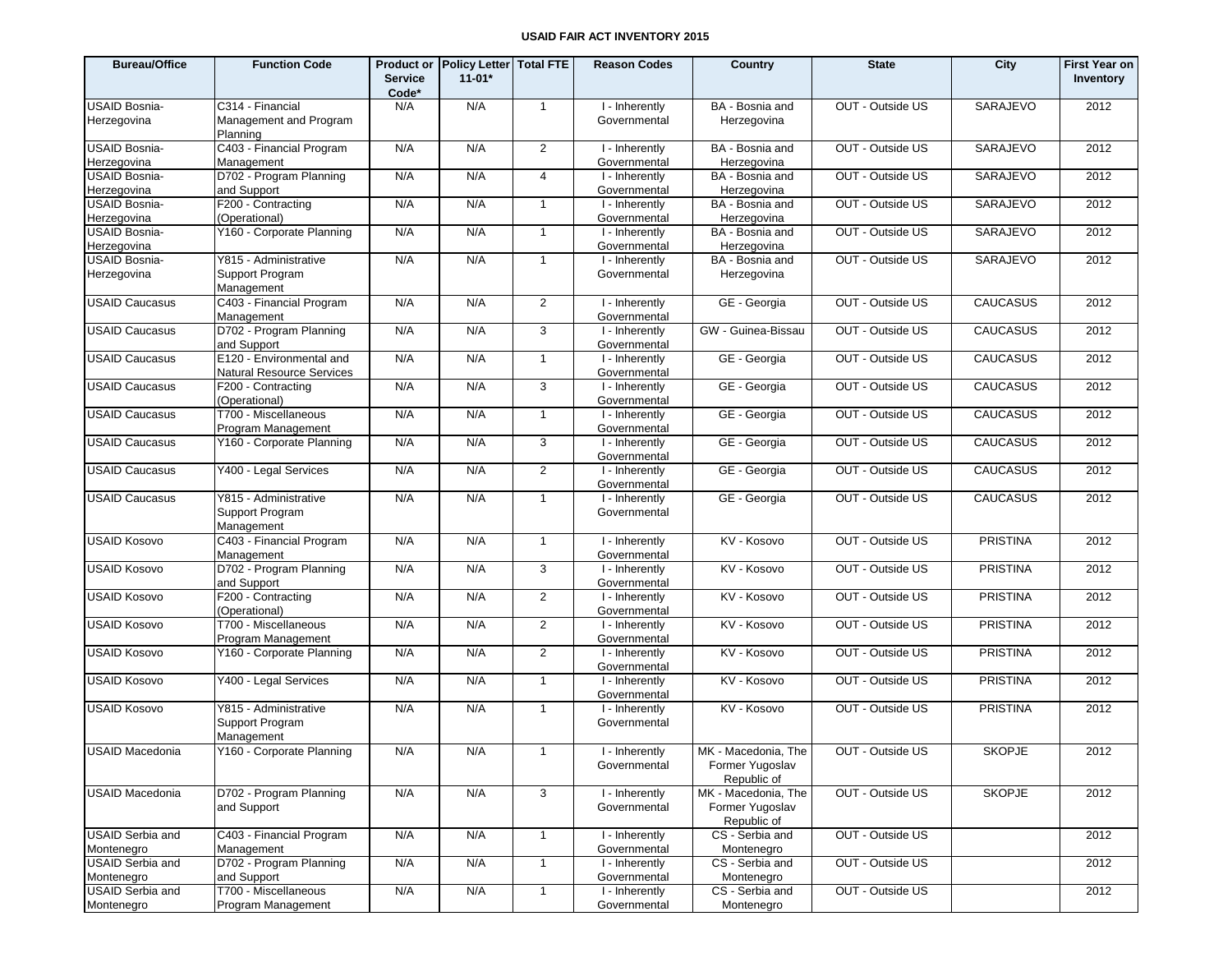# USAID FAIR ACT INVENTORY 2015

| Bureau/Office | Function Code | Product or Service Code* | Policy Letter 11-01* | Total FTE | Reason Codes | Country | State | City | First Year on Inventory |
|---|---|---|---|---|---|---|---|---|---|
| USAID Bosnia-Herzegovina | C314 - Financial Management and Program Planning | N/A | N/A | 1 | I - Inherently Governmental | BA - Bosnia and Herzegovina | OUT - Outside US | SARAJEVO | 2012 |
| USAID Bosnia-Herzegovina | C403 - Financial Program Management | N/A | N/A | 2 | I - Inherently Governmental | BA - Bosnia and Herzegovina | OUT - Outside US | SARAJEVO | 2012 |
| USAID Bosnia-Herzegovina | D702 - Program Planning and Support | N/A | N/A | 4 | I - Inherently Governmental | BA - Bosnia and Herzegovina | OUT - Outside US | SARAJEVO | 2012 |
| USAID Bosnia-Herzegovina | F200 - Contracting (Operational) | N/A | N/A | 1 | I - Inherently Governmental | BA - Bosnia and Herzegovina | OUT - Outside US | SARAJEVO | 2012 |
| USAID Bosnia-Herzegovina | Y160 - Corporate Planning | N/A | N/A | 1 | I - Inherently Governmental | BA - Bosnia and Herzegovina | OUT - Outside US | SARAJEVO | 2012 |
| USAID Bosnia-Herzegovina | Y815 - Administrative Support Program Management | N/A | N/A | 1 | I - Inherently Governmental | BA - Bosnia and Herzegovina | OUT - Outside US | SARAJEVO | 2012 |
| USAID Caucasus | C403 - Financial Program Management | N/A | N/A | 2 | I - Inherently Governmental | GE - Georgia | OUT - Outside US | CAUCASUS | 2012 |
| USAID Caucasus | D702 - Program Planning and Support | N/A | N/A | 3 | I - Inherently Governmental | GW - Guinea-Bissau | OUT - Outside US | CAUCASUS | 2012 |
| USAID Caucasus | E120 - Environmental and Natural Resource Services | N/A | N/A | 1 | I - Inherently Governmental | GE - Georgia | OUT - Outside US | CAUCASUS | 2012 |
| USAID Caucasus | F200 - Contracting (Operational) | N/A | N/A | 3 | I - Inherently Governmental | GE - Georgia | OUT - Outside US | CAUCASUS | 2012 |
| USAID Caucasus | T700 - Miscellaneous Program Management | N/A | N/A | 1 | I - Inherently Governmental | GE - Georgia | OUT - Outside US | CAUCASUS | 2012 |
| USAID Caucasus | Y160 - Corporate Planning | N/A | N/A | 3 | I - Inherently Governmental | GE - Georgia | OUT - Outside US | CAUCASUS | 2012 |
| USAID Caucasus | Y400 - Legal Services | N/A | N/A | 2 | I - Inherently Governmental | GE - Georgia | OUT - Outside US | CAUCASUS | 2012 |
| USAID Caucasus | Y815 - Administrative Support Program Management | N/A | N/A | 1 | I - Inherently Governmental | GE - Georgia | OUT - Outside US | CAUCASUS | 2012 |
| USAID Kosovo | C403 - Financial Program Management | N/A | N/A | 1 | I - Inherently Governmental | KV - Kosovo | OUT - Outside US | PRISTINA | 2012 |
| USAID Kosovo | D702 - Program Planning and Support | N/A | N/A | 3 | I - Inherently Governmental | KV - Kosovo | OUT - Outside US | PRISTINA | 2012 |
| USAID Kosovo | F200 - Contracting (Operational) | N/A | N/A | 2 | I - Inherently Governmental | KV - Kosovo | OUT - Outside US | PRISTINA | 2012 |
| USAID Kosovo | T700 - Miscellaneous Program Management | N/A | N/A | 2 | I - Inherently Governmental | KV - Kosovo | OUT - Outside US | PRISTINA | 2012 |
| USAID Kosovo | Y160 - Corporate Planning | N/A | N/A | 2 | I - Inherently Governmental | KV - Kosovo | OUT - Outside US | PRISTINA | 2012 |
| USAID Kosovo | Y400 - Legal Services | N/A | N/A | 1 | I - Inherently Governmental | KV - Kosovo | OUT - Outside US | PRISTINA | 2012 |
| USAID Kosovo | Y815 - Administrative Support Program Management | N/A | N/A | 1 | I - Inherently Governmental | KV - Kosovo | OUT - Outside US | PRISTINA | 2012 |
| USAID Macedonia | Y160 - Corporate Planning | N/A | N/A | 1 | I - Inherently Governmental | MK - Macedonia, The Former Yugoslav Republic of | OUT - Outside US | SKOPJE | 2012 |
| USAID Macedonia | D702 - Program Planning and Support | N/A | N/A | 3 | I - Inherently Governmental | MK - Macedonia, The Former Yugoslav Republic of | OUT - Outside US | SKOPJE | 2012 |
| USAID Serbia and Montenegro | C403 - Financial Program Management | N/A | N/A | 1 | I - Inherently Governmental | CS - Serbia and Montenegro | OUT - Outside US | | 2012 |
| USAID Serbia and Montenegro | D702 - Program Planning and Support | N/A | N/A | 1 | I - Inherently Governmental | CS - Serbia and Montenegro | OUT - Outside US | | 2012 |
| USAID Serbia and Montenegro | T700 - Miscellaneous Program Management | N/A | N/A | 1 | I - Inherently Governmental | CS - Serbia and Montenegro | OUT - Outside US | | 2012 |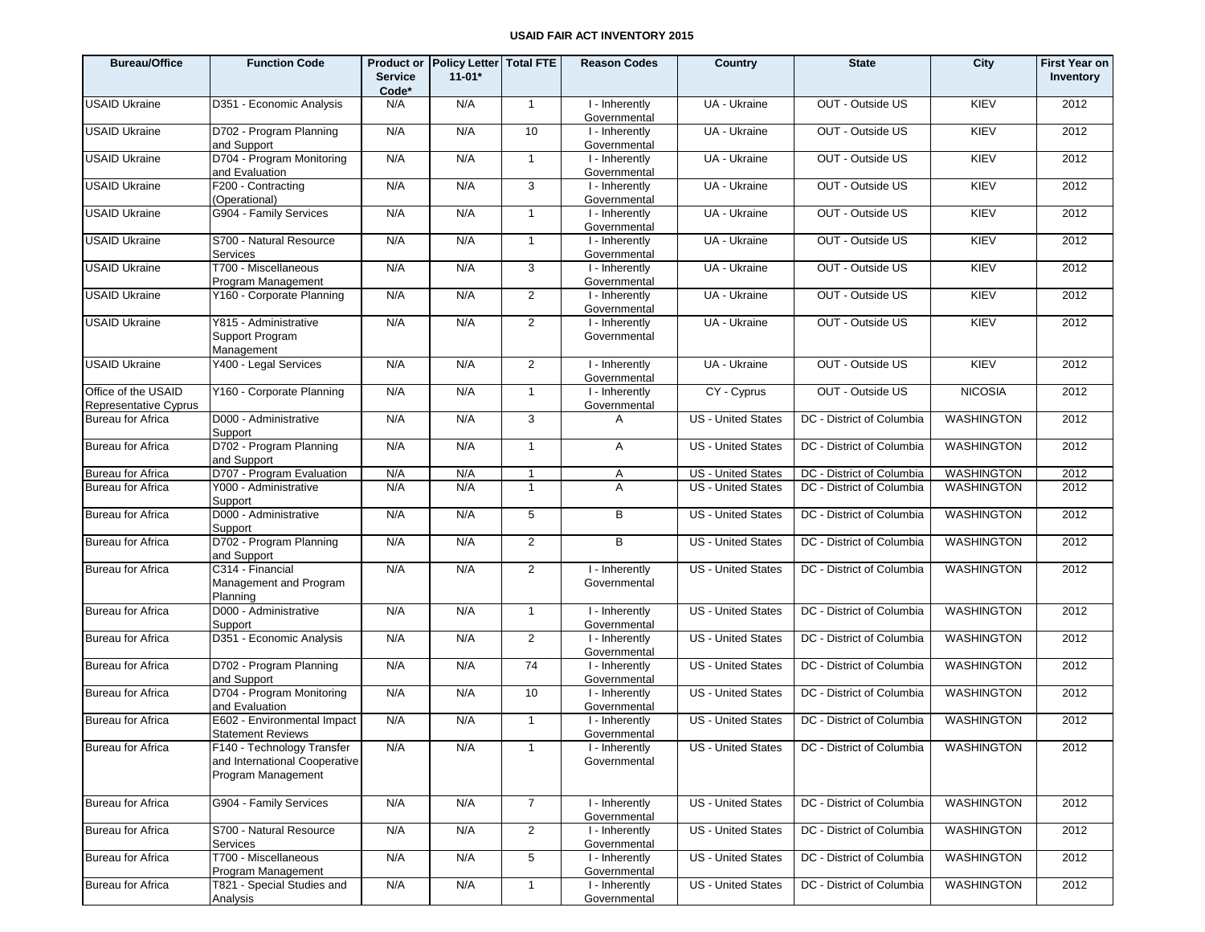# USAID FAIR ACT INVENTORY 2015

| Bureau/Office | Function Code | Product or Service Code* | Policy Letter 11-01* | Total FTE | Reason Codes | Country | State | City | First Year on Inventory |
|---|---|---|---|---|---|---|---|---|---|
| USAID Ukraine | D351 - Economic Analysis | N/A | N/A | 1 | I - Inherently Governmental | UA - Ukraine | OUT - Outside US | KIEV | 2012 |
| USAID Ukraine | D702 - Program Planning and Support | N/A | N/A | 10 | I - Inherently Governmental | UA - Ukraine | OUT - Outside US | KIEV | 2012 |
| USAID Ukraine | D704 - Program Monitoring and Evaluation | N/A | N/A | 1 | I - Inherently Governmental | UA - Ukraine | OUT - Outside US | KIEV | 2012 |
| USAID Ukraine | F200 - Contracting (Operational) | N/A | N/A | 3 | I - Inherently Governmental | UA - Ukraine | OUT - Outside US | KIEV | 2012 |
| USAID Ukraine | G904 - Family Services | N/A | N/A | 1 | I - Inherently Governmental | UA - Ukraine | OUT - Outside US | KIEV | 2012 |
| USAID Ukraine | S700 - Natural Resource Services | N/A | N/A | 1 | I - Inherently Governmental | UA - Ukraine | OUT - Outside US | KIEV | 2012 |
| USAID Ukraine | T700 - Miscellaneous Program Management | N/A | N/A | 3 | I - Inherently Governmental | UA - Ukraine | OUT - Outside US | KIEV | 2012 |
| USAID Ukraine | Y160 - Corporate Planning | N/A | N/A | 2 | I - Inherently Governmental | UA - Ukraine | OUT - Outside US | KIEV | 2012 |
| USAID Ukraine | Y815 - Administrative Support Program Management | N/A | N/A | 2 | I - Inherently Governmental | UA - Ukraine | OUT - Outside US | KIEV | 2012 |
| USAID Ukraine | Y400 - Legal Services | N/A | N/A | 2 | I - Inherently Governmental | UA - Ukraine | OUT - Outside US | KIEV | 2012 |
| Office of the USAID Representative Cyprus | Y160 - Corporate Planning | N/A | N/A | 1 | I - Inherently Governmental | CY - Cyprus | OUT - Outside US | NICOSIA | 2012 |
| Bureau for Africa | D000 - Administrative Support | N/A | N/A | 3 | A | US - United States | DC - District of Columbia | WASHINGTON | 2012 |
| Bureau for Africa | D702 - Program Planning and Support | N/A | N/A | 1 | A | US - United States | DC - District of Columbia | WASHINGTON | 2012 |
| Bureau for Africa | D707 - Program Evaluation | N/A | N/A | 1 | A | US - United States | DC - District of Columbia | WASHINGTON | 2012 |
| Bureau for Africa | Y000 - Administrative Support | N/A | N/A | 1 | A | US - United States | DC - District of Columbia | WASHINGTON | 2012 |
| Bureau for Africa | D000 - Administrative Support | N/A | N/A | 5 | B | US - United States | DC - District of Columbia | WASHINGTON | 2012 |
| Bureau for Africa | D702 - Program Planning and Support | N/A | N/A | 2 | B | US - United States | DC - District of Columbia | WASHINGTON | 2012 |
| Bureau for Africa | C314 - Financial Management and Program Planning | N/A | N/A | 2 | I - Inherently Governmental | US - United States | DC - District of Columbia | WASHINGTON | 2012 |
| Bureau for Africa | D000 - Administrative Support | N/A | N/A | 1 | I - Inherently Governmental | US - United States | DC - District of Columbia | WASHINGTON | 2012 |
| Bureau for Africa | D351 - Economic Analysis | N/A | N/A | 2 | I - Inherently Governmental | US - United States | DC - District of Columbia | WASHINGTON | 2012 |
| Bureau for Africa | D702 - Program Planning and Support | N/A | N/A | 74 | I - Inherently Governmental | US - United States | DC - District of Columbia | WASHINGTON | 2012 |
| Bureau for Africa | D704 - Program Monitoring and Evaluation | N/A | N/A | 10 | I - Inherently Governmental | US - United States | DC - District of Columbia | WASHINGTON | 2012 |
| Bureau for Africa | E602 - Environmental Impact Statement Reviews | N/A | N/A | 1 | I - Inherently Governmental | US - United States | DC - District of Columbia | WASHINGTON | 2012 |
| Bureau for Africa | F140 - Technology Transfer and International Cooperative Program Management | N/A | N/A | 1 | I - Inherently Governmental | US - United States | DC - District of Columbia | WASHINGTON | 2012 |
| Bureau for Africa | G904 - Family Services | N/A | N/A | 7 | I - Inherently Governmental | US - United States | DC - District of Columbia | WASHINGTON | 2012 |
| Bureau for Africa | S700 - Natural Resource Services | N/A | N/A | 2 | I - Inherently Governmental | US - United States | DC - District of Columbia | WASHINGTON | 2012 |
| Bureau for Africa | T700 - Miscellaneous Program Management | N/A | N/A | 5 | I - Inherently Governmental | US - United States | DC - District of Columbia | WASHINGTON | 2012 |
| Bureau for Africa | T821 - Special Studies and Analysis | N/A | N/A | 1 | I - Inherently Governmental | US - United States | DC - District of Columbia | WASHINGTON | 2012 |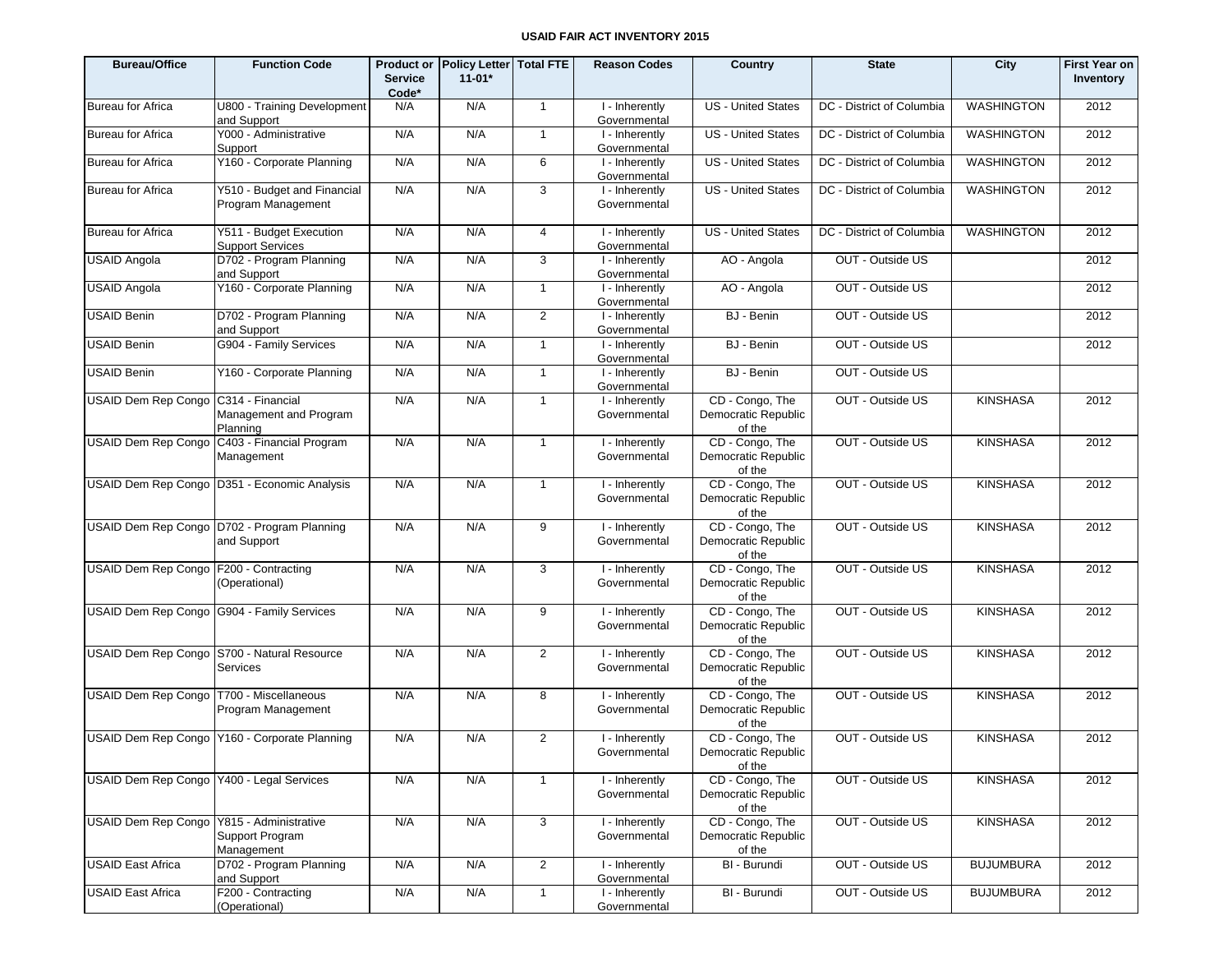# USAID FAIR ACT INVENTORY 2015

| Bureau/Office | Function Code | Product or Service Code* | Policy Letter 11-01* | Total FTE | Reason Codes | Country | State | City | First Year on Inventory |
|---|---|---|---|---|---|---|---|---|---|
| Bureau for Africa | U800 - Training Development and Support | N/A | N/A | 1 | I - Inherently Governmental | US - United States | DC - District of Columbia | WASHINGTON | 2012 |
| Bureau for Africa | Y000 - Administrative Support | N/A | N/A | 1 | I - Inherently Governmental | US - United States | DC - District of Columbia | WASHINGTON | 2012 |
| Bureau for Africa | Y160 - Corporate Planning | N/A | N/A | 6 | I - Inherently Governmental | US - United States | DC - District of Columbia | WASHINGTON | 2012 |
| Bureau for Africa | Y510 - Budget and Financial Program Management | N/A | N/A | 3 | I - Inherently Governmental | US - United States | DC - District of Columbia | WASHINGTON | 2012 |
| Bureau for Africa | Y511 - Budget Execution Support Services | N/A | N/A | 4 | I - Inherently Governmental | US - United States | DC - District of Columbia | WASHINGTON | 2012 |
| USAID Angola | D702 - Program Planning and Support | N/A | N/A | 3 | I - Inherently Governmental | AO - Angola | OUT - Outside US | | 2012 |
| USAID Angola | Y160 - Corporate Planning | N/A | N/A | 1 | I - Inherently Governmental | AO - Angola | OUT - Outside US | | 2012 |
| USAID Benin | D702 - Program Planning and Support | N/A | N/A | 2 | I - Inherently Governmental | BJ - Benin | OUT - Outside US | | 2012 |
| USAID Benin | G904 - Family Services | N/A | N/A | 1 | I - Inherently Governmental | BJ - Benin | OUT - Outside US | | 2012 |
| USAID Benin | Y160 - Corporate Planning | N/A | N/A | 1 | I - Inherently Governmental | BJ - Benin | OUT - Outside US | | |
| USAID Dem Rep Congo | C314 - Financial Management and Program Planning | N/A | N/A | 1 | I - Inherently Governmental | CD - Congo, The Democratic Republic of the | OUT - Outside US | KINSHASA | 2012 |
| USAID Dem Rep Congo | C403 - Financial Program Management | N/A | N/A | 1 | I - Inherently Governmental | CD - Congo, The Democratic Republic of the | OUT - Outside US | KINSHASA | 2012 |
| USAID Dem Rep Congo | D351 - Economic Analysis | N/A | N/A | 1 | I - Inherently Governmental | CD - Congo, The Democratic Republic of the | OUT - Outside US | KINSHASA | 2012 |
| USAID Dem Rep Congo | D702 - Program Planning and Support | N/A | N/A | 9 | I - Inherently Governmental | CD - Congo, The Democratic Republic of the | OUT - Outside US | KINSHASA | 2012 |
| USAID Dem Rep Congo | F200 - Contracting (Operational) | N/A | N/A | 3 | I - Inherently Governmental | CD - Congo, The Democratic Republic of the | OUT - Outside US | KINSHASA | 2012 |
| USAID Dem Rep Congo | G904 - Family Services | N/A | N/A | 9 | I - Inherently Governmental | CD - Congo, The Democratic Republic of the | OUT - Outside US | KINSHASA | 2012 |
| USAID Dem Rep Congo | S700 - Natural Resource Services | N/A | N/A | 2 | I - Inherently Governmental | CD - Congo, The Democratic Republic of the | OUT - Outside US | KINSHASA | 2012 |
| USAID Dem Rep Congo | T700 - Miscellaneous Program Management | N/A | N/A | 8 | I - Inherently Governmental | CD - Congo, The Democratic Republic of the | OUT - Outside US | KINSHASA | 2012 |
| USAID Dem Rep Congo | Y160 - Corporate Planning | N/A | N/A | 2 | I - Inherently Governmental | CD - Congo, The Democratic Republic of the | OUT - Outside US | KINSHASA | 2012 |
| USAID Dem Rep Congo | Y400 - Legal Services | N/A | N/A | 1 | I - Inherently Governmental | CD - Congo, The Democratic Republic of the | OUT - Outside US | KINSHASA | 2012 |
| USAID Dem Rep Congo | Y815 - Administrative Support Program Management | N/A | N/A | 3 | I - Inherently Governmental | CD - Congo, The Democratic Republic of the | OUT - Outside US | KINSHASA | 2012 |
| USAID East Africa | D702 - Program Planning and Support | N/A | N/A | 2 | I - Inherently Governmental | BI - Burundi | OUT - Outside US | BUJUMBURA | 2012 |
| USAID East Africa | F200 - Contracting (Operational) | N/A | N/A | 1 | I - Inherently Governmental | BI - Burundi | OUT - Outside US | BUJUMBURA | 2012 |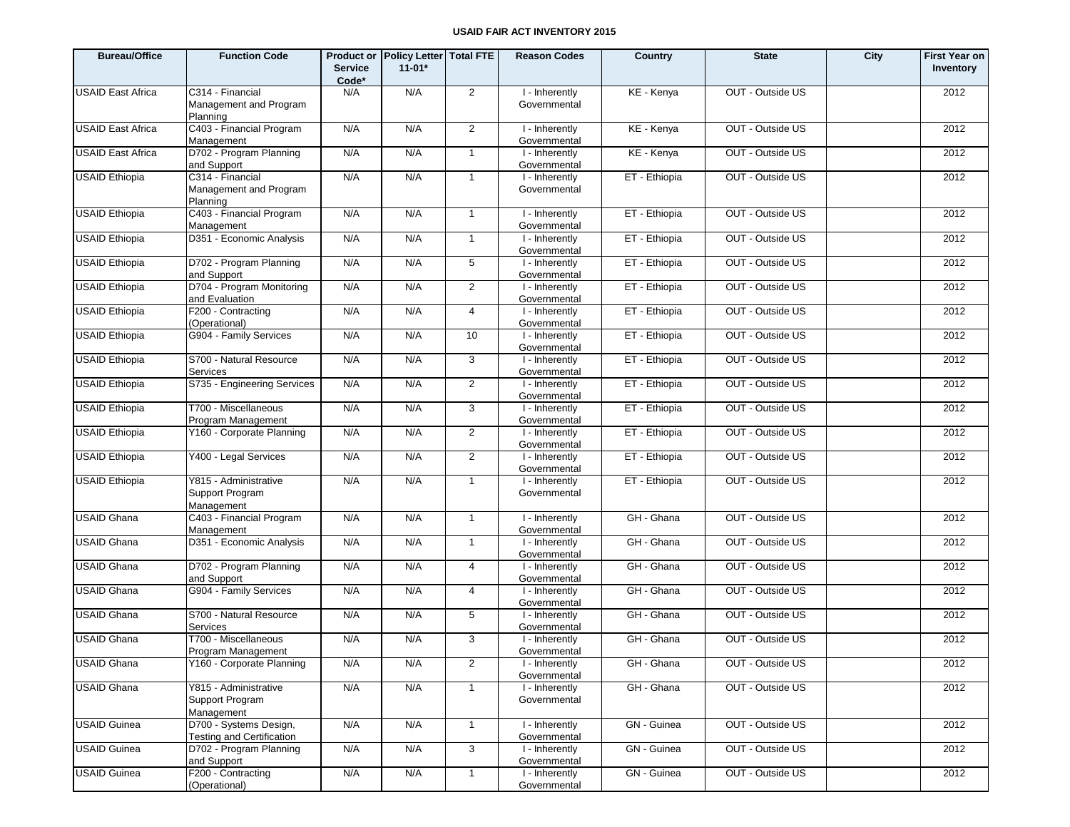**USAID FAIR ACT INVENTORY 2015**

| Bureau/Office | Function Code | Product or Service Code* | Policy Letter 11-01* | Total FTE | Reason Codes | Country | State | City | First Year on Inventory |
|---|---|---|---|---|---|---|---|---|---|
| USAID East Africa | C314 - Financial Management and Program Planning | N/A | N/A | 2 | I - Inherently Governmental | KE - Kenya | OUT - Outside US | | 2012 |
| USAID East Africa | C403 - Financial Program Management | N/A | N/A | 2 | I - Inherently Governmental | KE - Kenya | OUT - Outside US | | 2012 |
| USAID East Africa | D702 - Program Planning and Support | N/A | N/A | 1 | I - Inherently Governmental | KE - Kenya | OUT - Outside US | | 2012 |
| USAID Ethiopia | C314 - Financial Management and Program Planning | N/A | N/A | 1 | I - Inherently Governmental | ET - Ethiopia | OUT - Outside US | | 2012 |
| USAID Ethiopia | C403 - Financial Program Management | N/A | N/A | 1 | I - Inherently Governmental | ET - Ethiopia | OUT - Outside US | | 2012 |
| USAID Ethiopia | D351 - Economic Analysis | N/A | N/A | 1 | I - Inherently Governmental | ET - Ethiopia | OUT - Outside US | | 2012 |
| USAID Ethiopia | D702 - Program Planning and Support | N/A | N/A | 5 | I - Inherently Governmental | ET - Ethiopia | OUT - Outside US | | 2012 |
| USAID Ethiopia | D704 - Program Monitoring and Evaluation | N/A | N/A | 2 | I - Inherently Governmental | ET - Ethiopia | OUT - Outside US | | 2012 |
| USAID Ethiopia | F200 - Contracting (Operational) | N/A | N/A | 4 | I - Inherently Governmental | ET - Ethiopia | OUT - Outside US | | 2012 |
| USAID Ethiopia | G904 - Family Services | N/A | N/A | 10 | I - Inherently Governmental | ET - Ethiopia | OUT - Outside US | | 2012 |
| USAID Ethiopia | S700 - Natural Resource Services | N/A | N/A | 3 | I - Inherently Governmental | ET - Ethiopia | OUT - Outside US | | 2012 |
| USAID Ethiopia | S735 - Engineering Services | N/A | N/A | 2 | I - Inherently Governmental | ET - Ethiopia | OUT - Outside US | | 2012 |
| USAID Ethiopia | T700 - Miscellaneous Program Management | N/A | N/A | 3 | I - Inherently Governmental | ET - Ethiopia | OUT - Outside US | | 2012 |
| USAID Ethiopia | Y160 - Corporate Planning | N/A | N/A | 2 | I - Inherently Governmental | ET - Ethiopia | OUT - Outside US | | 2012 |
| USAID Ethiopia | Y400 - Legal Services | N/A | N/A | 2 | I - Inherently Governmental | ET - Ethiopia | OUT - Outside US | | 2012 |
| USAID Ethiopia | Y815 - Administrative Support Program Management | N/A | N/A | 1 | I - Inherently Governmental | ET - Ethiopia | OUT - Outside US | | 2012 |
| USAID Ghana | C403 - Financial Program Management | N/A | N/A | 1 | I - Inherently Governmental | GH - Ghana | OUT - Outside US | | 2012 |
| USAID Ghana | D351 - Economic Analysis | N/A | N/A | 1 | I - Inherently Governmental | GH - Ghana | OUT - Outside US | | 2012 |
| USAID Ghana | D702 - Program Planning and Support | N/A | N/A | 4 | I - Inherently Governmental | GH - Ghana | OUT - Outside US | | 2012 |
| USAID Ghana | G904 - Family Services | N/A | N/A | 4 | I - Inherently Governmental | GH - Ghana | OUT - Outside US | | 2012 |
| USAID Ghana | S700 - Natural Resource Services | N/A | N/A | 5 | I - Inherently Governmental | GH - Ghana | OUT - Outside US | | 2012 |
| USAID Ghana | T700 - Miscellaneous Program Management | N/A | N/A | 3 | I - Inherently Governmental | GH - Ghana | OUT - Outside US | | 2012 |
| USAID Ghana | Y160 - Corporate Planning | N/A | N/A | 2 | I - Inherently Governmental | GH - Ghana | OUT - Outside US | | 2012 |
| USAID Ghana | Y815 - Administrative Support Program Management | N/A | N/A | 1 | I - Inherently Governmental | GH - Ghana | OUT - Outside US | | 2012 |
| USAID Guinea | D700 - Systems Design, Testing and Certification | N/A | N/A | 1 | I - Inherently Governmental | GN - Guinea | OUT - Outside US | | 2012 |
| USAID Guinea | D702 - Program Planning and Support | N/A | N/A | 3 | I - Inherently Governmental | GN - Guinea | OUT - Outside US | | 2012 |
| USAID Guinea | F200 - Contracting (Operational) | N/A | N/A | 1 | I - Inherently Governmental | GN - Guinea | OUT - Outside US | | 2012 |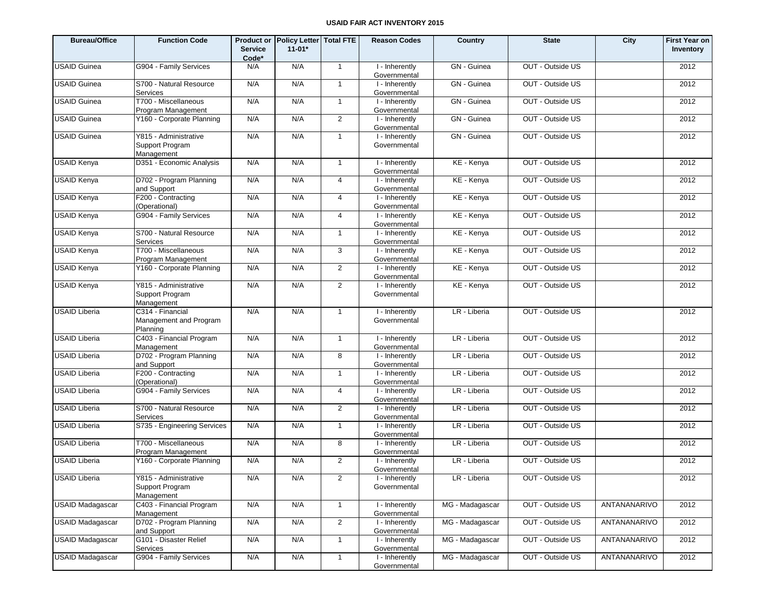**USAID FAIR ACT INVENTORY 2015**

| Bureau/Office | Function Code | Product or Service Code* | Policy Letter 11-01* | Total FTE | Reason Codes | Country | State | City | First Year on Inventory |
|---|---|---|---|---|---|---|---|---|---|
| USAID Guinea | G904 - Family Services | N/A | N/A | 1 | I - Inherently Governmental | GN - Guinea | OUT - Outside US | | 2012 |
| USAID Guinea | S700 - Natural Resource Services | N/A | N/A | 1 | I - Inherently Governmental | GN - Guinea | OUT - Outside US | | 2012 |
| USAID Guinea | T700 - Miscellaneous Program Management | N/A | N/A | 1 | I - Inherently Governmental | GN - Guinea | OUT - Outside US | | 2012 |
| USAID Guinea | Y160 - Corporate Planning | N/A | N/A | 2 | I - Inherently Governmental | GN - Guinea | OUT - Outside US | | 2012 |
| USAID Guinea | Y815 - Administrative Support Program Management | N/A | N/A | 1 | I - Inherently Governmental | GN - Guinea | OUT - Outside US | | 2012 |
| USAID Kenya | D351 - Economic Analysis | N/A | N/A | 1 | I - Inherently Governmental | KE - Kenya | OUT - Outside US | | 2012 |
| USAID Kenya | D702 - Program Planning and Support | N/A | N/A | 4 | I - Inherently Governmental | KE - Kenya | OUT - Outside US | | 2012 |
| USAID Kenya | F200 - Contracting (Operational) | N/A | N/A | 4 | I - Inherently Governmental | KE - Kenya | OUT - Outside US | | 2012 |
| USAID Kenya | G904 - Family Services | N/A | N/A | 4 | I - Inherently Governmental | KE - Kenya | OUT - Outside US | | 2012 |
| USAID Kenya | S700 - Natural Resource Services | N/A | N/A | 1 | I - Inherently Governmental | KE - Kenya | OUT - Outside US | | 2012 |
| USAID Kenya | T700 - Miscellaneous Program Management | N/A | N/A | 3 | I - Inherently Governmental | KE - Kenya | OUT - Outside US | | 2012 |
| USAID Kenya | Y160 - Corporate Planning | N/A | N/A | 2 | I - Inherently Governmental | KE - Kenya | OUT - Outside US | | 2012 |
| USAID Kenya | Y815 - Administrative Support Program Management | N/A | N/A | 2 | I - Inherently Governmental | KE - Kenya | OUT - Outside US | | 2012 |
| USAID Liberia | C314 - Financial Management and Program Planning | N/A | N/A | 1 | I - Inherently Governmental | LR - Liberia | OUT - Outside US | | 2012 |
| USAID Liberia | C403 - Financial Program Management | N/A | N/A | 1 | I - Inherently Governmental | LR - Liberia | OUT - Outside US | | 2012 |
| USAID Liberia | D702 - Program Planning and Support | N/A | N/A | 8 | I - Inherently Governmental | LR - Liberia | OUT - Outside US | | 2012 |
| USAID Liberia | F200 - Contracting (Operational) | N/A | N/A | 1 | I - Inherently Governmental | LR - Liberia | OUT - Outside US | | 2012 |
| USAID Liberia | G904 - Family Services | N/A | N/A | 4 | I - Inherently Governmental | LR - Liberia | OUT - Outside US | | 2012 |
| USAID Liberia | S700 - Natural Resource Services | N/A | N/A | 2 | I - Inherently Governmental | LR - Liberia | OUT - Outside US | | 2012 |
| USAID Liberia | S735 - Engineering Services | N/A | N/A | 1 | I - Inherently Governmental | LR - Liberia | OUT - Outside US | | 2012 |
| USAID Liberia | T700 - Miscellaneous Program Management | N/A | N/A | 8 | I - Inherently Governmental | LR - Liberia | OUT - Outside US | | 2012 |
| USAID Liberia | Y160 - Corporate Planning | N/A | N/A | 2 | I - Inherently Governmental | LR - Liberia | OUT - Outside US | | 2012 |
| USAID Liberia | Y815 - Administrative Support Program Management | N/A | N/A | 2 | I - Inherently Governmental | LR - Liberia | OUT - Outside US | | 2012 |
| USAID Madagascar | C403 - Financial Program Management | N/A | N/A | 1 | I - Inherently Governmental | MG - Madagascar | OUT - Outside US | ANTANANARIVO | 2012 |
| USAID Madagascar | D702 - Program Planning and Support | N/A | N/A | 2 | I - Inherently Governmental | MG - Madagascar | OUT - Outside US | ANTANANARIVO | 2012 |
| USAID Madagascar | G101 - Disaster Relief Services | N/A | N/A | 1 | I - Inherently Governmental | MG - Madagascar | OUT - Outside US | ANTANANARIVO | 2012 |
| USAID Madagascar | G904 - Family Services | N/A | N/A | 1 | I - Inherently Governmental | MG - Madagascar | OUT - Outside US | ANTANANARIVO | 2012 |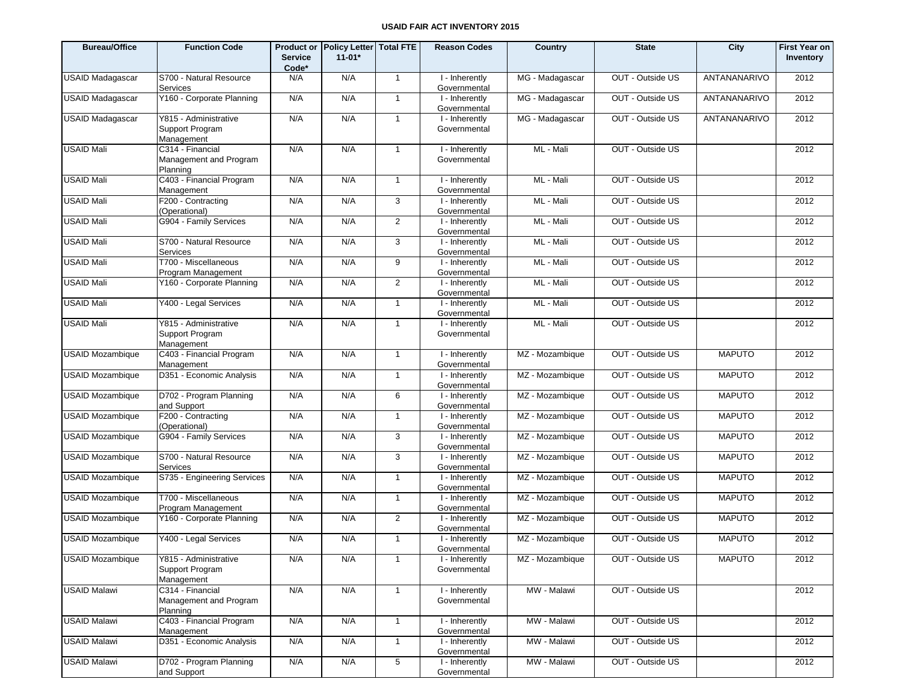# USAID FAIR ACT INVENTORY 2015

| Bureau/Office | Function Code | Product or Service Code* | Policy Letter 11-01* | Total FTE | Reason Codes | Country | State | City | First Year on Inventory |
|---|---|---|---|---|---|---|---|---|---|
| USAID Madagascar | S700 - Natural Resource Services | N/A | N/A | 1 | I - Inherently Governmental | MG - Madagascar | OUT - Outside US | ANTANANARIVO | 2012 |
| USAID Madagascar | Y160 - Corporate Planning | N/A | N/A | 1 | I - Inherently Governmental | MG - Madagascar | OUT - Outside US | ANTANANARIVO | 2012 |
| USAID Madagascar | Y815 - Administrative Support Program Management | N/A | N/A | 1 | I - Inherently Governmental | MG - Madagascar | OUT - Outside US | ANTANANARIVO | 2012 |
| USAID Mali | C314 - Financial Management and Program Planning | N/A | N/A | 1 | I - Inherently Governmental | ML - Mali | OUT - Outside US | | 2012 |
| USAID Mali | C403 - Financial Program Management | N/A | N/A | 1 | I - Inherently Governmental | ML - Mali | OUT - Outside US | | 2012 |
| USAID Mali | F200 - Contracting (Operational) | N/A | N/A | 3 | I - Inherently Governmental | ML - Mali | OUT - Outside US | | 2012 |
| USAID Mali | G904 - Family Services | N/A | N/A | 2 | I - Inherently Governmental | ML - Mali | OUT - Outside US | | 2012 |
| USAID Mali | S700 - Natural Resource Services | N/A | N/A | 3 | I - Inherently Governmental | ML - Mali | OUT - Outside US | | 2012 |
| USAID Mali | T700 - Miscellaneous Program Management | N/A | N/A | 9 | I - Inherently Governmental | ML - Mali | OUT - Outside US | | 2012 |
| USAID Mali | Y160 - Corporate Planning | N/A | N/A | 2 | I - Inherently Governmental | ML - Mali | OUT - Outside US | | 2012 |
| USAID Mali | Y400 - Legal Services | N/A | N/A | 1 | I - Inherently Governmental | ML - Mali | OUT - Outside US | | 2012 |
| USAID Mali | Y815 - Administrative Support Program Management | N/A | N/A | 1 | I - Inherently Governmental | ML - Mali | OUT - Outside US | | 2012 |
| USAID Mozambique | C403 - Financial Program Management | N/A | N/A | 1 | I - Inherently Governmental | MZ - Mozambique | OUT - Outside US | MAPUTO | 2012 |
| USAID Mozambique | D351 - Economic Analysis | N/A | N/A | 1 | I - Inherently Governmental | MZ - Mozambique | OUT - Outside US | MAPUTO | 2012 |
| USAID Mozambique | D702 - Program Planning and Support | N/A | N/A | 6 | I - Inherently Governmental | MZ - Mozambique | OUT - Outside US | MAPUTO | 2012 |
| USAID Mozambique | F200 - Contracting (Operational) | N/A | N/A | 1 | I - Inherently Governmental | MZ - Mozambique | OUT - Outside US | MAPUTO | 2012 |
| USAID Mozambique | G904 - Family Services | N/A | N/A | 3 | I - Inherently Governmental | MZ - Mozambique | OUT - Outside US | MAPUTO | 2012 |
| USAID Mozambique | S700 - Natural Resource Services | N/A | N/A | 3 | I - Inherently Governmental | MZ - Mozambique | OUT - Outside US | MAPUTO | 2012 |
| USAID Mozambique | S735 - Engineering Services | N/A | N/A | 1 | I - Inherently Governmental | MZ - Mozambique | OUT - Outside US | MAPUTO | 2012 |
| USAID Mozambique | T700 - Miscellaneous Program Management | N/A | N/A | 1 | I - Inherently Governmental | MZ - Mozambique | OUT - Outside US | MAPUTO | 2012 |
| USAID Mozambique | Y160 - Corporate Planning | N/A | N/A | 2 | I - Inherently Governmental | MZ - Mozambique | OUT - Outside US | MAPUTO | 2012 |
| USAID Mozambique | Y400 - Legal Services | N/A | N/A | 1 | I - Inherently Governmental | MZ - Mozambique | OUT - Outside US | MAPUTO | 2012 |
| USAID Mozambique | Y815 - Administrative Support Program Management | N/A | N/A | 1 | I - Inherently Governmental | MZ - Mozambique | OUT - Outside US | MAPUTO | 2012 |
| USAID Malawi | C314 - Financial Management and Program Planning | N/A | N/A | 1 | I - Inherently Governmental | MW - Malawi | OUT - Outside US | | 2012 |
| USAID Malawi | C403 - Financial Program Management | N/A | N/A | 1 | I - Inherently Governmental | MW - Malawi | OUT - Outside US | | 2012 |
| USAID Malawi | D351 - Economic Analysis | N/A | N/A | 1 | I - Inherently Governmental | MW - Malawi | OUT - Outside US | | 2012 |
| USAID Malawi | D702 - Program Planning and Support | N/A | N/A | 5 | I - Inherently Governmental | MW - Malawi | OUT - Outside US | | 2012 |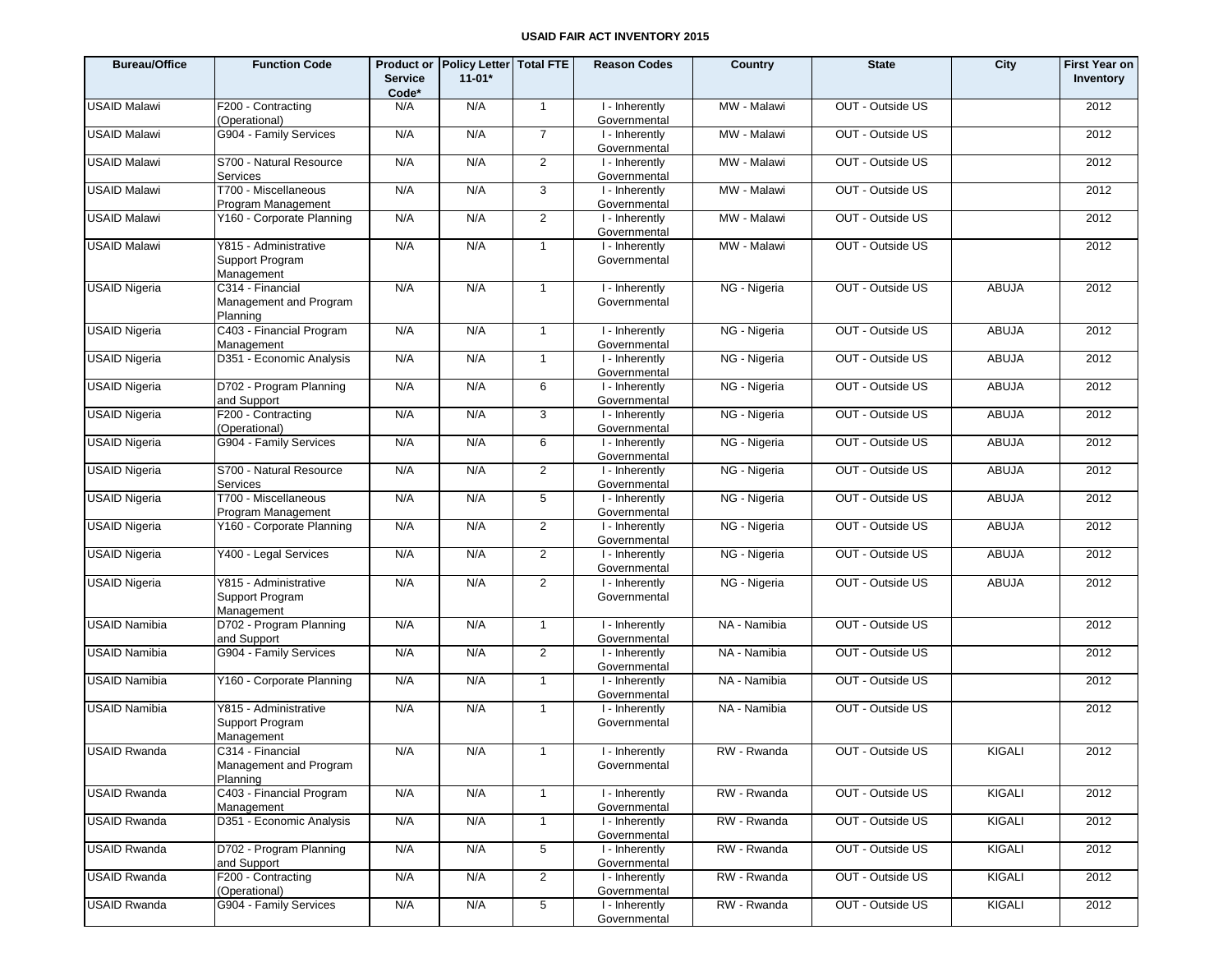**USAID FAIR ACT INVENTORY 2015**

| Bureau/Office | Function Code | Product or Service Code* | Policy Letter 11-01* | Total FTE | Reason Codes | Country | State | City | First Year on Inventory |
|---|---|---|---|---|---|---|---|---|---|
| USAID Malawi | F200 - Contracting (Operational) | N/A | N/A | 1 | I - Inherently Governmental | MW - Malawi | OUT - Outside US | | 2012 |
| USAID Malawi | G904 - Family Services | N/A | N/A | 7 | I - Inherently Governmental | MW - Malawi | OUT - Outside US | | 2012 |
| USAID Malawi | S700 - Natural Resource Services | N/A | N/A | 2 | I - Inherently Governmental | MW - Malawi | OUT - Outside US | | 2012 |
| USAID Malawi | T700 - Miscellaneous Program Management | N/A | N/A | 3 | I - Inherently Governmental | MW - Malawi | OUT - Outside US | | 2012 |
| USAID Malawi | Y160 - Corporate Planning | N/A | N/A | 2 | I - Inherently Governmental | MW - Malawi | OUT - Outside US | | 2012 |
| USAID Malawi | Y815 - Administrative Support Program Management | N/A | N/A | 1 | I - Inherently Governmental | MW - Malawi | OUT - Outside US | | 2012 |
| USAID Nigeria | C314 - Financial Management and Program Planning | N/A | N/A | 1 | I - Inherently Governmental | NG - Nigeria | OUT - Outside US | ABUJA | 2012 |
| USAID Nigeria | C403 - Financial Program Management | N/A | N/A | 1 | I - Inherently Governmental | NG - Nigeria | OUT - Outside US | ABUJA | 2012 |
| USAID Nigeria | D351 - Economic Analysis | N/A | N/A | 1 | I - Inherently Governmental | NG - Nigeria | OUT - Outside US | ABUJA | 2012 |
| USAID Nigeria | D702 - Program Planning and Support | N/A | N/A | 6 | I - Inherently Governmental | NG - Nigeria | OUT - Outside US | ABUJA | 2012 |
| USAID Nigeria | F200 - Contracting (Operational) | N/A | N/A | 3 | I - Inherently Governmental | NG - Nigeria | OUT - Outside US | ABUJA | 2012 |
| USAID Nigeria | G904 - Family Services | N/A | N/A | 6 | I - Inherently Governmental | NG - Nigeria | OUT - Outside US | ABUJA | 2012 |
| USAID Nigeria | S700 - Natural Resource Services | N/A | N/A | 2 | I - Inherently Governmental | NG - Nigeria | OUT - Outside US | ABUJA | 2012 |
| USAID Nigeria | T700 - Miscellaneous Program Management | N/A | N/A | 5 | I - Inherently Governmental | NG - Nigeria | OUT - Outside US | ABUJA | 2012 |
| USAID Nigeria | Y160 - Corporate Planning | N/A | N/A | 2 | I - Inherently Governmental | NG - Nigeria | OUT - Outside US | ABUJA | 2012 |
| USAID Nigeria | Y400 - Legal Services | N/A | N/A | 2 | I - Inherently Governmental | NG - Nigeria | OUT - Outside US | ABUJA | 2012 |
| USAID Nigeria | Y815 - Administrative Support Program Management | N/A | N/A | 2 | I - Inherently Governmental | NG - Nigeria | OUT - Outside US | ABUJA | 2012 |
| USAID Namibia | D702 - Program Planning and Support | N/A | N/A | 1 | I - Inherently Governmental | NA - Namibia | OUT - Outside US | | 2012 |
| USAID Namibia | G904 - Family Services | N/A | N/A | 2 | I - Inherently Governmental | NA - Namibia | OUT - Outside US | | 2012 |
| USAID Namibia | Y160 - Corporate Planning | N/A | N/A | 1 | I - Inherently Governmental | NA - Namibia | OUT - Outside US | | 2012 |
| USAID Namibia | Y815 - Administrative Support Program Management | N/A | N/A | 1 | I - Inherently Governmental | NA - Namibia | OUT - Outside US | | 2012 |
| USAID Rwanda | C314 - Financial Management and Program Planning | N/A | N/A | 1 | I - Inherently Governmental | RW - Rwanda | OUT - Outside US | KIGALI | 2012 |
| USAID Rwanda | C403 - Financial Program Management | N/A | N/A | 1 | I - Inherently Governmental | RW - Rwanda | OUT - Outside US | KIGALI | 2012 |
| USAID Rwanda | D351 - Economic Analysis | N/A | N/A | 1 | I - Inherently Governmental | RW - Rwanda | OUT - Outside US | KIGALI | 2012 |
| USAID Rwanda | D702 - Program Planning and Support | N/A | N/A | 5 | I - Inherently Governmental | RW - Rwanda | OUT - Outside US | KIGALI | 2012 |
| USAID Rwanda | F200 - Contracting (Operational) | N/A | N/A | 2 | I - Inherently Governmental | RW - Rwanda | OUT - Outside US | KIGALI | 2012 |
| USAID Rwanda | G904 - Family Services | N/A | N/A | 5 | I - Inherently Governmental | RW - Rwanda | OUT - Outside US | KIGALI | 2012 |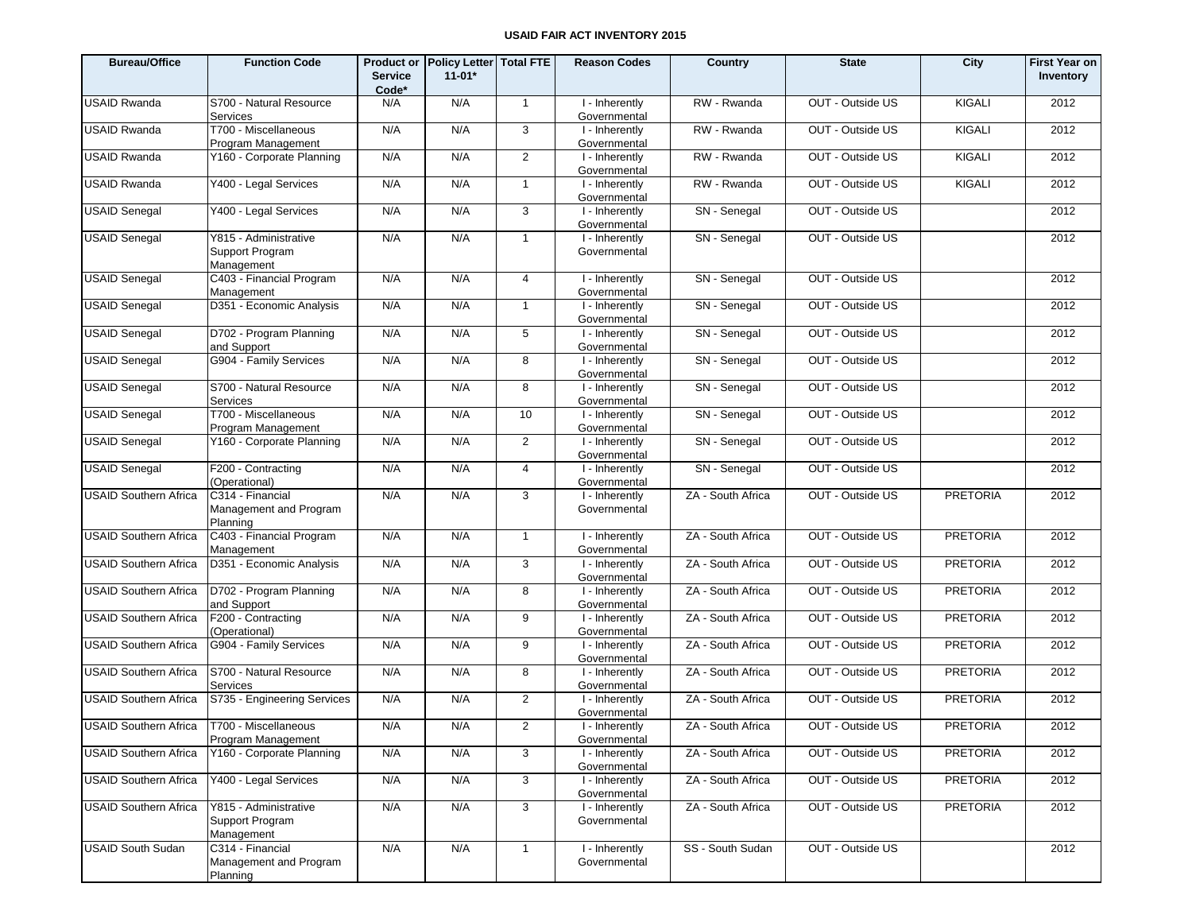# USAID FAIR ACT INVENTORY 2015

| Bureau/Office | Function Code | Product or Service Code* | Policy Letter 11-01* | Total FTE | Reason Codes | Country | State | City | First Year on Inventory |
|---|---|---|---|---|---|---|---|---|---|
| USAID Rwanda | S700 - Natural Resource Services | N/A | N/A | 1 | I - Inherently Governmental | RW - Rwanda | OUT - Outside US | KIGALI | 2012 |
| USAID Rwanda | T700 - Miscellaneous Program Management | N/A | N/A | 3 | I - Inherently Governmental | RW - Rwanda | OUT - Outside US | KIGALI | 2012 |
| USAID Rwanda | Y160 - Corporate Planning | N/A | N/A | 2 | I - Inherently Governmental | RW - Rwanda | OUT - Outside US | KIGALI | 2012 |
| USAID Rwanda | Y400 - Legal Services | N/A | N/A | 1 | I - Inherently Governmental | RW - Rwanda | OUT - Outside US | KIGALI | 2012 |
| USAID Senegal | Y400 - Legal Services | N/A | N/A | 3 | I - Inherently Governmental | SN - Senegal | OUT - Outside US | | 2012 |
| USAID Senegal | Y815 - Administrative Support Program Management | N/A | N/A | 1 | I - Inherently Governmental | SN - Senegal | OUT - Outside US | | 2012 |
| USAID Senegal | C403 - Financial Program Management | N/A | N/A | 4 | I - Inherently Governmental | SN - Senegal | OUT - Outside US | | 2012 |
| USAID Senegal | D351 - Economic Analysis | N/A | N/A | 1 | I - Inherently Governmental | SN - Senegal | OUT - Outside US | | 2012 |
| USAID Senegal | D702 - Program Planning and Support | N/A | N/A | 5 | I - Inherently Governmental | SN - Senegal | OUT - Outside US | | 2012 |
| USAID Senegal | G904 - Family Services | N/A | N/A | 8 | I - Inherently Governmental | SN - Senegal | OUT - Outside US | | 2012 |
| USAID Senegal | S700 - Natural Resource Services | N/A | N/A | 8 | I - Inherently Governmental | SN - Senegal | OUT - Outside US | | 2012 |
| USAID Senegal | T700 - Miscellaneous Program Management | N/A | N/A | 10 | I - Inherently Governmental | SN - Senegal | OUT - Outside US | | 2012 |
| USAID Senegal | Y160 - Corporate Planning | N/A | N/A | 2 | I - Inherently Governmental | SN - Senegal | OUT - Outside US | | 2012 |
| USAID Senegal | F200 - Contracting (Operational) | N/A | N/A | 4 | I - Inherently Governmental | SN - Senegal | OUT - Outside US | | 2012 |
| USAID Southern Africa | C314 - Financial Management and Program Planning | N/A | N/A | 3 | I - Inherently Governmental | ZA - South Africa | OUT - Outside US | PRETORIA | 2012 |
| USAID Southern Africa | C403 - Financial Program Management | N/A | N/A | 1 | I - Inherently Governmental | ZA - South Africa | OUT - Outside US | PRETORIA | 2012 |
| USAID Southern Africa | D351 - Economic Analysis | N/A | N/A | 3 | I - Inherently Governmental | ZA - South Africa | OUT - Outside US | PRETORIA | 2012 |
| USAID Southern Africa | D702 - Program Planning and Support | N/A | N/A | 8 | I - Inherently Governmental | ZA - South Africa | OUT - Outside US | PRETORIA | 2012 |
| USAID Southern Africa | F200 - Contracting (Operational) | N/A | N/A | 9 | I - Inherently Governmental | ZA - South Africa | OUT - Outside US | PRETORIA | 2012 |
| USAID Southern Africa | G904 - Family Services | N/A | N/A | 9 | I - Inherently Governmental | ZA - South Africa | OUT - Outside US | PRETORIA | 2012 |
| USAID Southern Africa | S700 - Natural Resource Services | N/A | N/A | 8 | I - Inherently Governmental | ZA - South Africa | OUT - Outside US | PRETORIA | 2012 |
| USAID Southern Africa | S735 - Engineering Services | N/A | N/A | 2 | I - Inherently Governmental | ZA - South Africa | OUT - Outside US | PRETORIA | 2012 |
| USAID Southern Africa | T700 - Miscellaneous Program Management | N/A | N/A | 2 | I - Inherently Governmental | ZA - South Africa | OUT - Outside US | PRETORIA | 2012 |
| USAID Southern Africa | Y160 - Corporate Planning | N/A | N/A | 3 | I - Inherently Governmental | ZA - South Africa | OUT - Outside US | PRETORIA | 2012 |
| USAID Southern Africa | Y400 - Legal Services | N/A | N/A | 3 | I - Inherently Governmental | ZA - South Africa | OUT - Outside US | PRETORIA | 2012 |
| USAID Southern Africa | Y815 - Administrative Support Program Management | N/A | N/A | 3 | I - Inherently Governmental | ZA - South Africa | OUT - Outside US | PRETORIA | 2012 |
| USAID South Sudan | C314 - Financial Management and Program Planning | N/A | N/A | 1 | I - Inherently Governmental | SS - South Sudan | OUT - Outside US | | 2012 |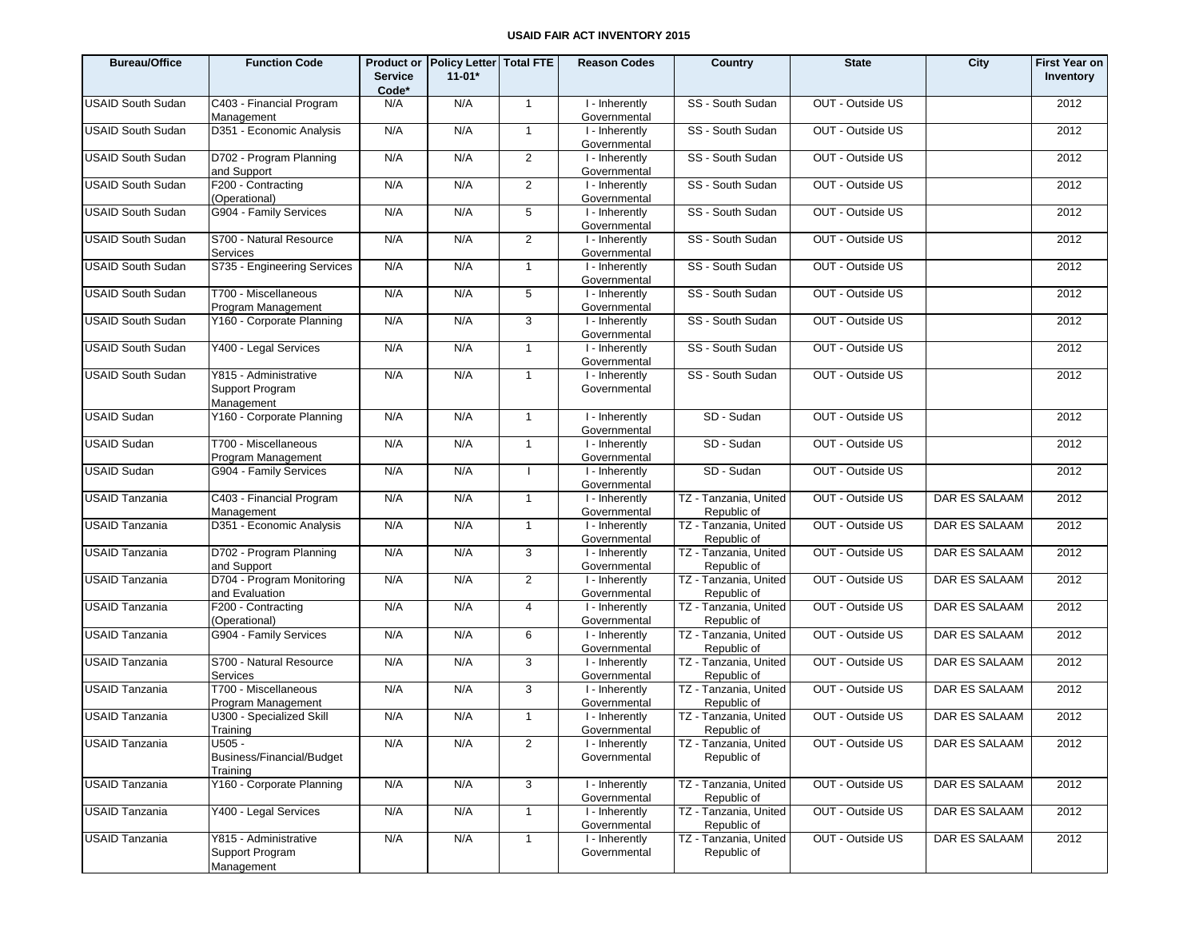# USAID FAIR ACT INVENTORY 2015

| Bureau/Office | Function Code | Product or Service Code* | Policy Letter 11-01* | Total FTE | Reason Codes | Country | State | City | First Year on Inventory |
|---|---|---|---|---|---|---|---|---|---|
| USAID South Sudan | C403 - Financial Program Management | N/A | N/A | 1 | I - Inherently Governmental | SS - South Sudan | OUT - Outside US | | 2012 |
| USAID South Sudan | D351 - Economic Analysis | N/A | N/A | 1 | I - Inherently Governmental | SS - South Sudan | OUT - Outside US | | 2012 |
| USAID South Sudan | D702 - Program Planning and Support | N/A | N/A | 2 | I - Inherently Governmental | SS - South Sudan | OUT - Outside US | | 2012 |
| USAID South Sudan | F200 - Contracting (Operational) | N/A | N/A | 2 | I - Inherently Governmental | SS - South Sudan | OUT - Outside US | | 2012 |
| USAID South Sudan | G904 - Family Services | N/A | N/A | 5 | I - Inherently Governmental | SS - South Sudan | OUT - Outside US | | 2012 |
| USAID South Sudan | S700 - Natural Resource Services | N/A | N/A | 2 | I - Inherently Governmental | SS - South Sudan | OUT - Outside US | | 2012 |
| USAID South Sudan | S735 - Engineering Services | N/A | N/A | 1 | I - Inherently Governmental | SS - South Sudan | OUT - Outside US | | 2012 |
| USAID South Sudan | T700 - Miscellaneous Program Management | N/A | N/A | 5 | I - Inherently Governmental | SS - South Sudan | OUT - Outside US | | 2012 |
| USAID South Sudan | Y160 - Corporate Planning | N/A | N/A | 3 | I - Inherently Governmental | SS - South Sudan | OUT - Outside US | | 2012 |
| USAID South Sudan | Y400 - Legal Services | N/A | N/A | 1 | I - Inherently Governmental | SS - South Sudan | OUT - Outside US | | 2012 |
| USAID South Sudan | Y815 - Administrative Support Program Management | N/A | N/A | 1 | I - Inherently Governmental | SS - South Sudan | OUT - Outside US | | 2012 |
| USAID Sudan | Y160 - Corporate Planning | N/A | N/A | 1 | I - Inherently Governmental | SD - Sudan | OUT - Outside US | | 2012 |
| USAID Sudan | T700 - Miscellaneous Program Management | N/A | N/A | 1 | I - Inherently Governmental | SD - Sudan | OUT - Outside US | | 2012 |
| USAID Sudan | G904 - Family Services | N/A | N/A | I | I - Inherently Governmental | SD - Sudan | OUT - Outside US | | 2012 |
| USAID Tanzania | C403 - Financial Program Management | N/A | N/A | 1 | I - Inherently Governmental | TZ - Tanzania, United Republic of | OUT - Outside US | DAR ES SALAAM | 2012 |
| USAID Tanzania | D351 - Economic Analysis | N/A | N/A | 1 | I - Inherently Governmental | TZ - Tanzania, United Republic of | OUT - Outside US | DAR ES SALAAM | 2012 |
| USAID Tanzania | D702 - Program Planning and Support | N/A | N/A | 3 | I - Inherently Governmental | TZ - Tanzania, United Republic of | OUT - Outside US | DAR ES SALAAM | 2012 |
| USAID Tanzania | D704 - Program Monitoring and Evaluation | N/A | N/A | 2 | I - Inherently Governmental | TZ - Tanzania, United Republic of | OUT - Outside US | DAR ES SALAAM | 2012 |
| USAID Tanzania | F200 - Contracting (Operational) | N/A | N/A | 4 | I - Inherently Governmental | TZ - Tanzania, United Republic of | OUT - Outside US | DAR ES SALAAM | 2012 |
| USAID Tanzania | G904 - Family Services | N/A | N/A | 6 | I - Inherently Governmental | TZ - Tanzania, United Republic of | OUT - Outside US | DAR ES SALAAM | 2012 |
| USAID Tanzania | S700 - Natural Resource Services | N/A | N/A | 3 | I - Inherently Governmental | TZ - Tanzania, United Republic of | OUT - Outside US | DAR ES SALAAM | 2012 |
| USAID Tanzania | T700 - Miscellaneous Program Management | N/A | N/A | 3 | I - Inherently Governmental | TZ - Tanzania, United Republic of | OUT - Outside US | DAR ES SALAAM | 2012 |
| USAID Tanzania | U300 - Specialized Skill Training | N/A | N/A | 1 | I - Inherently Governmental | TZ - Tanzania, United Republic of | OUT - Outside US | DAR ES SALAAM | 2012 |
| USAID Tanzania | U505 - Business/Financial/Budget Training | N/A | N/A | 2 | I - Inherently Governmental | TZ - Tanzania, United Republic of | OUT - Outside US | DAR ES SALAAM | 2012 |
| USAID Tanzania | Y160 - Corporate Planning | N/A | N/A | 3 | I - Inherently Governmental | TZ - Tanzania, United Republic of | OUT - Outside US | DAR ES SALAAM | 2012 |
| USAID Tanzania | Y400 - Legal Services | N/A | N/A | 1 | I - Inherently Governmental | TZ - Tanzania, United Republic of | OUT - Outside US | DAR ES SALAAM | 2012 |
| USAID Tanzania | Y815 - Administrative Support Program Management | N/A | N/A | 1 | I - Inherently Governmental | TZ - Tanzania, United Republic of | OUT - Outside US | DAR ES SALAAM | 2012 |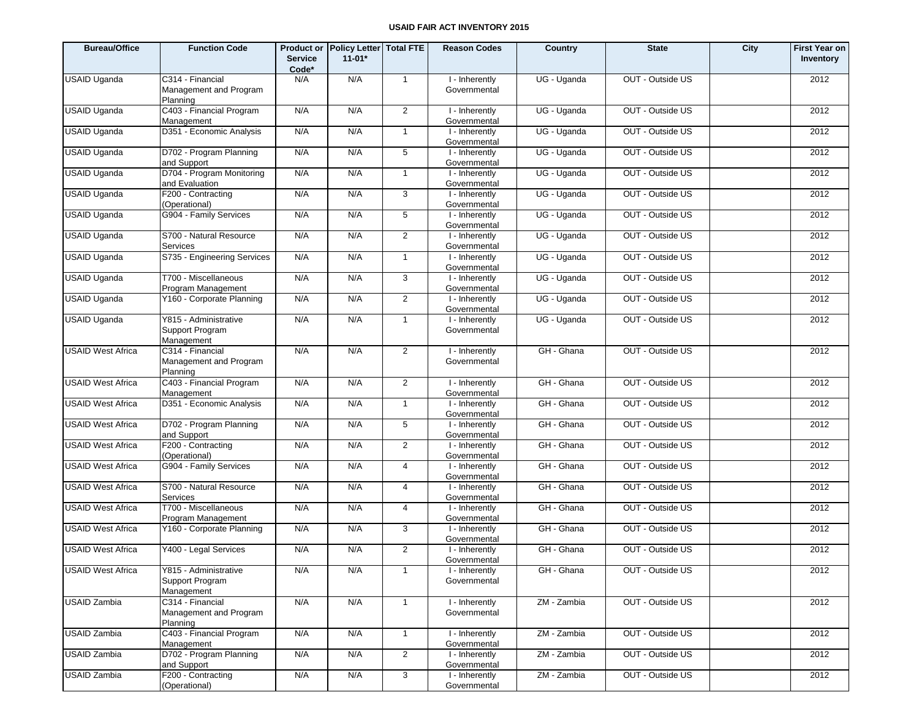**USAID FAIR ACT INVENTORY 2015**

| Bureau/Office | Function Code | Product or Service Code* | Policy Letter 11-01* | Total FTE | Reason Codes | Country | State | City | First Year on Inventory |
|---|---|---|---|---|---|---|---|---|---|
| USAID Uganda | C314 - Financial Management and Program Planning | N/A | N/A | 1 | I - Inherently Governmental | UG - Uganda | OUT - Outside US | | 2012 |
| USAID Uganda | C403 - Financial Program Management | N/A | N/A | 2 | I - Inherently Governmental | UG - Uganda | OUT - Outside US | | 2012 |
| USAID Uganda | D351 - Economic Analysis | N/A | N/A | 1 | I - Inherently Governmental | UG - Uganda | OUT - Outside US | | 2012 |
| USAID Uganda | D702 - Program Planning and Support | N/A | N/A | 5 | I - Inherently Governmental | UG - Uganda | OUT - Outside US | | 2012 |
| USAID Uganda | D704 - Program Monitoring and Evaluation | N/A | N/A | 1 | I - Inherently Governmental | UG - Uganda | OUT - Outside US | | 2012 |
| USAID Uganda | F200 - Contracting (Operational) | N/A | N/A | 3 | I - Inherently Governmental | UG - Uganda | OUT - Outside US | | 2012 |
| USAID Uganda | G904 - Family Services | N/A | N/A | 5 | I - Inherently Governmental | UG - Uganda | OUT - Outside US | | 2012 |
| USAID Uganda | S700 - Natural Resource Services | N/A | N/A | 2 | I - Inherently Governmental | UG - Uganda | OUT - Outside US | | 2012 |
| USAID Uganda | S735 - Engineering Services | N/A | N/A | 1 | I - Inherently Governmental | UG - Uganda | OUT - Outside US | | 2012 |
| USAID Uganda | T700 - Miscellaneous Program Management | N/A | N/A | 3 | I - Inherently Governmental | UG - Uganda | OUT - Outside US | | 2012 |
| USAID Uganda | Y160 - Corporate Planning | N/A | N/A | 2 | I - Inherently Governmental | UG - Uganda | OUT - Outside US | | 2012 |
| USAID Uganda | Y815 - Administrative Support Program Management | N/A | N/A | 1 | I - Inherently Governmental | UG - Uganda | OUT - Outside US | | 2012 |
| USAID West Africa | C314 - Financial Management and Program Planning | N/A | N/A | 2 | I - Inherently Governmental | GH - Ghana | OUT - Outside US | | 2012 |
| USAID West Africa | C403 - Financial Program Management | N/A | N/A | 2 | I - Inherently Governmental | GH - Ghana | OUT - Outside US | | 2012 |
| USAID West Africa | D351 - Economic Analysis | N/A | N/A | 1 | I - Inherently Governmental | GH - Ghana | OUT - Outside US | | 2012 |
| USAID West Africa | D702 - Program Planning and Support | N/A | N/A | 5 | I - Inherently Governmental | GH - Ghana | OUT - Outside US | | 2012 |
| USAID West Africa | F200 - Contracting (Operational) | N/A | N/A | 2 | I - Inherently Governmental | GH - Ghana | OUT - Outside US | | 2012 |
| USAID West Africa | G904 - Family Services | N/A | N/A | 4 | I - Inherently Governmental | GH - Ghana | OUT - Outside US | | 2012 |
| USAID West Africa | S700 - Natural Resource Services | N/A | N/A | 4 | I - Inherently Governmental | GH - Ghana | OUT - Outside US | | 2012 |
| USAID West Africa | T700 - Miscellaneous Program Management | N/A | N/A | 4 | I - Inherently Governmental | GH - Ghana | OUT - Outside US | | 2012 |
| USAID West Africa | Y160 - Corporate Planning | N/A | N/A | 3 | I - Inherently Governmental | GH - Ghana | OUT - Outside US | | 2012 |
| USAID West Africa | Y400 - Legal Services | N/A | N/A | 2 | I - Inherently Governmental | GH - Ghana | OUT - Outside US | | 2012 |
| USAID West Africa | Y815 - Administrative Support Program Management | N/A | N/A | 1 | I - Inherently Governmental | GH - Ghana | OUT - Outside US | | 2012 |
| USAID Zambia | C314 - Financial Management and Program Planning | N/A | N/A | 1 | I - Inherently Governmental | ZM - Zambia | OUT - Outside US | | 2012 |
| USAID Zambia | C403 - Financial Program Management | N/A | N/A | 1 | I - Inherently Governmental | ZM - Zambia | OUT - Outside US | | 2012 |
| USAID Zambia | D702 - Program Planning and Support | N/A | N/A | 2 | I - Inherently Governmental | ZM - Zambia | OUT - Outside US | | 2012 |
| USAID Zambia | F200 - Contracting (Operational) | N/A | N/A | 3 | I - Inherently Governmental | ZM - Zambia | OUT - Outside US | | 2012 |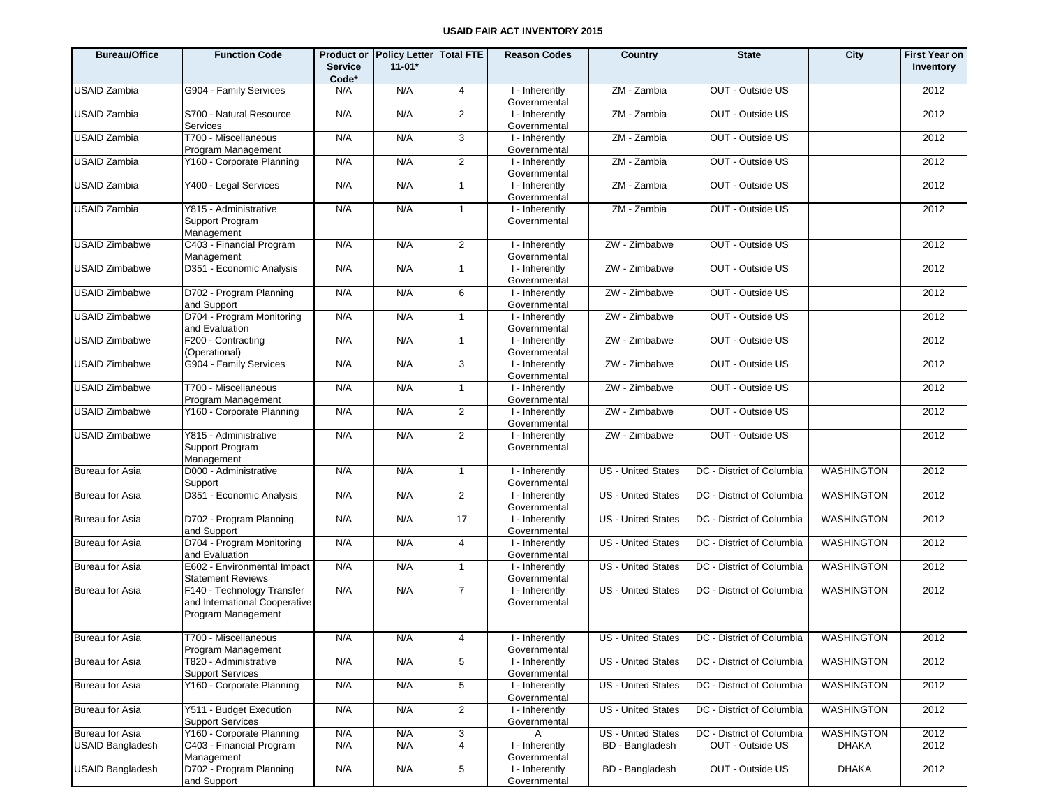# USAID FAIR ACT INVENTORY 2015

| Bureau/Office | Function Code | Product or Service Code* | Policy Letter 11-01* | Total FTE | Reason Codes | Country | State | City | First Year on Inventory |
|---|---|---|---|---|---|---|---|---|---|
| USAID Zambia | G904 - Family Services | N/A | N/A | 4 | I - Inherently Governmental | ZM - Zambia | OUT - Outside US | | 2012 |
| USAID Zambia | S700 - Natural Resource Services | N/A | N/A | 2 | I - Inherently Governmental | ZM - Zambia | OUT - Outside US | | 2012 |
| USAID Zambia | T700 - Miscellaneous Program Management | N/A | N/A | 3 | I - Inherently Governmental | ZM - Zambia | OUT - Outside US | | 2012 |
| USAID Zambia | Y160 - Corporate Planning | N/A | N/A | 2 | I - Inherently Governmental | ZM - Zambia | OUT - Outside US | | 2012 |
| USAID Zambia | Y400 - Legal Services | N/A | N/A | 1 | I - Inherently Governmental | ZM - Zambia | OUT - Outside US | | 2012 |
| USAID Zambia | Y815 - Administrative Support Program Management | N/A | N/A | 1 | I - Inherently Governmental | ZM - Zambia | OUT - Outside US | | 2012 |
| USAID Zimbabwe | C403 - Financial Program Management | N/A | N/A | 2 | I - Inherently Governmental | ZW - Zimbabwe | OUT - Outside US | | 2012 |
| USAID Zimbabwe | D351 - Economic Analysis | N/A | N/A | 1 | I - Inherently Governmental | ZW - Zimbabwe | OUT - Outside US | | 2012 |
| USAID Zimbabwe | D702 - Program Planning and Support | N/A | N/A | 6 | I - Inherently Governmental | ZW - Zimbabwe | OUT - Outside US | | 2012 |
| USAID Zimbabwe | D704 - Program Monitoring and Evaluation | N/A | N/A | 1 | I - Inherently Governmental | ZW - Zimbabwe | OUT - Outside US | | 2012 |
| USAID Zimbabwe | F200 - Contracting (Operational) | N/A | N/A | 1 | I - Inherently Governmental | ZW - Zimbabwe | OUT - Outside US | | 2012 |
| USAID Zimbabwe | G904 - Family Services | N/A | N/A | 3 | I - Inherently Governmental | ZW - Zimbabwe | OUT - Outside US | | 2012 |
| USAID Zimbabwe | T700 - Miscellaneous Program Management | N/A | N/A | 1 | I - Inherently Governmental | ZW - Zimbabwe | OUT - Outside US | | 2012 |
| USAID Zimbabwe | Y160 - Corporate Planning | N/A | N/A | 2 | I - Inherently Governmental | ZW - Zimbabwe | OUT - Outside US | | 2012 |
| USAID Zimbabwe | Y815 - Administrative Support Program Management | N/A | N/A | 2 | I - Inherently Governmental | ZW - Zimbabwe | OUT - Outside US | | 2012 |
| Bureau for Asia | D000 - Administrative Support | N/A | N/A | 1 | I - Inherently Governmental | US - United States | DC - District of Columbia | WASHINGTON | 2012 |
| Bureau for Asia | D351 - Economic Analysis | N/A | N/A | 2 | I - Inherently Governmental | US - United States | DC - District of Columbia | WASHINGTON | 2012 |
| Bureau for Asia | D702 - Program Planning and Support | N/A | N/A | 17 | I - Inherently Governmental | US - United States | DC - District of Columbia | WASHINGTON | 2012 |
| Bureau for Asia | D704 - Program Monitoring and Evaluation | N/A | N/A | 4 | I - Inherently Governmental | US - United States | DC - District of Columbia | WASHINGTON | 2012 |
| Bureau for Asia | E602 - Environmental Impact Statement Reviews | N/A | N/A | 1 | I - Inherently Governmental | US - United States | DC - District of Columbia | WASHINGTON | 2012 |
| Bureau for Asia | F140 - Technology Transfer and International Cooperative Program Management | N/A | N/A | 7 | I - Inherently Governmental | US - United States | DC - District of Columbia | WASHINGTON | 2012 |
| Bureau for Asia | T700 - Miscellaneous Program Management | N/A | N/A | 4 | I - Inherently Governmental | US - United States | DC - District of Columbia | WASHINGTON | 2012 |
| Bureau for Asia | T820 - Administrative Support Services | N/A | N/A | 5 | I - Inherently Governmental | US - United States | DC - District of Columbia | WASHINGTON | 2012 |
| Bureau for Asia | Y160 - Corporate Planning | N/A | N/A | 5 | I - Inherently Governmental | US - United States | DC - District of Columbia | WASHINGTON | 2012 |
| Bureau for Asia | Y511 - Budget Execution Support Services | N/A | N/A | 2 | I - Inherently Governmental | US - United States | DC - District of Columbia | WASHINGTON | 2012 |
| Bureau for Asia | Y160 - Corporate Planning | N/A | N/A | 3 | A | US - United States | DC - District of Columbia | WASHINGTON | 2012 |
| USAID Bangladesh | C403 - Financial Program Management | N/A | N/A | 4 | I - Inherently Governmental | BD - Bangladesh | OUT - Outside US | DHAKA | 2012 |
| USAID Bangladesh | D702 - Program Planning and Support | N/A | N/A | 5 | I - Inherently Governmental | BD - Bangladesh | OUT - Outside US | DHAKA | 2012 |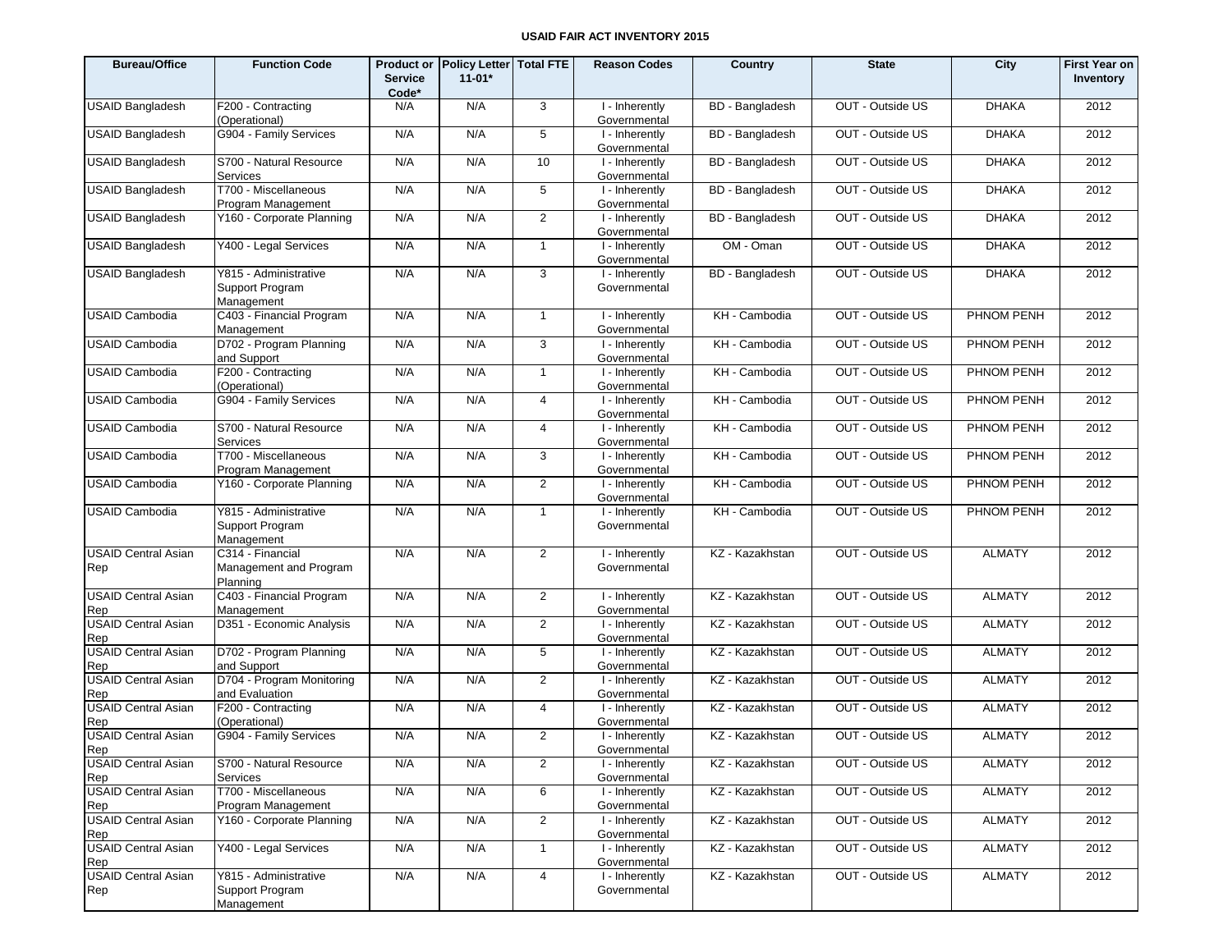# USAID FAIR ACT INVENTORY 2015

| Bureau/Office | Function Code | Product or Service Code* | Policy Letter 11-01* | Total FTE | Reason Codes | Country | State | City | First Year on Inventory |
|---|---|---|---|---|---|---|---|---|---|
| USAID Bangladesh | F200 - Contracting (Operational) | N/A | N/A | 3 | I - Inherently Governmental | BD - Bangladesh | OUT - Outside US | DHAKA | 2012 |
| USAID Bangladesh | G904 - Family Services | N/A | N/A | 5 | I - Inherently Governmental | BD - Bangladesh | OUT - Outside US | DHAKA | 2012 |
| USAID Bangladesh | S700 - Natural Resource Services | N/A | N/A | 10 | I - Inherently Governmental | BD - Bangladesh | OUT - Outside US | DHAKA | 2012 |
| USAID Bangladesh | T700 - Miscellaneous Program Management | N/A | N/A | 5 | I - Inherently Governmental | BD - Bangladesh | OUT - Outside US | DHAKA | 2012 |
| USAID Bangladesh | Y160 - Corporate Planning | N/A | N/A | 2 | I - Inherently Governmental | BD - Bangladesh | OUT - Outside US | DHAKA | 2012 |
| USAID Bangladesh | Y400 - Legal Services | N/A | N/A | 1 | I - Inherently Governmental | OM - Oman | OUT - Outside US | DHAKA | 2012 |
| USAID Bangladesh | Y815 - Administrative Support Program Management | N/A | N/A | 3 | I - Inherently Governmental | BD - Bangladesh | OUT - Outside US | DHAKA | 2012 |
| USAID Cambodia | C403 - Financial Program Management | N/A | N/A | 1 | I - Inherently Governmental | KH - Cambodia | OUT - Outside US | PHNOM PENH | 2012 |
| USAID Cambodia | D702 - Program Planning and Support | N/A | N/A | 3 | I - Inherently Governmental | KH - Cambodia | OUT - Outside US | PHNOM PENH | 2012 |
| USAID Cambodia | F200 - Contracting (Operational) | N/A | N/A | 1 | I - Inherently Governmental | KH - Cambodia | OUT - Outside US | PHNOM PENH | 2012 |
| USAID Cambodia | G904 - Family Services | N/A | N/A | 4 | I - Inherently Governmental | KH - Cambodia | OUT - Outside US | PHNOM PENH | 2012 |
| USAID Cambodia | S700 - Natural Resource Services | N/A | N/A | 4 | I - Inherently Governmental | KH - Cambodia | OUT - Outside US | PHNOM PENH | 2012 |
| USAID Cambodia | T700 - Miscellaneous Program Management | N/A | N/A | 3 | I - Inherently Governmental | KH - Cambodia | OUT - Outside US | PHNOM PENH | 2012 |
| USAID Cambodia | Y160 - Corporate Planning | N/A | N/A | 2 | I - Inherently Governmental | KH - Cambodia | OUT - Outside US | PHNOM PENH | 2012 |
| USAID Cambodia | Y815 - Administrative Support Program Management | N/A | N/A | 1 | I - Inherently Governmental | KH - Cambodia | OUT - Outside US | PHNOM PENH | 2012 |
| USAID Central Asian Rep | C314 - Financial Management and Program Planning | N/A | N/A | 2 | I - Inherently Governmental | KZ - Kazakhstan | OUT - Outside US | ALMATY | 2012 |
| USAID Central Asian Rep | C403 - Financial Program Management | N/A | N/A | 2 | I - Inherently Governmental | KZ - Kazakhstan | OUT - Outside US | ALMATY | 2012 |
| USAID Central Asian Rep | D351 - Economic Analysis | N/A | N/A | 2 | I - Inherently Governmental | KZ - Kazakhstan | OUT - Outside US | ALMATY | 2012 |
| USAID Central Asian Rep | D702 - Program Planning and Support | N/A | N/A | 5 | I - Inherently Governmental | KZ - Kazakhstan | OUT - Outside US | ALMATY | 2012 |
| USAID Central Asian Rep | D704 - Program Monitoring and Evaluation | N/A | N/A | 2 | I - Inherently Governmental | KZ - Kazakhstan | OUT - Outside US | ALMATY | 2012 |
| USAID Central Asian Rep | F200 - Contracting (Operational) | N/A | N/A | 4 | I - Inherently Governmental | KZ - Kazakhstan | OUT - Outside US | ALMATY | 2012 |
| USAID Central Asian Rep | G904 - Family Services | N/A | N/A | 2 | I - Inherently Governmental | KZ - Kazakhstan | OUT - Outside US | ALMATY | 2012 |
| USAID Central Asian Rep | S700 - Natural Resource Services | N/A | N/A | 2 | I - Inherently Governmental | KZ - Kazakhstan | OUT - Outside US | ALMATY | 2012 |
| USAID Central Asian Rep | T700 - Miscellaneous Program Management | N/A | N/A | 6 | I - Inherently Governmental | KZ - Kazakhstan | OUT - Outside US | ALMATY | 2012 |
| USAID Central Asian Rep | Y160 - Corporate Planning | N/A | N/A | 2 | I - Inherently Governmental | KZ - Kazakhstan | OUT - Outside US | ALMATY | 2012 |
| USAID Central Asian Rep | Y400 - Legal Services | N/A | N/A | 1 | I - Inherently Governmental | KZ - Kazakhstan | OUT - Outside US | ALMATY | 2012 |
| USAID Central Asian Rep | Y815 - Administrative Support Program Management | N/A | N/A | 4 | I - Inherently Governmental | KZ - Kazakhstan | OUT - Outside US | ALMATY | 2012 |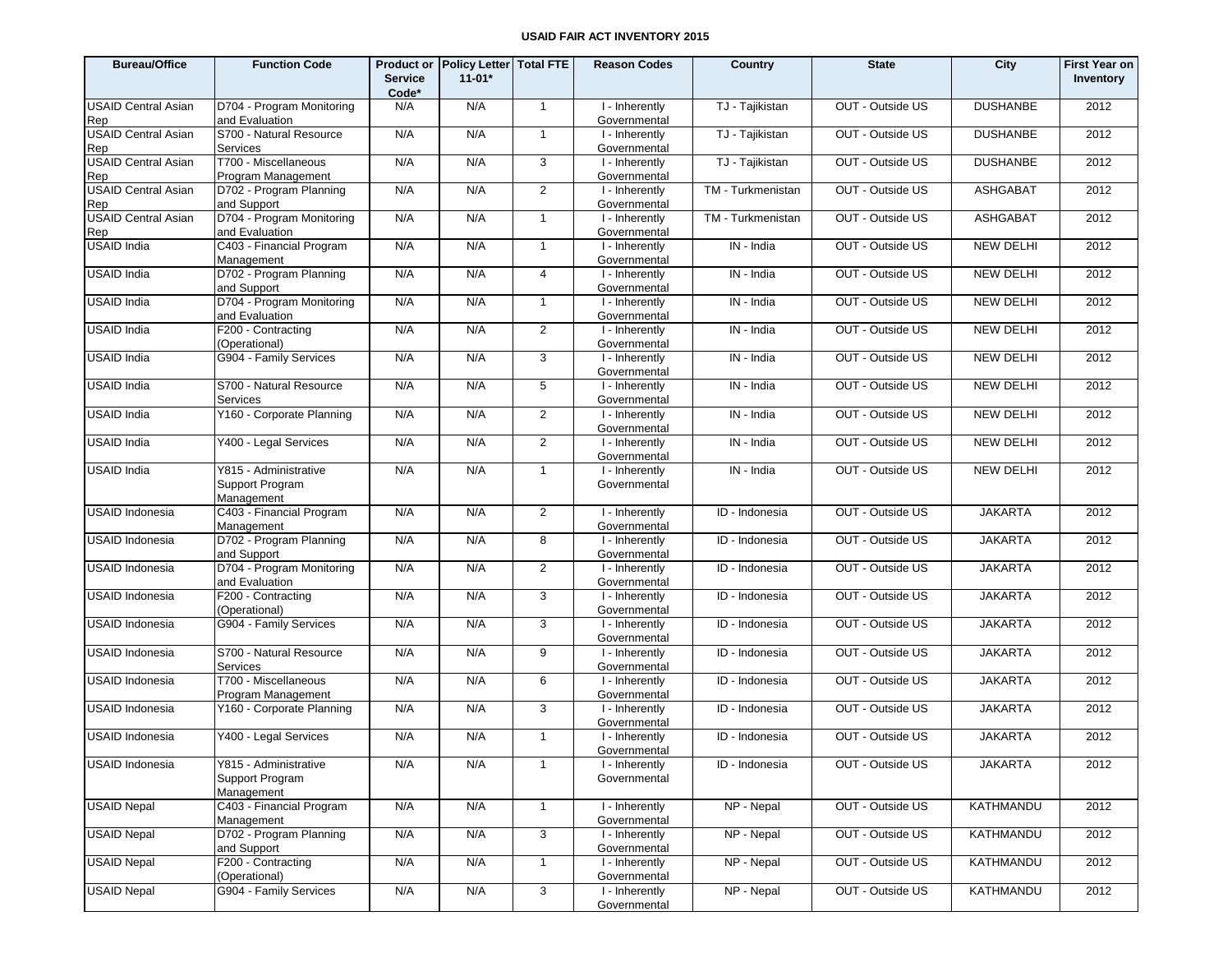**USAID FAIR ACT INVENTORY 2015**

| Bureau/Office | Function Code | Product or Service Code* | Policy Letter 11-01* | Total FTE | Reason Codes | Country | State | City | First Year on Inventory |
|---|---|---|---|---|---|---|---|---|---|
| USAID Central Asian Rep | D704 - Program Monitoring and Evaluation | N/A | N/A | 1 | I - Inherently Governmental | TJ - Tajikistan | OUT - Outside US | DUSHANBE | 2012 |
| USAID Central Asian Rep | S700 - Natural Resource Services | N/A | N/A | 1 | I - Inherently Governmental | TJ - Tajikistan | OUT - Outside US | DUSHANBE | 2012 |
| USAID Central Asian Rep | T700 - Miscellaneous Program Management | N/A | N/A | 3 | I - Inherently Governmental | TJ - Tajikistan | OUT - Outside US | DUSHANBE | 2012 |
| USAID Central Asian Rep | D702 - Program Planning and Support | N/A | N/A | 2 | I - Inherently Governmental | TM - Turkmenistan | OUT - Outside US | ASHGABAT | 2012 |
| USAID Central Asian Rep | D704 - Program Monitoring and Evaluation | N/A | N/A | 1 | I - Inherently Governmental | TM - Turkmenistan | OUT - Outside US | ASHGABAT | 2012 |
| USAID India | C403 - Financial Program Management | N/A | N/A | 1 | I - Inherently Governmental | IN - India | OUT - Outside US | NEW DELHI | 2012 |
| USAID India | D702 - Program Planning and Support | N/A | N/A | 4 | I - Inherently Governmental | IN - India | OUT - Outside US | NEW DELHI | 2012 |
| USAID India | D704 - Program Monitoring and Evaluation | N/A | N/A | 1 | I - Inherently Governmental | IN - India | OUT - Outside US | NEW DELHI | 2012 |
| USAID India | F200 - Contracting (Operational) | N/A | N/A | 2 | I - Inherently Governmental | IN - India | OUT - Outside US | NEW DELHI | 2012 |
| USAID India | G904 - Family Services | N/A | N/A | 3 | I - Inherently Governmental | IN - India | OUT - Outside US | NEW DELHI | 2012 |
| USAID India | S700 - Natural Resource Services | N/A | N/A | 5 | I - Inherently Governmental | IN - India | OUT - Outside US | NEW DELHI | 2012 |
| USAID India | Y160 - Corporate Planning | N/A | N/A | 2 | I - Inherently Governmental | IN - India | OUT - Outside US | NEW DELHI | 2012 |
| USAID India | Y400 - Legal Services | N/A | N/A | 2 | I - Inherently Governmental | IN - India | OUT - Outside US | NEW DELHI | 2012 |
| USAID India | Y815 - Administrative Support Program Management | N/A | N/A | 1 | I - Inherently Governmental | IN - India | OUT - Outside US | NEW DELHI | 2012 |
| USAID Indonesia | C403 - Financial Program Management | N/A | N/A | 2 | I - Inherently Governmental | ID - Indonesia | OUT - Outside US | JAKARTA | 2012 |
| USAID Indonesia | D702 - Program Planning and Support | N/A | N/A | 8 | I - Inherently Governmental | ID - Indonesia | OUT - Outside US | JAKARTA | 2012 |
| USAID Indonesia | D704 - Program Monitoring and Evaluation | N/A | N/A | 2 | I - Inherently Governmental | ID - Indonesia | OUT - Outside US | JAKARTA | 2012 |
| USAID Indonesia | F200 - Contracting (Operational) | N/A | N/A | 3 | I - Inherently Governmental | ID - Indonesia | OUT - Outside US | JAKARTA | 2012 |
| USAID Indonesia | G904 - Family Services | N/A | N/A | 3 | I - Inherently Governmental | ID - Indonesia | OUT - Outside US | JAKARTA | 2012 |
| USAID Indonesia | S700 - Natural Resource Services | N/A | N/A | 9 | I - Inherently Governmental | ID - Indonesia | OUT - Outside US | JAKARTA | 2012 |
| USAID Indonesia | T700 - Miscellaneous Program Management | N/A | N/A | 6 | I - Inherently Governmental | ID - Indonesia | OUT - Outside US | JAKARTA | 2012 |
| USAID Indonesia | Y160 - Corporate Planning | N/A | N/A | 3 | I - Inherently Governmental | ID - Indonesia | OUT - Outside US | JAKARTA | 2012 |
| USAID Indonesia | Y400 - Legal Services | N/A | N/A | 1 | I - Inherently Governmental | ID - Indonesia | OUT - Outside US | JAKARTA | 2012 |
| USAID Indonesia | Y815 - Administrative Support Program Management | N/A | N/A | 1 | I - Inherently Governmental | ID - Indonesia | OUT - Outside US | JAKARTA | 2012 |
| USAID Nepal | C403 - Financial Program Management | N/A | N/A | 1 | I - Inherently Governmental | NP - Nepal | OUT - Outside US | KATHMANDU | 2012 |
| USAID Nepal | D702 - Program Planning and Support | N/A | N/A | 3 | I - Inherently Governmental | NP - Nepal | OUT - Outside US | KATHMANDU | 2012 |
| USAID Nepal | F200 - Contracting (Operational) | N/A | N/A | 1 | I - Inherently Governmental | NP - Nepal | OUT - Outside US | KATHMANDU | 2012 |
| USAID Nepal | G904 - Family Services | N/A | N/A | 3 | I - Inherently Governmental | NP - Nepal | OUT - Outside US | KATHMANDU | 2012 |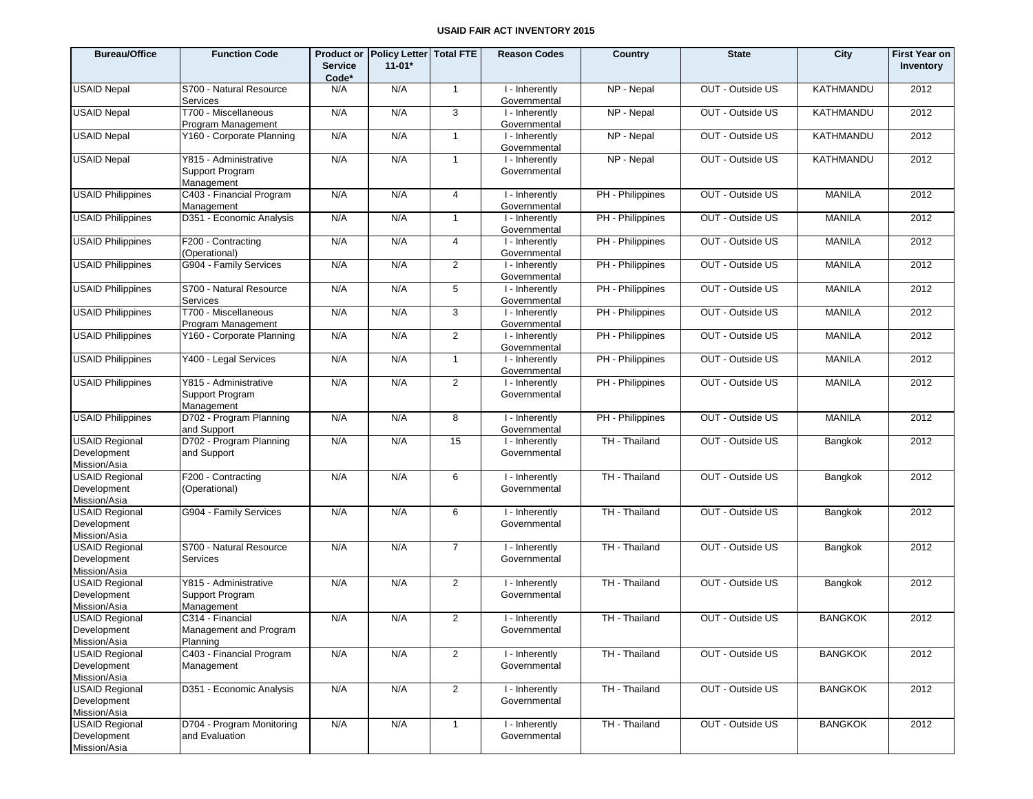**USAID FAIR ACT INVENTORY 2015**

| Bureau/Office | Function Code | Product or Service Code* | Policy Letter 11-01* | Total FTE | Reason Codes | Country | State | City | First Year on Inventory |
|---|---|---|---|---|---|---|---|---|---|
| USAID Nepal | S700 - Natural Resource Services | N/A | N/A | 1 | I - Inherently Governmental | NP - Nepal | OUT - Outside US | KATHMANDU | 2012 |
| USAID Nepal | T700 - Miscellaneous Program Management | N/A | N/A | 3 | I - Inherently Governmental | NP - Nepal | OUT - Outside US | KATHMANDU | 2012 |
| USAID Nepal | Y160 - Corporate Planning | N/A | N/A | 1 | I - Inherently Governmental | NP - Nepal | OUT - Outside US | KATHMANDU | 2012 |
| USAID Nepal | Y815 - Administrative Support Program Management | N/A | N/A | 1 | I - Inherently Governmental | NP - Nepal | OUT - Outside US | KATHMANDU | 2012 |
| USAID Philippines | C403 - Financial Program Management | N/A | N/A | 4 | I - Inherently Governmental | PH - Philippines | OUT - Outside US | MANILA | 2012 |
| USAID Philippines | D351 - Economic Analysis | N/A | N/A | 1 | I - Inherently Governmental | PH - Philippines | OUT - Outside US | MANILA | 2012 |
| USAID Philippines | F200 - Contracting (Operational) | N/A | N/A | 4 | I - Inherently Governmental | PH - Philippines | OUT - Outside US | MANILA | 2012 |
| USAID Philippines | G904 - Family Services | N/A | N/A | 2 | I - Inherently Governmental | PH - Philippines | OUT - Outside US | MANILA | 2012 |
| USAID Philippines | S700 - Natural Resource Services | N/A | N/A | 5 | I - Inherently Governmental | PH - Philippines | OUT - Outside US | MANILA | 2012 |
| USAID Philippines | T700 - Miscellaneous Program Management | N/A | N/A | 3 | I - Inherently Governmental | PH - Philippines | OUT - Outside US | MANILA | 2012 |
| USAID Philippines | Y160 - Corporate Planning | N/A | N/A | 2 | I - Inherently Governmental | PH - Philippines | OUT - Outside US | MANILA | 2012 |
| USAID Philippines | Y400 - Legal Services | N/A | N/A | 1 | I - Inherently Governmental | PH - Philippines | OUT - Outside US | MANILA | 2012 |
| USAID Philippines | Y815 - Administrative Support Program Management | N/A | N/A | 2 | I - Inherently Governmental | PH - Philippines | OUT - Outside US | MANILA | 2012 |
| USAID Philippines | D702 - Program Planning and Support | N/A | N/A | 8 | I - Inherently Governmental | PH - Philippines | OUT - Outside US | MANILA | 2012 |
| USAID Regional Development Mission/Asia | D702 - Program Planning and Support | N/A | N/A | 15 | I - Inherently Governmental | TH - Thailand | OUT - Outside US | Bangkok | 2012 |
| USAID Regional Development Mission/Asia | F200 - Contracting (Operational) | N/A | N/A | 6 | I - Inherently Governmental | TH - Thailand | OUT - Outside US | Bangkok | 2012 |
| USAID Regional Development Mission/Asia | G904 - Family Services | N/A | N/A | 6 | I - Inherently Governmental | TH - Thailand | OUT - Outside US | Bangkok | 2012 |
| USAID Regional Development Mission/Asia | S700 - Natural Resource Services | N/A | N/A | 7 | I - Inherently Governmental | TH - Thailand | OUT - Outside US | Bangkok | 2012 |
| USAID Regional Development Mission/Asia | Y815 - Administrative Support Program Management | N/A | N/A | 2 | I - Inherently Governmental | TH - Thailand | OUT - Outside US | Bangkok | 2012 |
| USAID Regional Development Mission/Asia | C314 - Financial Management and Program Planning | N/A | N/A | 2 | I - Inherently Governmental | TH - Thailand | OUT - Outside US | BANGKOK | 2012 |
| USAID Regional Development Mission/Asia | C403 - Financial Program Management | N/A | N/A | 2 | I - Inherently Governmental | TH - Thailand | OUT - Outside US | BANGKOK | 2012 |
| USAID Regional Development Mission/Asia | D351 - Economic Analysis | N/A | N/A | 2 | I - Inherently Governmental | TH - Thailand | OUT - Outside US | BANGKOK | 2012 |
| USAID Regional Development Mission/Asia | D704 - Program Monitoring and Evaluation | N/A | N/A | 1 | I - Inherently Governmental | TH - Thailand | OUT - Outside US | BANGKOK | 2012 |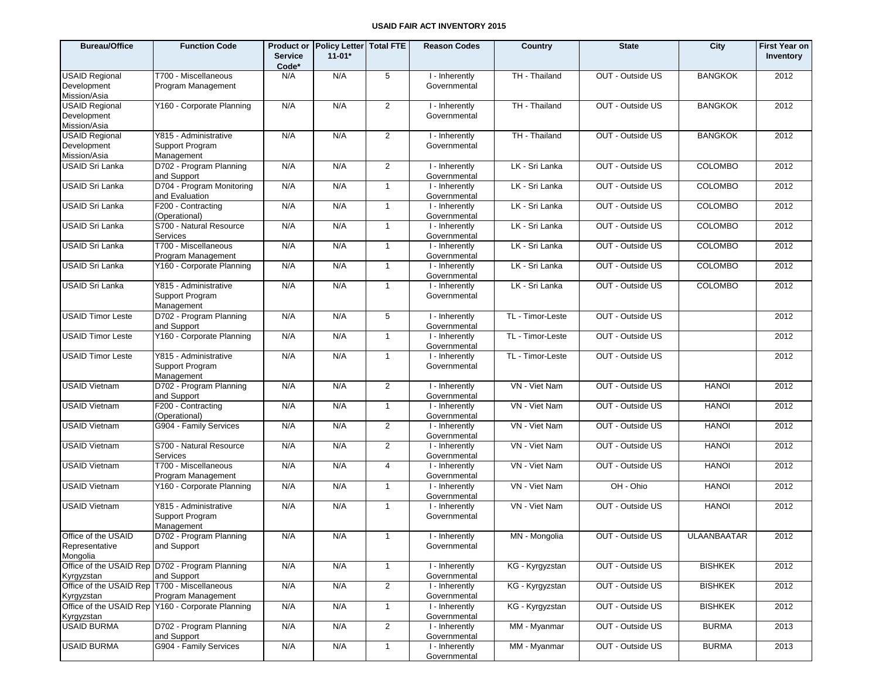# USAID FAIR ACT INVENTORY 2015

| Bureau/Office | Function Code | Product or Service Code* | Policy Letter 11-01* | Total FTE | Reason Codes | Country | State | City | First Year on Inventory |
|---|---|---|---|---|---|---|---|---|---|
| USAID Regional Development Mission/Asia | T700 - Miscellaneous Program Management | N/A | N/A | 5 | I - Inherently Governmental | TH - Thailand | OUT - Outside US | BANGKOK | 2012 |
| USAID Regional Development Mission/Asia | Y160 - Corporate Planning | N/A | N/A | 2 | I - Inherently Governmental | TH - Thailand | OUT - Outside US | BANGKOK | 2012 |
| USAID Regional Development Mission/Asia | Y815 - Administrative Support Program Management | N/A | N/A | 2 | I - Inherently Governmental | TH - Thailand | OUT - Outside US | BANGKOK | 2012 |
| USAID Sri Lanka | D702 - Program Planning and Support | N/A | N/A | 2 | I - Inherently Governmental | LK - Sri Lanka | OUT - Outside US | COLOMBO | 2012 |
| USAID Sri Lanka | D704 - Program Monitoring and Evaluation | N/A | N/A | 1 | I - Inherently Governmental | LK - Sri Lanka | OUT - Outside US | COLOMBO | 2012 |
| USAID Sri Lanka | F200 - Contracting (Operational) | N/A | N/A | 1 | I - Inherently Governmental | LK - Sri Lanka | OUT - Outside US | COLOMBO | 2012 |
| USAID Sri Lanka | S700 - Natural Resource Services | N/A | N/A | 1 | I - Inherently Governmental | LK - Sri Lanka | OUT - Outside US | COLOMBO | 2012 |
| USAID Sri Lanka | T700 - Miscellaneous Program Management | N/A | N/A | 1 | I - Inherently Governmental | LK - Sri Lanka | OUT - Outside US | COLOMBO | 2012 |
| USAID Sri Lanka | Y160 - Corporate Planning | N/A | N/A | 1 | I - Inherently Governmental | LK - Sri Lanka | OUT - Outside US | COLOMBO | 2012 |
| USAID Sri Lanka | Y815 - Administrative Support Program Management | N/A | N/A | 1 | I - Inherently Governmental | LK - Sri Lanka | OUT - Outside US | COLOMBO | 2012 |
| USAID Timor Leste | D702 - Program Planning and Support | N/A | N/A | 5 | I - Inherently Governmental | TL - Timor-Leste | OUT - Outside US | | 2012 |
| USAID Timor Leste | Y160 - Corporate Planning | N/A | N/A | 1 | I - Inherently Governmental | TL - Timor-Leste | OUT - Outside US | | 2012 |
| USAID Timor Leste | Y815 - Administrative Support Program Management | N/A | N/A | 1 | I - Inherently Governmental | TL - Timor-Leste | OUT - Outside US | | 2012 |
| USAID Vietnam | D702 - Program Planning and Support | N/A | N/A | 2 | I - Inherently Governmental | VN - Viet Nam | OUT - Outside US | HANOI | 2012 |
| USAID Vietnam | F200 - Contracting (Operational) | N/A | N/A | 1 | I - Inherently Governmental | VN - Viet Nam | OUT - Outside US | HANOI | 2012 |
| USAID Vietnam | G904 - Family Services | N/A | N/A | 2 | I - Inherently Governmental | VN - Viet Nam | OUT - Outside US | HANOI | 2012 |
| USAID Vietnam | S700 - Natural Resource Services | N/A | N/A | 2 | I - Inherently Governmental | VN - Viet Nam | OUT - Outside US | HANOI | 2012 |
| USAID Vietnam | T700 - Miscellaneous Program Management | N/A | N/A | 4 | I - Inherently Governmental | VN - Viet Nam | OUT - Outside US | HANOI | 2012 |
| USAID Vietnam | Y160 - Corporate Planning | N/A | N/A | 1 | I - Inherently Governmental | VN - Viet Nam | OH - Ohio | HANOI | 2012 |
| USAID Vietnam | Y815 - Administrative Support Program Management | N/A | N/A | 1 | I - Inherently Governmental | VN - Viet Nam | OUT - Outside US | HANOI | 2012 |
| Office of the USAID Representative Mongolia | D702 - Program Planning and Support | N/A | N/A | 1 | I - Inherently Governmental | MN - Mongolia | OUT - Outside US | ULAANBAATAR | 2012 |
| Office of the USAID Rep Kyrgyzstan | D702 - Program Planning and Support | N/A | N/A | 1 | I - Inherently Governmental | KG - Kyrgyzstan | OUT - Outside US | BISHKEK | 2012 |
| Office of the USAID Rep Kyrgyzstan | T700 - Miscellaneous Program Management | N/A | N/A | 2 | I - Inherently Governmental | KG - Kyrgyzstan | OUT - Outside US | BISHKEK | 2012 |
| Office of the USAID Rep Kyrgyzstan | Y160 - Corporate Planning | N/A | N/A | 1 | I - Inherently Governmental | KG - Kyrgyzstan | OUT - Outside US | BISHKEK | 2012 |
| USAID BURMA | D702 - Program Planning and Support | N/A | N/A | 2 | I - Inherently Governmental | MM - Myanmar | OUT - Outside US | BURMA | 2013 |
| USAID BURMA | G904 - Family Services | N/A | N/A | 1 | I - Inherently Governmental | MM - Myanmar | OUT - Outside US | BURMA | 2013 |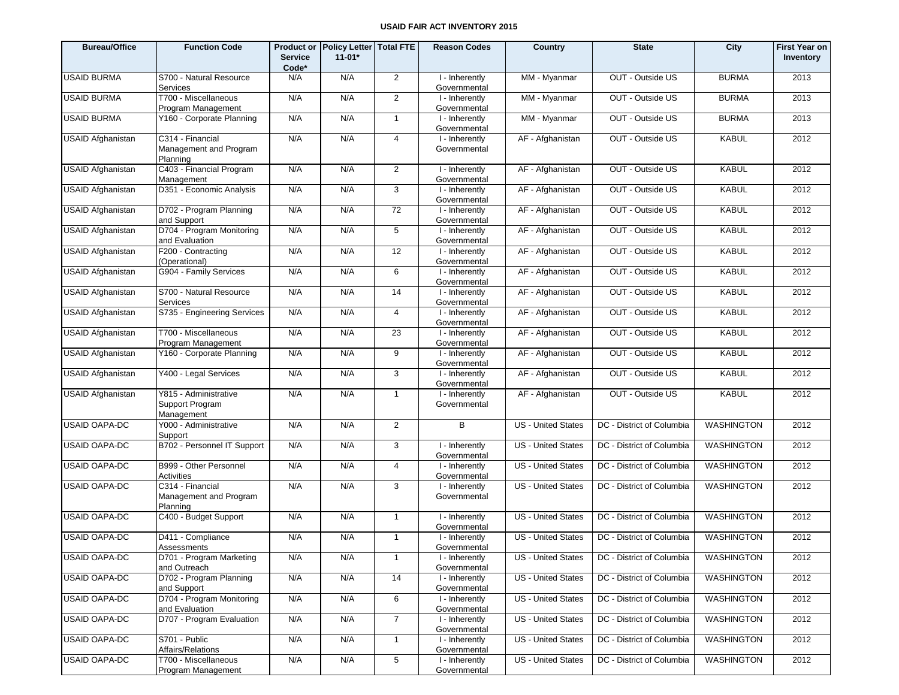**USAID FAIR ACT INVENTORY 2015**

| Bureau/Office | Function Code | Product or Service Code* | Policy Letter 11-01* | Total FTE | Reason Codes | Country | State | City | First Year on Inventory |
|---|---|---|---|---|---|---|---|---|---|
| USAID BURMA | S700 - Natural Resource Services | N/A | N/A | 2 | I - Inherently Governmental | MM - Myanmar | OUT - Outside US | BURMA | 2013 |
| USAID BURMA | T700 - Miscellaneous Program Management | N/A | N/A | 2 | I - Inherently Governmental | MM - Myanmar | OUT - Outside US | BURMA | 2013 |
| USAID BURMA | Y160 - Corporate Planning | N/A | N/A | 1 | I - Inherently Governmental | MM - Myanmar | OUT - Outside US | BURMA | 2013 |
| USAID Afghanistan | C314 - Financial Management and Program Planning | N/A | N/A | 4 | I - Inherently Governmental | AF - Afghanistan | OUT - Outside US | KABUL | 2012 |
| USAID Afghanistan | C403 - Financial Program Management | N/A | N/A | 2 | I - Inherently Governmental | AF - Afghanistan | OUT - Outside US | KABUL | 2012 |
| USAID Afghanistan | D351 - Economic Analysis | N/A | N/A | 3 | I - Inherently Governmental | AF - Afghanistan | OUT - Outside US | KABUL | 2012 |
| USAID Afghanistan | D702 - Program Planning and Support | N/A | N/A | 72 | I - Inherently Governmental | AF - Afghanistan | OUT - Outside US | KABUL | 2012 |
| USAID Afghanistan | D704 - Program Monitoring and Evaluation | N/A | N/A | 5 | I - Inherently Governmental | AF - Afghanistan | OUT - Outside US | KABUL | 2012 |
| USAID Afghanistan | F200 - Contracting (Operational) | N/A | N/A | 12 | I - Inherently Governmental | AF - Afghanistan | OUT - Outside US | KABUL | 2012 |
| USAID Afghanistan | G904 - Family Services | N/A | N/A | 6 | I - Inherently Governmental | AF - Afghanistan | OUT - Outside US | KABUL | 2012 |
| USAID Afghanistan | S700 - Natural Resource Services | N/A | N/A | 14 | I - Inherently Governmental | AF - Afghanistan | OUT - Outside US | KABUL | 2012 |
| USAID Afghanistan | S735 - Engineering Services | N/A | N/A | 4 | I - Inherently Governmental | AF - Afghanistan | OUT - Outside US | KABUL | 2012 |
| USAID Afghanistan | T700 - Miscellaneous Program Management | N/A | N/A | 23 | I - Inherently Governmental | AF - Afghanistan | OUT - Outside US | KABUL | 2012 |
| USAID Afghanistan | Y160 - Corporate Planning | N/A | N/A | 9 | I - Inherently Governmental | AF - Afghanistan | OUT - Outside US | KABUL | 2012 |
| USAID Afghanistan | Y400 - Legal Services | N/A | N/A | 3 | I - Inherently Governmental | AF - Afghanistan | OUT - Outside US | KABUL | 2012 |
| USAID Afghanistan | Y815 - Administrative Support Program Management | N/A | N/A | 1 | I - Inherently Governmental | AF - Afghanistan | OUT - Outside US | KABUL | 2012 |
| USAID OAPA-DC | Y000 - Administrative Support | N/A | N/A | 2 | B | US - United States | DC - District of Columbia | WASHINGTON | 2012 |
| USAID OAPA-DC | B702 - Personnel IT Support | N/A | N/A | 3 | I - Inherently Governmental | US - United States | DC - District of Columbia | WASHINGTON | 2012 |
| USAID OAPA-DC | B999 - Other Personnel Activities | N/A | N/A | 4 | I - Inherently Governmental | US - United States | DC - District of Columbia | WASHINGTON | 2012 |
| USAID OAPA-DC | C314 - Financial Management and Program Planning | N/A | N/A | 3 | I - Inherently Governmental | US - United States | DC - District of Columbia | WASHINGTON | 2012 |
| USAID OAPA-DC | C400 - Budget Support | N/A | N/A | 1 | I - Inherently Governmental | US - United States | DC - District of Columbia | WASHINGTON | 2012 |
| USAID OAPA-DC | D411 - Compliance Assessments | N/A | N/A | 1 | I - Inherently Governmental | US - United States | DC - District of Columbia | WASHINGTON | 2012 |
| USAID OAPA-DC | D701 - Program Marketing and Outreach | N/A | N/A | 1 | I - Inherently Governmental | US - United States | DC - District of Columbia | WASHINGTON | 2012 |
| USAID OAPA-DC | D702 - Program Planning and Support | N/A | N/A | 14 | I - Inherently Governmental | US - United States | DC - District of Columbia | WASHINGTON | 2012 |
| USAID OAPA-DC | D704 - Program Monitoring and Evaluation | N/A | N/A | 6 | I - Inherently Governmental | US - United States | DC - District of Columbia | WASHINGTON | 2012 |
| USAID OAPA-DC | D707 - Program Evaluation | N/A | N/A | 7 | I - Inherently Governmental | US - United States | DC - District of Columbia | WASHINGTON | 2012 |
| USAID OAPA-DC | S701 - Public Affairs/Relations | N/A | N/A | 1 | I - Inherently Governmental | US - United States | DC - District of Columbia | WASHINGTON | 2012 |
| USAID OAPA-DC | T700 - Miscellaneous Program Management | N/A | N/A | 5 | I - Inherently Governmental | US - United States | DC - District of Columbia | WASHINGTON | 2012 |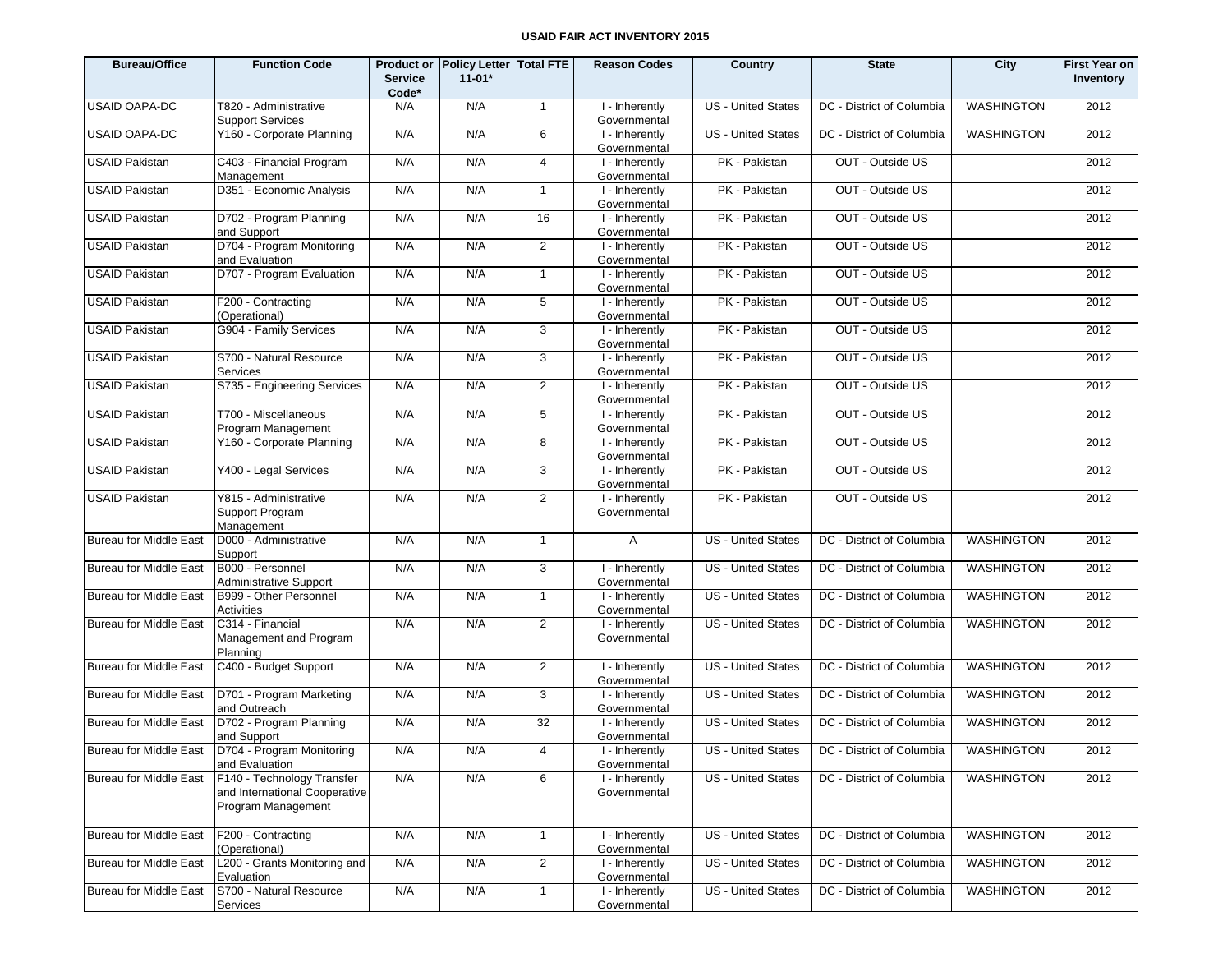# USAID FAIR ACT INVENTORY 2015

| Bureau/Office | Function Code | Product or Service Code* | Policy Letter 11-01* | Total FTE | Reason Codes | Country | State | City | First Year on Inventory |
|---|---|---|---|---|---|---|---|---|---|
| USAID OAPA-DC | T820 - Administrative Support Services | N/A | N/A | 1 | I - Inherently Governmental | US - United States | DC - District of Columbia | WASHINGTON | 2012 |
| USAID OAPA-DC | Y160 - Corporate Planning | N/A | N/A | 6 | I - Inherently Governmental | US - United States | DC - District of Columbia | WASHINGTON | 2012 |
| USAID Pakistan | C403 - Financial Program Management | N/A | N/A | 4 | I - Inherently Governmental | PK - Pakistan | OUT - Outside US | | 2012 |
| USAID Pakistan | D351 - Economic Analysis | N/A | N/A | 1 | I - Inherently Governmental | PK - Pakistan | OUT - Outside US | | 2012 |
| USAID Pakistan | D702 - Program Planning and Support | N/A | N/A | 16 | I - Inherently Governmental | PK - Pakistan | OUT - Outside US | | 2012 |
| USAID Pakistan | D704 - Program Monitoring and Evaluation | N/A | N/A | 2 | I - Inherently Governmental | PK - Pakistan | OUT - Outside US | | 2012 |
| USAID Pakistan | D707 - Program Evaluation | N/A | N/A | 1 | I - Inherently Governmental | PK - Pakistan | OUT - Outside US | | 2012 |
| USAID Pakistan | F200 - Contracting (Operational) | N/A | N/A | 5 | I - Inherently Governmental | PK - Pakistan | OUT - Outside US | | 2012 |
| USAID Pakistan | G904 - Family Services | N/A | N/A | 3 | I - Inherently Governmental | PK - Pakistan | OUT - Outside US | | 2012 |
| USAID Pakistan | S700 - Natural Resource Services | N/A | N/A | 3 | I - Inherently Governmental | PK - Pakistan | OUT - Outside US | | 2012 |
| USAID Pakistan | S735 - Engineering Services | N/A | N/A | 2 | I - Inherently Governmental | PK - Pakistan | OUT - Outside US | | 2012 |
| USAID Pakistan | T700 - Miscellaneous Program Management | N/A | N/A | 5 | I - Inherently Governmental | PK - Pakistan | OUT - Outside US | | 2012 |
| USAID Pakistan | Y160 - Corporate Planning | N/A | N/A | 8 | I - Inherently Governmental | PK - Pakistan | OUT - Outside US | | 2012 |
| USAID Pakistan | Y400 - Legal Services | N/A | N/A | 3 | I - Inherently Governmental | PK - Pakistan | OUT - Outside US | | 2012 |
| USAID Pakistan | Y815 - Administrative Support Program Management | N/A | N/A | 2 | I - Inherently Governmental | PK - Pakistan | OUT - Outside US | | 2012 |
| Bureau for Middle East | D000 - Administrative Support | N/A | N/A | 1 | A | US - United States | DC - District of Columbia | WASHINGTON | 2012 |
| Bureau for Middle East | B000 - Personnel Administrative Support | N/A | N/A | 3 | I - Inherently Governmental | US - United States | DC - District of Columbia | WASHINGTON | 2012 |
| Bureau for Middle East | B999 - Other Personnel Activities | N/A | N/A | 1 | I - Inherently Governmental | US - United States | DC - District of Columbia | WASHINGTON | 2012 |
| Bureau for Middle East | C314 - Financial Management and Program Planning | N/A | N/A | 2 | I - Inherently Governmental | US - United States | DC - District of Columbia | WASHINGTON | 2012 |
| Bureau for Middle East | C400 - Budget Support | N/A | N/A | 2 | I - Inherently Governmental | US - United States | DC - District of Columbia | WASHINGTON | 2012 |
| Bureau for Middle East | D701 - Program Marketing and Outreach | N/A | N/A | 3 | I - Inherently Governmental | US - United States | DC - District of Columbia | WASHINGTON | 2012 |
| Bureau for Middle East | D702 - Program Planning and Support | N/A | N/A | 32 | I - Inherently Governmental | US - United States | DC - District of Columbia | WASHINGTON | 2012 |
| Bureau for Middle East | D704 - Program Monitoring and Evaluation | N/A | N/A | 4 | I - Inherently Governmental | US - United States | DC - District of Columbia | WASHINGTON | 2012 |
| Bureau for Middle East | F140 - Technology Transfer and International Cooperative Program Management | N/A | N/A | 6 | I - Inherently Governmental | US - United States | DC - District of Columbia | WASHINGTON | 2012 |
| Bureau for Middle East | F200 - Contracting (Operational) | N/A | N/A | 1 | I - Inherently Governmental | US - United States | DC - District of Columbia | WASHINGTON | 2012 |
| Bureau for Middle East | L200 - Grants Monitoring and Evaluation | N/A | N/A | 2 | I - Inherently Governmental | US - United States | DC - District of Columbia | WASHINGTON | 2012 |
| Bureau for Middle East | S700 - Natural Resource Services | N/A | N/A | 1 | I - Inherently Governmental | US - United States | DC - District of Columbia | WASHINGTON | 2012 |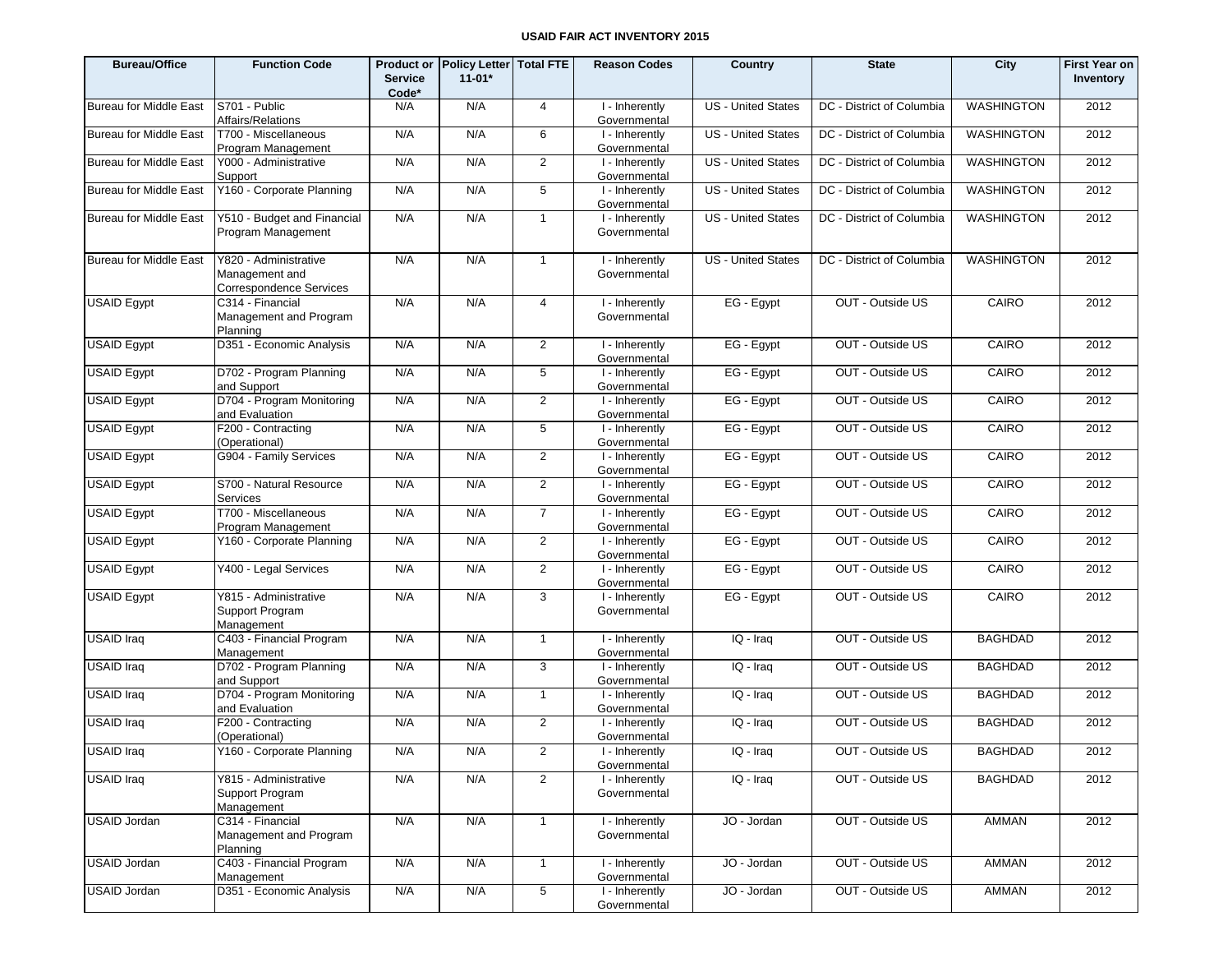**USAID FAIR ACT INVENTORY 2015**

| Bureau/Office | Function Code | Product or Service Code* | Policy Letter 11-01* | Total FTE | Reason Codes | Country | State | City | First Year on Inventory |
|---|---|---|---|---|---|---|---|---|---|
| Bureau for Middle East | S701 - Public Affairs/Relations | N/A | N/A | 4 | I - Inherently Governmental | US - United States | DC - District of Columbia | WASHINGTON | 2012 |
| Bureau for Middle East | T700 - Miscellaneous Program Management | N/A | N/A | 6 | I - Inherently Governmental | US - United States | DC - District of Columbia | WASHINGTON | 2012 |
| Bureau for Middle East | Y000 - Administrative Support | N/A | N/A | 2 | I - Inherently Governmental | US - United States | DC - District of Columbia | WASHINGTON | 2012 |
| Bureau for Middle East | Y160 - Corporate Planning | N/A | N/A | 5 | I - Inherently Governmental | US - United States | DC - District of Columbia | WASHINGTON | 2012 |
| Bureau for Middle East | Y510 - Budget and Financial Program Management | N/A | N/A | 1 | I - Inherently Governmental | US - United States | DC - District of Columbia | WASHINGTON | 2012 |
| Bureau for Middle East | Y820 - Administrative Management and Correspondence Services | N/A | N/A | 1 | I - Inherently Governmental | US - United States | DC - District of Columbia | WASHINGTON | 2012 |
| USAID Egypt | C314 - Financial Management and Program Planning | N/A | N/A | 4 | I - Inherently Governmental | EG - Egypt | OUT - Outside US | CAIRO | 2012 |
| USAID Egypt | D351 - Economic Analysis | N/A | N/A | 2 | I - Inherently Governmental | EG - Egypt | OUT - Outside US | CAIRO | 2012 |
| USAID Egypt | D702 - Program Planning and Support | N/A | N/A | 5 | I - Inherently Governmental | EG - Egypt | OUT - Outside US | CAIRO | 2012 |
| USAID Egypt | D704 - Program Monitoring and Evaluation | N/A | N/A | 2 | I - Inherently Governmental | EG - Egypt | OUT - Outside US | CAIRO | 2012 |
| USAID Egypt | F200 - Contracting (Operational) | N/A | N/A | 5 | I - Inherently Governmental | EG - Egypt | OUT - Outside US | CAIRO | 2012 |
| USAID Egypt | G904 - Family Services | N/A | N/A | 2 | I - Inherently Governmental | EG - Egypt | OUT - Outside US | CAIRO | 2012 |
| USAID Egypt | S700 - Natural Resource Services | N/A | N/A | 2 | I - Inherently Governmental | EG - Egypt | OUT - Outside US | CAIRO | 2012 |
| USAID Egypt | T700 - Miscellaneous Program Management | N/A | N/A | 7 | I - Inherently Governmental | EG - Egypt | OUT - Outside US | CAIRO | 2012 |
| USAID Egypt | Y160 - Corporate Planning | N/A | N/A | 2 | I - Inherently Governmental | EG - Egypt | OUT - Outside US | CAIRO | 2012 |
| USAID Egypt | Y400 - Legal Services | N/A | N/A | 2 | I - Inherently Governmental | EG - Egypt | OUT - Outside US | CAIRO | 2012 |
| USAID Egypt | Y815 - Administrative Support Program Management | N/A | N/A | 3 | I - Inherently Governmental | EG - Egypt | OUT - Outside US | CAIRO | 2012 |
| USAID Iraq | C403 - Financial Program Management | N/A | N/A | 1 | I - Inherently Governmental | IQ - Iraq | OUT - Outside US | BAGHDAD | 2012 |
| USAID Iraq | D702 - Program Planning and Support | N/A | N/A | 3 | I - Inherently Governmental | IQ - Iraq | OUT - Outside US | BAGHDAD | 2012 |
| USAID Iraq | D704 - Program Monitoring and Evaluation | N/A | N/A | 1 | I - Inherently Governmental | IQ - Iraq | OUT - Outside US | BAGHDAD | 2012 |
| USAID Iraq | F200 - Contracting (Operational) | N/A | N/A | 2 | I - Inherently Governmental | IQ - Iraq | OUT - Outside US | BAGHDAD | 2012 |
| USAID Iraq | Y160 - Corporate Planning | N/A | N/A | 2 | I - Inherently Governmental | IQ - Iraq | OUT - Outside US | BAGHDAD | 2012 |
| USAID Iraq | Y815 - Administrative Support Program Management | N/A | N/A | 2 | I - Inherently Governmental | IQ - Iraq | OUT - Outside US | BAGHDAD | 2012 |
| USAID Jordan | C314 - Financial Management and Program Planning | N/A | N/A | 1 | I - Inherently Governmental | JO - Jordan | OUT - Outside US | AMMAN | 2012 |
| USAID Jordan | C403 - Financial Program Management | N/A | N/A | 1 | I - Inherently Governmental | JO - Jordan | OUT - Outside US | AMMAN | 2012 |
| USAID Jordan | D351 - Economic Analysis | N/A | N/A | 5 | I - Inherently Governmental | JO - Jordan | OUT - Outside US | AMMAN | 2012 |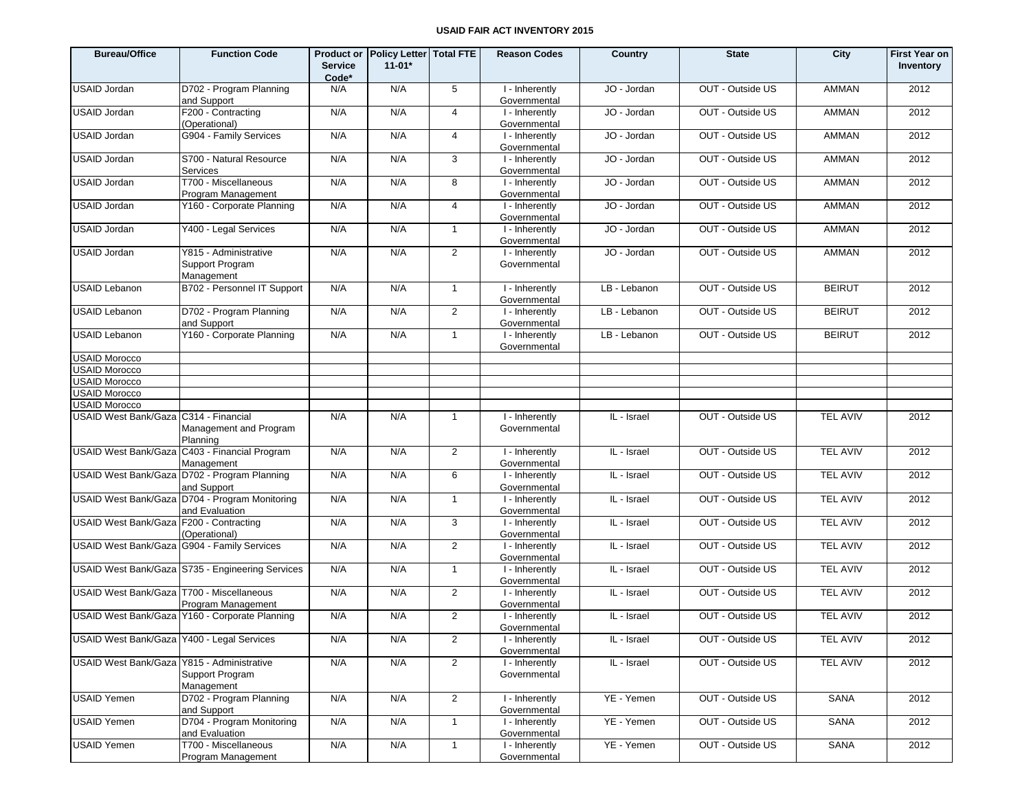**USAID FAIR ACT INVENTORY 2015**

| Bureau/Office | Function Code | Product or Service Code* | Policy Letter 11-01* | Total FTE | Reason Codes | Country | State | City | First Year on Inventory |
|---|---|---|---|---|---|---|---|---|---|
| USAID Jordan | D702 - Program Planning and Support | N/A | N/A | 5 | I - Inherently Governmental | JO - Jordan | OUT - Outside US | AMMAN | 2012 |
| USAID Jordan | F200 - Contracting (Operational) | N/A | N/A | 4 | I - Inherently Governmental | JO - Jordan | OUT - Outside US | AMMAN | 2012 |
| USAID Jordan | G904 - Family Services | N/A | N/A | 4 | I - Inherently Governmental | JO - Jordan | OUT - Outside US | AMMAN | 2012 |
| USAID Jordan | S700 - Natural Resource Services | N/A | N/A | 3 | I - Inherently Governmental | JO - Jordan | OUT - Outside US | AMMAN | 2012 |
| USAID Jordan | T700 - Miscellaneous Program Management | N/A | N/A | 8 | I - Inherently Governmental | JO - Jordan | OUT - Outside US | AMMAN | 2012 |
| USAID Jordan | Y160 - Corporate Planning | N/A | N/A | 4 | I - Inherently Governmental | JO - Jordan | OUT - Outside US | AMMAN | 2012 |
| USAID Jordan | Y400 - Legal Services | N/A | N/A | 1 | I - Inherently Governmental | JO - Jordan | OUT - Outside US | AMMAN | 2012 |
| USAID Jordan | Y815 - Administrative Support Program Management | N/A | N/A | 2 | I - Inherently Governmental | JO - Jordan | OUT - Outside US | AMMAN | 2012 |
| USAID Lebanon | B702 - Personnel IT Support | N/A | N/A | 1 | I - Inherently Governmental | LB - Lebanon | OUT - Outside US | BEIRUT | 2012 |
| USAID Lebanon | D702 - Program Planning and Support | N/A | N/A | 2 | I - Inherently Governmental | LB - Lebanon | OUT - Outside US | BEIRUT | 2012 |
| USAID Lebanon | Y160 - Corporate Planning | N/A | N/A | 1 | I - Inherently Governmental | LB - Lebanon | OUT - Outside US | BEIRUT | 2012 |
| USAID Morocco | | | | | | | | | |
| USAID Morocco | | | | | | | | | |
| USAID Morocco | | | | | | | | | |
| USAID Morocco | | | | | | | | | |
| USAID Morocco | | | | | | | | | |
| USAID West Bank/Gaza | C314 - Financial Management and Program Planning | N/A | N/A | 1 | I - Inherently Governmental | IL - Israel | OUT - Outside US | TEL AVIV | 2012 |
| USAID West Bank/Gaza | C403 - Financial Program Management | N/A | N/A | 2 | I - Inherently Governmental | IL - Israel | OUT - Outside US | TEL AVIV | 2012 |
| USAID West Bank/Gaza | D702 - Program Planning and Support | N/A | N/A | 6 | I - Inherently Governmental | IL - Israel | OUT - Outside US | TEL AVIV | 2012 |
| USAID West Bank/Gaza | D704 - Program Monitoring and Evaluation | N/A | N/A | 1 | I - Inherently Governmental | IL - Israel | OUT - Outside US | TEL AVIV | 2012 |
| USAID West Bank/Gaza | F200 - Contracting (Operational) | N/A | N/A | 3 | I - Inherently Governmental | IL - Israel | OUT - Outside US | TEL AVIV | 2012 |
| USAID West Bank/Gaza | G904 - Family Services | N/A | N/A | 2 | I - Inherently Governmental | IL - Israel | OUT - Outside US | TEL AVIV | 2012 |
| USAID West Bank/Gaza | S735 - Engineering Services | N/A | N/A | 1 | I - Inherently Governmental | IL - Israel | OUT - Outside US | TEL AVIV | 2012 |
| USAID West Bank/Gaza | T700 - Miscellaneous Program Management | N/A | N/A | 2 | I - Inherently Governmental | IL - Israel | OUT - Outside US | TEL AVIV | 2012 |
| USAID West Bank/Gaza | Y160 - Corporate Planning | N/A | N/A | 2 | I - Inherently Governmental | IL - Israel | OUT - Outside US | TEL AVIV | 2012 |
| USAID West Bank/Gaza | Y400 - Legal Services | N/A | N/A | 2 | I - Inherently Governmental | IL - Israel | OUT - Outside US | TEL AVIV | 2012 |
| USAID West Bank/Gaza | Y815 - Administrative Support Program Management | N/A | N/A | 2 | I - Inherently Governmental | IL - Israel | OUT - Outside US | TEL AVIV | 2012 |
| USAID Yemen | D702 - Program Planning and Support | N/A | N/A | 2 | I - Inherently Governmental | YE - Yemen | OUT - Outside US | SANA | 2012 |
| USAID Yemen | D704 - Program Monitoring and Evaluation | N/A | N/A | 1 | I - Inherently Governmental | YE - Yemen | OUT - Outside US | SANA | 2012 |
| USAID Yemen | T700 - Miscellaneous Program Management | N/A | N/A | 1 | I - Inherently Governmental | YE - Yemen | OUT - Outside US | SANA | 2012 |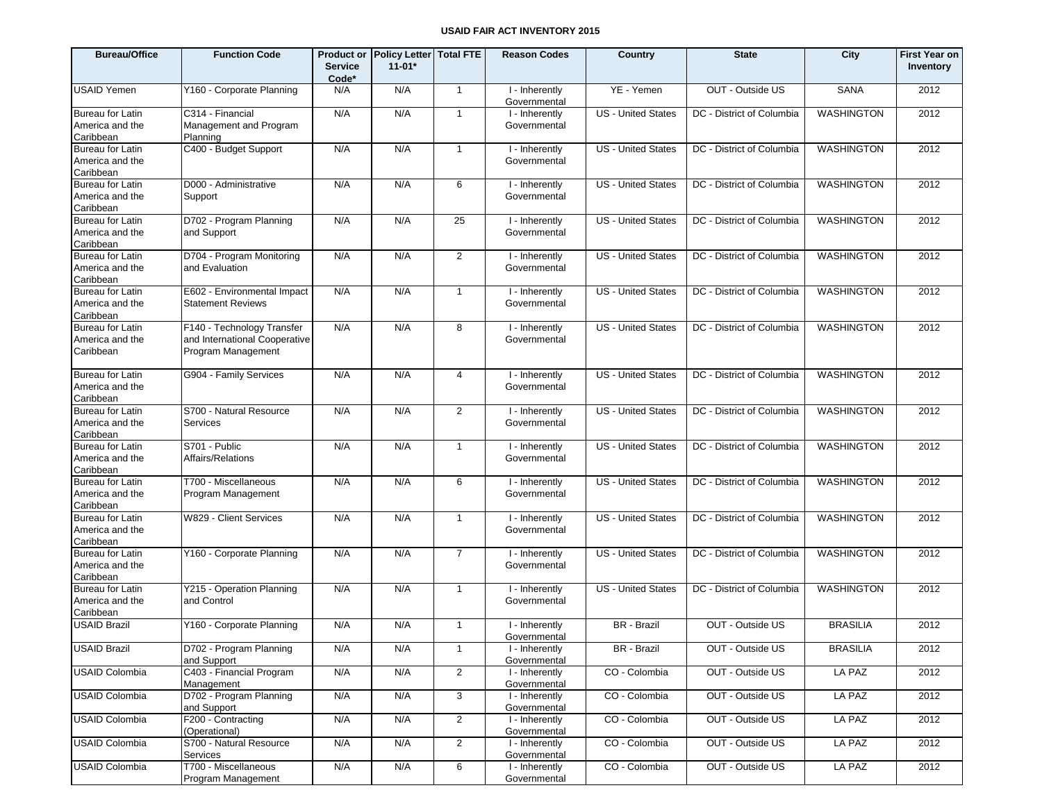**USAID FAIR ACT INVENTORY 2015**

| Bureau/Office | Function Code | Product or Service Code* | Policy Letter 11-01* | Total FTE | Reason Codes | Country | State | City | First Year on Inventory |
|---|---|---|---|---|---|---|---|---|---|
| USAID Yemen | Y160 - Corporate Planning | N/A | N/A | 1 | I - Inherently Governmental | YE - Yemen | OUT - Outside US | SANA | 2012 |
| Bureau for Latin America and the Caribbean | C314 - Financial Management and Program Planning | N/A | N/A | 1 | I - Inherently Governmental | US - United States | DC - District of Columbia | WASHINGTON | 2012 |
| Bureau for Latin America and the Caribbean | C400 - Budget Support | N/A | N/A | 1 | I - Inherently Governmental | US - United States | DC - District of Columbia | WASHINGTON | 2012 |
| Bureau for Latin America and the Caribbean | D000 - Administrative Support | N/A | N/A | 6 | I - Inherently Governmental | US - United States | DC - District of Columbia | WASHINGTON | 2012 |
| Bureau for Latin America and the Caribbean | D702 - Program Planning and Support | N/A | N/A | 25 | I - Inherently Governmental | US - United States | DC - District of Columbia | WASHINGTON | 2012 |
| Bureau for Latin America and the Caribbean | D704 - Program Monitoring and Evaluation | N/A | N/A | 2 | I - Inherently Governmental | US - United States | DC - District of Columbia | WASHINGTON | 2012 |
| Bureau for Latin America and the Caribbean | E602 - Environmental Impact Statement Reviews | N/A | N/A | 1 | I - Inherently Governmental | US - United States | DC - District of Columbia | WASHINGTON | 2012 |
| Bureau for Latin America and the Caribbean | F140 - Technology Transfer and International Cooperative Program Management | N/A | N/A | 8 | I - Inherently Governmental | US - United States | DC - District of Columbia | WASHINGTON | 2012 |
| Bureau for Latin America and the Caribbean | G904 - Family Services | N/A | N/A | 4 | I - Inherently Governmental | US - United States | DC - District of Columbia | WASHINGTON | 2012 |
| Bureau for Latin America and the Caribbean | S700 - Natural Resource Services | N/A | N/A | 2 | I - Inherently Governmental | US - United States | DC - District of Columbia | WASHINGTON | 2012 |
| Bureau for Latin America and the Caribbean | S701 - Public Affairs/Relations | N/A | N/A | 1 | I - Inherently Governmental | US - United States | DC - District of Columbia | WASHINGTON | 2012 |
| Bureau for Latin America and the Caribbean | T700 - Miscellaneous Program Management | N/A | N/A | 6 | I - Inherently Governmental | US - United States | DC - District of Columbia | WASHINGTON | 2012 |
| Bureau for Latin America and the Caribbean | W829 - Client Services | N/A | N/A | 1 | I - Inherently Governmental | US - United States | DC - District of Columbia | WASHINGTON | 2012 |
| Bureau for Latin America and the Caribbean | Y160 - Corporate Planning | N/A | N/A | 7 | I - Inherently Governmental | US - United States | DC - District of Columbia | WASHINGTON | 2012 |
| Bureau for Latin America and the Caribbean | Y215 - Operation Planning and Control | N/A | N/A | 1 | I - Inherently Governmental | US - United States | DC - District of Columbia | WASHINGTON | 2012 |
| USAID Brazil | Y160 - Corporate Planning | N/A | N/A | 1 | I - Inherently Governmental | BR - Brazil | OUT - Outside US | BRASILIA | 2012 |
| USAID Brazil | D702 - Program Planning and Support | N/A | N/A | 1 | I - Inherently Governmental | BR - Brazil | OUT - Outside US | BRASILIA | 2012 |
| USAID Colombia | C403 - Financial Program Management | N/A | N/A | 2 | I - Inherently Governmental | CO - Colombia | OUT - Outside US | LA PAZ | 2012 |
| USAID Colombia | D702 - Program Planning and Support | N/A | N/A | 3 | I - Inherently Governmental | CO - Colombia | OUT - Outside US | LA PAZ | 2012 |
| USAID Colombia | F200 - Contracting (Operational) | N/A | N/A | 2 | I - Inherently Governmental | CO - Colombia | OUT - Outside US | LA PAZ | 2012 |
| USAID Colombia | S700 - Natural Resource Services | N/A | N/A | 2 | I - Inherently Governmental | CO - Colombia | OUT - Outside US | LA PAZ | 2012 |
| USAID Colombia | T700 - Miscellaneous Program Management | N/A | N/A | 6 | I - Inherently Governmental | CO - Colombia | OUT - Outside US | LA PAZ | 2012 |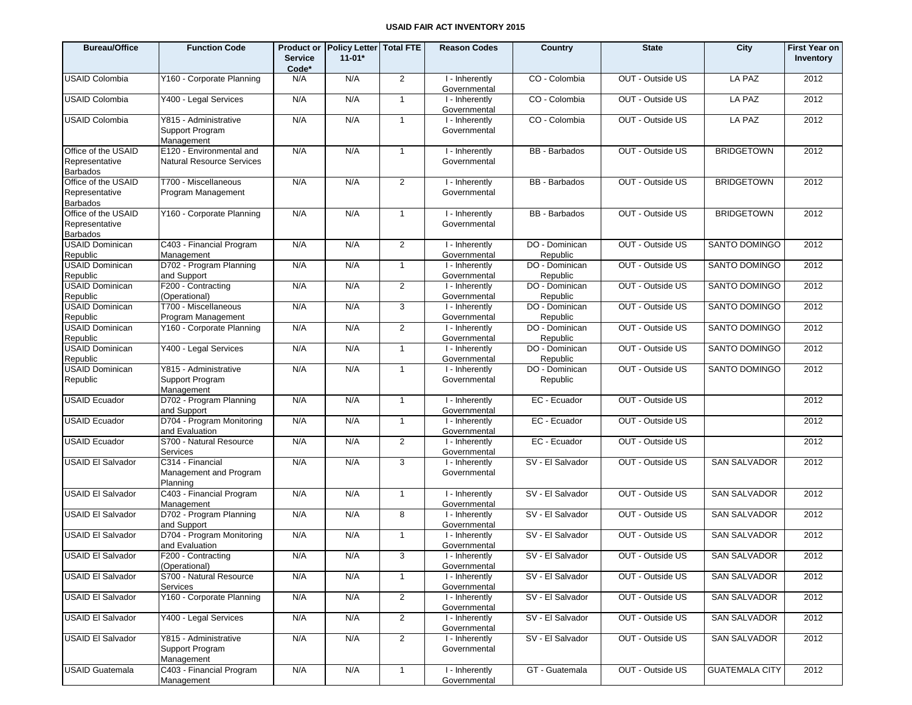# USAID FAIR ACT INVENTORY 2015

| Bureau/Office | Function Code | Product or Service Code* | Policy Letter 11-01* | Total FTE | Reason Codes | Country | State | City | First Year on Inventory |
|---|---|---|---|---|---|---|---|---|---|
| USAID Colombia | Y160 - Corporate Planning | N/A | N/A | 2 | I - Inherently Governmental | CO - Colombia | OUT - Outside US | LA PAZ | 2012 |
| USAID Colombia | Y400 - Legal Services | N/A | N/A | 1 | I - Inherently Governmental | CO - Colombia | OUT - Outside US | LA PAZ | 2012 |
| USAID Colombia | Y815 - Administrative Support Program Management | N/A | N/A | 1 | I - Inherently Governmental | CO - Colombia | OUT - Outside US | LA PAZ | 2012 |
| Office of the USAID Representative Barbados | E120 - Environmental and Natural Resource Services | N/A | N/A | 1 | I - Inherently Governmental | BB - Barbados | OUT - Outside US | BRIDGETOWN | 2012 |
| Office of the USAID Representative Barbados | T700 - Miscellaneous Program Management | N/A | N/A | 2 | I - Inherently Governmental | BB - Barbados | OUT - Outside US | BRIDGETOWN | 2012 |
| Office of the USAID Representative Barbados | Y160 - Corporate Planning | N/A | N/A | 1 | I - Inherently Governmental | BB - Barbados | OUT - Outside US | BRIDGETOWN | 2012 |
| USAID Dominican Republic | C403 - Financial Program Management | N/A | N/A | 2 | I - Inherently Governmental | DO - Dominican Republic | OUT - Outside US | SANTO DOMINGO | 2012 |
| USAID Dominican Republic | D702 - Program Planning and Support | N/A | N/A | 1 | I - Inherently Governmental | DO - Dominican Republic | OUT - Outside US | SANTO DOMINGO | 2012 |
| USAID Dominican Republic | F200 - Contracting (Operational) | N/A | N/A | 2 | I - Inherently Governmental | DO - Dominican Republic | OUT - Outside US | SANTO DOMINGO | 2012 |
| USAID Dominican Republic | T700 - Miscellaneous Program Management | N/A | N/A | 3 | I - Inherently Governmental | DO - Dominican Republic | OUT - Outside US | SANTO DOMINGO | 2012 |
| USAID Dominican Republic | Y160 - Corporate Planning | N/A | N/A | 2 | I - Inherently Governmental | DO - Dominican Republic | OUT - Outside US | SANTO DOMINGO | 2012 |
| USAID Dominican Republic | Y400 - Legal Services | N/A | N/A | 1 | I - Inherently Governmental | DO - Dominican Republic | OUT - Outside US | SANTO DOMINGO | 2012 |
| USAID Dominican Republic | Y815 - Administrative Support Program Management | N/A | N/A | 1 | I - Inherently Governmental | DO - Dominican Republic | OUT - Outside US | SANTO DOMINGO | 2012 |
| USAID Ecuador | D702 - Program Planning and Support | N/A | N/A | 1 | I - Inherently Governmental | EC - Ecuador | OUT - Outside US | | 2012 |
| USAID Ecuador | D704 - Program Monitoring and Evaluation | N/A | N/A | 1 | I - Inherently Governmental | EC - Ecuador | OUT - Outside US | | 2012 |
| USAID Ecuador | S700 - Natural Resource Services | N/A | N/A | 2 | I - Inherently Governmental | EC - Ecuador | OUT - Outside US | | 2012 |
| USAID El Salvador | C314 - Financial Management and Program Planning | N/A | N/A | 3 | I - Inherently Governmental | SV - El Salvador | OUT - Outside US | SAN SALVADOR | 2012 |
| USAID El Salvador | C403 - Financial Program Management | N/A | N/A | 1 | I - Inherently Governmental | SV - El Salvador | OUT - Outside US | SAN SALVADOR | 2012 |
| USAID El Salvador | D702 - Program Planning and Support | N/A | N/A | 8 | I - Inherently Governmental | SV - El Salvador | OUT - Outside US | SAN SALVADOR | 2012 |
| USAID El Salvador | D704 - Program Monitoring and Evaluation | N/A | N/A | 1 | I - Inherently Governmental | SV - El Salvador | OUT - Outside US | SAN SALVADOR | 2012 |
| USAID El Salvador | F200 - Contracting (Operational) | N/A | N/A | 3 | I - Inherently Governmental | SV - El Salvador | OUT - Outside US | SAN SALVADOR | 2012 |
| USAID El Salvador | S700 - Natural Resource Services | N/A | N/A | 1 | I - Inherently Governmental | SV - El Salvador | OUT - Outside US | SAN SALVADOR | 2012 |
| USAID El Salvador | Y160 - Corporate Planning | N/A | N/A | 2 | I - Inherently Governmental | SV - El Salvador | OUT - Outside US | SAN SALVADOR | 2012 |
| USAID El Salvador | Y400 - Legal Services | N/A | N/A | 2 | I - Inherently Governmental | SV - El Salvador | OUT - Outside US | SAN SALVADOR | 2012 |
| USAID El Salvador | Y815 - Administrative Support Program Management | N/A | N/A | 2 | I - Inherently Governmental | SV - El Salvador | OUT - Outside US | SAN SALVADOR | 2012 |
| USAID Guatemala | C403 - Financial Program Management | N/A | N/A | 1 | I - Inherently Governmental | GT - Guatemala | OUT - Outside US | GUATEMALA CITY | 2012 |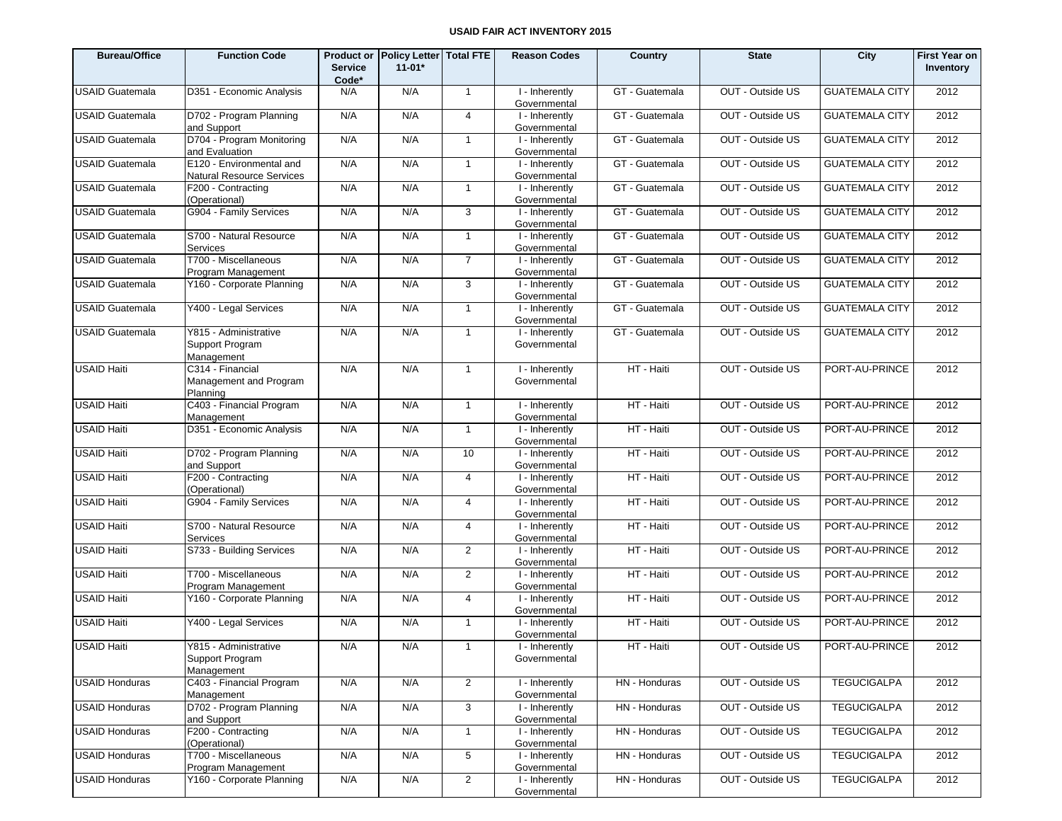# USAID FAIR ACT INVENTORY 2015

| Bureau/Office | Function Code | Product or Service Code* | Policy Letter 11-01* | Total FTE | Reason Codes | Country | State | City | First Year on Inventory |
|---|---|---|---|---|---|---|---|---|---|
| USAID Guatemala | D351 - Economic Analysis | N/A | N/A | 1 | I - Inherently Governmental | GT - Guatemala | OUT - Outside US | GUATEMALA CITY | 2012 |
| USAID Guatemala | D702 - Program Planning and Support | N/A | N/A | 4 | I - Inherently Governmental | GT - Guatemala | OUT - Outside US | GUATEMALA CITY | 2012 |
| USAID Guatemala | D704 - Program Monitoring and Evaluation | N/A | N/A | 1 | I - Inherently Governmental | GT - Guatemala | OUT - Outside US | GUATEMALA CITY | 2012 |
| USAID Guatemala | E120 - Environmental and Natural Resource Services | N/A | N/A | 1 | I - Inherently Governmental | GT - Guatemala | OUT - Outside US | GUATEMALA CITY | 2012 |
| USAID Guatemala | F200 - Contracting (Operational) | N/A | N/A | 1 | I - Inherently Governmental | GT - Guatemala | OUT - Outside US | GUATEMALA CITY | 2012 |
| USAID Guatemala | G904 - Family Services | N/A | N/A | 3 | I - Inherently Governmental | GT - Guatemala | OUT - Outside US | GUATEMALA CITY | 2012 |
| USAID Guatemala | S700 - Natural Resource Services | N/A | N/A | 1 | I - Inherently Governmental | GT - Guatemala | OUT - Outside US | GUATEMALA CITY | 2012 |
| USAID Guatemala | T700 - Miscellaneous Program Management | N/A | N/A | 7 | I - Inherently Governmental | GT - Guatemala | OUT - Outside US | GUATEMALA CITY | 2012 |
| USAID Guatemala | Y160 - Corporate Planning | N/A | N/A | 3 | I - Inherently Governmental | GT - Guatemala | OUT - Outside US | GUATEMALA CITY | 2012 |
| USAID Guatemala | Y400 - Legal Services | N/A | N/A | 1 | I - Inherently Governmental | GT - Guatemala | OUT - Outside US | GUATEMALA CITY | 2012 |
| USAID Guatemala | Y815 - Administrative Support Program Management | N/A | N/A | 1 | I - Inherently Governmental | GT - Guatemala | OUT - Outside US | GUATEMALA CITY | 2012 |
| USAID Haiti | C314 - Financial Management and Program Planning | N/A | N/A | 1 | I - Inherently Governmental | HT - Haiti | OUT - Outside US | PORT-AU-PRINCE | 2012 |
| USAID Haiti | C403 - Financial Program Management | N/A | N/A | 1 | I - Inherently Governmental | HT - Haiti | OUT - Outside US | PORT-AU-PRINCE | 2012 |
| USAID Haiti | D351 - Economic Analysis | N/A | N/A | 1 | I - Inherently Governmental | HT - Haiti | OUT - Outside US | PORT-AU-PRINCE | 2012 |
| USAID Haiti | D702 - Program Planning and Support | N/A | N/A | 10 | I - Inherently Governmental | HT - Haiti | OUT - Outside US | PORT-AU-PRINCE | 2012 |
| USAID Haiti | F200 - Contracting (Operational) | N/A | N/A | 4 | I - Inherently Governmental | HT - Haiti | OUT - Outside US | PORT-AU-PRINCE | 2012 |
| USAID Haiti | G904 - Family Services | N/A | N/A | 4 | I - Inherently Governmental | HT - Haiti | OUT - Outside US | PORT-AU-PRINCE | 2012 |
| USAID Haiti | S700 - Natural Resource Services | N/A | N/A | 4 | I - Inherently Governmental | HT - Haiti | OUT - Outside US | PORT-AU-PRINCE | 2012 |
| USAID Haiti | S733 - Building Services | N/A | N/A | 2 | I - Inherently Governmental | HT - Haiti | OUT - Outside US | PORT-AU-PRINCE | 2012 |
| USAID Haiti | T700 - Miscellaneous Program Management | N/A | N/A | 2 | I - Inherently Governmental | HT - Haiti | OUT - Outside US | PORT-AU-PRINCE | 2012 |
| USAID Haiti | Y160 - Corporate Planning | N/A | N/A | 4 | I - Inherently Governmental | HT - Haiti | OUT - Outside US | PORT-AU-PRINCE | 2012 |
| USAID Haiti | Y400 - Legal Services | N/A | N/A | 1 | I - Inherently Governmental | HT - Haiti | OUT - Outside US | PORT-AU-PRINCE | 2012 |
| USAID Haiti | Y815 - Administrative Support Program Management | N/A | N/A | 1 | I - Inherently Governmental | HT - Haiti | OUT - Outside US | PORT-AU-PRINCE | 2012 |
| USAID Honduras | C403 - Financial Program Management | N/A | N/A | 2 | I - Inherently Governmental | HN - Honduras | OUT - Outside US | TEGUCIGALPA | 2012 |
| USAID Honduras | D702 - Program Planning and Support | N/A | N/A | 3 | I - Inherently Governmental | HN - Honduras | OUT - Outside US | TEGUCIGALPA | 2012 |
| USAID Honduras | F200 - Contracting (Operational) | N/A | N/A | 1 | I - Inherently Governmental | HN - Honduras | OUT - Outside US | TEGUCIGALPA | 2012 |
| USAID Honduras | T700 - Miscellaneous Program Management | N/A | N/A | 5 | I - Inherently Governmental | HN - Honduras | OUT - Outside US | TEGUCIGALPA | 2012 |
| USAID Honduras | Y160 - Corporate Planning | N/A | N/A | 2 | I - Inherently Governmental | HN - Honduras | OUT - Outside US | TEGUCIGALPA | 2012 |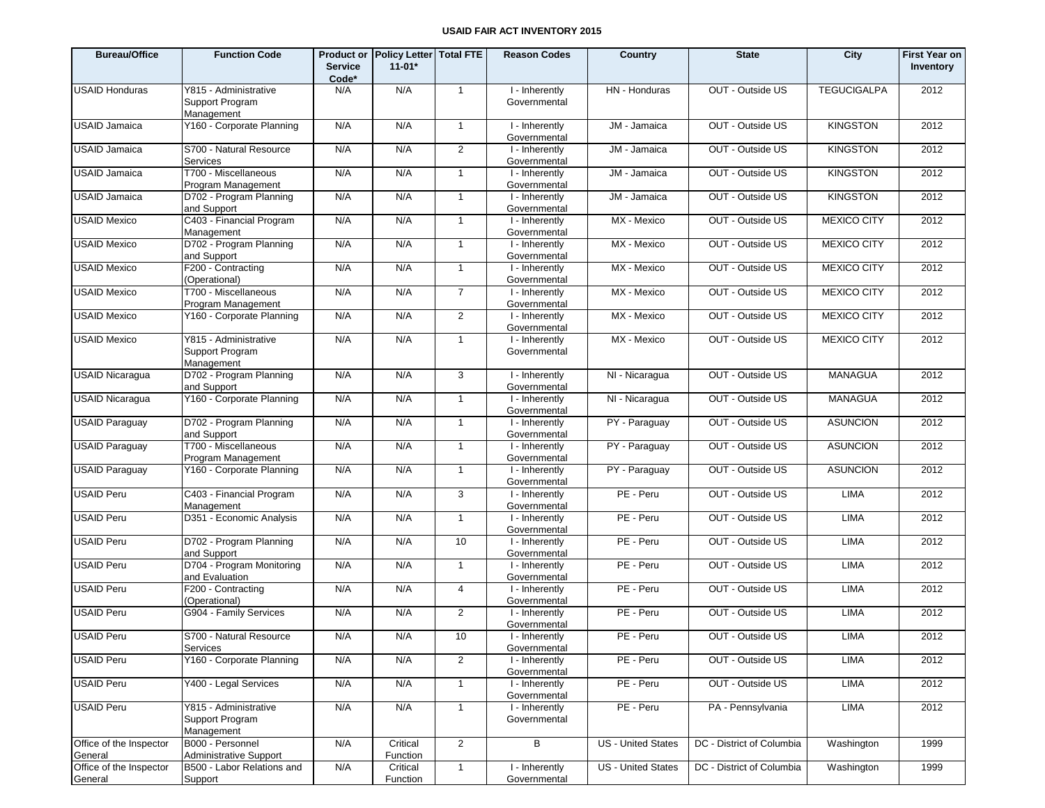# USAID FAIR ACT INVENTORY 2015

| Bureau/Office | Function Code | Product or Service Code* | Policy Letter 11-01* | Total FTE | Reason Codes | Country | State | City | First Year on Inventory |
|---|---|---|---|---|---|---|---|---|---|
| USAID Honduras | Y815 - Administrative Support Program Management | N/A | N/A | 1 | I - Inherently Governmental | HN - Honduras | OUT - Outside US | TEGUCIGALPA | 2012 |
| USAID Jamaica | Y160 - Corporate Planning | N/A | N/A | 1 | I - Inherently Governmental | JM - Jamaica | OUT - Outside US | KINGSTON | 2012 |
| USAID Jamaica | S700 - Natural Resource Services | N/A | N/A | 2 | I - Inherently Governmental | JM - Jamaica | OUT - Outside US | KINGSTON | 2012 |
| USAID Jamaica | T700 - Miscellaneous Program Management | N/A | N/A | 1 | I - Inherently Governmental | JM - Jamaica | OUT - Outside US | KINGSTON | 2012 |
| USAID Jamaica | D702 - Program Planning and Support | N/A | N/A | 1 | I - Inherently Governmental | JM - Jamaica | OUT - Outside US | KINGSTON | 2012 |
| USAID Mexico | C403 - Financial Program Management | N/A | N/A | 1 | I - Inherently Governmental | MX - Mexico | OUT - Outside US | MEXICO CITY | 2012 |
| USAID Mexico | D702 - Program Planning and Support | N/A | N/A | 1 | I - Inherently Governmental | MX - Mexico | OUT - Outside US | MEXICO CITY | 2012 |
| USAID Mexico | F200 - Contracting (Operational) | N/A | N/A | 1 | I - Inherently Governmental | MX - Mexico | OUT - Outside US | MEXICO CITY | 2012 |
| USAID Mexico | T700 - Miscellaneous Program Management | N/A | N/A | 7 | I - Inherently Governmental | MX - Mexico | OUT - Outside US | MEXICO CITY | 2012 |
| USAID Mexico | Y160 - Corporate Planning | N/A | N/A | 2 | I - Inherently Governmental | MX - Mexico | OUT - Outside US | MEXICO CITY | 2012 |
| USAID Mexico | Y815 - Administrative Support Program Management | N/A | N/A | 1 | I - Inherently Governmental | MX - Mexico | OUT - Outside US | MEXICO CITY | 2012 |
| USAID Nicaragua | D702 - Program Planning and Support | N/A | N/A | 3 | I - Inherently Governmental | NI - Nicaragua | OUT - Outside US | MANAGUA | 2012 |
| USAID Nicaragua | Y160 - Corporate Planning | N/A | N/A | 1 | I - Inherently Governmental | NI - Nicaragua | OUT - Outside US | MANAGUA | 2012 |
| USAID Paraguay | D702 - Program Planning and Support | N/A | N/A | 1 | I - Inherently Governmental | PY - Paraguay | OUT - Outside US | ASUNCION | 2012 |
| USAID Paraguay | T700 - Miscellaneous Program Management | N/A | N/A | 1 | I - Inherently Governmental | PY - Paraguay | OUT - Outside US | ASUNCION | 2012 |
| USAID Paraguay | Y160 - Corporate Planning | N/A | N/A | 1 | I - Inherently Governmental | PY - Paraguay | OUT - Outside US | ASUNCION | 2012 |
| USAID Peru | C403 - Financial Program Management | N/A | N/A | 3 | I - Inherently Governmental | PE - Peru | OUT - Outside US | LIMA | 2012 |
| USAID Peru | D351 - Economic Analysis | N/A | N/A | 1 | I - Inherently Governmental | PE - Peru | OUT - Outside US | LIMA | 2012 |
| USAID Peru | D702 - Program Planning and Support | N/A | N/A | 10 | I - Inherently Governmental | PE - Peru | OUT - Outside US | LIMA | 2012 |
| USAID Peru | D704 - Program Monitoring and Evaluation | N/A | N/A | 1 | I - Inherently Governmental | PE - Peru | OUT - Outside US | LIMA | 2012 |
| USAID Peru | F200 - Contracting (Operational) | N/A | N/A | 4 | I - Inherently Governmental | PE - Peru | OUT - Outside US | LIMA | 2012 |
| USAID Peru | G904 - Family Services | N/A | N/A | 2 | I - Inherently Governmental | PE - Peru | OUT - Outside US | LIMA | 2012 |
| USAID Peru | S700 - Natural Resource Services | N/A | N/A | 10 | I - Inherently Governmental | PE - Peru | OUT - Outside US | LIMA | 2012 |
| USAID Peru | Y160 - Corporate Planning | N/A | N/A | 2 | I - Inherently Governmental | PE - Peru | OUT - Outside US | LIMA | 2012 |
| USAID Peru | Y400 - Legal Services | N/A | N/A | 1 | I - Inherently Governmental | PE - Peru | OUT - Outside US | LIMA | 2012 |
| USAID Peru | Y815 - Administrative Support Program Management | N/A | N/A | 1 | I - Inherently Governmental | PE - Peru | PA - Pennsylvania | LIMA | 2012 |
| Office of the Inspector General | B000 - Personnel Administrative Support | N/A | Critical Function | 2 | B | US - United States | DC - District of Columbia | Washington | 1999 |
| Office of the Inspector General | B500 - Labor Relations and Support | N/A | Critical Function | 1 | I - Inherently Governmental | US - United States | DC - District of Columbia | Washington | 1999 |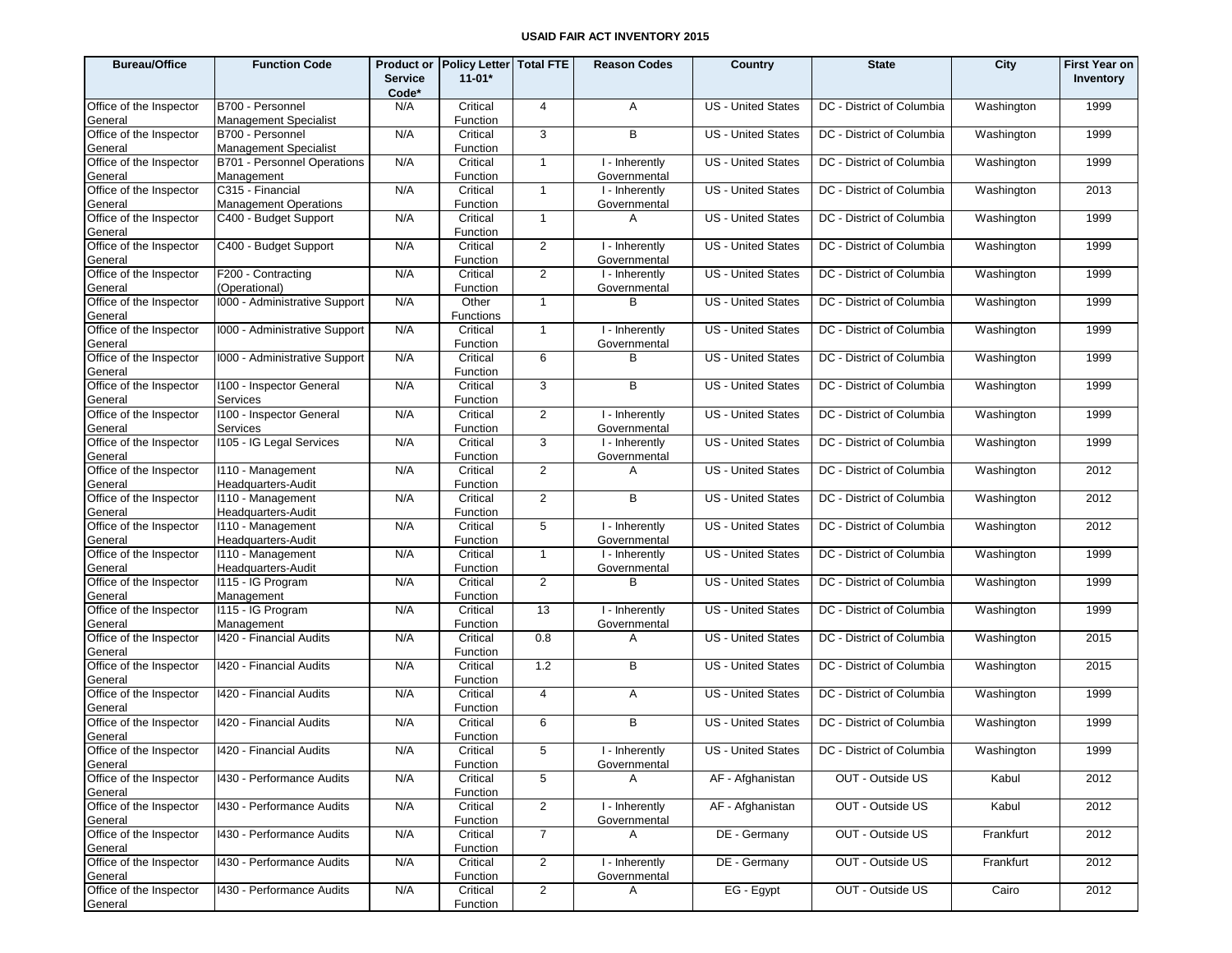**USAID FAIR ACT INVENTORY 2015**

| Bureau/Office | Function Code | Product or Service Code* | Policy Letter 11-01* | Total FTE | Reason Codes | Country | State | City | First Year on Inventory |
|---|---|---|---|---|---|---|---|---|---|
| Office of the Inspector General | B700 - Personnel Management Specialist | N/A | Critical Function | 4 | A | US - United States | DC - District of Columbia | Washington | 1999 |
| Office of the Inspector General | B700 - Personnel Management Specialist | N/A | Critical Function | 3 | B | US - United States | DC - District of Columbia | Washington | 1999 |
| Office of the Inspector General | B701 - Personnel Operations Management | N/A | Critical Function | 1 | I - Inherently Governmental | US - United States | DC - District of Columbia | Washington | 1999 |
| Office of the Inspector General | C315 - Financial Management Operations | N/A | Critical Function | 1 | I - Inherently Governmental | US - United States | DC - District of Columbia | Washington | 2013 |
| Office of the Inspector General | C400 - Budget Support | N/A | Critical Function | 1 | A | US - United States | DC - District of Columbia | Washington | 1999 |
| Office of the Inspector General | C400 - Budget Support | N/A | Critical Function | 2 | I - Inherently Governmental | US - United States | DC - District of Columbia | Washington | 1999 |
| Office of the Inspector General | F200 - Contracting (Operational) | N/A | Critical Function | 2 | I - Inherently Governmental | US - United States | DC - District of Columbia | Washington | 1999 |
| Office of the Inspector General | I000 - Administrative Support | N/A | Other Functions | 1 | B | US - United States | DC - District of Columbia | Washington | 1999 |
| Office of the Inspector General | I000 - Administrative Support | N/A | Critical Function | 1 | I - Inherently Governmental | US - United States | DC - District of Columbia | Washington | 1999 |
| Office of the Inspector General | I000 - Administrative Support | N/A | Critical Function | 6 | B | US - United States | DC - District of Columbia | Washington | 1999 |
| Office of the Inspector General | I100 - Inspector General Services | N/A | Critical Function | 3 | B | US - United States | DC - District of Columbia | Washington | 1999 |
| Office of the Inspector General | I100 - Inspector General Services | N/A | Critical Function | 2 | I - Inherently Governmental | US - United States | DC - District of Columbia | Washington | 1999 |
| Office of the Inspector General | I105 - IG Legal Services | N/A | Critical Function | 3 | I - Inherently Governmental | US - United States | DC - District of Columbia | Washington | 1999 |
| Office of the Inspector General | I110 - Management Headquarters-Audit | N/A | Critical Function | 2 | A | US - United States | DC - District of Columbia | Washington | 2012 |
| Office of the Inspector General | I110 - Management Headquarters-Audit | N/A | Critical Function | 2 | B | US - United States | DC - District of Columbia | Washington | 2012 |
| Office of the Inspector General | I110 - Management Headquarters-Audit | N/A | Critical Function | 5 | I - Inherently Governmental | US - United States | DC - District of Columbia | Washington | 2012 |
| Office of the Inspector General | I110 - Management Headquarters-Audit | N/A | Critical Function | 1 | I - Inherently Governmental | US - United States | DC - District of Columbia | Washington | 1999 |
| Office of the Inspector General | I115 - IG Program Management | N/A | Critical Function | 2 | B | US - United States | DC - District of Columbia | Washington | 1999 |
| Office of the Inspector General | I115 - IG Program Management | N/A | Critical Function | 13 | I - Inherently Governmental | US - United States | DC - District of Columbia | Washington | 1999 |
| Office of the Inspector General | I420 - Financial Audits | N/A | Critical Function | 0.8 | A | US - United States | DC - District of Columbia | Washington | 2015 |
| Office of the Inspector General | I420 - Financial Audits | N/A | Critical Function | 1.2 | B | US - United States | DC - District of Columbia | Washington | 2015 |
| Office of the Inspector General | I420 - Financial Audits | N/A | Critical Function | 4 | A | US - United States | DC - District of Columbia | Washington | 1999 |
| Office of the Inspector General | I420 - Financial Audits | N/A | Critical Function | 6 | B | US - United States | DC - District of Columbia | Washington | 1999 |
| Office of the Inspector General | I420 - Financial Audits | N/A | Critical Function | 5 | I - Inherently Governmental | US - United States | DC - District of Columbia | Washington | 1999 |
| Office of the Inspector General | I430 - Performance Audits | N/A | Critical Function | 5 | A | AF - Afghanistan | OUT - Outside US | Kabul | 2012 |
| Office of the Inspector General | I430 - Performance Audits | N/A | Critical Function | 2 | I - Inherently Governmental | AF - Afghanistan | OUT - Outside US | Kabul | 2012 |
| Office of the Inspector General | I430 - Performance Audits | N/A | Critical Function | 7 | A | DE - Germany | OUT - Outside US | Frankfurt | 2012 |
| Office of the Inspector General | I430 - Performance Audits | N/A | Critical Function | 2 | I - Inherently Governmental | DE - Germany | OUT - Outside US | Frankfurt | 2012 |
| Office of the Inspector General | I430 - Performance Audits | N/A | Critical Function | 2 | A | EG - Egypt | OUT - Outside US | Cairo | 2012 |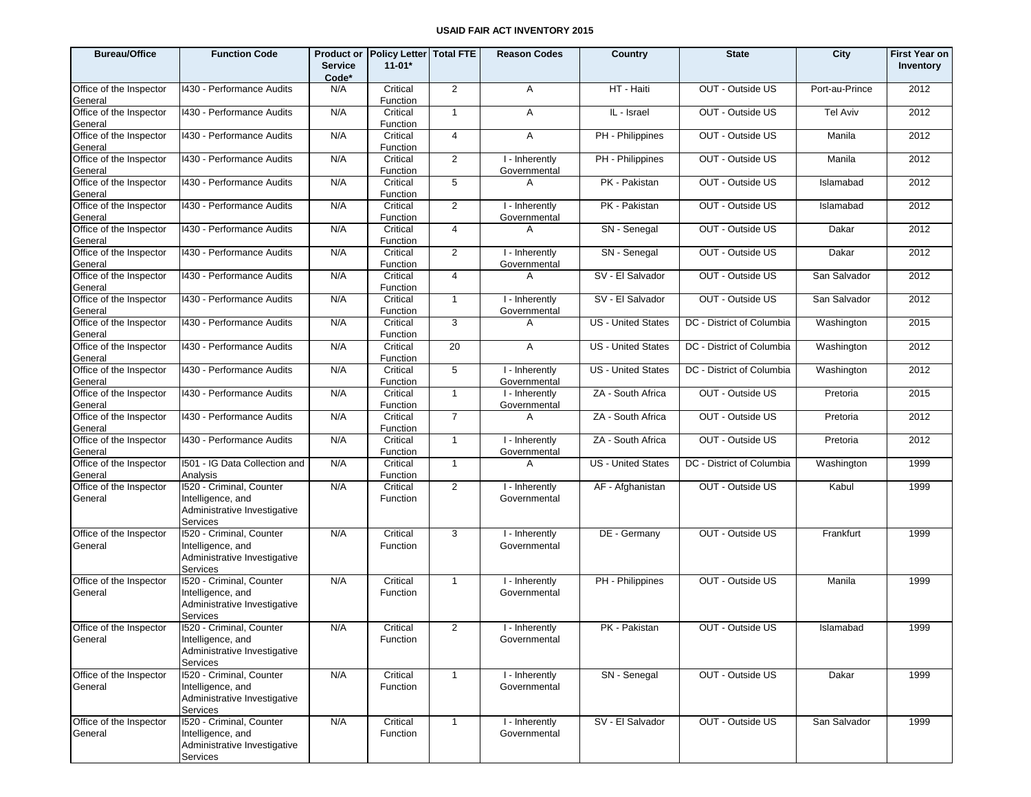USAID FAIR ACT INVENTORY 2015

| Bureau/Office | Function Code | Product or Service Code* | Policy Letter 11-01* | Total FTE | Reason Codes | Country | State | City | First Year on Inventory |
|---|---|---|---|---|---|---|---|---|---|
| Office of the Inspector General | I430 - Performance Audits | N/A | Critical Function | 2 | A | HT - Haiti | OUT - Outside US | Port-au-Prince | 2012 |
| Office of the Inspector General | I430 - Performance Audits | N/A | Critical Function | 1 | A | IL - Israel | OUT - Outside US | Tel Aviv | 2012 |
| Office of the Inspector General | I430 - Performance Audits | N/A | Critical Function | 4 | A | PH - Philippines | OUT - Outside US | Manila | 2012 |
| Office of the Inspector General | I430 - Performance Audits | N/A | Critical Function | 2 | I - Inherently Governmental | PH - Philippines | OUT - Outside US | Manila | 2012 |
| Office of the Inspector General | I430 - Performance Audits | N/A | Critical Function | 5 | A | PK - Pakistan | OUT - Outside US | Islamabad | 2012 |
| Office of the Inspector General | I430 - Performance Audits | N/A | Critical Function | 2 | I - Inherently Governmental | PK - Pakistan | OUT - Outside US | Islamabad | 2012 |
| Office of the Inspector General | I430 - Performance Audits | N/A | Critical Function | 4 | A | SN - Senegal | OUT - Outside US | Dakar | 2012 |
| Office of the Inspector General | I430 - Performance Audits | N/A | Critical Function | 2 | I - Inherently Governmental | SN - Senegal | OUT - Outside US | Dakar | 2012 |
| Office of the Inspector General | I430 - Performance Audits | N/A | Critical Function | 4 | A | SV - El Salvador | OUT - Outside US | San Salvador | 2012 |
| Office of the Inspector General | I430 - Performance Audits | N/A | Critical Function | 1 | I - Inherently Governmental | SV - El Salvador | OUT - Outside US | San Salvador | 2012 |
| Office of the Inspector General | I430 - Performance Audits | N/A | Critical Function | 3 | A | US - United States | DC - District of Columbia | Washington | 2015 |
| Office of the Inspector General | I430 - Performance Audits | N/A | Critical Function | 20 | A | US - United States | DC - District of Columbia | Washington | 2012 |
| Office of the Inspector General | I430 - Performance Audits | N/A | Critical Function | 5 | I - Inherently Governmental | US - United States | DC - District of Columbia | Washington | 2012 |
| Office of the Inspector General | I430 - Performance Audits | N/A | Critical Function | 1 | I - Inherently Governmental | ZA - South Africa | OUT - Outside US | Pretoria | 2015 |
| Office of the Inspector General | I430 - Performance Audits | N/A | Critical Function | 7 | A | ZA - South Africa | OUT - Outside US | Pretoria | 2012 |
| Office of the Inspector General | I430 - Performance Audits | N/A | Critical Function | 1 | I - Inherently Governmental | ZA - South Africa | OUT - Outside US | Pretoria | 2012 |
| Office of the Inspector General | I501 - IG Data Collection and Analysis | N/A | Critical Function | 1 | A | US - United States | DC - District of Columbia | Washington | 1999 |
| Office of the Inspector General | I520 - Criminal, Counter Intelligence, and Administrative Investigative Services | N/A | Critical Function | 2 | I - Inherently Governmental | AF - Afghanistan | OUT - Outside US | Kabul | 1999 |
| Office of the Inspector General | I520 - Criminal, Counter Intelligence, and Administrative Investigative Services | N/A | Critical Function | 3 | I - Inherently Governmental | DE - Germany | OUT - Outside US | Frankfurt | 1999 |
| Office of the Inspector General | I520 - Criminal, Counter Intelligence, and Administrative Investigative Services | N/A | Critical Function | 1 | I - Inherently Governmental | PH - Philippines | OUT - Outside US | Manila | 1999 |
| Office of the Inspector General | I520 - Criminal, Counter Intelligence, and Administrative Investigative Services | N/A | Critical Function | 2 | I - Inherently Governmental | PK - Pakistan | OUT - Outside US | Islamabad | 1999 |
| Office of the Inspector General | I520 - Criminal, Counter Intelligence, and Administrative Investigative Services | N/A | Critical Function | 1 | I - Inherently Governmental | SN - Senegal | OUT - Outside US | Dakar | 1999 |
| Office of the Inspector General | I520 - Criminal, Counter Intelligence, and Administrative Investigative Services | N/A | Critical Function | 1 | I - Inherently Governmental | SV - El Salvador | OUT - Outside US | San Salvador | 1999 |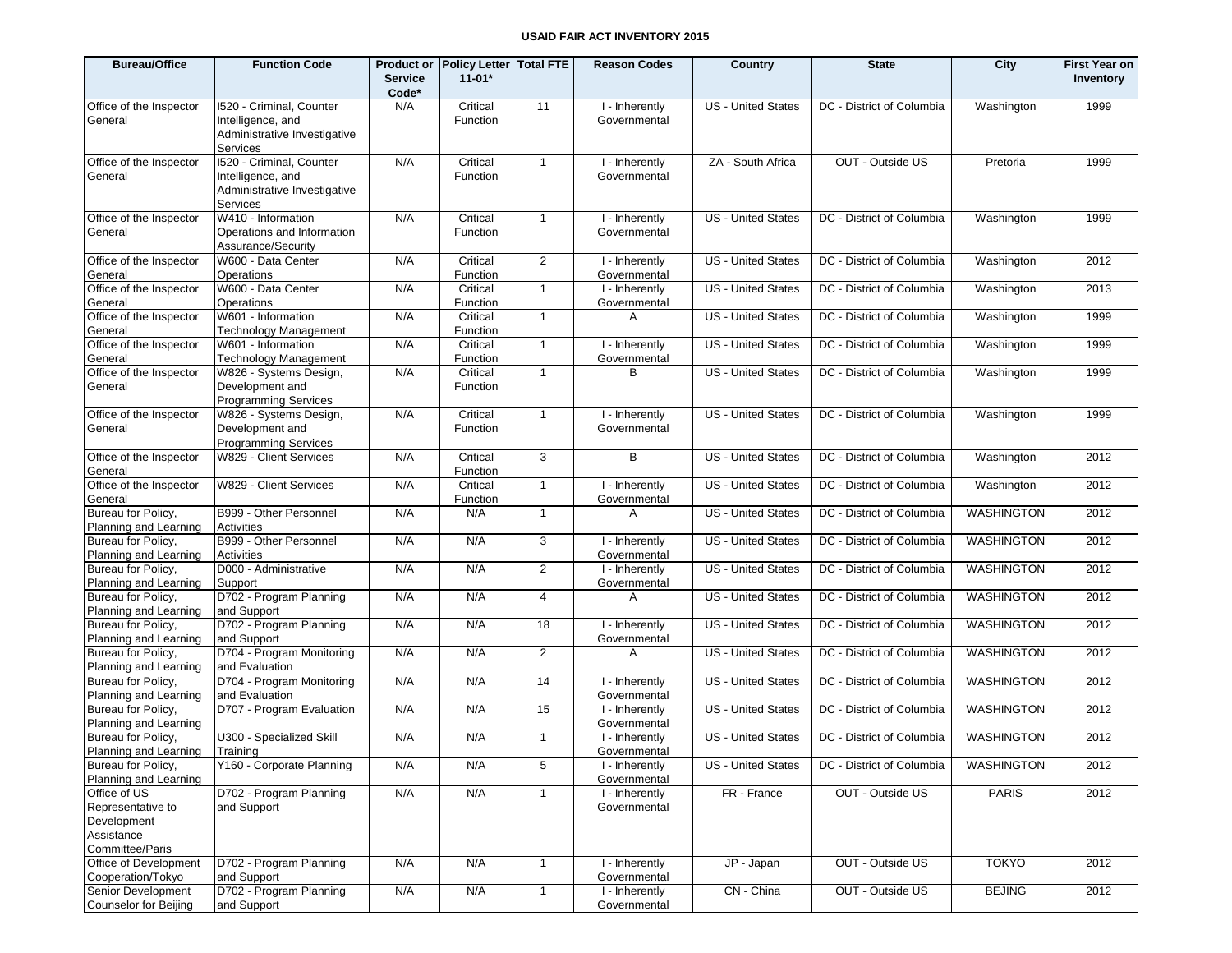# USAID FAIR ACT INVENTORY 2015

| Bureau/Office | Function Code | Product or Service Code* | Policy Letter 11-01* | Total FTE | Reason Codes | Country | State | City | First Year on Inventory |
|---|---|---|---|---|---|---|---|---|---|
| Office of the Inspector General | I520 - Criminal, Counter Intelligence, and Administrative Investigative Services | N/A | Critical Function | 11 | I - Inherently Governmental | US - United States | DC - District of Columbia | Washington | 1999 |
| Office of the Inspector General | I520 - Criminal, Counter Intelligence, and Administrative Investigative Services | N/A | Critical Function | 1 | I - Inherently Governmental | ZA - South Africa | OUT - Outside US | Pretoria | 1999 |
| Office of the Inspector General | W410 - Information Operations and Information Assurance/Security | N/A | Critical Function | 1 | I - Inherently Governmental | US - United States | DC - District of Columbia | Washington | 1999 |
| Office of the Inspector General | W600 - Data Center Operations | N/A | Critical Function | 2 | I - Inherently Governmental | US - United States | DC - District of Columbia | Washington | 2012 |
| Office of the Inspector General | W600 - Data Center Operations | N/A | Critical Function | 1 | I - Inherently Governmental | US - United States | DC - District of Columbia | Washington | 2013 |
| Office of the Inspector General | W601 - Information Technology Management | N/A | Critical Function | 1 | A | US - United States | DC - District of Columbia | Washington | 1999 |
| Office of the Inspector General | W601 - Information Technology Management | N/A | Critical Function | 1 | I - Inherently Governmental | US - United States | DC - District of Columbia | Washington | 1999 |
| Office of the Inspector General | W826 - Systems Design, Development and Programming Services | N/A | Critical Function | 1 | B | US - United States | DC - District of Columbia | Washington | 1999 |
| Office of the Inspector General | W826 - Systems Design, Development and Programming Services | N/A | Critical Function | 1 | I - Inherently Governmental | US - United States | DC - District of Columbia | Washington | 1999 |
| Office of the Inspector General | W829 - Client Services | N/A | Critical Function | 3 | B | US - United States | DC - District of Columbia | Washington | 2012 |
| Office of the Inspector General | W829 - Client Services | N/A | Critical Function | 1 | I - Inherently Governmental | US - United States | DC - District of Columbia | Washington | 2012 |
| Bureau for Policy, Planning and Learning | B999 - Other Personnel Activities | N/A | N/A | 1 | A | US - United States | DC - District of Columbia | WASHINGTON | 2012 |
| Bureau for Policy, Planning and Learning | B999 - Other Personnel Activities | N/A | N/A | 3 | I - Inherently Governmental | US - United States | DC - District of Columbia | WASHINGTON | 2012 |
| Bureau for Policy, Planning and Learning | D000 - Administrative Support | N/A | N/A | 2 | I - Inherently Governmental | US - United States | DC - District of Columbia | WASHINGTON | 2012 |
| Bureau for Policy, Planning and Learning | D702 - Program Planning and Support | N/A | N/A | 4 | A | US - United States | DC - District of Columbia | WASHINGTON | 2012 |
| Bureau for Policy, Planning and Learning | D702 - Program Planning and Support | N/A | N/A | 18 | I - Inherently Governmental | US - United States | DC - District of Columbia | WASHINGTON | 2012 |
| Bureau for Policy, Planning and Learning | D704 - Program Monitoring and Evaluation | N/A | N/A | 2 | A | US - United States | DC - District of Columbia | WASHINGTON | 2012 |
| Bureau for Policy, Planning and Learning | D704 - Program Monitoring and Evaluation | N/A | N/A | 14 | I - Inherently Governmental | US - United States | DC - District of Columbia | WASHINGTON | 2012 |
| Bureau for Policy, Planning and Learning | D707 - Program Evaluation | N/A | N/A | 15 | I - Inherently Governmental | US - United States | DC - District of Columbia | WASHINGTON | 2012 |
| Bureau for Policy, Planning and Learning | U300 - Specialized Skill Training | N/A | N/A | 1 | I - Inherently Governmental | US - United States | DC - District of Columbia | WASHINGTON | 2012 |
| Bureau for Policy, Planning and Learning | Y160 - Corporate Planning | N/A | N/A | 5 | I - Inherently Governmental | US - United States | DC - District of Columbia | WASHINGTON | 2012 |
| Office of US Representative to Development Assistance Committee/Paris | D702 - Program Planning and Support | N/A | N/A | 1 | I - Inherently Governmental | FR - France | OUT - Outside US | PARIS | 2012 |
| Office of Development Cooperation/Tokyo | D702 - Program Planning and Support | N/A | N/A | 1 | I - Inherently Governmental | JP - Japan | OUT - Outside US | TOKYO | 2012 |
| Senior Development Counselor for Beijing | D702 - Program Planning and Support | N/A | N/A | 1 | I - Inherently Governmental | CN - China | OUT - Outside US | BEJING | 2012 |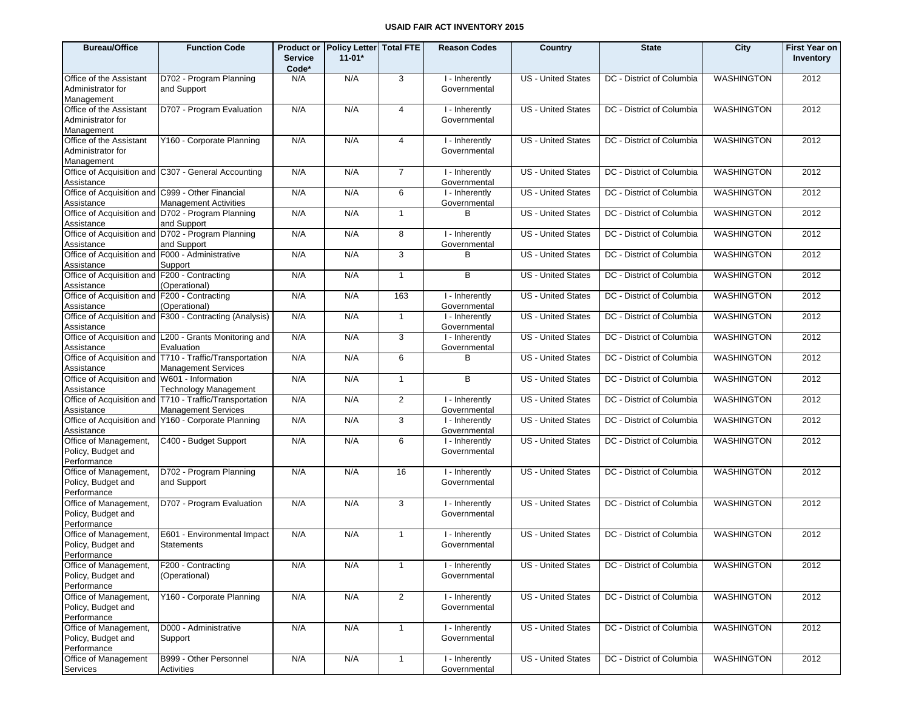# USAID FAIR ACT INVENTORY 2015

| Bureau/Office | Function Code | Product or Service Code* | Policy Letter 11-01* | Total FTE | Reason Codes | Country | State | City | First Year on Inventory |
|---|---|---|---|---|---|---|---|---|---|
| Office of the Assistant Administrator for Management | D702 - Program Planning and Support | N/A | N/A | 3 | I - Inherently Governmental | US - United States | DC - District of Columbia | WASHINGTON | 2012 |
| Office of the Assistant Administrator for Management | D707 - Program Evaluation | N/A | N/A | 4 | I - Inherently Governmental | US - United States | DC - District of Columbia | WASHINGTON | 2012 |
| Office of the Assistant Administrator for Management | Y160 - Corporate Planning | N/A | N/A | 4 | I - Inherently Governmental | US - United States | DC - District of Columbia | WASHINGTON | 2012 |
| Office of Acquisition and Assistance | C307 - General Accounting | N/A | N/A | 7 | I - Inherently Governmental | US - United States | DC - District of Columbia | WASHINGTON | 2012 |
| Office of Acquisition and Assistance | C999 - Other Financial Management Activities | N/A | N/A | 6 | I - Inherently Governmental | US - United States | DC - District of Columbia | WASHINGTON | 2012 |
| Office of Acquisition and Assistance | D702 - Program Planning and Support | N/A | N/A | 1 | B | US - United States | DC - District of Columbia | WASHINGTON | 2012 |
| Office of Acquisition and Assistance | D702 - Program Planning and Support | N/A | N/A | 8 | I - Inherently Governmental | US - United States | DC - District of Columbia | WASHINGTON | 2012 |
| Office of Acquisition and Assistance | F000 - Administrative Support | N/A | N/A | 3 | B | US - United States | DC - District of Columbia | WASHINGTON | 2012 |
| Office of Acquisition and Assistance | F200 - Contracting (Operational) | N/A | N/A | 1 | B | US - United States | DC - District of Columbia | WASHINGTON | 2012 |
| Office of Acquisition and Assistance | F200 - Contracting (Operational) | N/A | N/A | 163 | I - Inherently Governmental | US - United States | DC - District of Columbia | WASHINGTON | 2012 |
| Office of Acquisition and Assistance | F300 - Contracting (Analysis) | N/A | N/A | 1 | I - Inherently Governmental | US - United States | DC - District of Columbia | WASHINGTON | 2012 |
| Office of Acquisition and Assistance | L200 - Grants Monitoring and Evaluation | N/A | N/A | 3 | I - Inherently Governmental | US - United States | DC - District of Columbia | WASHINGTON | 2012 |
| Office of Acquisition and Assistance | T710 - Traffic/Transportation Management Services | N/A | N/A | 6 | B | US - United States | DC - District of Columbia | WASHINGTON | 2012 |
| Office of Acquisition and Assistance | W601 - Information Technology Management | N/A | N/A | 1 | B | US - United States | DC - District of Columbia | WASHINGTON | 2012 |
| Office of Acquisition and Assistance | T710 - Traffic/Transportation Management Services | N/A | N/A | 2 | I - Inherently Governmental | US - United States | DC - District of Columbia | WASHINGTON | 2012 |
| Office of Acquisition and Assistance | Y160 - Corporate Planning | N/A | N/A | 3 | I - Inherently Governmental | US - United States | DC - District of Columbia | WASHINGTON | 2012 |
| Office of Management, Policy, Budget and Performance | C400 - Budget Support | N/A | N/A | 6 | I - Inherently Governmental | US - United States | DC - District of Columbia | WASHINGTON | 2012 |
| Office of Management, Policy, Budget and Performance | D702 - Program Planning and Support | N/A | N/A | 16 | I - Inherently Governmental | US - United States | DC - District of Columbia | WASHINGTON | 2012 |
| Office of Management, Policy, Budget and Performance | D707 - Program Evaluation | N/A | N/A | 3 | I - Inherently Governmental | US - United States | DC - District of Columbia | WASHINGTON | 2012 |
| Office of Management, Policy, Budget and Performance | E601 - Environmental Impact Statements | N/A | N/A | 1 | I - Inherently Governmental | US - United States | DC - District of Columbia | WASHINGTON | 2012 |
| Office of Management, Policy, Budget and Performance | F200 - Contracting (Operational) | N/A | N/A | 1 | I - Inherently Governmental | US - United States | DC - District of Columbia | WASHINGTON | 2012 |
| Office of Management, Policy, Budget and Performance | Y160 - Corporate Planning | N/A | N/A | 2 | I - Inherently Governmental | US - United States | DC - District of Columbia | WASHINGTON | 2012 |
| Office of Management, Policy, Budget and Performance | D000 - Administrative Support | N/A | N/A | 1 | I - Inherently Governmental | US - United States | DC - District of Columbia | WASHINGTON | 2012 |
| Office of Management Services | B999 - Other Personnel Activities | N/A | N/A | 1 | I - Inherently Governmental | US - United States | DC - District of Columbia | WASHINGTON | 2012 |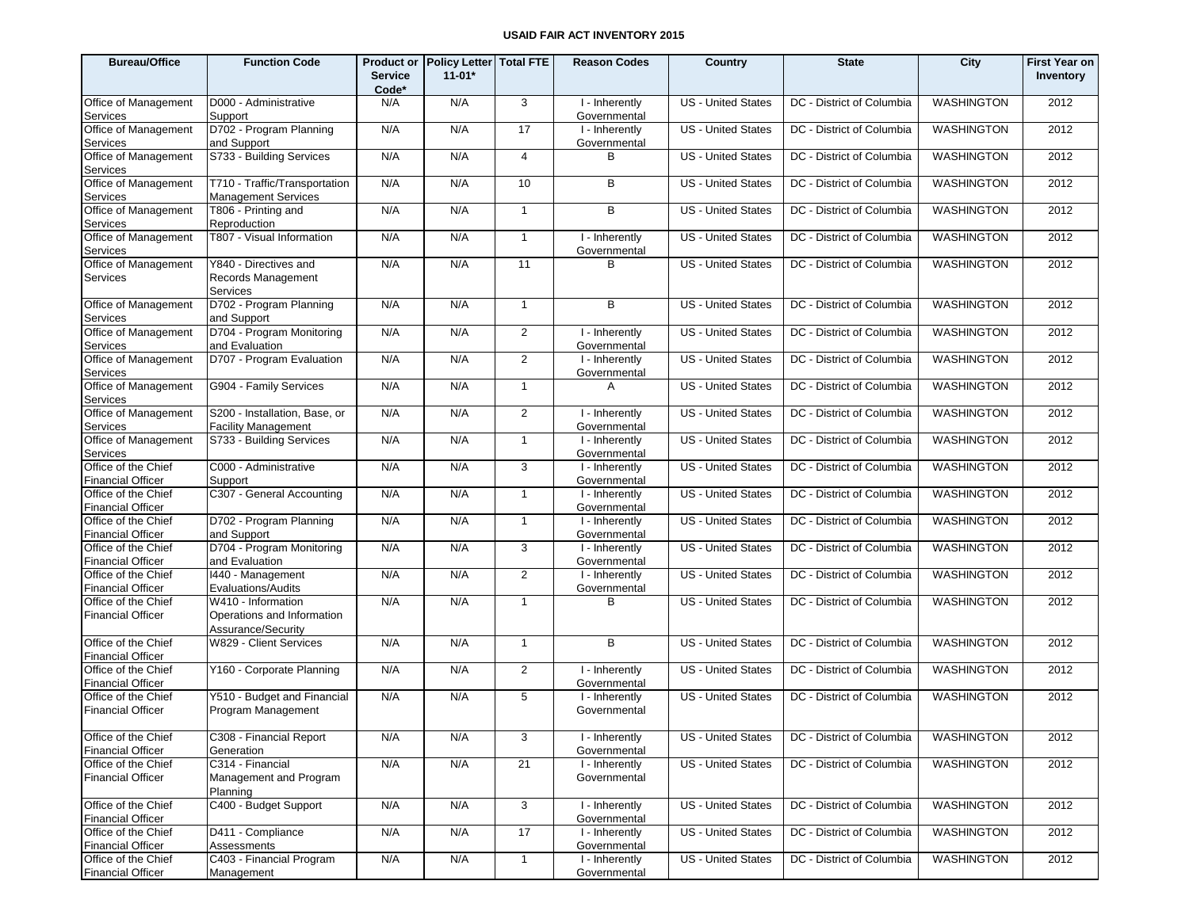# USAID FAIR ACT INVENTORY 2015

| Bureau/Office | Function Code | Product or Service Code* | Policy Letter 11-01* | Total FTE | Reason Codes | Country | State | City | First Year on Inventory |
|---|---|---|---|---|---|---|---|---|---|
| Office of Management Services | D000 - Administrative Support | N/A | N/A | 3 | I - Inherently Governmental | US - United States | DC - District of Columbia | WASHINGTON | 2012 |
| Office of Management Services | D702 - Program Planning and Support | N/A | N/A | 17 | I - Inherently Governmental | US - United States | DC - District of Columbia | WASHINGTON | 2012 |
| Office of Management Services | S733 - Building Services | N/A | N/A | 4 | B | US - United States | DC - District of Columbia | WASHINGTON | 2012 |
| Office of Management Services | T710 - Traffic/Transportation Management Services | N/A | N/A | 10 | B | US - United States | DC - District of Columbia | WASHINGTON | 2012 |
| Office of Management Services | T806 - Printing and Reproduction | N/A | N/A | 1 | B | US - United States | DC - District of Columbia | WASHINGTON | 2012 |
| Office of Management Services | T807 - Visual Information | N/A | N/A | 1 | I - Inherently Governmental | US - United States | DC - District of Columbia | WASHINGTON | 2012 |
| Office of Management Services | Y840 - Directives and Records Management Services | N/A | N/A | 11 | B | US - United States | DC - District of Columbia | WASHINGTON | 2012 |
| Office of Management Services | D702 - Program Planning and Support | N/A | N/A | 1 | B | US - United States | DC - District of Columbia | WASHINGTON | 2012 |
| Office of Management Services | D704 - Program Monitoring and Evaluation | N/A | N/A | 2 | I - Inherently Governmental | US - United States | DC - District of Columbia | WASHINGTON | 2012 |
| Office of Management Services | D707 - Program Evaluation | N/A | N/A | 2 | I - Inherently Governmental | US - United States | DC - District of Columbia | WASHINGTON | 2012 |
| Office of Management Services | G904 - Family Services | N/A | N/A | 1 | A | US - United States | DC - District of Columbia | WASHINGTON | 2012 |
| Office of Management Services | S200 - Installation, Base, or Facility Management | N/A | N/A | 2 | I - Inherently Governmental | US - United States | DC - District of Columbia | WASHINGTON | 2012 |
| Office of Management Services | S733 - Building Services | N/A | N/A | 1 | I - Inherently Governmental | US - United States | DC - District of Columbia | WASHINGTON | 2012 |
| Office of the Chief Financial Officer | C000 - Administrative Support | N/A | N/A | 3 | I - Inherently Governmental | US - United States | DC - District of Columbia | WASHINGTON | 2012 |
| Office of the Chief Financial Officer | C307 - General Accounting | N/A | N/A | 1 | I - Inherently Governmental | US - United States | DC - District of Columbia | WASHINGTON | 2012 |
| Office of the Chief Financial Officer | D702 - Program Planning and Support | N/A | N/A | 1 | I - Inherently Governmental | US - United States | DC - District of Columbia | WASHINGTON | 2012 |
| Office of the Chief Financial Officer | D704 - Program Monitoring and Evaluation | N/A | N/A | 3 | I - Inherently Governmental | US - United States | DC - District of Columbia | WASHINGTON | 2012 |
| Office of the Chief Financial Officer | I440 - Management Evaluations/Audits | N/A | N/A | 2 | I - Inherently Governmental | US - United States | DC - District of Columbia | WASHINGTON | 2012 |
| Office of the Chief Financial Officer | W410 - Information Operations and Information Assurance/Security | N/A | N/A | 1 | B | US - United States | DC - District of Columbia | WASHINGTON | 2012 |
| Office of the Chief Financial Officer | W829 - Client Services | N/A | N/A | 1 | B | US - United States | DC - District of Columbia | WASHINGTON | 2012 |
| Office of the Chief Financial Officer | Y160 - Corporate Planning | N/A | N/A | 2 | I - Inherently Governmental | US - United States | DC - District of Columbia | WASHINGTON | 2012 |
| Office of the Chief Financial Officer | Y510 - Budget and Financial Program Management | N/A | N/A | 5 | I - Inherently Governmental | US - United States | DC - District of Columbia | WASHINGTON | 2012 |
| Office of the Chief Financial Officer | C308 - Financial Report Generation | N/A | N/A | 3 | I - Inherently Governmental | US - United States | DC - District of Columbia | WASHINGTON | 2012 |
| Office of the Chief Financial Officer | C314 - Financial Management and Program Planning | N/A | N/A | 21 | I - Inherently Governmental | US - United States | DC - District of Columbia | WASHINGTON | 2012 |
| Office of the Chief Financial Officer | C400 - Budget Support | N/A | N/A | 3 | I - Inherently Governmental | US - United States | DC - District of Columbia | WASHINGTON | 2012 |
| Office of the Chief Financial Officer | D411 - Compliance Assessments | N/A | N/A | 17 | I - Inherently Governmental | US - United States | DC - District of Columbia | WASHINGTON | 2012 |
| Office of the Chief Financial Officer | C403 - Financial Program Management | N/A | N/A | 1 | I - Inherently Governmental | US - United States | DC - District of Columbia | WASHINGTON | 2012 |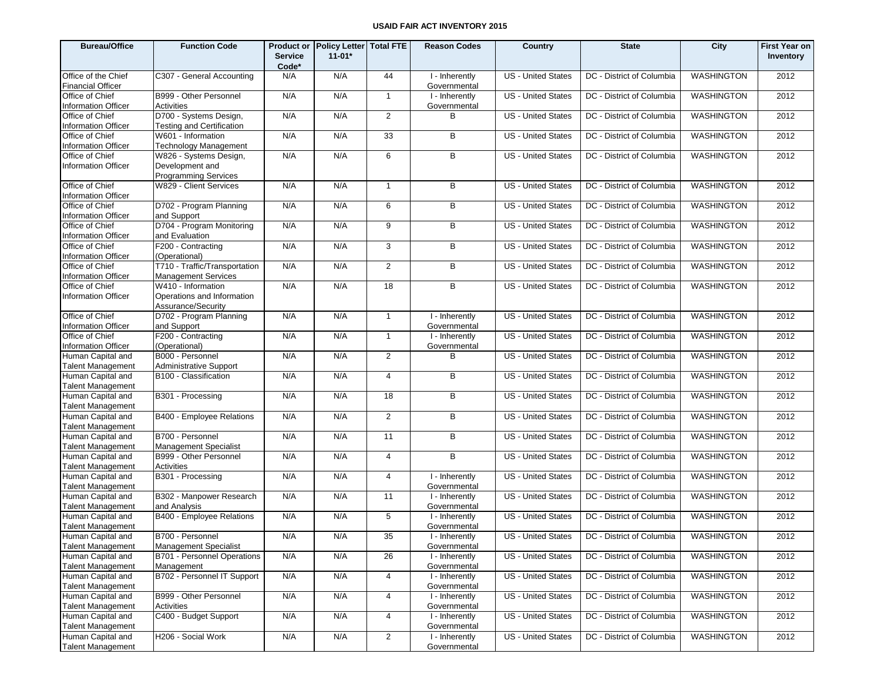# USAID FAIR ACT INVENTORY 2015

| Bureau/Office | Function Code | Product or Service Code* | Policy Letter 11-01* | Total FTE | Reason Codes | Country | State | City | First Year on Inventory |
|---|---|---|---|---|---|---|---|---|---|
| Office of the Chief Financial Officer | C307 - General Accounting | N/A | N/A | 44 | I - Inherently Governmental | US - United States | DC - District of Columbia | WASHINGTON | 2012 |
| Office of Chief Information Officer | B999 - Other Personnel Activities | N/A | N/A | 1 | I - Inherently Governmental | US - United States | DC - District of Columbia | WASHINGTON | 2012 |
| Office of Chief Information Officer | D700 - Systems Design, Testing and Certification | N/A | N/A | 2 | B | US - United States | DC - District of Columbia | WASHINGTON | 2012 |
| Office of Chief Information Officer | W601 - Information Technology Management | N/A | N/A | 33 | B | US - United States | DC - District of Columbia | WASHINGTON | 2012 |
| Office of Chief Information Officer | W826 - Systems Design, Development and Programming Services | N/A | N/A | 6 | B | US - United States | DC - District of Columbia | WASHINGTON | 2012 |
| Office of Chief Information Officer | W829 - Client Services | N/A | N/A | 1 | B | US - United States | DC - District of Columbia | WASHINGTON | 2012 |
| Office of Chief Information Officer | D702 - Program Planning and Support | N/A | N/A | 6 | B | US - United States | DC - District of Columbia | WASHINGTON | 2012 |
| Office of Chief Information Officer | D704 - Program Monitoring and Evaluation | N/A | N/A | 9 | B | US - United States | DC - District of Columbia | WASHINGTON | 2012 |
| Office of Chief Information Officer | F200 - Contracting (Operational) | N/A | N/A | 3 | B | US - United States | DC - District of Columbia | WASHINGTON | 2012 |
| Office of Chief Information Officer | T710 - Traffic/Transportation Management Services | N/A | N/A | 2 | B | US - United States | DC - District of Columbia | WASHINGTON | 2012 |
| Office of Chief Information Officer | W410 - Information Operations and Information Assurance/Security | N/A | N/A | 18 | B | US - United States | DC - District of Columbia | WASHINGTON | 2012 |
| Office of Chief Information Officer | D702 - Program Planning and Support | N/A | N/A | 1 | I - Inherently Governmental | US - United States | DC - District of Columbia | WASHINGTON | 2012 |
| Office of Chief Information Officer | F200 - Contracting (Operational) | N/A | N/A | 1 | I - Inherently Governmental | US - United States | DC - District of Columbia | WASHINGTON | 2012 |
| Human Capital and Talent Management | B000 - Personnel Administrative Support | N/A | N/A | 2 | B | US - United States | DC - District of Columbia | WASHINGTON | 2012 |
| Human Capital and Talent Management | B100 - Classification | N/A | N/A | 4 | B | US - United States | DC - District of Columbia | WASHINGTON | 2012 |
| Human Capital and Talent Management | B301 - Processing | N/A | N/A | 18 | B | US - United States | DC - District of Columbia | WASHINGTON | 2012 |
| Human Capital and Talent Management | B400 - Employee Relations | N/A | N/A | 2 | B | US - United States | DC - District of Columbia | WASHINGTON | 2012 |
| Human Capital and Talent Management | B700 - Personnel Management Specialist | N/A | N/A | 11 | B | US - United States | DC - District of Columbia | WASHINGTON | 2012 |
| Human Capital and Talent Management | B999 - Other Personnel Activities | N/A | N/A | 4 | B | US - United States | DC - District of Columbia | WASHINGTON | 2012 |
| Human Capital and Talent Management | B301 - Processing | N/A | N/A | 4 | I - Inherently Governmental | US - United States | DC - District of Columbia | WASHINGTON | 2012 |
| Human Capital and Talent Management | B302 - Manpower Research and Analysis | N/A | N/A | 11 | I - Inherently Governmental | US - United States | DC - District of Columbia | WASHINGTON | 2012 |
| Human Capital and Talent Management | B400 - Employee Relations | N/A | N/A | 5 | I - Inherently Governmental | US - United States | DC - District of Columbia | WASHINGTON | 2012 |
| Human Capital and Talent Management | B700 - Personnel Management Specialist | N/A | N/A | 35 | I - Inherently Governmental | US - United States | DC - District of Columbia | WASHINGTON | 2012 |
| Human Capital and Talent Management | B701 - Personnel Operations Management | N/A | N/A | 26 | I - Inherently Governmental | US - United States | DC - District of Columbia | WASHINGTON | 2012 |
| Human Capital and Talent Management | B702 - Personnel IT Support | N/A | N/A | 4 | I - Inherently Governmental | US - United States | DC - District of Columbia | WASHINGTON | 2012 |
| Human Capital and Talent Management | B999 - Other Personnel Activities | N/A | N/A | 4 | I - Inherently Governmental | US - United States | DC - District of Columbia | WASHINGTON | 2012 |
| Human Capital and Talent Management | C400 - Budget Support | N/A | N/A | 4 | I - Inherently Governmental | US - United States | DC - District of Columbia | WASHINGTON | 2012 |
| Human Capital and Talent Management | H206 - Social Work | N/A | N/A | 2 | I - Inherently Governmental | US - United States | DC - District of Columbia | WASHINGTON | 2012 |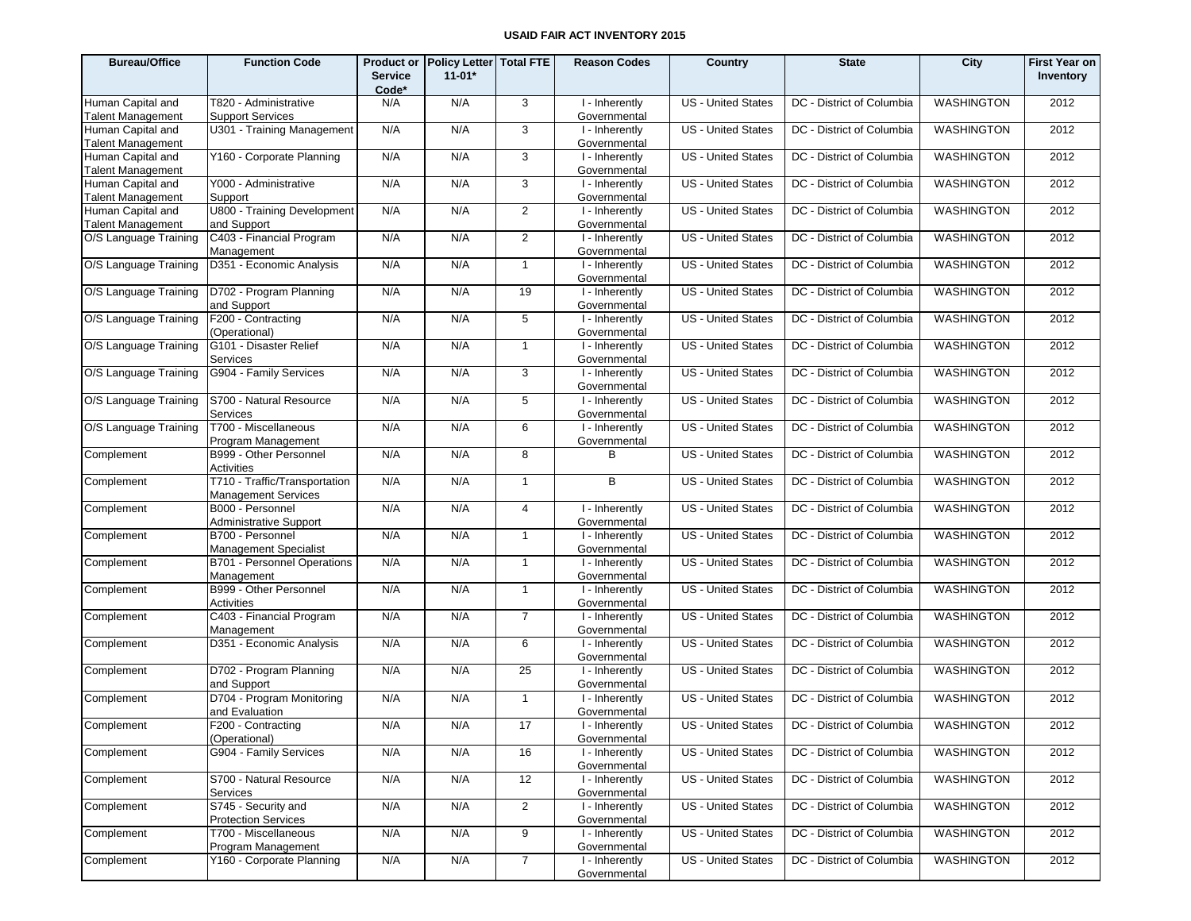# USAID FAIR ACT INVENTORY 2015

| Bureau/Office | Function Code | Product or Service Code* | Policy Letter 11-01* | Total FTE | Reason Codes | Country | State | City | First Year on Inventory |
|---|---|---|---|---|---|---|---|---|---|
| Human Capital and Talent Management | T820 - Administrative Support Services | N/A | N/A | 3 | I - Inherently Governmental | US - United States | DC - District of Columbia | WASHINGTON | 2012 |
| Human Capital and Talent Management | U301 - Training Management | N/A | N/A | 3 | I - Inherently Governmental | US - United States | DC - District of Columbia | WASHINGTON | 2012 |
| Human Capital and Talent Management | Y160 - Corporate Planning | N/A | N/A | 3 | I - Inherently Governmental | US - United States | DC - District of Columbia | WASHINGTON | 2012 |
| Human Capital and Talent Management | Y000 - Administrative Support | N/A | N/A | 3 | I - Inherently Governmental | US - United States | DC - District of Columbia | WASHINGTON | 2012 |
| Human Capital and Talent Management | U800 - Training Development and Support | N/A | N/A | 2 | I - Inherently Governmental | US - United States | DC - District of Columbia | WASHINGTON | 2012 |
| O/S Language Training | C403 - Financial Program Management | N/A | N/A | 2 | I - Inherently Governmental | US - United States | DC - District of Columbia | WASHINGTON | 2012 |
| O/S Language Training | D351 - Economic Analysis | N/A | N/A | 1 | I - Inherently Governmental | US - United States | DC - District of Columbia | WASHINGTON | 2012 |
| O/S Language Training | D702 - Program Planning and Support | N/A | N/A | 19 | I - Inherently Governmental | US - United States | DC - District of Columbia | WASHINGTON | 2012 |
| O/S Language Training | F200 - Contracting (Operational) | N/A | N/A | 5 | I - Inherently Governmental | US - United States | DC - District of Columbia | WASHINGTON | 2012 |
| O/S Language Training | G101 - Disaster Relief Services | N/A | N/A | 1 | I - Inherently Governmental | US - United States | DC - District of Columbia | WASHINGTON | 2012 |
| O/S Language Training | G904 - Family Services | N/A | N/A | 3 | I - Inherently Governmental | US - United States | DC - District of Columbia | WASHINGTON | 2012 |
| O/S Language Training | S700 - Natural Resource Services | N/A | N/A | 5 | I - Inherently Governmental | US - United States | DC - District of Columbia | WASHINGTON | 2012 |
| O/S Language Training | T700 - Miscellaneous Program Management | N/A | N/A | 6 | I - Inherently Governmental | US - United States | DC - District of Columbia | WASHINGTON | 2012 |
| Complement | B999 - Other Personnel Activities | N/A | N/A | 8 | B | US - United States | DC - District of Columbia | WASHINGTON | 2012 |
| Complement | T710 - Traffic/Transportation Management Services | N/A | N/A | 1 | B | US - United States | DC - District of Columbia | WASHINGTON | 2012 |
| Complement | B000 - Personnel Administrative Support | N/A | N/A | 4 | I - Inherently Governmental | US - United States | DC - District of Columbia | WASHINGTON | 2012 |
| Complement | B700 - Personnel Management Specialist | N/A | N/A | 1 | I - Inherently Governmental | US - United States | DC - District of Columbia | WASHINGTON | 2012 |
| Complement | B701 - Personnel Operations Management | N/A | N/A | 1 | I - Inherently Governmental | US - United States | DC - District of Columbia | WASHINGTON | 2012 |
| Complement | B999 - Other Personnel Activities | N/A | N/A | 1 | I - Inherently Governmental | US - United States | DC - District of Columbia | WASHINGTON | 2012 |
| Complement | C403 - Financial Program Management | N/A | N/A | 7 | I - Inherently Governmental | US - United States | DC - District of Columbia | WASHINGTON | 2012 |
| Complement | D351 - Economic Analysis | N/A | N/A | 6 | I - Inherently Governmental | US - United States | DC - District of Columbia | WASHINGTON | 2012 |
| Complement | D702 - Program Planning and Support | N/A | N/A | 25 | I - Inherently Governmental | US - United States | DC - District of Columbia | WASHINGTON | 2012 |
| Complement | D704 - Program Monitoring and Evaluation | N/A | N/A | 1 | I - Inherently Governmental | US - United States | DC - District of Columbia | WASHINGTON | 2012 |
| Complement | F200 - Contracting (Operational) | N/A | N/A | 17 | I - Inherently Governmental | US - United States | DC - District of Columbia | WASHINGTON | 2012 |
| Complement | G904 - Family Services | N/A | N/A | 16 | I - Inherently Governmental | US - United States | DC - District of Columbia | WASHINGTON | 2012 |
| Complement | S700 - Natural Resource Services | N/A | N/A | 12 | I - Inherently Governmental | US - United States | DC - District of Columbia | WASHINGTON | 2012 |
| Complement | S745 - Security and Protection Services | N/A | N/A | 2 | I - Inherently Governmental | US - United States | DC - District of Columbia | WASHINGTON | 2012 |
| Complement | T700 - Miscellaneous Program Management | N/A | N/A | 9 | I - Inherently Governmental | US - United States | DC - District of Columbia | WASHINGTON | 2012 |
| Complement | Y160 - Corporate Planning | N/A | N/A | 7 | I - Inherently Governmental | US - United States | DC - District of Columbia | WASHINGTON | 2012 |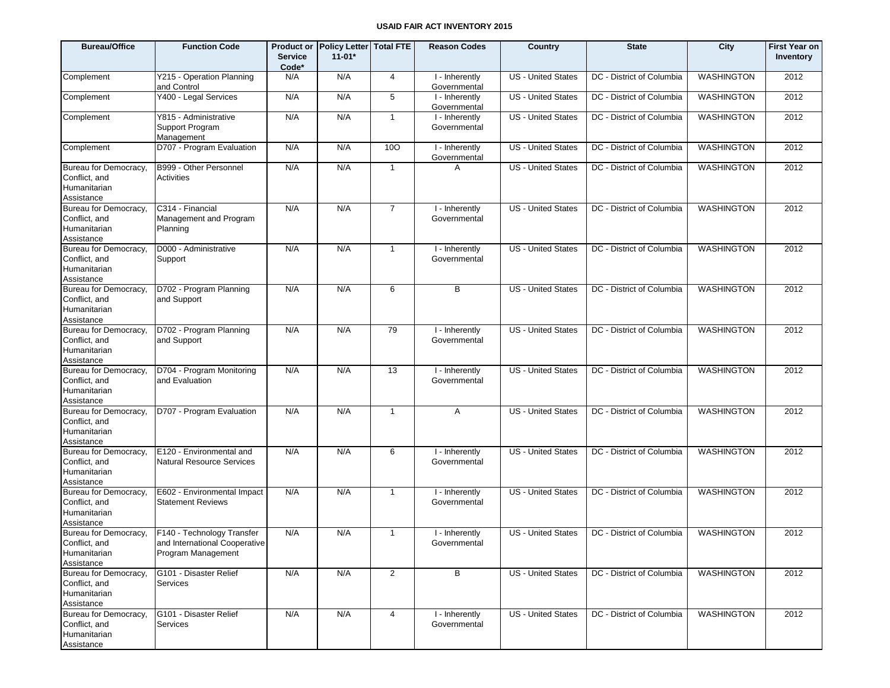**USAID FAIR ACT INVENTORY 2015**

| Bureau/Office | Function Code | Product or Service Code* | Policy Letter 11-01* | Total FTE | Reason Codes | Country | State | City | First Year on Inventory |
|---|---|---|---|---|---|---|---|---|---|
| Complement | Y215 - Operation Planning and Control | N/A | N/A | 4 | I - Inherently Governmental | US - United States | DC - District of Columbia | WASHINGTON | 2012 |
| Complement | Y400 - Legal Services | N/A | N/A | 5 | I - Inherently Governmental | US - United States | DC - District of Columbia | WASHINGTON | 2012 |
| Complement | Y815 - Administrative Support Program Management | N/A | N/A | 1 | I - Inherently Governmental | US - United States | DC - District of Columbia | WASHINGTON | 2012 |
| Complement | D707 - Program Evaluation | N/A | N/A | 10O | I - Inherently Governmental | US - United States | DC - District of Columbia | WASHINGTON | 2012 |
| Bureau for Democracy, Conflict, and Humanitarian Assistance | B999 - Other Personnel Activities | N/A | N/A | 1 | A | US - United States | DC - District of Columbia | WASHINGTON | 2012 |
| Bureau for Democracy, Conflict, and Humanitarian Assistance | C314 - Financial Management and Program Planning | N/A | N/A | 7 | I - Inherently Governmental | US - United States | DC - District of Columbia | WASHINGTON | 2012 |
| Bureau for Democracy, Conflict, and Humanitarian Assistance | D000 - Administrative Support | N/A | N/A | 1 | I - Inherently Governmental | US - United States | DC - District of Columbia | WASHINGTON | 2012 |
| Bureau for Democracy, Conflict, and Humanitarian Assistance | D702 - Program Planning and Support | N/A | N/A | 6 | B | US - United States | DC - District of Columbia | WASHINGTON | 2012 |
| Bureau for Democracy, Conflict, and Humanitarian Assistance | D702 - Program Planning and Support | N/A | N/A | 79 | I - Inherently Governmental | US - United States | DC - District of Columbia | WASHINGTON | 2012 |
| Bureau for Democracy, Conflict, and Humanitarian Assistance | D704 - Program Monitoring and Evaluation | N/A | N/A | 13 | I - Inherently Governmental | US - United States | DC - District of Columbia | WASHINGTON | 2012 |
| Bureau for Democracy, Conflict, and Humanitarian Assistance | D707 - Program Evaluation | N/A | N/A | 1 | A | US - United States | DC - District of Columbia | WASHINGTON | 2012 |
| Bureau for Democracy, Conflict, and Humanitarian Assistance | E120 - Environmental and Natural Resource Services | N/A | N/A | 6 | I - Inherently Governmental | US - United States | DC - District of Columbia | WASHINGTON | 2012 |
| Bureau for Democracy, Conflict, and Humanitarian Assistance | E602 - Environmental Impact Statement Reviews | N/A | N/A | 1 | I - Inherently Governmental | US - United States | DC - District of Columbia | WASHINGTON | 2012 |
| Bureau for Democracy, Conflict, and Humanitarian Assistance | F140 - Technology Transfer and International Cooperative Program Management | N/A | N/A | 1 | I - Inherently Governmental | US - United States | DC - District of Columbia | WASHINGTON | 2012 |
| Bureau for Democracy, Conflict, and Humanitarian Assistance | G101 - Disaster Relief Services | N/A | N/A | 2 | B | US - United States | DC - District of Columbia | WASHINGTON | 2012 |
| Bureau for Democracy, Conflict, and Humanitarian Assistance | G101 - Disaster Relief Services | N/A | N/A | 4 | I - Inherently Governmental | US - United States | DC - District of Columbia | WASHINGTON | 2012 |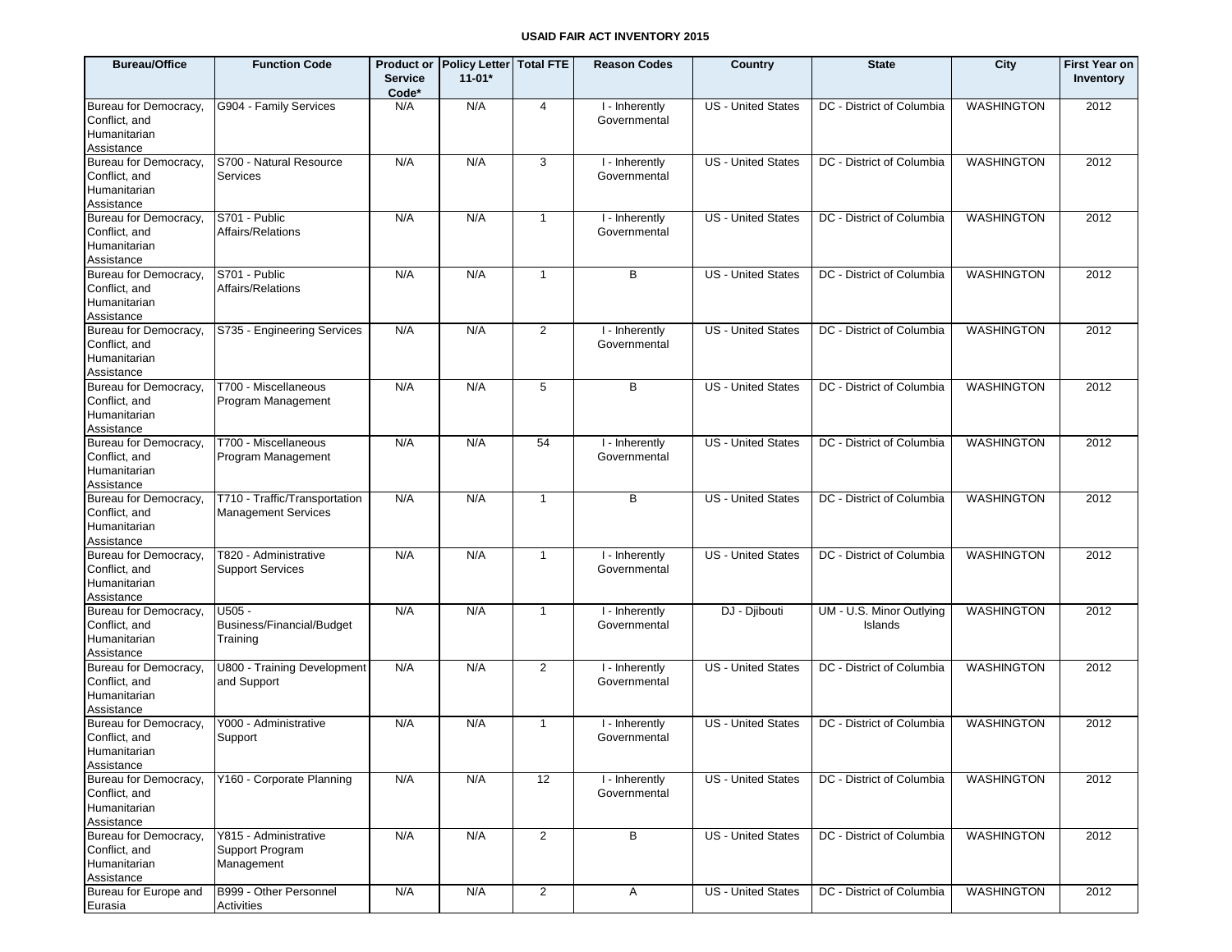# USAID FAIR ACT INVENTORY 2015

| Bureau/Office | Function Code | Product or Service Code* | Policy Letter 11-01* | Total FTE | Reason Codes | Country | State | City | First Year on Inventory |
|---|---|---|---|---|---|---|---|---|---|
| Bureau for Democracy, Conflict, and Humanitarian Assistance | G904 - Family Services | N/A | N/A | 4 | I - Inherently Governmental | US - United States | DC - District of Columbia | WASHINGTON | 2012 |
| Bureau for Democracy, Conflict, and Humanitarian Assistance | S700 - Natural Resource Services | N/A | N/A | 3 | I - Inherently Governmental | US - United States | DC - District of Columbia | WASHINGTON | 2012 |
| Bureau for Democracy, Conflict, and Humanitarian Assistance | S701 - Public Affairs/Relations | N/A | N/A | 1 | I - Inherently Governmental | US - United States | DC - District of Columbia | WASHINGTON | 2012 |
| Bureau for Democracy, Conflict, and Humanitarian Assistance | S701 - Public Affairs/Relations | N/A | N/A | 1 | B | US - United States | DC - District of Columbia | WASHINGTON | 2012 |
| Bureau for Democracy, Conflict, and Humanitarian Assistance | S735 - Engineering Services | N/A | N/A | 2 | I - Inherently Governmental | US - United States | DC - District of Columbia | WASHINGTON | 2012 |
| Bureau for Democracy, Conflict, and Humanitarian Assistance | T700 - Miscellaneous Program Management | N/A | N/A | 5 | B | US - United States | DC - District of Columbia | WASHINGTON | 2012 |
| Bureau for Democracy, Conflict, and Humanitarian Assistance | T700 - Miscellaneous Program Management | N/A | N/A | 54 | I - Inherently Governmental | US - United States | DC - District of Columbia | WASHINGTON | 2012 |
| Bureau for Democracy, Conflict, and Humanitarian Assistance | T710 - Traffic/Transportation Management Services | N/A | N/A | 1 | B | US - United States | DC - District of Columbia | WASHINGTON | 2012 |
| Bureau for Democracy, Conflict, and Humanitarian Assistance | T820 - Administrative Support Services | N/A | N/A | 1 | I - Inherently Governmental | US - United States | DC - District of Columbia | WASHINGTON | 2012 |
| Bureau for Democracy, Conflict, and Humanitarian Assistance | U505 - Business/Financial/Budget Training | N/A | N/A | 1 | I - Inherently Governmental | DJ - Djibouti | UM - U.S. Minor Outlying Islands | WASHINGTON | 2012 |
| Bureau for Democracy, Conflict, and Humanitarian Assistance | U800 - Training Development and Support | N/A | N/A | 2 | I - Inherently Governmental | US - United States | DC - District of Columbia | WASHINGTON | 2012 |
| Bureau for Democracy, Conflict, and Humanitarian Assistance | Y000 - Administrative Support | N/A | N/A | 1 | I - Inherently Governmental | US - United States | DC - District of Columbia | WASHINGTON | 2012 |
| Bureau for Democracy, Conflict, and Humanitarian Assistance | Y160 - Corporate Planning | N/A | N/A | 12 | I - Inherently Governmental | US - United States | DC - District of Columbia | WASHINGTON | 2012 |
| Bureau for Democracy, Conflict, and Humanitarian Assistance | Y815 - Administrative Support Program Management | N/A | N/A | 2 | B | US - United States | DC - District of Columbia | WASHINGTON | 2012 |
| Bureau for Europe and Eurasia | B999 - Other Personnel Activities | N/A | N/A | 2 | A | US - United States | DC - District of Columbia | WASHINGTON | 2012 |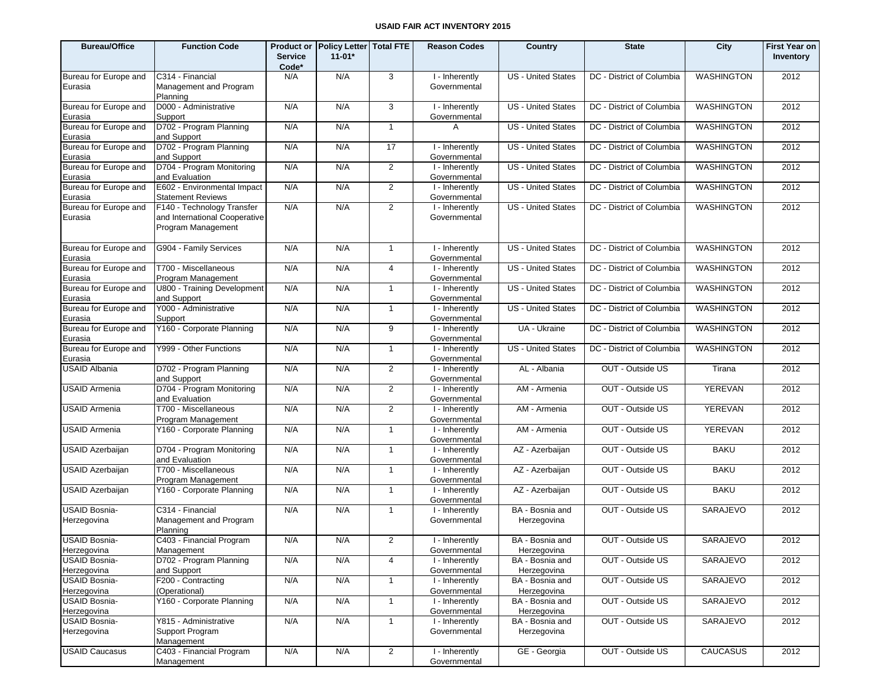**USAID FAIR ACT INVENTORY 2015**

| Bureau/Office | Function Code | Product or Service Code* | Policy Letter 11-01* | Total FTE | Reason Codes | Country | State | City | First Year on Inventory |
|---|---|---|---|---|---|---|---|---|---|
| Bureau for Europe and Eurasia | C314 - Financial Management and Program Planning | N/A | N/A | 3 | I - Inherently Governmental | US - United States | DC - District of Columbia | WASHINGTON | 2012 |
| Bureau for Europe and Eurasia | D000 - Administrative Support | N/A | N/A | 3 | I - Inherently Governmental | US - United States | DC - District of Columbia | WASHINGTON | 2012 |
| Bureau for Europe and Eurasia | D702 - Program Planning and Support | N/A | N/A | 1 | A | US - United States | DC - District of Columbia | WASHINGTON | 2012 |
| Bureau for Europe and Eurasia | D702 - Program Planning and Support | N/A | N/A | 17 | I - Inherently Governmental | US - United States | DC - District of Columbia | WASHINGTON | 2012 |
| Bureau for Europe and Eurasia | D704 - Program Monitoring and Evaluation | N/A | N/A | 2 | I - Inherently Governmental | US - United States | DC - District of Columbia | WASHINGTON | 2012 |
| Bureau for Europe and Eurasia | E602 - Environmental Impact Statement Reviews | N/A | N/A | 2 | I - Inherently Governmental | US - United States | DC - District of Columbia | WASHINGTON | 2012 |
| Bureau for Europe and Eurasia | F140 - Technology Transfer and International Cooperative Program Management | N/A | N/A | 2 | I - Inherently Governmental | US - United States | DC - District of Columbia | WASHINGTON | 2012 |
| Bureau for Europe and Eurasia | G904 - Family Services | N/A | N/A | 1 | I - Inherently Governmental | US - United States | DC - District of Columbia | WASHINGTON | 2012 |
| Bureau for Europe and Eurasia | T700 - Miscellaneous Program Management | N/A | N/A | 4 | I - Inherently Governmental | US - United States | DC - District of Columbia | WASHINGTON | 2012 |
| Bureau for Europe and Eurasia | U800 - Training Development and Support | N/A | N/A | 1 | I - Inherently Governmental | US - United States | DC - District of Columbia | WASHINGTON | 2012 |
| Bureau for Europe and Eurasia | Y000 - Administrative Support | N/A | N/A | 1 | I - Inherently Governmental | US - United States | DC - District of Columbia | WASHINGTON | 2012 |
| Bureau for Europe and Eurasia | Y160 - Corporate Planning | N/A | N/A | 9 | I - Inherently Governmental | UA - Ukraine | DC - District of Columbia | WASHINGTON | 2012 |
| Bureau for Europe and Eurasia | Y999 - Other Functions | N/A | N/A | 1 | I - Inherently Governmental | US - United States | DC - District of Columbia | WASHINGTON | 2012 |
| USAID Albania | D702 - Program Planning and Support | N/A | N/A | 2 | I - Inherently Governmental | AL - Albania | OUT - Outside US | Tirana | 2012 |
| USAID Armenia | D704 - Program Monitoring and Evaluation | N/A | N/A | 2 | I - Inherently Governmental | AM - Armenia | OUT - Outside US | YEREVAN | 2012 |
| USAID Armenia | T700 - Miscellaneous Program Management | N/A | N/A | 2 | I - Inherently Governmental | AM - Armenia | OUT - Outside US | YEREVAN | 2012 |
| USAID Armenia | Y160 - Corporate Planning | N/A | N/A | 1 | I - Inherently Governmental | AM - Armenia | OUT - Outside US | YEREVAN | 2012 |
| USAID Azerbaijan | D704 - Program Monitoring and Evaluation | N/A | N/A | 1 | I - Inherently Governmental | AZ - Azerbaijan | OUT - Outside US | BAKU | 2012 |
| USAID Azerbaijan | T700 - Miscellaneous Program Management | N/A | N/A | 1 | I - Inherently Governmental | AZ - Azerbaijan | OUT - Outside US | BAKU | 2012 |
| USAID Azerbaijan | Y160 - Corporate Planning | N/A | N/A | 1 | I - Inherently Governmental | AZ - Azerbaijan | OUT - Outside US | BAKU | 2012 |
| USAID Bosnia-Herzegovina | C314 - Financial Management and Program Planning | N/A | N/A | 1 | I - Inherently Governmental | BA - Bosnia and Herzegovina | OUT - Outside US | SARAJEVO | 2012 |
| USAID Bosnia-Herzegovina | C403 - Financial Program Management | N/A | N/A | 2 | I - Inherently Governmental | BA - Bosnia and Herzegovina | OUT - Outside US | SARAJEVO | 2012 |
| USAID Bosnia-Herzegovina | D702 - Program Planning and Support | N/A | N/A | 4 | I - Inherently Governmental | BA - Bosnia and Herzegovina | OUT - Outside US | SARAJEVO | 2012 |
| USAID Bosnia-Herzegovina | F200 - Contracting (Operational) | N/A | N/A | 1 | I - Inherently Governmental | BA - Bosnia and Herzegovina | OUT - Outside US | SARAJEVO | 2012 |
| USAID Bosnia-Herzegovina | Y160 - Corporate Planning | N/A | N/A | 1 | I - Inherently Governmental | BA - Bosnia and Herzegovina | OUT - Outside US | SARAJEVO | 2012 |
| USAID Bosnia-Herzegovina | Y815 - Administrative Support Program Management | N/A | N/A | 1 | I - Inherently Governmental | BA - Bosnia and Herzegovina | OUT - Outside US | SARAJEVO | 2012 |
| USAID Caucasus | C403 - Financial Program Management | N/A | N/A | 2 | I - Inherently Governmental | GE - Georgia | OUT - Outside US | CAUCASUS | 2012 |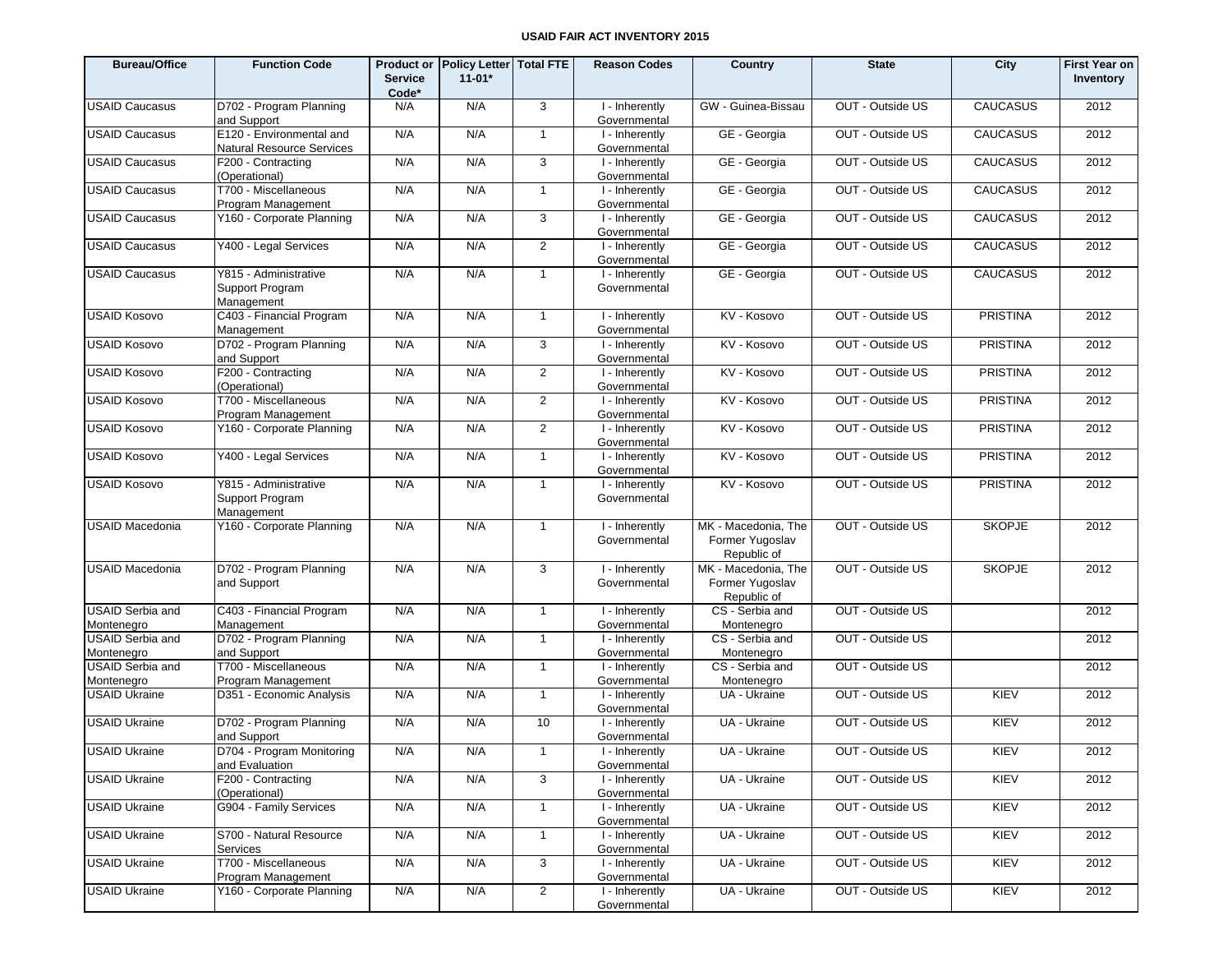# USAID FAIR ACT INVENTORY 2015

| Bureau/Office | Function Code | Product or Service Code* | Policy Letter 11-01* | Total FTE | Reason Codes | Country | State | City | First Year on Inventory |
|---|---|---|---|---|---|---|---|---|---|
| USAID Caucasus | D702 - Program Planning and Support | N/A | N/A | 3 | I - Inherently Governmental | GW - Guinea-Bissau | OUT - Outside US | CAUCASUS | 2012 |
| USAID Caucasus | E120 - Environmental and Natural Resource Services | N/A | N/A | 1 | I - Inherently Governmental | GE - Georgia | OUT - Outside US | CAUCASUS | 2012 |
| USAID Caucasus | F200 - Contracting (Operational) | N/A | N/A | 3 | I - Inherently Governmental | GE - Georgia | OUT - Outside US | CAUCASUS | 2012 |
| USAID Caucasus | T700 - Miscellaneous Program Management | N/A | N/A | 1 | I - Inherently Governmental | GE - Georgia | OUT - Outside US | CAUCASUS | 2012 |
| USAID Caucasus | Y160 - Corporate Planning | N/A | N/A | 3 | I - Inherently Governmental | GE - Georgia | OUT - Outside US | CAUCASUS | 2012 |
| USAID Caucasus | Y400 - Legal Services | N/A | N/A | 2 | I - Inherently Governmental | GE - Georgia | OUT - Outside US | CAUCASUS | 2012 |
| USAID Caucasus | Y815 - Administrative Support Program Management | N/A | N/A | 1 | I - Inherently Governmental | GE - Georgia | OUT - Outside US | CAUCASUS | 2012 |
| USAID Kosovo | C403 - Financial Program Management | N/A | N/A | 1 | I - Inherently Governmental | KV - Kosovo | OUT - Outside US | PRISTINA | 2012 |
| USAID Kosovo | D702 - Program Planning and Support | N/A | N/A | 3 | I - Inherently Governmental | KV - Kosovo | OUT - Outside US | PRISTINA | 2012 |
| USAID Kosovo | F200 - Contracting (Operational) | N/A | N/A | 2 | I - Inherently Governmental | KV - Kosovo | OUT - Outside US | PRISTINA | 2012 |
| USAID Kosovo | T700 - Miscellaneous Program Management | N/A | N/A | 2 | I - Inherently Governmental | KV - Kosovo | OUT - Outside US | PRISTINA | 2012 |
| USAID Kosovo | Y160 - Corporate Planning | N/A | N/A | 2 | I - Inherently Governmental | KV - Kosovo | OUT - Outside US | PRISTINA | 2012 |
| USAID Kosovo | Y400 - Legal Services | N/A | N/A | 1 | I - Inherently Governmental | KV - Kosovo | OUT - Outside US | PRISTINA | 2012 |
| USAID Kosovo | Y815 - Administrative Support Program Management | N/A | N/A | 1 | I - Inherently Governmental | KV - Kosovo | OUT - Outside US | PRISTINA | 2012 |
| USAID Macedonia | Y160 - Corporate Planning | N/A | N/A | 1 | I - Inherently Governmental | MK - Macedonia, The Former Yugoslav Republic of | OUT - Outside US | SKOPJE | 2012 |
| USAID Macedonia | D702 - Program Planning and Support | N/A | N/A | 3 | I - Inherently Governmental | MK - Macedonia, The Former Yugoslav Republic of | OUT - Outside US | SKOPJE | 2012 |
| USAID Serbia and Montenegro | C403 - Financial Program Management | N/A | N/A | 1 | I - Inherently Governmental | CS - Serbia and Montenegro | OUT - Outside US | | 2012 |
| USAID Serbia and Montenegro | D702 - Program Planning and Support | N/A | N/A | 1 | I - Inherently Governmental | CS - Serbia and Montenegro | OUT - Outside US | | 2012 |
| USAID Serbia and Montenegro | T700 - Miscellaneous Program Management | N/A | N/A | 1 | I - Inherently Governmental | CS - Serbia and Montenegro | OUT - Outside US | | 2012 |
| USAID Ukraine | D351 - Economic Analysis | N/A | N/A | 1 | I - Inherently Governmental | UA - Ukraine | OUT - Outside US | KIEV | 2012 |
| USAID Ukraine | D702 - Program Planning and Support | N/A | N/A | 10 | I - Inherently Governmental | UA - Ukraine | OUT - Outside US | KIEV | 2012 |
| USAID Ukraine | D704 - Program Monitoring and Evaluation | N/A | N/A | 1 | I - Inherently Governmental | UA - Ukraine | OUT - Outside US | KIEV | 2012 |
| USAID Ukraine | F200 - Contracting (Operational) | N/A | N/A | 3 | I - Inherently Governmental | UA - Ukraine | OUT - Outside US | KIEV | 2012 |
| USAID Ukraine | G904 - Family Services | N/A | N/A | 1 | I - Inherently Governmental | UA - Ukraine | OUT - Outside US | KIEV | 2012 |
| USAID Ukraine | S700 - Natural Resource Services | N/A | N/A | 1 | I - Inherently Governmental | UA - Ukraine | OUT - Outside US | KIEV | 2012 |
| USAID Ukraine | T700 - Miscellaneous Program Management | N/A | N/A | 3 | I - Inherently Governmental | UA - Ukraine | OUT - Outside US | KIEV | 2012 |
| USAID Ukraine | Y160 - Corporate Planning | N/A | N/A | 2 | I - Inherently Governmental | UA - Ukraine | OUT - Outside US | KIEV | 2012 |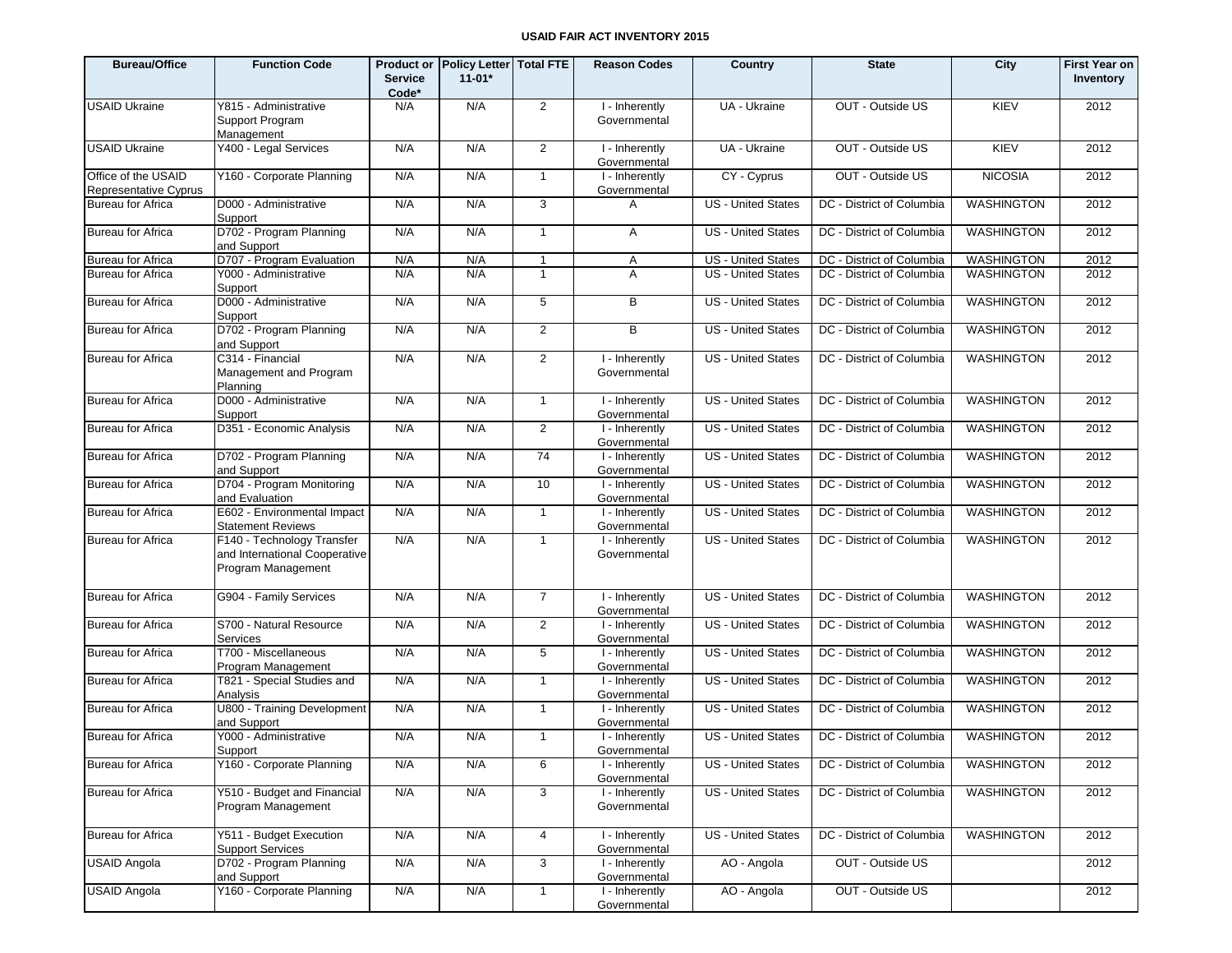# USAID FAIR ACT INVENTORY 2015

| Bureau/Office | Function Code | Product or Service Code* | Policy Letter 11-01* | Total FTE | Reason Codes | Country | State | City | First Year on Inventory |
|---|---|---|---|---|---|---|---|---|---|
| USAID Ukraine | Y815 - Administrative Support Program Management | N/A | N/A | 2 | I - Inherently Governmental | UA - Ukraine | OUT - Outside US | KIEV | 2012 |
| USAID Ukraine | Y400 - Legal Services | N/A | N/A | 2 | I - Inherently Governmental | UA - Ukraine | OUT - Outside US | KIEV | 2012 |
| Office of the USAID Representative Cyprus | Y160 - Corporate Planning | N/A | N/A | 1 | I - Inherently Governmental | CY - Cyprus | OUT - Outside US | NICOSIA | 2012 |
| Bureau for Africa | D000 - Administrative Support | N/A | N/A | 3 | A | US - United States | DC - District of Columbia | WASHINGTON | 2012 |
| Bureau for Africa | D702 - Program Planning and Support | N/A | N/A | 1 | A | US - United States | DC - District of Columbia | WASHINGTON | 2012 |
| Bureau for Africa | D707 - Program Evaluation | N/A | N/A | 1 | A | US - United States | DC - District of Columbia | WASHINGTON | 2012 |
| Bureau for Africa | Y000 - Administrative Support | N/A | N/A | 1 | A | US - United States | DC - District of Columbia | WASHINGTON | 2012 |
| Bureau for Africa | D000 - Administrative Support | N/A | N/A | 5 | B | US - United States | DC - District of Columbia | WASHINGTON | 2012 |
| Bureau for Africa | D702 - Program Planning and Support | N/A | N/A | 2 | B | US - United States | DC - District of Columbia | WASHINGTON | 2012 |
| Bureau for Africa | C314 - Financial Management and Program Planning | N/A | N/A | 2 | I - Inherently Governmental | US - United States | DC - District of Columbia | WASHINGTON | 2012 |
| Bureau for Africa | D000 - Administrative Support | N/A | N/A | 1 | I - Inherently Governmental | US - United States | DC - District of Columbia | WASHINGTON | 2012 |
| Bureau for Africa | D351 - Economic Analysis | N/A | N/A | 2 | I - Inherently Governmental | US - United States | DC - District of Columbia | WASHINGTON | 2012 |
| Bureau for Africa | D702 - Program Planning and Support | N/A | N/A | 74 | I - Inherently Governmental | US - United States | DC - District of Columbia | WASHINGTON | 2012 |
| Bureau for Africa | D704 - Program Monitoring and Evaluation | N/A | N/A | 10 | I - Inherently Governmental | US - United States | DC - District of Columbia | WASHINGTON | 2012 |
| Bureau for Africa | E602 - Environmental Impact Statement Reviews | N/A | N/A | 1 | I - Inherently Governmental | US - United States | DC - District of Columbia | WASHINGTON | 2012 |
| Bureau for Africa | F140 - Technology Transfer and International Cooperative Program Management | N/A | N/A | 1 | I - Inherently Governmental | US - United States | DC - District of Columbia | WASHINGTON | 2012 |
| Bureau for Africa | G904 - Family Services | N/A | N/A | 7 | I - Inherently Governmental | US - United States | DC - District of Columbia | WASHINGTON | 2012 |
| Bureau for Africa | S700 - Natural Resource Services | N/A | N/A | 2 | I - Inherently Governmental | US - United States | DC - District of Columbia | WASHINGTON | 2012 |
| Bureau for Africa | T700 - Miscellaneous Program Management | N/A | N/A | 5 | I - Inherently Governmental | US - United States | DC - District of Columbia | WASHINGTON | 2012 |
| Bureau for Africa | T821 - Special Studies and Analysis | N/A | N/A | 1 | I - Inherently Governmental | US - United States | DC - District of Columbia | WASHINGTON | 2012 |
| Bureau for Africa | U800 - Training Development and Support | N/A | N/A | 1 | I - Inherently Governmental | US - United States | DC - District of Columbia | WASHINGTON | 2012 |
| Bureau for Africa | Y000 - Administrative Support | N/A | N/A | 1 | I - Inherently Governmental | US - United States | DC - District of Columbia | WASHINGTON | 2012 |
| Bureau for Africa | Y160 - Corporate Planning | N/A | N/A | 6 | I - Inherently Governmental | US - United States | DC - District of Columbia | WASHINGTON | 2012 |
| Bureau for Africa | Y510 - Budget and Financial Program Management | N/A | N/A | 3 | I - Inherently Governmental | US - United States | DC - District of Columbia | WASHINGTON | 2012 |
| Bureau for Africa | Y511 - Budget Execution Support Services | N/A | N/A | 4 | I - Inherently Governmental | US - United States | DC - District of Columbia | WASHINGTON | 2012 |
| USAID Angola | D702 - Program Planning and Support | N/A | N/A | 3 | I - Inherently Governmental | AO - Angola | OUT - Outside US | | 2012 |
| USAID Angola | Y160 - Corporate Planning | N/A | N/A | 1 | I - Inherently Governmental | AO - Angola | OUT - Outside US | | 2012 |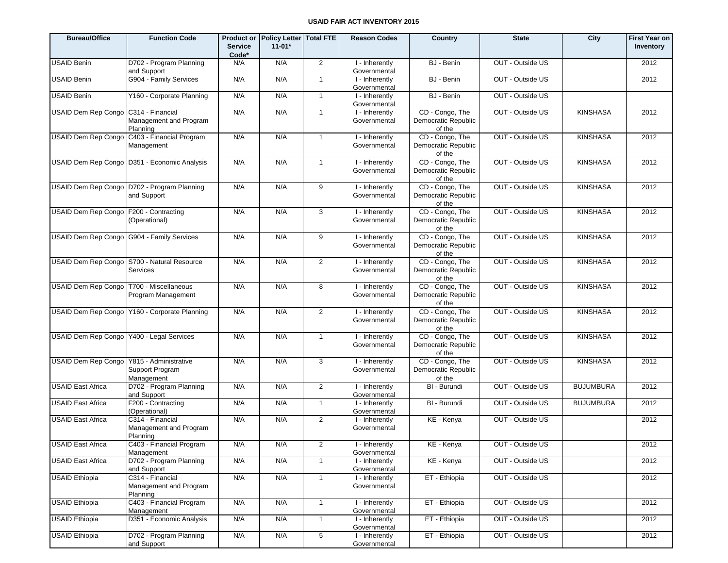**USAID FAIR ACT INVENTORY 2015**

| Bureau/Office | Function Code | Product or Service Code* | Policy Letter 11-01* | Total FTE | Reason Codes | Country | State | City | First Year on Inventory |
|---|---|---|---|---|---|---|---|---|---|
| USAID Benin | D702 - Program Planning and Support | N/A | N/A | 2 | I - Inherently Governmental | BJ - Benin | OUT - Outside US | | 2012 |
| USAID Benin | G904 - Family Services | N/A | N/A | 1 | I - Inherently Governmental | BJ - Benin | OUT - Outside US | | 2012 |
| USAID Benin | Y160 - Corporate Planning | N/A | N/A | 1 | I - Inherently Governmental | BJ - Benin | OUT - Outside US | | |
| USAID Dem Rep Congo | C314 - Financial Management and Program Planning | N/A | N/A | 1 | I - Inherently Governmental | CD - Congo, The Democratic Republic of the | OUT - Outside US | KINSHASA | 2012 |
| USAID Dem Rep Congo | C403 - Financial Program Management | N/A | N/A | 1 | I - Inherently Governmental | CD - Congo, The Democratic Republic of the | OUT - Outside US | KINSHASA | 2012 |
| USAID Dem Rep Congo | D351 - Economic Analysis | N/A | N/A | 1 | I - Inherently Governmental | CD - Congo, The Democratic Republic of the | OUT - Outside US | KINSHASA | 2012 |
| USAID Dem Rep Congo | D702 - Program Planning and Support | N/A | N/A | 9 | I - Inherently Governmental | CD - Congo, The Democratic Republic of the | OUT - Outside US | KINSHASA | 2012 |
| USAID Dem Rep Congo | F200 - Contracting (Operational) | N/A | N/A | 3 | I - Inherently Governmental | CD - Congo, The Democratic Republic of the | OUT - Outside US | KINSHASA | 2012 |
| USAID Dem Rep Congo | G904 - Family Services | N/A | N/A | 9 | I - Inherently Governmental | CD - Congo, The Democratic Republic of the | OUT - Outside US | KINSHASA | 2012 |
| USAID Dem Rep Congo | S700 - Natural Resource Services | N/A | N/A | 2 | I - Inherently Governmental | CD - Congo, The Democratic Republic of the | OUT - Outside US | KINSHASA | 2012 |
| USAID Dem Rep Congo | T700 - Miscellaneous Program Management | N/A | N/A | 8 | I - Inherently Governmental | CD - Congo, The Democratic Republic of the | OUT - Outside US | KINSHASA | 2012 |
| USAID Dem Rep Congo | Y160 - Corporate Planning | N/A | N/A | 2 | I - Inherently Governmental | CD - Congo, The Democratic Republic of the | OUT - Outside US | KINSHASA | 2012 |
| USAID Dem Rep Congo | Y400 - Legal Services | N/A | N/A | 1 | I - Inherently Governmental | CD - Congo, The Democratic Republic of the | OUT - Outside US | KINSHASA | 2012 |
| USAID Dem Rep Congo | Y815 - Administrative Support Program Management | N/A | N/A | 3 | I - Inherently Governmental | CD - Congo, The Democratic Republic of the | OUT - Outside US | KINSHASA | 2012 |
| USAID East Africa | D702 - Program Planning and Support | N/A | N/A | 2 | I - Inherently Governmental | BI - Burundi | OUT - Outside US | BUJUMBURA | 2012 |
| USAID East Africa | F200 - Contracting (Operational) | N/A | N/A | 1 | I - Inherently Governmental | BI - Burundi | OUT - Outside US | BUJUMBURA | 2012 |
| USAID East Africa | C314 - Financial Management and Program Planning | N/A | N/A | 2 | I - Inherently Governmental | KE - Kenya | OUT - Outside US | | 2012 |
| USAID East Africa | C403 - Financial Program Management | N/A | N/A | 2 | I - Inherently Governmental | KE - Kenya | OUT - Outside US | | 2012 |
| USAID East Africa | D702 - Program Planning and Support | N/A | N/A | 1 | I - Inherently Governmental | KE - Kenya | OUT - Outside US | | 2012 |
| USAID Ethiopia | C314 - Financial Management and Program Planning | N/A | N/A | 1 | I - Inherently Governmental | ET - Ethiopia | OUT - Outside US | | 2012 |
| USAID Ethiopia | C403 - Financial Program Management | N/A | N/A | 1 | I - Inherently Governmental | ET - Ethiopia | OUT - Outside US | | 2012 |
| USAID Ethiopia | D351 - Economic Analysis | N/A | N/A | 1 | I - Inherently Governmental | ET - Ethiopia | OUT - Outside US | | 2012 |
| USAID Ethiopia | D702 - Program Planning and Support | N/A | N/A | 5 | I - Inherently Governmental | ET - Ethiopia | OUT - Outside US | | 2012 |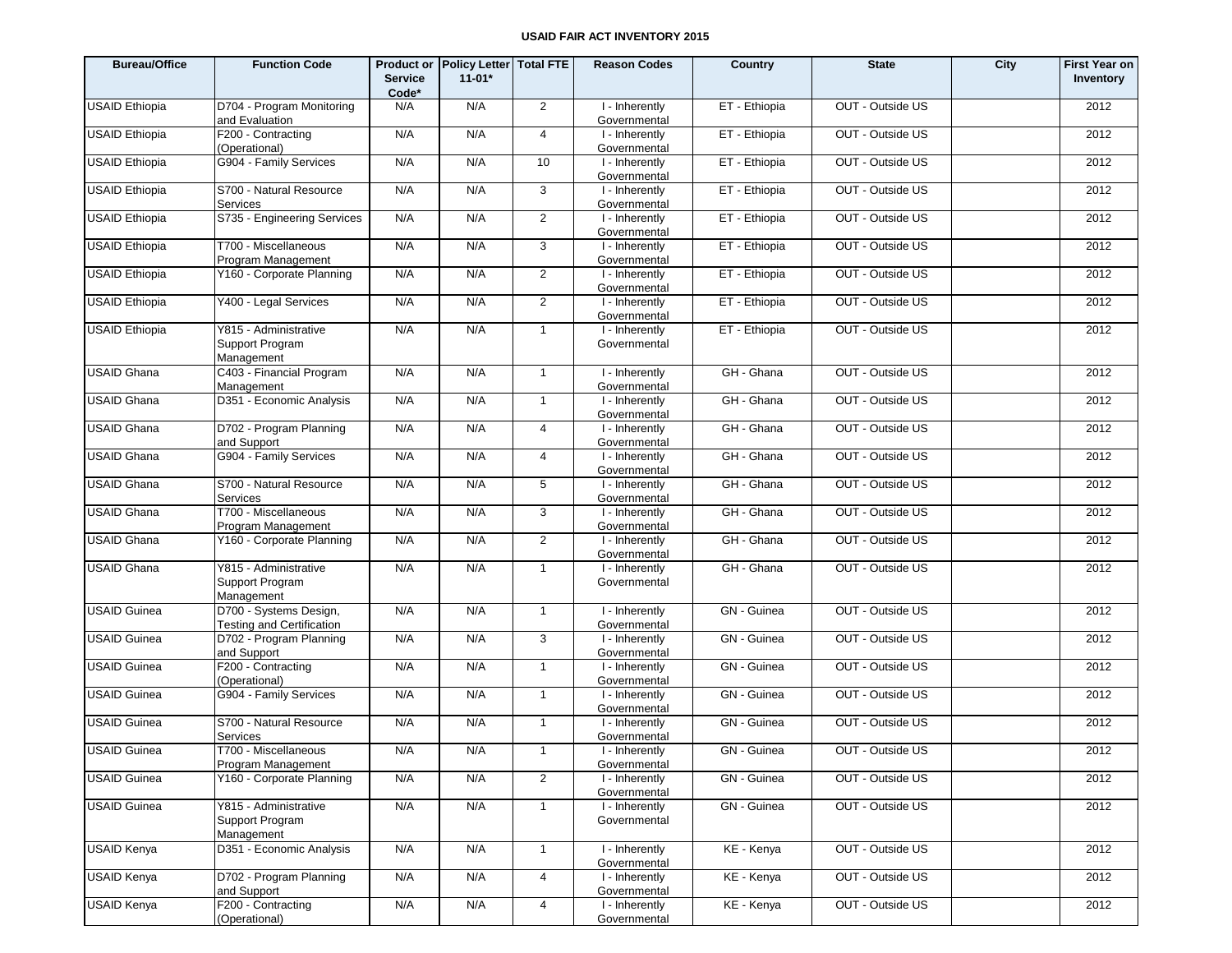**USAID FAIR ACT INVENTORY 2015**

| Bureau/Office | Function Code | Product or Service Code* | Policy Letter 11-01* | Total FTE | Reason Codes | Country | State | City | First Year on Inventory |
|---|---|---|---|---|---|---|---|---|---|
| USAID Ethiopia | D704 - Program Monitoring and Evaluation | N/A | N/A | 2 | I - Inherently Governmental | ET - Ethiopia | OUT - Outside US | | 2012 |
| USAID Ethiopia | F200 - Contracting (Operational) | N/A | N/A | 4 | I - Inherently Governmental | ET - Ethiopia | OUT - Outside US | | 2012 |
| USAID Ethiopia | G904 - Family Services | N/A | N/A | 10 | I - Inherently Governmental | ET - Ethiopia | OUT - Outside US | | 2012 |
| USAID Ethiopia | S700 - Natural Resource Services | N/A | N/A | 3 | I - Inherently Governmental | ET - Ethiopia | OUT - Outside US | | 2012 |
| USAID Ethiopia | S735 - Engineering Services | N/A | N/A | 2 | I - Inherently Governmental | ET - Ethiopia | OUT - Outside US | | 2012 |
| USAID Ethiopia | T700 - Miscellaneous Program Management | N/A | N/A | 3 | I - Inherently Governmental | ET - Ethiopia | OUT - Outside US | | 2012 |
| USAID Ethiopia | Y160 - Corporate Planning | N/A | N/A | 2 | I - Inherently Governmental | ET - Ethiopia | OUT - Outside US | | 2012 |
| USAID Ethiopia | Y400 - Legal Services | N/A | N/A | 2 | I - Inherently Governmental | ET - Ethiopia | OUT - Outside US | | 2012 |
| USAID Ethiopia | Y815 - Administrative Support Program Management | N/A | N/A | 1 | I - Inherently Governmental | ET - Ethiopia | OUT - Outside US | | 2012 |
| USAID Ghana | C403 - Financial Program Management | N/A | N/A | 1 | I - Inherently Governmental | GH - Ghana | OUT - Outside US | | 2012 |
| USAID Ghana | D351 - Economic Analysis | N/A | N/A | 1 | I - Inherently Governmental | GH - Ghana | OUT - Outside US | | 2012 |
| USAID Ghana | D702 - Program Planning and Support | N/A | N/A | 4 | I - Inherently Governmental | GH - Ghana | OUT - Outside US | | 2012 |
| USAID Ghana | G904 - Family Services | N/A | N/A | 4 | I - Inherently Governmental | GH - Ghana | OUT - Outside US | | 2012 |
| USAID Ghana | S700 - Natural Resource Services | N/A | N/A | 5 | I - Inherently Governmental | GH - Ghana | OUT - Outside US | | 2012 |
| USAID Ghana | T700 - Miscellaneous Program Management | N/A | N/A | 3 | I - Inherently Governmental | GH - Ghana | OUT - Outside US | | 2012 |
| USAID Ghana | Y160 - Corporate Planning | N/A | N/A | 2 | I - Inherently Governmental | GH - Ghana | OUT - Outside US | | 2012 |
| USAID Ghana | Y815 - Administrative Support Program Management | N/A | N/A | 1 | I - Inherently Governmental | GH - Ghana | OUT - Outside US | | 2012 |
| USAID Guinea | D700 - Systems Design, Testing and Certification | N/A | N/A | 1 | I - Inherently Governmental | GN - Guinea | OUT - Outside US | | 2012 |
| USAID Guinea | D702 - Program Planning and Support | N/A | N/A | 3 | I - Inherently Governmental | GN - Guinea | OUT - Outside US | | 2012 |
| USAID Guinea | F200 - Contracting (Operational) | N/A | N/A | 1 | I - Inherently Governmental | GN - Guinea | OUT - Outside US | | 2012 |
| USAID Guinea | G904 - Family Services | N/A | N/A | 1 | I - Inherently Governmental | GN - Guinea | OUT - Outside US | | 2012 |
| USAID Guinea | S700 - Natural Resource Services | N/A | N/A | 1 | I - Inherently Governmental | GN - Guinea | OUT - Outside US | | 2012 |
| USAID Guinea | T700 - Miscellaneous Program Management | N/A | N/A | 1 | I - Inherently Governmental | GN - Guinea | OUT - Outside US | | 2012 |
| USAID Guinea | Y160 - Corporate Planning | N/A | N/A | 2 | I - Inherently Governmental | GN - Guinea | OUT - Outside US | | 2012 |
| USAID Guinea | Y815 - Administrative Support Program Management | N/A | N/A | 1 | I - Inherently Governmental | GN - Guinea | OUT - Outside US | | 2012 |
| USAID Kenya | D351 - Economic Analysis | N/A | N/A | 1 | I - Inherently Governmental | KE - Kenya | OUT - Outside US | | 2012 |
| USAID Kenya | D702 - Program Planning and Support | N/A | N/A | 4 | I - Inherently Governmental | KE - Kenya | OUT - Outside US | | 2012 |
| USAID Kenya | F200 - Contracting (Operational) | N/A | N/A | 4 | I - Inherently Governmental | KE - Kenya | OUT - Outside US | | 2012 |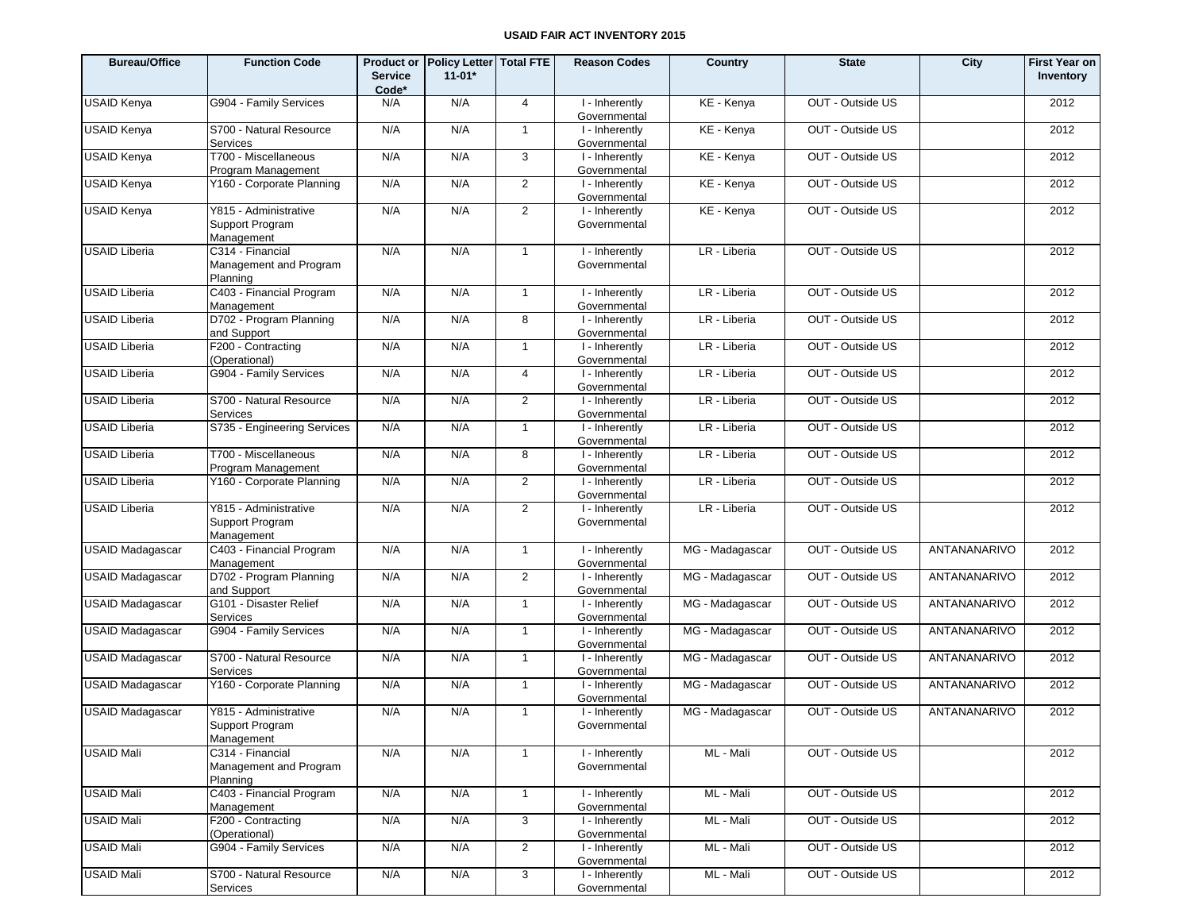# USAID FAIR ACT INVENTORY 2015

| Bureau/Office | Function Code | Product or Service Code* | Policy Letter 11-01* | Total FTE | Reason Codes | Country | State | City | First Year on Inventory |
|---|---|---|---|---|---|---|---|---|---|
| USAID Kenya | G904 - Family Services | N/A | N/A | 4 | I - Inherently Governmental | KE - Kenya | OUT - Outside US | | 2012 |
| USAID Kenya | S700 - Natural Resource Services | N/A | N/A | 1 | I - Inherently Governmental | KE - Kenya | OUT - Outside US | | 2012 |
| USAID Kenya | T700 - Miscellaneous Program Management | N/A | N/A | 3 | I - Inherently Governmental | KE - Kenya | OUT - Outside US | | 2012 |
| USAID Kenya | Y160 - Corporate Planning | N/A | N/A | 2 | I - Inherently Governmental | KE - Kenya | OUT - Outside US | | 2012 |
| USAID Kenya | Y815 - Administrative Support Program Management | N/A | N/A | 2 | I - Inherently Governmental | KE - Kenya | OUT - Outside US | | 2012 |
| USAID Liberia | C314 - Financial Management and Program Planning | N/A | N/A | 1 | I - Inherently Governmental | LR - Liberia | OUT - Outside US | | 2012 |
| USAID Liberia | C403 - Financial Program Management | N/A | N/A | 1 | I - Inherently Governmental | LR - Liberia | OUT - Outside US | | 2012 |
| USAID Liberia | D702 - Program Planning and Support | N/A | N/A | 8 | I - Inherently Governmental | LR - Liberia | OUT - Outside US | | 2012 |
| USAID Liberia | F200 - Contracting (Operational) | N/A | N/A | 1 | I - Inherently Governmental | LR - Liberia | OUT - Outside US | | 2012 |
| USAID Liberia | G904 - Family Services | N/A | N/A | 4 | I - Inherently Governmental | LR - Liberia | OUT - Outside US | | 2012 |
| USAID Liberia | S700 - Natural Resource Services | N/A | N/A | 2 | I - Inherently Governmental | LR - Liberia | OUT - Outside US | | 2012 |
| USAID Liberia | S735 - Engineering Services | N/A | N/A | 1 | I - Inherently Governmental | LR - Liberia | OUT - Outside US | | 2012 |
| USAID Liberia | T700 - Miscellaneous Program Management | N/A | N/A | 8 | I - Inherently Governmental | LR - Liberia | OUT - Outside US | | 2012 |
| USAID Liberia | Y160 - Corporate Planning | N/A | N/A | 2 | I - Inherently Governmental | LR - Liberia | OUT - Outside US | | 2012 |
| USAID Liberia | Y815 - Administrative Support Program Management | N/A | N/A | 2 | I - Inherently Governmental | LR - Liberia | OUT - Outside US | | 2012 |
| USAID Madagascar | C403 - Financial Program Management | N/A | N/A | 1 | I - Inherently Governmental | MG - Madagascar | OUT - Outside US | ANTANANARIVO | 2012 |
| USAID Madagascar | D702 - Program Planning and Support | N/A | N/A | 2 | I - Inherently Governmental | MG - Madagascar | OUT - Outside US | ANTANANARIVO | 2012 |
| USAID Madagascar | G101 - Disaster Relief Services | N/A | N/A | 1 | I - Inherently Governmental | MG - Madagascar | OUT - Outside US | ANTANANARIVO | 2012 |
| USAID Madagascar | G904 - Family Services | N/A | N/A | 1 | I - Inherently Governmental | MG - Madagascar | OUT - Outside US | ANTANANARIVO | 2012 |
| USAID Madagascar | S700 - Natural Resource Services | N/A | N/A | 1 | I - Inherently Governmental | MG - Madagascar | OUT - Outside US | ANTANANARIVO | 2012 |
| USAID Madagascar | Y160 - Corporate Planning | N/A | N/A | 1 | I - Inherently Governmental | MG - Madagascar | OUT - Outside US | ANTANANARIVO | 2012 |
| USAID Madagascar | Y815 - Administrative Support Program Management | N/A | N/A | 1 | I - Inherently Governmental | MG - Madagascar | OUT - Outside US | ANTANANARIVO | 2012 |
| USAID Mali | C314 - Financial Management and Program Planning | N/A | N/A | 1 | I - Inherently Governmental | ML - Mali | OUT - Outside US | | 2012 |
| USAID Mali | C403 - Financial Program Management | N/A | N/A | 1 | I - Inherently Governmental | ML - Mali | OUT - Outside US | | 2012 |
| USAID Mali | F200 - Contracting (Operational) | N/A | N/A | 3 | I - Inherently Governmental | ML - Mali | OUT - Outside US | | 2012 |
| USAID Mali | G904 - Family Services | N/A | N/A | 2 | I - Inherently Governmental | ML - Mali | OUT - Outside US | | 2012 |
| USAID Mali | S700 - Natural Resource Services | N/A | N/A | 3 | I - Inherently Governmental | ML - Mali | OUT - Outside US | | 2012 |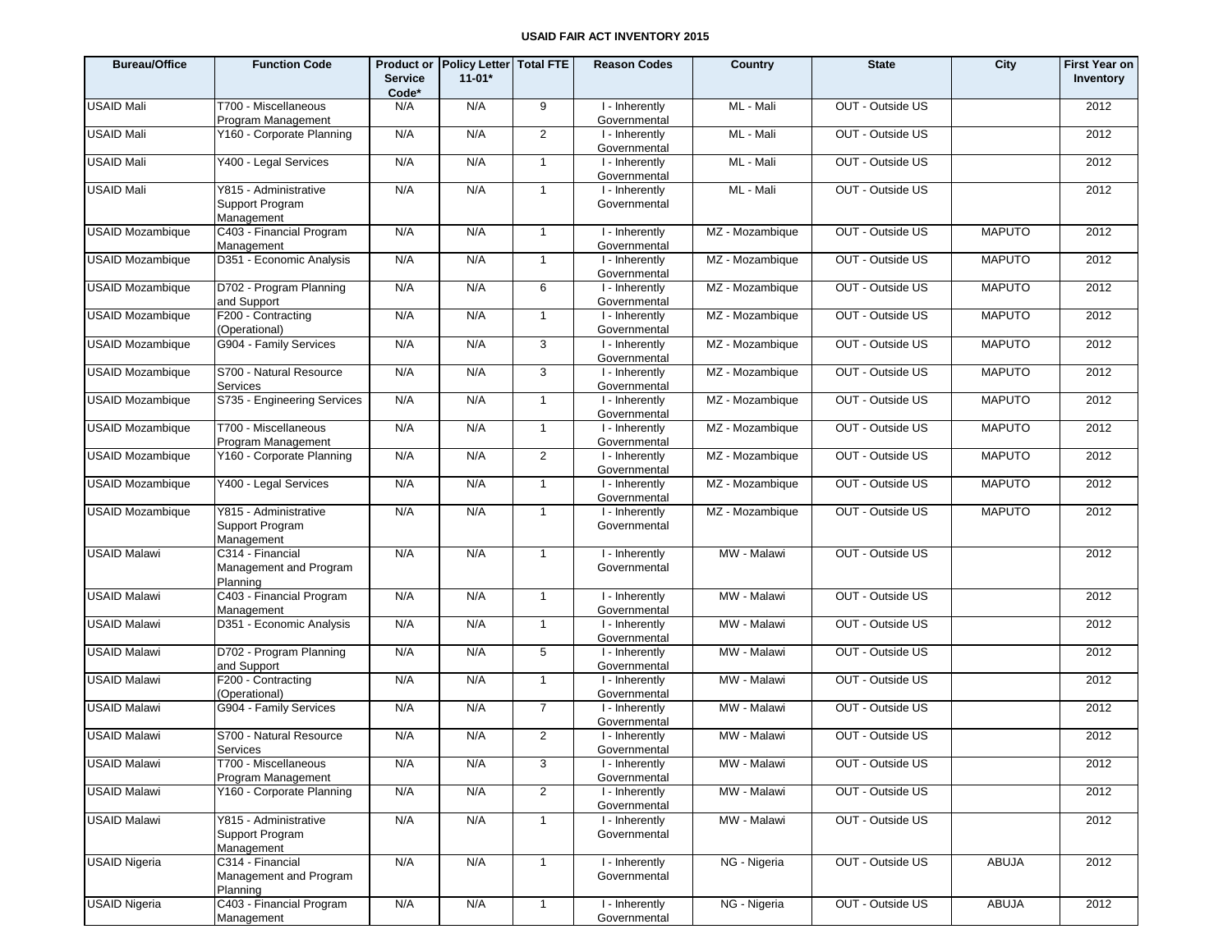## USAID FAIR ACT INVENTORY 2015

| Bureau/Office | Function Code | Product or Service Code* | Policy Letter 11-01* | Total FTE | Reason Codes | Country | State | City | First Year on Inventory |
|---|---|---|---|---|---|---|---|---|---|
| USAID Mali | T700 - Miscellaneous Program Management | N/A | N/A | 9 | I - Inherently Governmental | ML - Mali | OUT - Outside US | | 2012 |
| USAID Mali | Y160 - Corporate Planning | N/A | N/A | 2 | I - Inherently Governmental | ML - Mali | OUT - Outside US | | 2012 |
| USAID Mali | Y400 - Legal Services | N/A | N/A | 1 | I - Inherently Governmental | ML - Mali | OUT - Outside US | | 2012 |
| USAID Mali | Y815 - Administrative Support Program Management | N/A | N/A | 1 | I - Inherently Governmental | ML - Mali | OUT - Outside US | | 2012 |
| USAID Mozambique | C403 - Financial Program Management | N/A | N/A | 1 | I - Inherently Governmental | MZ - Mozambique | OUT - Outside US | MAPUTO | 2012 |
| USAID Mozambique | D351 - Economic Analysis | N/A | N/A | 1 | I - Inherently Governmental | MZ - Mozambique | OUT - Outside US | MAPUTO | 2012 |
| USAID Mozambique | D702 - Program Planning and Support | N/A | N/A | 6 | I - Inherently Governmental | MZ - Mozambique | OUT - Outside US | MAPUTO | 2012 |
| USAID Mozambique | F200 - Contracting (Operational) | N/A | N/A | 1 | I - Inherently Governmental | MZ - Mozambique | OUT - Outside US | MAPUTO | 2012 |
| USAID Mozambique | G904 - Family Services | N/A | N/A | 3 | I - Inherently Governmental | MZ - Mozambique | OUT - Outside US | MAPUTO | 2012 |
| USAID Mozambique | S700 - Natural Resource Services | N/A | N/A | 3 | I - Inherently Governmental | MZ - Mozambique | OUT - Outside US | MAPUTO | 2012 |
| USAID Mozambique | S735 - Engineering Services | N/A | N/A | 1 | I - Inherently Governmental | MZ - Mozambique | OUT - Outside US | MAPUTO | 2012 |
| USAID Mozambique | T700 - Miscellaneous Program Management | N/A | N/A | 1 | I - Inherently Governmental | MZ - Mozambique | OUT - Outside US | MAPUTO | 2012 |
| USAID Mozambique | Y160 - Corporate Planning | N/A | N/A | 2 | I - Inherently Governmental | MZ - Mozambique | OUT - Outside US | MAPUTO | 2012 |
| USAID Mozambique | Y400 - Legal Services | N/A | N/A | 1 | I - Inherently Governmental | MZ - Mozambique | OUT - Outside US | MAPUTO | 2012 |
| USAID Mozambique | Y815 - Administrative Support Program Management | N/A | N/A | 1 | I - Inherently Governmental | MZ - Mozambique | OUT - Outside US | MAPUTO | 2012 |
| USAID Malawi | C314 - Financial Management and Program Planning | N/A | N/A | 1 | I - Inherently Governmental | MW - Malawi | OUT - Outside US | | 2012 |
| USAID Malawi | C403 - Financial Program Management | N/A | N/A | 1 | I - Inherently Governmental | MW - Malawi | OUT - Outside US | | 2012 |
| USAID Malawi | D351 - Economic Analysis | N/A | N/A | 1 | I - Inherently Governmental | MW - Malawi | OUT - Outside US | | 2012 |
| USAID Malawi | D702 - Program Planning and Support | N/A | N/A | 5 | I - Inherently Governmental | MW - Malawi | OUT - Outside US | | 2012 |
| USAID Malawi | F200 - Contracting (Operational) | N/A | N/A | 1 | I - Inherently Governmental | MW - Malawi | OUT - Outside US | | 2012 |
| USAID Malawi | G904 - Family Services | N/A | N/A | 7 | I - Inherently Governmental | MW - Malawi | OUT - Outside US | | 2012 |
| USAID Malawi | S700 - Natural Resource Services | N/A | N/A | 2 | I - Inherently Governmental | MW - Malawi | OUT - Outside US | | 2012 |
| USAID Malawi | T700 - Miscellaneous Program Management | N/A | N/A | 3 | I - Inherently Governmental | MW - Malawi | OUT - Outside US | | 2012 |
| USAID Malawi | Y160 - Corporate Planning | N/A | N/A | 2 | I - Inherently Governmental | MW - Malawi | OUT - Outside US | | 2012 |
| USAID Malawi | Y815 - Administrative Support Program Management | N/A | N/A | 1 | I - Inherently Governmental | MW - Malawi | OUT - Outside US | | 2012 |
| USAID Nigeria | C314 - Financial Management and Program Planning | N/A | N/A | 1 | I - Inherently Governmental | NG - Nigeria | OUT - Outside US | ABUJA | 2012 |
| USAID Nigeria | C403 - Financial Program Management | N/A | N/A | 1 | I - Inherently Governmental | NG - Nigeria | OUT - Outside US | ABUJA | 2012 |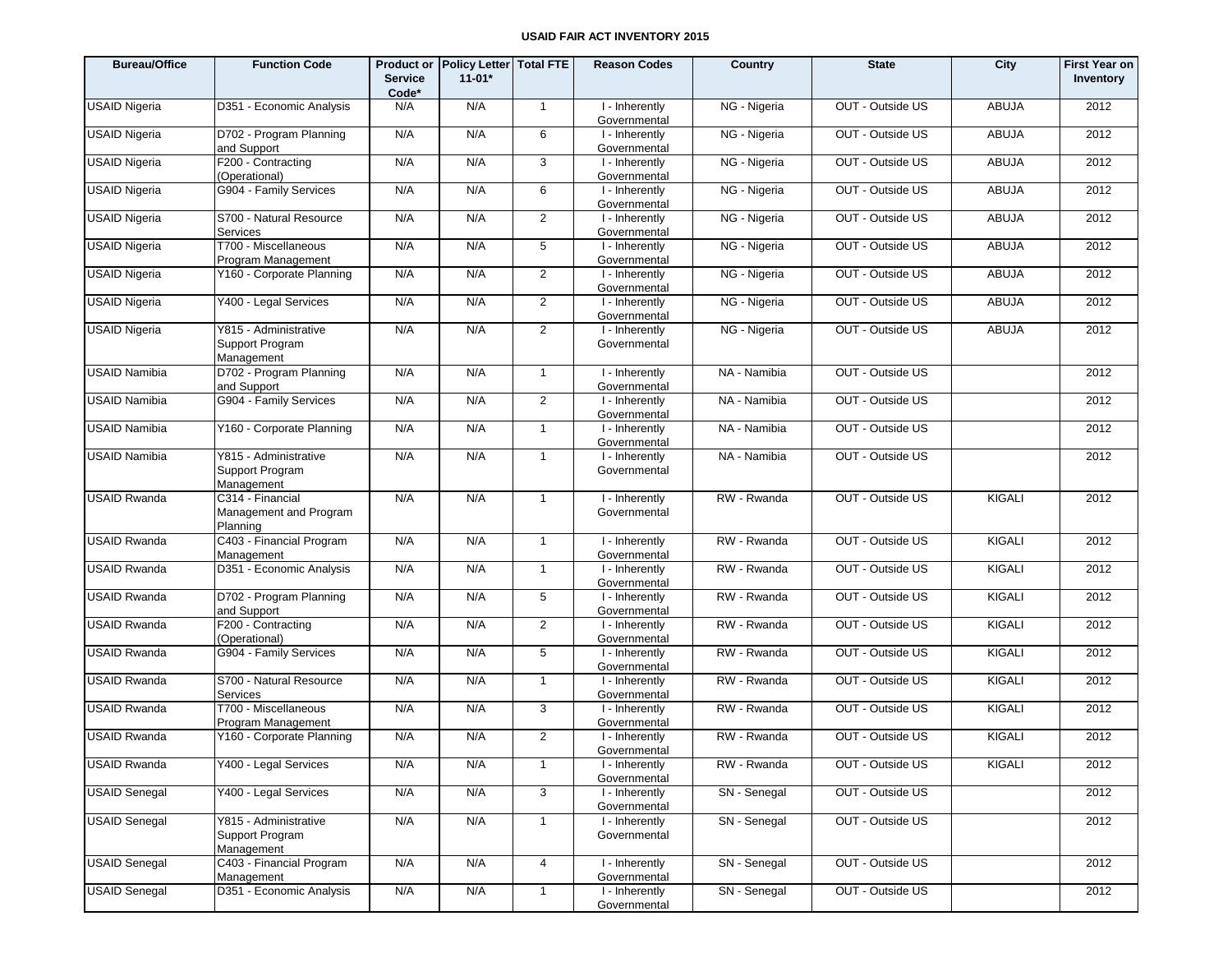# USAID FAIR ACT INVENTORY 2015

| Bureau/Office | Function Code | Product or Service Code* | Policy Letter 11-01* | Total FTE | Reason Codes | Country | State | City | First Year on Inventory |
|---|---|---|---|---|---|---|---|---|---|
| USAID Nigeria | D351 - Economic Analysis | N/A | N/A | 1 | I - Inherently Governmental | NG - Nigeria | OUT - Outside US | ABUJA | 2012 |
| USAID Nigeria | D702 - Program Planning and Support | N/A | N/A | 6 | I - Inherently Governmental | NG - Nigeria | OUT - Outside US | ABUJA | 2012 |
| USAID Nigeria | F200 - Contracting (Operational) | N/A | N/A | 3 | I - Inherently Governmental | NG - Nigeria | OUT - Outside US | ABUJA | 2012 |
| USAID Nigeria | G904 - Family Services | N/A | N/A | 6 | I - Inherently Governmental | NG - Nigeria | OUT - Outside US | ABUJA | 2012 |
| USAID Nigeria | S700 - Natural Resource Services | N/A | N/A | 2 | I - Inherently Governmental | NG - Nigeria | OUT - Outside US | ABUJA | 2012 |
| USAID Nigeria | T700 - Miscellaneous Program Management | N/A | N/A | 5 | I - Inherently Governmental | NG - Nigeria | OUT - Outside US | ABUJA | 2012 |
| USAID Nigeria | Y160 - Corporate Planning | N/A | N/A | 2 | I - Inherently Governmental | NG - Nigeria | OUT - Outside US | ABUJA | 2012 |
| USAID Nigeria | Y400 - Legal Services | N/A | N/A | 2 | I - Inherently Governmental | NG - Nigeria | OUT - Outside US | ABUJA | 2012 |
| USAID Nigeria | Y815 - Administrative Support Program Management | N/A | N/A | 2 | I - Inherently Governmental | NG - Nigeria | OUT - Outside US | ABUJA | 2012 |
| USAID Namibia | D702 - Program Planning and Support | N/A | N/A | 1 | I - Inherently Governmental | NA - Namibia | OUT - Outside US | | 2012 |
| USAID Namibia | G904 - Family Services | N/A | N/A | 2 | I - Inherently Governmental | NA - Namibia | OUT - Outside US | | 2012 |
| USAID Namibia | Y160 - Corporate Planning | N/A | N/A | 1 | I - Inherently Governmental | NA - Namibia | OUT - Outside US | | 2012 |
| USAID Namibia | Y815 - Administrative Support Program Management | N/A | N/A | 1 | I - Inherently Governmental | NA - Namibia | OUT - Outside US | | 2012 |
| USAID Rwanda | C314 - Financial Management and Program Planning | N/A | N/A | 1 | I - Inherently Governmental | RW - Rwanda | OUT - Outside US | KIGALI | 2012 |
| USAID Rwanda | C403 - Financial Program Management | N/A | N/A | 1 | I - Inherently Governmental | RW - Rwanda | OUT - Outside US | KIGALI | 2012 |
| USAID Rwanda | D351 - Economic Analysis | N/A | N/A | 1 | I - Inherently Governmental | RW - Rwanda | OUT - Outside US | KIGALI | 2012 |
| USAID Rwanda | D702 - Program Planning and Support | N/A | N/A | 5 | I - Inherently Governmental | RW - Rwanda | OUT - Outside US | KIGALI | 2012 |
| USAID Rwanda | F200 - Contracting (Operational) | N/A | N/A | 2 | I - Inherently Governmental | RW - Rwanda | OUT - Outside US | KIGALI | 2012 |
| USAID Rwanda | G904 - Family Services | N/A | N/A | 5 | I - Inherently Governmental | RW - Rwanda | OUT - Outside US | KIGALI | 2012 |
| USAID Rwanda | S700 - Natural Resource Services | N/A | N/A | 1 | I - Inherently Governmental | RW - Rwanda | OUT - Outside US | KIGALI | 2012 |
| USAID Rwanda | T700 - Miscellaneous Program Management | N/A | N/A | 3 | I - Inherently Governmental | RW - Rwanda | OUT - Outside US | KIGALI | 2012 |
| USAID Rwanda | Y160 - Corporate Planning | N/A | N/A | 2 | I - Inherently Governmental | RW - Rwanda | OUT - Outside US | KIGALI | 2012 |
| USAID Rwanda | Y400 - Legal Services | N/A | N/A | 1 | I - Inherently Governmental | RW - Rwanda | OUT - Outside US | KIGALI | 2012 |
| USAID Senegal | Y400 - Legal Services | N/A | N/A | 3 | I - Inherently Governmental | SN - Senegal | OUT - Outside US | | 2012 |
| USAID Senegal | Y815 - Administrative Support Program Management | N/A | N/A | 1 | I - Inherently Governmental | SN - Senegal | OUT - Outside US | | 2012 |
| USAID Senegal | C403 - Financial Program Management | N/A | N/A | 4 | I - Inherently Governmental | SN - Senegal | OUT - Outside US | | 2012 |
| USAID Senegal | D351 - Economic Analysis | N/A | N/A | 1 | I - Inherently Governmental | SN - Senegal | OUT - Outside US | | 2012 |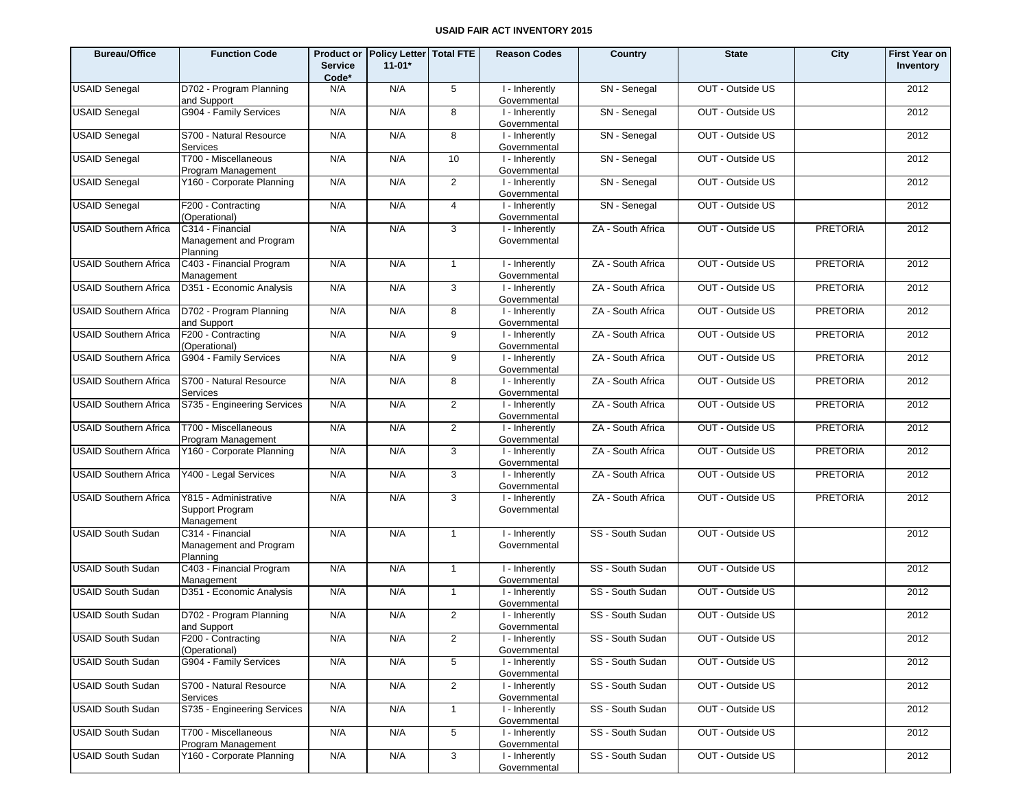**USAID FAIR ACT INVENTORY 2015**

| Bureau/Office | Function Code | Product or Service Code* | Policy Letter 11-01* | Total FTE | Reason Codes | Country | State | City | First Year on Inventory |
|---|---|---|---|---|---|---|---|---|---|
| USAID Senegal | D702 - Program Planning and Support | N/A | N/A | 5 | I - Inherently Governmental | SN - Senegal | OUT - Outside US | | 2012 |
| USAID Senegal | G904 - Family Services | N/A | N/A | 8 | I - Inherently Governmental | SN - Senegal | OUT - Outside US | | 2012 |
| USAID Senegal | S700 - Natural Resource Services | N/A | N/A | 8 | I - Inherently Governmental | SN - Senegal | OUT - Outside US | | 2012 |
| USAID Senegal | T700 - Miscellaneous Program Management | N/A | N/A | 10 | I - Inherently Governmental | SN - Senegal | OUT - Outside US | | 2012 |
| USAID Senegal | Y160 - Corporate Planning | N/A | N/A | 2 | I - Inherently Governmental | SN - Senegal | OUT - Outside US | | 2012 |
| USAID Senegal | F200 - Contracting (Operational) | N/A | N/A | 4 | I - Inherently Governmental | SN - Senegal | OUT - Outside US | | 2012 |
| USAID Southern Africa | C314 - Financial Management and Program Planning | N/A | N/A | 3 | I - Inherently Governmental | ZA - South Africa | OUT - Outside US | PRETORIA | 2012 |
| USAID Southern Africa | C403 - Financial Program Management | N/A | N/A | 1 | I - Inherently Governmental | ZA - South Africa | OUT - Outside US | PRETORIA | 2012 |
| USAID Southern Africa | D351 - Economic Analysis | N/A | N/A | 3 | I - Inherently Governmental | ZA - South Africa | OUT - Outside US | PRETORIA | 2012 |
| USAID Southern Africa | D702 - Program Planning and Support | N/A | N/A | 8 | I - Inherently Governmental | ZA - South Africa | OUT - Outside US | PRETORIA | 2012 |
| USAID Southern Africa | F200 - Contracting (Operational) | N/A | N/A | 9 | I - Inherently Governmental | ZA - South Africa | OUT - Outside US | PRETORIA | 2012 |
| USAID Southern Africa | G904 - Family Services | N/A | N/A | 9 | I - Inherently Governmental | ZA - South Africa | OUT - Outside US | PRETORIA | 2012 |
| USAID Southern Africa | S700 - Natural Resource Services | N/A | N/A | 8 | I - Inherently Governmental | ZA - South Africa | OUT - Outside US | PRETORIA | 2012 |
| USAID Southern Africa | S735 - Engineering Services | N/A | N/A | 2 | I - Inherently Governmental | ZA - South Africa | OUT - Outside US | PRETORIA | 2012 |
| USAID Southern Africa | T700 - Miscellaneous Program Management | N/A | N/A | 2 | I - Inherently Governmental | ZA - South Africa | OUT - Outside US | PRETORIA | 2012 |
| USAID Southern Africa | Y160 - Corporate Planning | N/A | N/A | 3 | I - Inherently Governmental | ZA - South Africa | OUT - Outside US | PRETORIA | 2012 |
| USAID Southern Africa | Y400 - Legal Services | N/A | N/A | 3 | I - Inherently Governmental | ZA - South Africa | OUT - Outside US | PRETORIA | 2012 |
| USAID Southern Africa | Y815 - Administrative Support Program Management | N/A | N/A | 3 | I - Inherently Governmental | ZA - South Africa | OUT - Outside US | PRETORIA | 2012 |
| USAID South Sudan | C314 - Financial Management and Program Planning | N/A | N/A | 1 | I - Inherently Governmental | SS - South Sudan | OUT - Outside US | | 2012 |
| USAID South Sudan | C403 - Financial Program Management | N/A | N/A | 1 | I - Inherently Governmental | SS - South Sudan | OUT - Outside US | | 2012 |
| USAID South Sudan | D351 - Economic Analysis | N/A | N/A | 1 | I - Inherently Governmental | SS - South Sudan | OUT - Outside US | | 2012 |
| USAID South Sudan | D702 - Program Planning and Support | N/A | N/A | 2 | I - Inherently Governmental | SS - South Sudan | OUT - Outside US | | 2012 |
| USAID South Sudan | F200 - Contracting (Operational) | N/A | N/A | 2 | I - Inherently Governmental | SS - South Sudan | OUT - Outside US | | 2012 |
| USAID South Sudan | G904 - Family Services | N/A | N/A | 5 | I - Inherently Governmental | SS - South Sudan | OUT - Outside US | | 2012 |
| USAID South Sudan | S700 - Natural Resource Services | N/A | N/A | 2 | I - Inherently Governmental | SS - South Sudan | OUT - Outside US | | 2012 |
| USAID South Sudan | S735 - Engineering Services | N/A | N/A | 1 | I - Inherently Governmental | SS - South Sudan | OUT - Outside US | | 2012 |
| USAID South Sudan | T700 - Miscellaneous Program Management | N/A | N/A | 5 | I - Inherently Governmental | SS - South Sudan | OUT - Outside US | | 2012 |
| USAID South Sudan | Y160 - Corporate Planning | N/A | N/A | 3 | I - Inherently Governmental | SS - South Sudan | OUT - Outside US | | 2012 |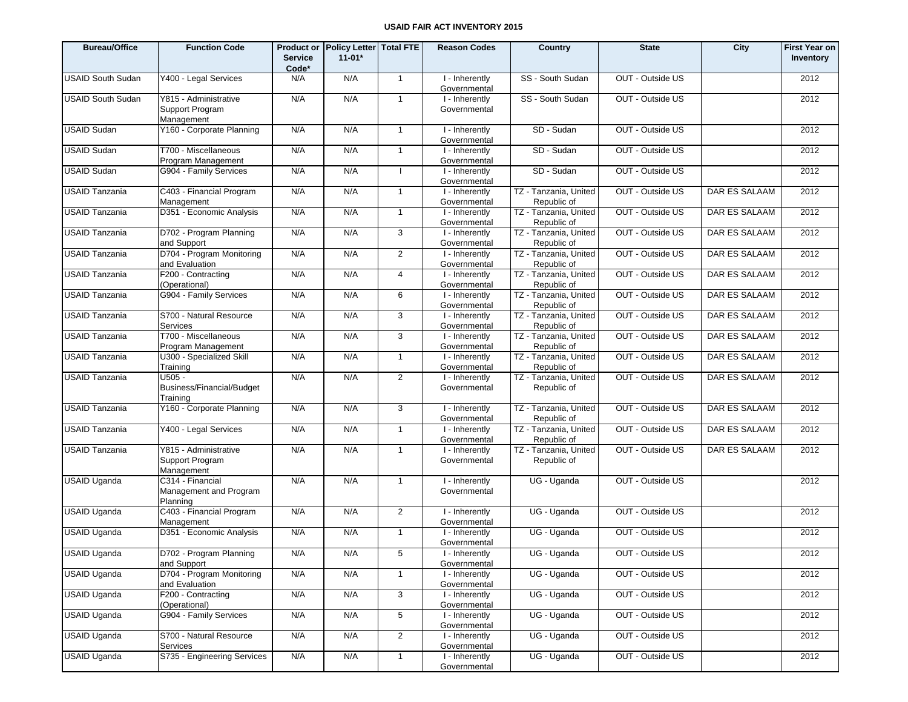# USAID FAIR ACT INVENTORY 2015

| Bureau/Office | Function Code | Product or Service Code* | Policy Letter 11-01* | Total FTE | Reason Codes | Country | State | City | First Year on Inventory |
|---|---|---|---|---|---|---|---|---|---|
| USAID South Sudan | Y400 - Legal Services | N/A | N/A | 1 | I - Inherently Governmental | SS - South Sudan | OUT - Outside US | | 2012 |
| USAID South Sudan | Y815 - Administrative Support Program Management | N/A | N/A | 1 | I - Inherently Governmental | SS - South Sudan | OUT - Outside US | | 2012 |
| USAID Sudan | Y160 - Corporate Planning | N/A | N/A | 1 | I - Inherently Governmental | SD - Sudan | OUT - Outside US | | 2012 |
| USAID Sudan | T700 - Miscellaneous Program Management | N/A | N/A | 1 | I - Inherently Governmental | SD - Sudan | OUT - Outside US | | 2012 |
| USAID Sudan | G904 - Family Services | N/A | N/A | I | I - Inherently Governmental | SD - Sudan | OUT - Outside US | | 2012 |
| USAID Tanzania | C403 - Financial Program Management | N/A | N/A | 1 | I - Inherently Governmental | TZ - Tanzania, United Republic of | OUT - Outside US | DAR ES SALAAM | 2012 |
| USAID Tanzania | D351 - Economic Analysis | N/A | N/A | 1 | I - Inherently Governmental | TZ - Tanzania, United Republic of | OUT - Outside US | DAR ES SALAAM | 2012 |
| USAID Tanzania | D702 - Program Planning and Support | N/A | N/A | 3 | I - Inherently Governmental | TZ - Tanzania, United Republic of | OUT - Outside US | DAR ES SALAAM | 2012 |
| USAID Tanzania | D704 - Program Monitoring and Evaluation | N/A | N/A | 2 | I - Inherently Governmental | TZ - Tanzania, United Republic of | OUT - Outside US | DAR ES SALAAM | 2012 |
| USAID Tanzania | F200 - Contracting (Operational) | N/A | N/A | 4 | I - Inherently Governmental | TZ - Tanzania, United Republic of | OUT - Outside US | DAR ES SALAAM | 2012 |
| USAID Tanzania | G904 - Family Services | N/A | N/A | 6 | I - Inherently Governmental | TZ - Tanzania, United Republic of | OUT - Outside US | DAR ES SALAAM | 2012 |
| USAID Tanzania | S700 - Natural Resource Services | N/A | N/A | 3 | I - Inherently Governmental | TZ - Tanzania, United Republic of | OUT - Outside US | DAR ES SALAAM | 2012 |
| USAID Tanzania | T700 - Miscellaneous Program Management | N/A | N/A | 3 | I - Inherently Governmental | TZ - Tanzania, United Republic of | OUT - Outside US | DAR ES SALAAM | 2012 |
| USAID Tanzania | U300 - Specialized Skill Training | N/A | N/A | 1 | I - Inherently Governmental | TZ - Tanzania, United Republic of | OUT - Outside US | DAR ES SALAAM | 2012 |
| USAID Tanzania | U505 - Business/Financial/Budget Training | N/A | N/A | 2 | I - Inherently Governmental | TZ - Tanzania, United Republic of | OUT - Outside US | DAR ES SALAAM | 2012 |
| USAID Tanzania | Y160 - Corporate Planning | N/A | N/A | 3 | I - Inherently Governmental | TZ - Tanzania, United Republic of | OUT - Outside US | DAR ES SALAAM | 2012 |
| USAID Tanzania | Y400 - Legal Services | N/A | N/A | 1 | I - Inherently Governmental | TZ - Tanzania, United Republic of | OUT - Outside US | DAR ES SALAAM | 2012 |
| USAID Tanzania | Y815 - Administrative Support Program Management | N/A | N/A | 1 | I - Inherently Governmental | TZ - Tanzania, United Republic of | OUT - Outside US | DAR ES SALAAM | 2012 |
| USAID Uganda | C314 - Financial Management and Program Planning | N/A | N/A | 1 | I - Inherently Governmental | UG - Uganda | OUT - Outside US | | 2012 |
| USAID Uganda | C403 - Financial Program Management | N/A | N/A | 2 | I - Inherently Governmental | UG - Uganda | OUT - Outside US | | 2012 |
| USAID Uganda | D351 - Economic Analysis | N/A | N/A | 1 | I - Inherently Governmental | UG - Uganda | OUT - Outside US | | 2012 |
| USAID Uganda | D702 - Program Planning and Support | N/A | N/A | 5 | I - Inherently Governmental | UG - Uganda | OUT - Outside US | | 2012 |
| USAID Uganda | D704 - Program Monitoring and Evaluation | N/A | N/A | 1 | I - Inherently Governmental | UG - Uganda | OUT - Outside US | | 2012 |
| USAID Uganda | F200 - Contracting (Operational) | N/A | N/A | 3 | I - Inherently Governmental | UG - Uganda | OUT - Outside US | | 2012 |
| USAID Uganda | G904 - Family Services | N/A | N/A | 5 | I - Inherently Governmental | UG - Uganda | OUT - Outside US | | 2012 |
| USAID Uganda | S700 - Natural Resource Services | N/A | N/A | 2 | I - Inherently Governmental | UG - Uganda | OUT - Outside US | | 2012 |
| USAID Uganda | S735 - Engineering Services | N/A | N/A | 1 | I - Inherently Governmental | UG - Uganda | OUT - Outside US | | 2012 |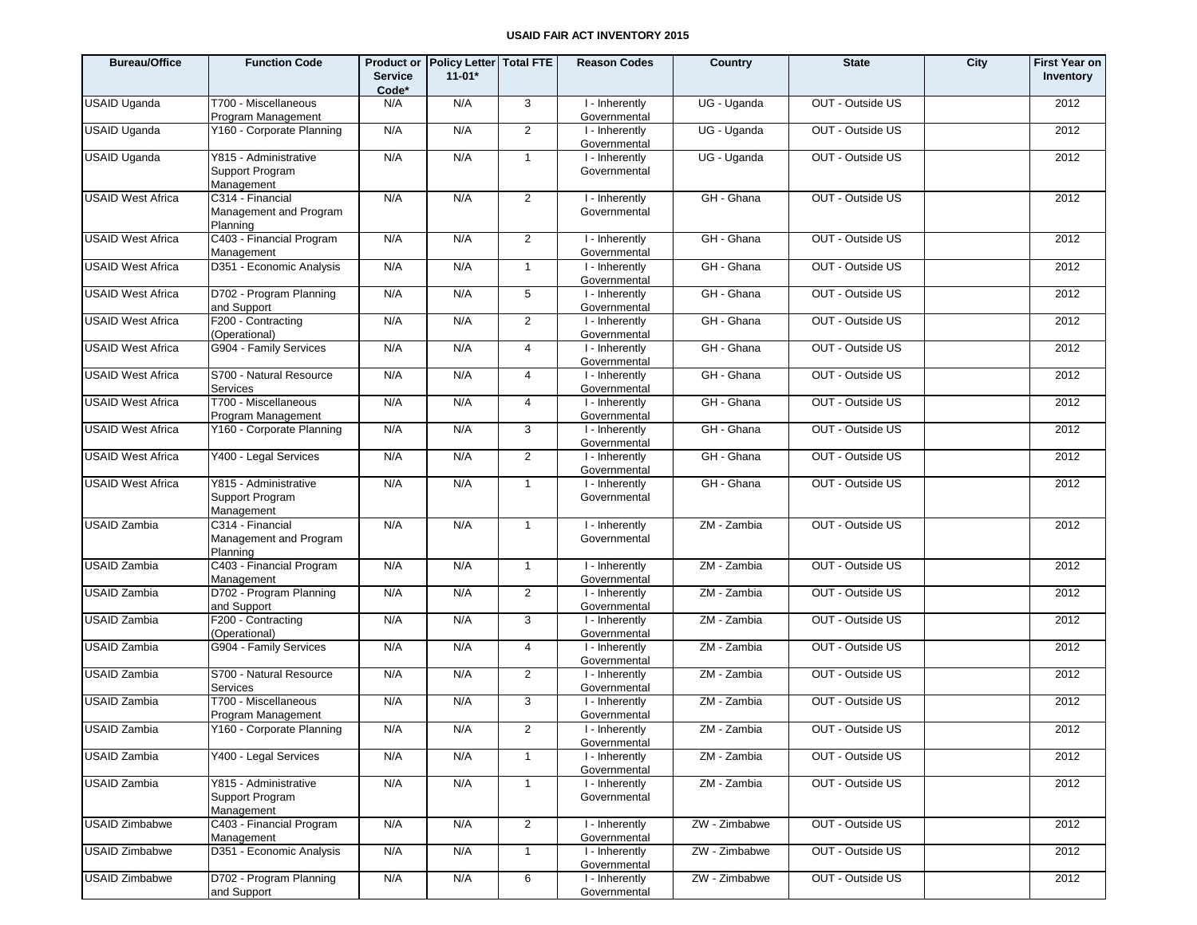## USAID FAIR ACT INVENTORY 2015

| Bureau/Office | Function Code | Product or Service Code* | Policy Letter 11-01* | Total FTE | Reason Codes | Country | State | City | First Year on Inventory |
|---|---|---|---|---|---|---|---|---|---|
| USAID Uganda | T700 - Miscellaneous Program Management | N/A | N/A | 3 | I - Inherently Governmental | UG - Uganda | OUT - Outside US | | 2012 |
| USAID Uganda | Y160 - Corporate Planning | N/A | N/A | 2 | I - Inherently Governmental | UG - Uganda | OUT - Outside US | | 2012 |
| USAID Uganda | Y815 - Administrative Support Program Management | N/A | N/A | 1 | I - Inherently Governmental | UG - Uganda | OUT - Outside US | | 2012 |
| USAID West Africa | C314 - Financial Management and Program Planning | N/A | N/A | 2 | I - Inherently Governmental | GH - Ghana | OUT - Outside US | | 2012 |
| USAID West Africa | C403 - Financial Program Management | N/A | N/A | 2 | I - Inherently Governmental | GH - Ghana | OUT - Outside US | | 2012 |
| USAID West Africa | D351 - Economic Analysis | N/A | N/A | 1 | I - Inherently Governmental | GH - Ghana | OUT - Outside US | | 2012 |
| USAID West Africa | D702 - Program Planning and Support | N/A | N/A | 5 | I - Inherently Governmental | GH - Ghana | OUT - Outside US | | 2012 |
| USAID West Africa | F200 - Contracting (Operational) | N/A | N/A | 2 | I - Inherently Governmental | GH - Ghana | OUT - Outside US | | 2012 |
| USAID West Africa | G904 - Family Services | N/A | N/A | 4 | I - Inherently Governmental | GH - Ghana | OUT - Outside US | | 2012 |
| USAID West Africa | S700 - Natural Resource Services | N/A | N/A | 4 | I - Inherently Governmental | GH - Ghana | OUT - Outside US | | 2012 |
| USAID West Africa | T700 - Miscellaneous Program Management | N/A | N/A | 4 | I - Inherently Governmental | GH - Ghana | OUT - Outside US | | 2012 |
| USAID West Africa | Y160 - Corporate Planning | N/A | N/A | 3 | I - Inherently Governmental | GH - Ghana | OUT - Outside US | | 2012 |
| USAID West Africa | Y400 - Legal Services | N/A | N/A | 2 | I - Inherently Governmental | GH - Ghana | OUT - Outside US | | 2012 |
| USAID West Africa | Y815 - Administrative Support Program Management | N/A | N/A | 1 | I - Inherently Governmental | GH - Ghana | OUT - Outside US | | 2012 |
| USAID Zambia | C314 - Financial Management and Program Planning | N/A | N/A | 1 | I - Inherently Governmental | ZM - Zambia | OUT - Outside US | | 2012 |
| USAID Zambia | C403 - Financial Program Management | N/A | N/A | 1 | I - Inherently Governmental | ZM - Zambia | OUT - Outside US | | 2012 |
| USAID Zambia | D702 - Program Planning and Support | N/A | N/A | 2 | I - Inherently Governmental | ZM - Zambia | OUT - Outside US | | 2012 |
| USAID Zambia | F200 - Contracting (Operational) | N/A | N/A | 3 | I - Inherently Governmental | ZM - Zambia | OUT - Outside US | | 2012 |
| USAID Zambia | G904 - Family Services | N/A | N/A | 4 | I - Inherently Governmental | ZM - Zambia | OUT - Outside US | | 2012 |
| USAID Zambia | S700 - Natural Resource Services | N/A | N/A | 2 | I - Inherently Governmental | ZM - Zambia | OUT - Outside US | | 2012 |
| USAID Zambia | T700 - Miscellaneous Program Management | N/A | N/A | 3 | I - Inherently Governmental | ZM - Zambia | OUT - Outside US | | 2012 |
| USAID Zambia | Y160 - Corporate Planning | N/A | N/A | 2 | I - Inherently Governmental | ZM - Zambia | OUT - Outside US | | 2012 |
| USAID Zambia | Y400 - Legal Services | N/A | N/A | 1 | I - Inherently Governmental | ZM - Zambia | OUT - Outside US | | 2012 |
| USAID Zambia | Y815 - Administrative Support Program Management | N/A | N/A | 1 | I - Inherently Governmental | ZM - Zambia | OUT - Outside US | | 2012 |
| USAID Zimbabwe | C403 - Financial Program Management | N/A | N/A | 2 | I - Inherently Governmental | ZW - Zimbabwe | OUT - Outside US | | 2012 |
| USAID Zimbabwe | D351 - Economic Analysis | N/A | N/A | 1 | I - Inherently Governmental | ZW - Zimbabwe | OUT - Outside US | | 2012 |
| USAID Zimbabwe | D702 - Program Planning and Support | N/A | N/A | 6 | I - Inherently Governmental | ZW - Zimbabwe | OUT - Outside US | | 2012 |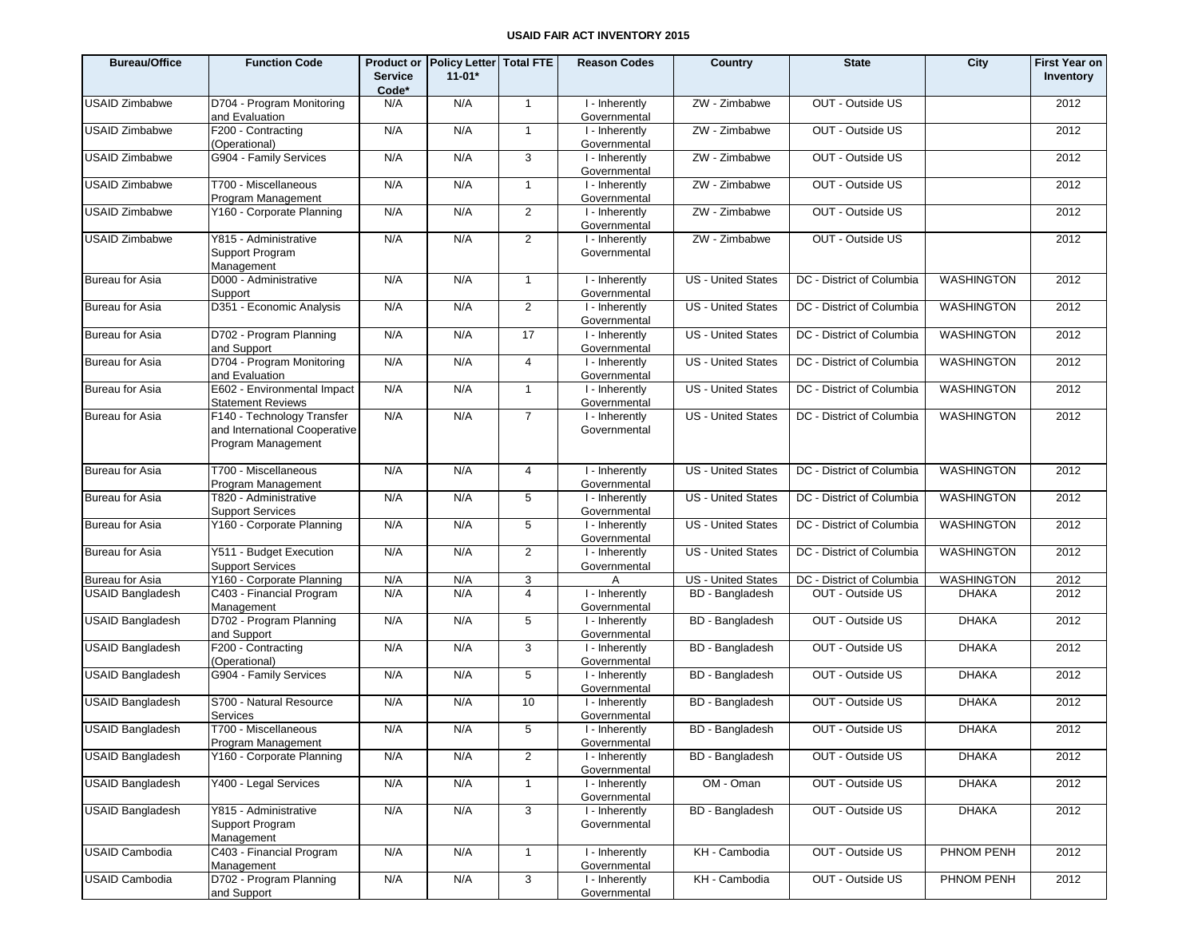**USAID FAIR ACT INVENTORY 2015**

| Bureau/Office | Function Code | Product or Service Code* | Policy Letter 11-01* | Total FTE | Reason Codes | Country | State | City | First Year on Inventory |
|---|---|---|---|---|---|---|---|---|---|
| USAID Zimbabwe | D704 - Program Monitoring and Evaluation | N/A | N/A | 1 | I - Inherently Governmental | ZW - Zimbabwe | OUT - Outside US | | 2012 |
| USAID Zimbabwe | F200 - Contracting (Operational) | N/A | N/A | 1 | I - Inherently Governmental | ZW - Zimbabwe | OUT - Outside US | | 2012 |
| USAID Zimbabwe | G904 - Family Services | N/A | N/A | 3 | I - Inherently Governmental | ZW - Zimbabwe | OUT - Outside US | | 2012 |
| USAID Zimbabwe | T700 - Miscellaneous Program Management | N/A | N/A | 1 | I - Inherently Governmental | ZW - Zimbabwe | OUT - Outside US | | 2012 |
| USAID Zimbabwe | Y160 - Corporate Planning | N/A | N/A | 2 | I - Inherently Governmental | ZW - Zimbabwe | OUT - Outside US | | 2012 |
| USAID Zimbabwe | Y815 - Administrative Support Program Management | N/A | N/A | 2 | I - Inherently Governmental | ZW - Zimbabwe | OUT - Outside US | | 2012 |
| Bureau for Asia | D000 - Administrative Support | N/A | N/A | 1 | I - Inherently Governmental | US - United States | DC - District of Columbia | WASHINGTON | 2012 |
| Bureau for Asia | D351 - Economic Analysis | N/A | N/A | 2 | I - Inherently Governmental | US - United States | DC - District of Columbia | WASHINGTON | 2012 |
| Bureau for Asia | D702 - Program Planning and Support | N/A | N/A | 17 | I - Inherently Governmental | US - United States | DC - District of Columbia | WASHINGTON | 2012 |
| Bureau for Asia | D704 - Program Monitoring and Evaluation | N/A | N/A | 4 | I - Inherently Governmental | US - United States | DC - District of Columbia | WASHINGTON | 2012 |
| Bureau for Asia | E602 - Environmental Impact Statement Reviews | N/A | N/A | 1 | I - Inherently Governmental | US - United States | DC - District of Columbia | WASHINGTON | 2012 |
| Bureau for Asia | F140 - Technology Transfer and International Cooperative Program Management | N/A | N/A | 7 | I - Inherently Governmental | US - United States | DC - District of Columbia | WASHINGTON | 2012 |
| Bureau for Asia | T700 - Miscellaneous Program Management | N/A | N/A | 4 | I - Inherently Governmental | US - United States | DC - District of Columbia | WASHINGTON | 2012 |
| Bureau for Asia | T820 - Administrative Support Services | N/A | N/A | 5 | I - Inherently Governmental | US - United States | DC - District of Columbia | WASHINGTON | 2012 |
| Bureau for Asia | Y160 - Corporate Planning | N/A | N/A | 5 | I - Inherently Governmental | US - United States | DC - District of Columbia | WASHINGTON | 2012 |
| Bureau for Asia | Y511 - Budget Execution Support Services | N/A | N/A | 2 | I - Inherently Governmental | US - United States | DC - District of Columbia | WASHINGTON | 2012 |
| Bureau for Asia | Y160 - Corporate Planning | N/A | N/A | 3 | A | US - United States | DC - District of Columbia | WASHINGTON | 2012 |
| USAID Bangladesh | C403 - Financial Program Management | N/A | N/A | 4 | I - Inherently Governmental | BD - Bangladesh | OUT - Outside US | DHAKA | 2012 |
| USAID Bangladesh | D702 - Program Planning and Support | N/A | N/A | 5 | I - Inherently Governmental | BD - Bangladesh | OUT - Outside US | DHAKA | 2012 |
| USAID Bangladesh | F200 - Contracting (Operational) | N/A | N/A | 3 | I - Inherently Governmental | BD - Bangladesh | OUT - Outside US | DHAKA | 2012 |
| USAID Bangladesh | G904 - Family Services | N/A | N/A | 5 | I - Inherently Governmental | BD - Bangladesh | OUT - Outside US | DHAKA | 2012 |
| USAID Bangladesh | S700 - Natural Resource Services | N/A | N/A | 10 | I - Inherently Governmental | BD - Bangladesh | OUT - Outside US | DHAKA | 2012 |
| USAID Bangladesh | T700 - Miscellaneous Program Management | N/A | N/A | 5 | I - Inherently Governmental | BD - Bangladesh | OUT - Outside US | DHAKA | 2012 |
| USAID Bangladesh | Y160 - Corporate Planning | N/A | N/A | 2 | I - Inherently Governmental | BD - Bangladesh | OUT - Outside US | DHAKA | 2012 |
| USAID Bangladesh | Y400 - Legal Services | N/A | N/A | 1 | I - Inherently Governmental | OM - Oman | OUT - Outside US | DHAKA | 2012 |
| USAID Bangladesh | Y815 - Administrative Support Program Management | N/A | N/A | 3 | I - Inherently Governmental | BD - Bangladesh | OUT - Outside US | DHAKA | 2012 |
| USAID Cambodia | C403 - Financial Program Management | N/A | N/A | 1 | I - Inherently Governmental | KH - Cambodia | OUT - Outside US | PHNOM PENH | 2012 |
| USAID Cambodia | D702 - Program Planning and Support | N/A | N/A | 3 | I - Inherently Governmental | KH - Cambodia | OUT - Outside US | PHNOM PENH | 2012 |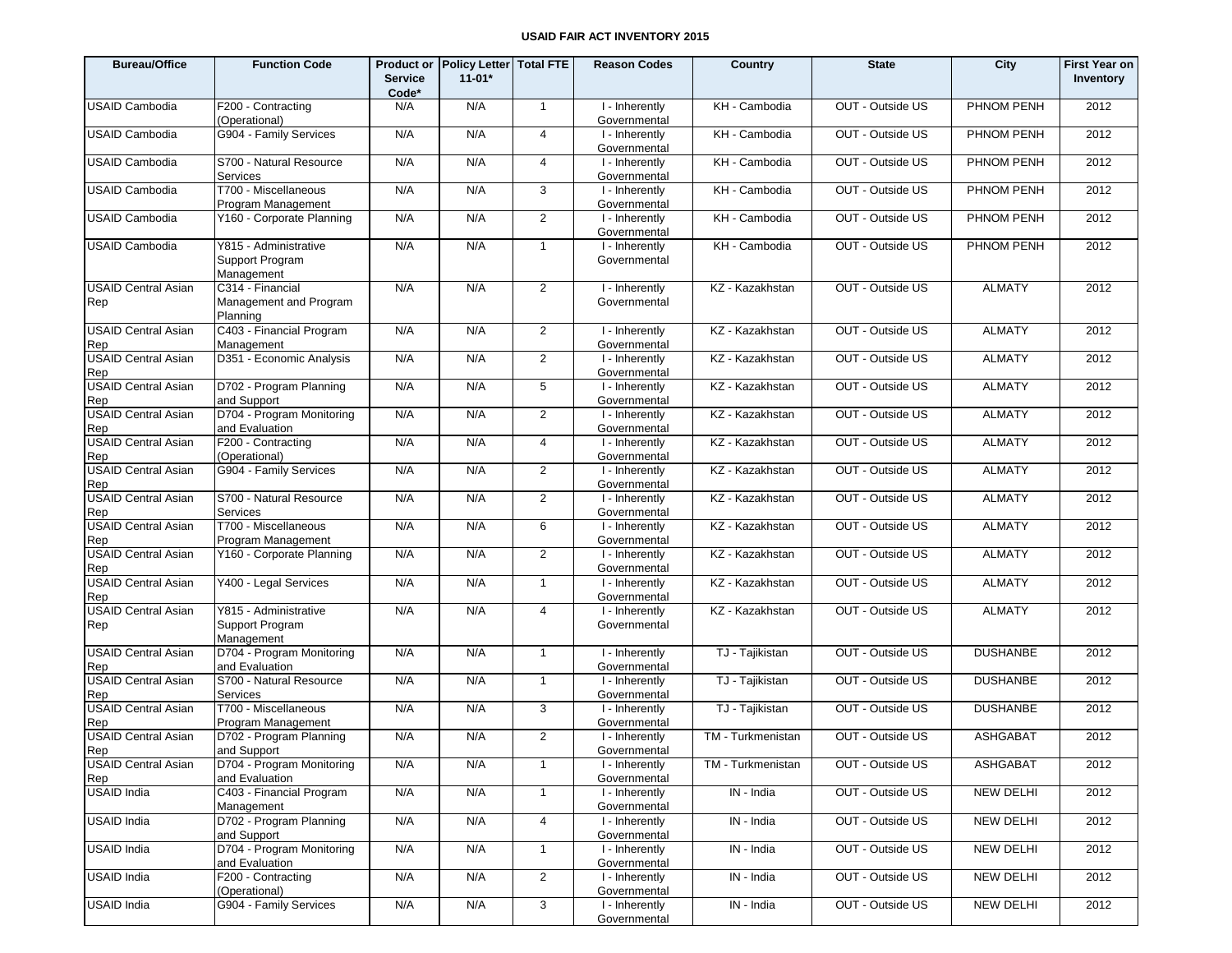**USAID FAIR ACT INVENTORY 2015**

| Bureau/Office | Function Code | Product or Service Code* | Policy Letter 11-01* | Total FTE | Reason Codes | Country | State | City | First Year on Inventory |
|---|---|---|---|---|---|---|---|---|---|
| USAID Cambodia | F200 - Contracting (Operational) | N/A | N/A | 1 | I - Inherently Governmental | KH - Cambodia | OUT - Outside US | PHNOM PENH | 2012 |
| USAID Cambodia | G904 - Family Services | N/A | N/A | 4 | I - Inherently Governmental | KH - Cambodia | OUT - Outside US | PHNOM PENH | 2012 |
| USAID Cambodia | S700 - Natural Resource Services | N/A | N/A | 4 | I - Inherently Governmental | KH - Cambodia | OUT - Outside US | PHNOM PENH | 2012 |
| USAID Cambodia | T700 - Miscellaneous Program Management | N/A | N/A | 3 | I - Inherently Governmental | KH - Cambodia | OUT - Outside US | PHNOM PENH | 2012 |
| USAID Cambodia | Y160 - Corporate Planning | N/A | N/A | 2 | I - Inherently Governmental | KH - Cambodia | OUT - Outside US | PHNOM PENH | 2012 |
| USAID Cambodia | Y815 - Administrative Support Program Management | N/A | N/A | 1 | I - Inherently Governmental | KH - Cambodia | OUT - Outside US | PHNOM PENH | 2012 |
| USAID Central Asian Rep | C314 - Financial Management and Program Planning | N/A | N/A | 2 | I - Inherently Governmental | KZ - Kazakhstan | OUT - Outside US | ALMATY | 2012 |
| USAID Central Asian Rep | C403 - Financial Program Management | N/A | N/A | 2 | I - Inherently Governmental | KZ - Kazakhstan | OUT - Outside US | ALMATY | 2012 |
| USAID Central Asian Rep | D351 - Economic Analysis | N/A | N/A | 2 | I - Inherently Governmental | KZ - Kazakhstan | OUT - Outside US | ALMATY | 2012 |
| USAID Central Asian Rep | D702 - Program Planning and Support | N/A | N/A | 5 | I - Inherently Governmental | KZ - Kazakhstan | OUT - Outside US | ALMATY | 2012 |
| USAID Central Asian Rep | D704 - Program Monitoring and Evaluation | N/A | N/A | 2 | I - Inherently Governmental | KZ - Kazakhstan | OUT - Outside US | ALMATY | 2012 |
| USAID Central Asian Rep | F200 - Contracting (Operational) | N/A | N/A | 4 | I - Inherently Governmental | KZ - Kazakhstan | OUT - Outside US | ALMATY | 2012 |
| USAID Central Asian Rep | G904 - Family Services | N/A | N/A | 2 | I - Inherently Governmental | KZ - Kazakhstan | OUT - Outside US | ALMATY | 2012 |
| USAID Central Asian Rep | S700 - Natural Resource Services | N/A | N/A | 2 | I - Inherently Governmental | KZ - Kazakhstan | OUT - Outside US | ALMATY | 2012 |
| USAID Central Asian Rep | T700 - Miscellaneous Program Management | N/A | N/A | 6 | I - Inherently Governmental | KZ - Kazakhstan | OUT - Outside US | ALMATY | 2012 |
| USAID Central Asian Rep | Y160 - Corporate Planning | N/A | N/A | 2 | I - Inherently Governmental | KZ - Kazakhstan | OUT - Outside US | ALMATY | 2012 |
| USAID Central Asian Rep | Y400 - Legal Services | N/A | N/A | 1 | I - Inherently Governmental | KZ - Kazakhstan | OUT - Outside US | ALMATY | 2012 |
| USAID Central Asian Rep | Y815 - Administrative Support Program Management | N/A | N/A | 4 | I - Inherently Governmental | KZ - Kazakhstan | OUT - Outside US | ALMATY | 2012 |
| USAID Central Asian Rep | D704 - Program Monitoring and Evaluation | N/A | N/A | 1 | I - Inherently Governmental | TJ - Tajikistan | OUT - Outside US | DUSHANBE | 2012 |
| USAID Central Asian Rep | S700 - Natural Resource Services | N/A | N/A | 1 | I - Inherently Governmental | TJ - Tajikistan | OUT - Outside US | DUSHANBE | 2012 |
| USAID Central Asian Rep | T700 - Miscellaneous Program Management | N/A | N/A | 3 | I - Inherently Governmental | TJ - Tajikistan | OUT - Outside US | DUSHANBE | 2012 |
| USAID Central Asian Rep | D702 - Program Planning and Support | N/A | N/A | 2 | I - Inherently Governmental | TM - Turkmenistan | OUT - Outside US | ASHGABAT | 2012 |
| USAID Central Asian Rep | D704 - Program Monitoring and Evaluation | N/A | N/A | 1 | I - Inherently Governmental | TM - Turkmenistan | OUT - Outside US | ASHGABAT | 2012 |
| USAID India | C403 - Financial Program Management | N/A | N/A | 1 | I - Inherently Governmental | IN - India | OUT - Outside US | NEW DELHI | 2012 |
| USAID India | D702 - Program Planning and Support | N/A | N/A | 4 | I - Inherently Governmental | IN - India | OUT - Outside US | NEW DELHI | 2012 |
| USAID India | D704 - Program Monitoring and Evaluation | N/A | N/A | 1 | I - Inherently Governmental | IN - India | OUT - Outside US | NEW DELHI | 2012 |
| USAID India | F200 - Contracting (Operational) | N/A | N/A | 2 | I - Inherently Governmental | IN - India | OUT - Outside US | NEW DELHI | 2012 |
| USAID India | G904 - Family Services | N/A | N/A | 3 | I - Inherently Governmental | IN - India | OUT - Outside US | NEW DELHI | 2012 |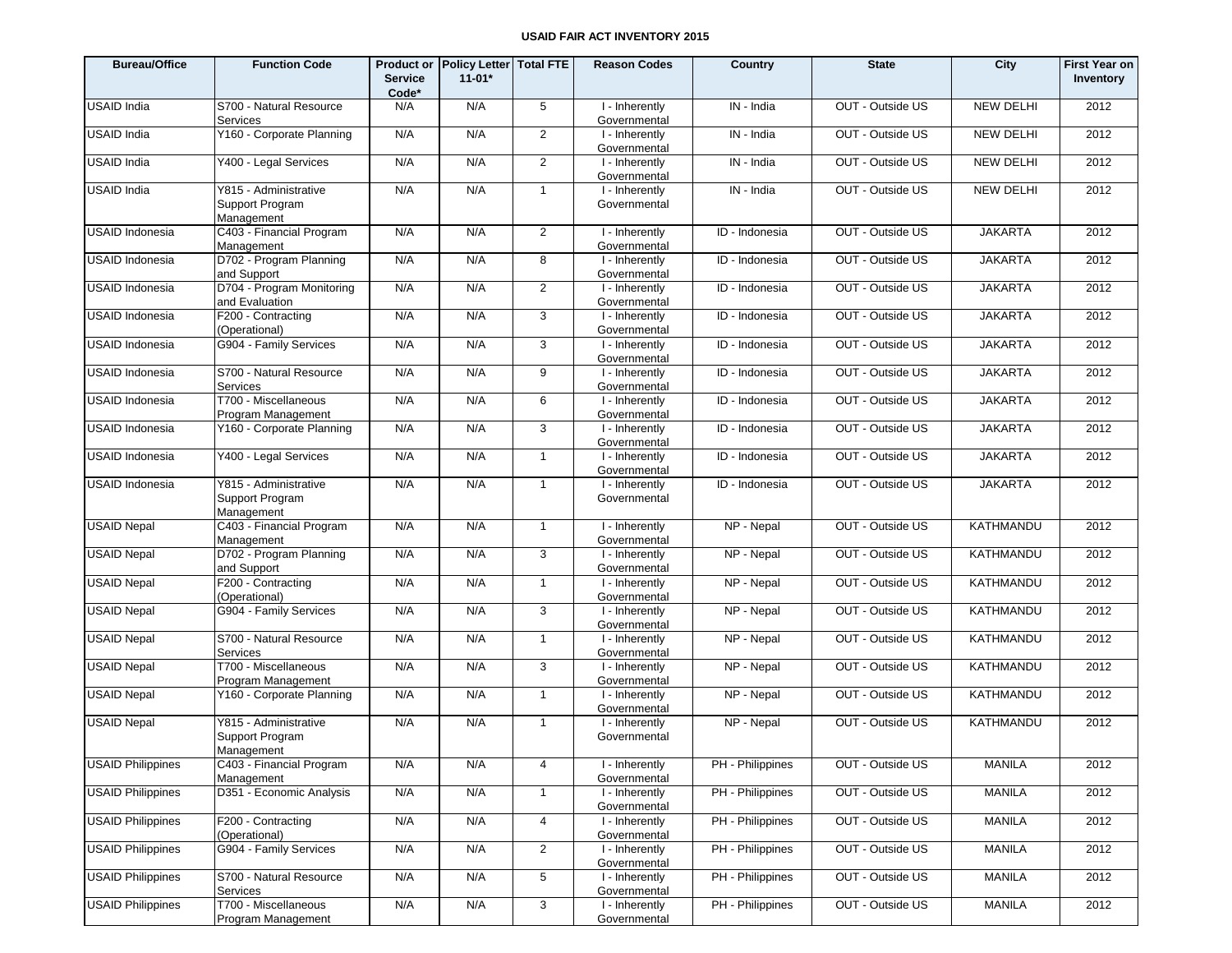# USAID FAIR ACT INVENTORY 2015

| Bureau/Office | Function Code | Product or Service Code* | Policy Letter 11-01* | Total FTE | Reason Codes | Country | State | City | First Year on Inventory |
|---|---|---|---|---|---|---|---|---|---|
| USAID India | S700 - Natural Resource Services | N/A | N/A | 5 | I - Inherently Governmental | IN - India | OUT - Outside US | NEW DELHI | 2012 |
| USAID India | Y160 - Corporate Planning | N/A | N/A | 2 | I - Inherently Governmental | IN - India | OUT - Outside US | NEW DELHI | 2012 |
| USAID India | Y400 - Legal Services | N/A | N/A | 2 | I - Inherently Governmental | IN - India | OUT - Outside US | NEW DELHI | 2012 |
| USAID India | Y815 - Administrative Support Program Management | N/A | N/A | 1 | I - Inherently Governmental | IN - India | OUT - Outside US | NEW DELHI | 2012 |
| USAID Indonesia | C403 - Financial Program Management | N/A | N/A | 2 | I - Inherently Governmental | ID - Indonesia | OUT - Outside US | JAKARTA | 2012 |
| USAID Indonesia | D702 - Program Planning and Support | N/A | N/A | 8 | I - Inherently Governmental | ID - Indonesia | OUT - Outside US | JAKARTA | 2012 |
| USAID Indonesia | D704 - Program Monitoring and Evaluation | N/A | N/A | 2 | I - Inherently Governmental | ID - Indonesia | OUT - Outside US | JAKARTA | 2012 |
| USAID Indonesia | F200 - Contracting (Operational) | N/A | N/A | 3 | I - Inherently Governmental | ID - Indonesia | OUT - Outside US | JAKARTA | 2012 |
| USAID Indonesia | G904 - Family Services | N/A | N/A | 3 | I - Inherently Governmental | ID - Indonesia | OUT - Outside US | JAKARTA | 2012 |
| USAID Indonesia | S700 - Natural Resource Services | N/A | N/A | 9 | I - Inherently Governmental | ID - Indonesia | OUT - Outside US | JAKARTA | 2012 |
| USAID Indonesia | T700 - Miscellaneous Program Management | N/A | N/A | 6 | I - Inherently Governmental | ID - Indonesia | OUT - Outside US | JAKARTA | 2012 |
| USAID Indonesia | Y160 - Corporate Planning | N/A | N/A | 3 | I - Inherently Governmental | ID - Indonesia | OUT - Outside US | JAKARTA | 2012 |
| USAID Indonesia | Y400 - Legal Services | N/A | N/A | 1 | I - Inherently Governmental | ID - Indonesia | OUT - Outside US | JAKARTA | 2012 |
| USAID Indonesia | Y815 - Administrative Support Program Management | N/A | N/A | 1 | I - Inherently Governmental | ID - Indonesia | OUT - Outside US | JAKARTA | 2012 |
| USAID Nepal | C403 - Financial Program Management | N/A | N/A | 1 | I - Inherently Governmental | NP - Nepal | OUT - Outside US | KATHMANDU | 2012 |
| USAID Nepal | D702 - Program Planning and Support | N/A | N/A | 3 | I - Inherently Governmental | NP - Nepal | OUT - Outside US | KATHMANDU | 2012 |
| USAID Nepal | F200 - Contracting (Operational) | N/A | N/A | 1 | I - Inherently Governmental | NP - Nepal | OUT - Outside US | KATHMANDU | 2012 |
| USAID Nepal | G904 - Family Services | N/A | N/A | 3 | I - Inherently Governmental | NP - Nepal | OUT - Outside US | KATHMANDU | 2012 |
| USAID Nepal | S700 - Natural Resource Services | N/A | N/A | 1 | I - Inherently Governmental | NP - Nepal | OUT - Outside US | KATHMANDU | 2012 |
| USAID Nepal | T700 - Miscellaneous Program Management | N/A | N/A | 3 | I - Inherently Governmental | NP - Nepal | OUT - Outside US | KATHMANDU | 2012 |
| USAID Nepal | Y160 - Corporate Planning | N/A | N/A | 1 | I - Inherently Governmental | NP - Nepal | OUT - Outside US | KATHMANDU | 2012 |
| USAID Nepal | Y815 - Administrative Support Program Management | N/A | N/A | 1 | I - Inherently Governmental | NP - Nepal | OUT - Outside US | KATHMANDU | 2012 |
| USAID Philippines | C403 - Financial Program Management | N/A | N/A | 4 | I - Inherently Governmental | PH - Philippines | OUT - Outside US | MANILA | 2012 |
| USAID Philippines | D351 - Economic Analysis | N/A | N/A | 1 | I - Inherently Governmental | PH - Philippines | OUT - Outside US | MANILA | 2012 |
| USAID Philippines | F200 - Contracting (Operational) | N/A | N/A | 4 | I - Inherently Governmental | PH - Philippines | OUT - Outside US | MANILA | 2012 |
| USAID Philippines | G904 - Family Services | N/A | N/A | 2 | I - Inherently Governmental | PH - Philippines | OUT - Outside US | MANILA | 2012 |
| USAID Philippines | S700 - Natural Resource Services | N/A | N/A | 5 | I - Inherently Governmental | PH - Philippines | OUT - Outside US | MANILA | 2012 |
| USAID Philippines | T700 - Miscellaneous Program Management | N/A | N/A | 3 | I - Inherently Governmental | PH - Philippines | OUT - Outside US | MANILA | 2012 |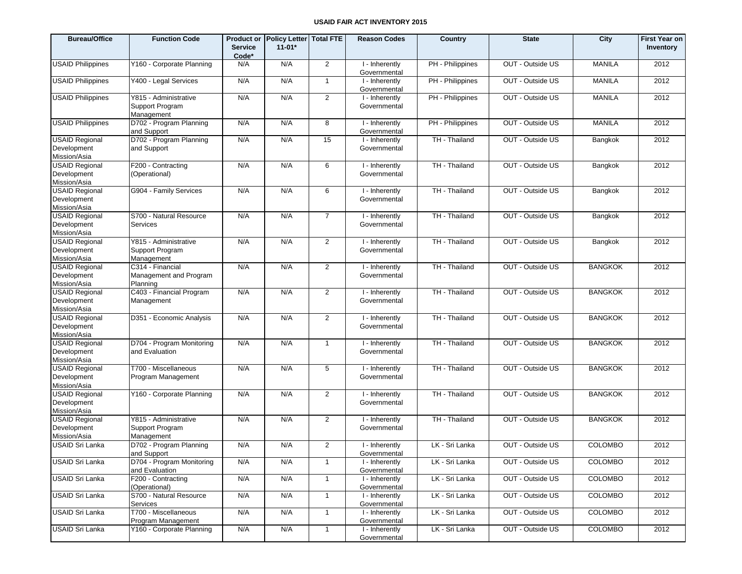**USAID FAIR ACT INVENTORY 2015**

| Bureau/Office | Function Code | Product or Service Code* | Policy Letter 11-01* | Total FTE | Reason Codes | Country | State | City | First Year on Inventory |
|---|---|---|---|---|---|---|---|---|---|
| USAID Philippines | Y160 - Corporate Planning | N/A | N/A | 2 | I - Inherently Governmental | PH - Philippines | OUT - Outside US | MANILA | 2012 |
| USAID Philippines | Y400 - Legal Services | N/A | N/A | 1 | I - Inherently Governmental | PH - Philippines | OUT - Outside US | MANILA | 2012 |
| USAID Philippines | Y815 - Administrative Support Program Management | N/A | N/A | 2 | I - Inherently Governmental | PH - Philippines | OUT - Outside US | MANILA | 2012 |
| USAID Philippines | D702 - Program Planning and Support | N/A | N/A | 8 | I - Inherently Governmental | PH - Philippines | OUT - Outside US | MANILA | 2012 |
| USAID Regional Development Mission/Asia | D702 - Program Planning and Support | N/A | N/A | 15 | I - Inherently Governmental | TH - Thailand | OUT - Outside US | Bangkok | 2012 |
| USAID Regional Development Mission/Asia | F200 - Contracting (Operational) | N/A | N/A | 6 | I - Inherently Governmental | TH - Thailand | OUT - Outside US | Bangkok | 2012 |
| USAID Regional Development Mission/Asia | G904 - Family Services | N/A | N/A | 6 | I - Inherently Governmental | TH - Thailand | OUT - Outside US | Bangkok | 2012 |
| USAID Regional Development Mission/Asia | S700 - Natural Resource Services | N/A | N/A | 7 | I - Inherently Governmental | TH - Thailand | OUT - Outside US | Bangkok | 2012 |
| USAID Regional Development Mission/Asia | Y815 - Administrative Support Program Management | N/A | N/A | 2 | I - Inherently Governmental | TH - Thailand | OUT - Outside US | Bangkok | 2012 |
| USAID Regional Development Mission/Asia | C314 - Financial Management and Program Planning | N/A | N/A | 2 | I - Inherently Governmental | TH - Thailand | OUT - Outside US | BANGKOK | 2012 |
| USAID Regional Development Mission/Asia | C403 - Financial Program Management | N/A | N/A | 2 | I - Inherently Governmental | TH - Thailand | OUT - Outside US | BANGKOK | 2012 |
| USAID Regional Development Mission/Asia | D351 - Economic Analysis | N/A | N/A | 2 | I - Inherently Governmental | TH - Thailand | OUT - Outside US | BANGKOK | 2012 |
| USAID Regional Development Mission/Asia | D704 - Program Monitoring and Evaluation | N/A | N/A | 1 | I - Inherently Governmental | TH - Thailand | OUT - Outside US | BANGKOK | 2012 |
| USAID Regional Development Mission/Asia | T700 - Miscellaneous Program Management | N/A | N/A | 5 | I - Inherently Governmental | TH - Thailand | OUT - Outside US | BANGKOK | 2012 |
| USAID Regional Development Mission/Asia | Y160 - Corporate Planning | N/A | N/A | 2 | I - Inherently Governmental | TH - Thailand | OUT - Outside US | BANGKOK | 2012 |
| USAID Regional Development Mission/Asia | Y815 - Administrative Support Program Management | N/A | N/A | 2 | I - Inherently Governmental | TH - Thailand | OUT - Outside US | BANGKOK | 2012 |
| USAID Sri Lanka | D702 - Program Planning and Support | N/A | N/A | 2 | I - Inherently Governmental | LK - Sri Lanka | OUT - Outside US | COLOMBO | 2012 |
| USAID Sri Lanka | D704 - Program Monitoring and Evaluation | N/A | N/A | 1 | I - Inherently Governmental | LK - Sri Lanka | OUT - Outside US | COLOMBO | 2012 |
| USAID Sri Lanka | F200 - Contracting (Operational) | N/A | N/A | 1 | I - Inherently Governmental | LK - Sri Lanka | OUT - Outside US | COLOMBO | 2012 |
| USAID Sri Lanka | S700 - Natural Resource Services | N/A | N/A | 1 | I - Inherently Governmental | LK - Sri Lanka | OUT - Outside US | COLOMBO | 2012 |
| USAID Sri Lanka | T700 - Miscellaneous Program Management | N/A | N/A | 1 | I - Inherently Governmental | LK - Sri Lanka | OUT - Outside US | COLOMBO | 2012 |
| USAID Sri Lanka | Y160 - Corporate Planning | N/A | N/A | 1 | I - Inherently Governmental | LK - Sri Lanka | OUT - Outside US | COLOMBO | 2012 |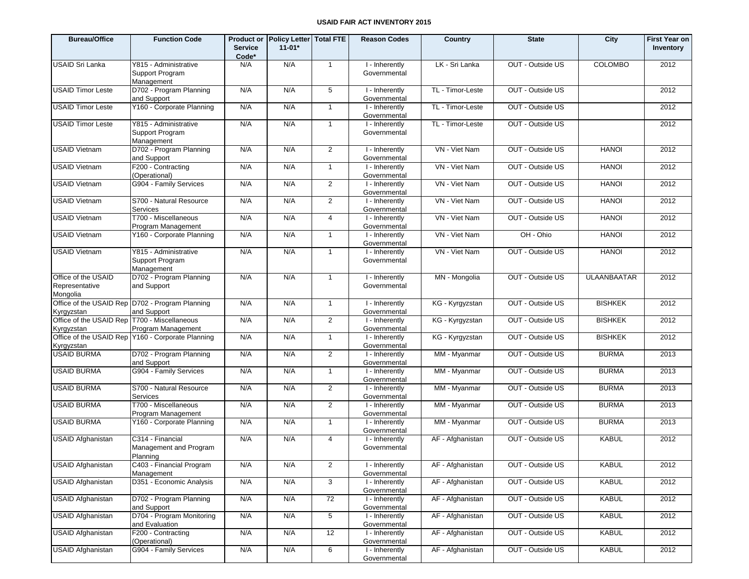# USAID FAIR ACT INVENTORY 2015

| Bureau/Office | Function Code | Product or Service Code* | Policy Letter 11-01* | Total FTE | Reason Codes | Country | State | City | First Year on Inventory |
|---|---|---|---|---|---|---|---|---|---|
| USAID Sri Lanka | Y815 - Administrative Support Program Management | N/A | N/A | 1 | I - Inherently Governmental | LK - Sri Lanka | OUT - Outside US | COLOMBO | 2012 |
| USAID Timor Leste | D702 - Program Planning and Support | N/A | N/A | 5 | I - Inherently Governmental | TL - Timor-Leste | OUT - Outside US | | 2012 |
| USAID Timor Leste | Y160 - Corporate Planning | N/A | N/A | 1 | I - Inherently Governmental | TL - Timor-Leste | OUT - Outside US | | 2012 |
| USAID Timor Leste | Y815 - Administrative Support Program Management | N/A | N/A | 1 | I - Inherently Governmental | TL - Timor-Leste | OUT - Outside US | | 2012 |
| USAID Vietnam | D702 - Program Planning and Support | N/A | N/A | 2 | I - Inherently Governmental | VN - Viet Nam | OUT - Outside US | HANOI | 2012 |
| USAID Vietnam | F200 - Contracting (Operational) | N/A | N/A | 1 | I - Inherently Governmental | VN - Viet Nam | OUT - Outside US | HANOI | 2012 |
| USAID Vietnam | G904 - Family Services | N/A | N/A | 2 | I - Inherently Governmental | VN - Viet Nam | OUT - Outside US | HANOI | 2012 |
| USAID Vietnam | S700 - Natural Resource Services | N/A | N/A | 2 | I - Inherently Governmental | VN - Viet Nam | OUT - Outside US | HANOI | 2012 |
| USAID Vietnam | T700 - Miscellaneous Program Management | N/A | N/A | 4 | I - Inherently Governmental | VN - Viet Nam | OUT - Outside US | HANOI | 2012 |
| USAID Vietnam | Y160 - Corporate Planning | N/A | N/A | 1 | I - Inherently Governmental | VN - Viet Nam | OH - Ohio | HANOI | 2012 |
| USAID Vietnam | Y815 - Administrative Support Program Management | N/A | N/A | 1 | I - Inherently Governmental | VN - Viet Nam | OUT - Outside US | HANOI | 2012 |
| Office of the USAID Representative Mongolia | D702 - Program Planning and Support | N/A | N/A | 1 | I - Inherently Governmental | MN - Mongolia | OUT - Outside US | ULAANBAATAR | 2012 |
| Office of the USAID Rep Kyrgyzstan | D702 - Program Planning and Support | N/A | N/A | 1 | I - Inherently Governmental | KG - Kyrgyzstan | OUT - Outside US | BISHKEK | 2012 |
| Office of the USAID Rep Kyrgyzstan | T700 - Miscellaneous Program Management | N/A | N/A | 2 | I - Inherently Governmental | KG - Kyrgyzstan | OUT - Outside US | BISHKEK | 2012 |
| Office of the USAID Rep Kyrgyzstan | Y160 - Corporate Planning | N/A | N/A | 1 | I - Inherently Governmental | KG - Kyrgyzstan | OUT - Outside US | BISHKEK | 2012 |
| USAID BURMA | D702 - Program Planning and Support | N/A | N/A | 2 | I - Inherently Governmental | MM - Myanmar | OUT - Outside US | BURMA | 2013 |
| USAID BURMA | G904 - Family Services | N/A | N/A | 1 | I - Inherently Governmental | MM - Myanmar | OUT - Outside US | BURMA | 2013 |
| USAID BURMA | S700 - Natural Resource Services | N/A | N/A | 2 | I - Inherently Governmental | MM - Myanmar | OUT - Outside US | BURMA | 2013 |
| USAID BURMA | T700 - Miscellaneous Program Management | N/A | N/A | 2 | I - Inherently Governmental | MM - Myanmar | OUT - Outside US | BURMA | 2013 |
| USAID BURMA | Y160 - Corporate Planning | N/A | N/A | 1 | I - Inherently Governmental | MM - Myanmar | OUT - Outside US | BURMA | 2013 |
| USAID Afghanistan | C314 - Financial Management and Program Planning | N/A | N/A | 4 | I - Inherently Governmental | AF - Afghanistan | OUT - Outside US | KABUL | 2012 |
| USAID Afghanistan | C403 - Financial Program Management | N/A | N/A | 2 | I - Inherently Governmental | AF - Afghanistan | OUT - Outside US | KABUL | 2012 |
| USAID Afghanistan | D351 - Economic Analysis | N/A | N/A | 3 | I - Inherently Governmental | AF - Afghanistan | OUT - Outside US | KABUL | 2012 |
| USAID Afghanistan | D702 - Program Planning and Support | N/A | N/A | 72 | I - Inherently Governmental | AF - Afghanistan | OUT - Outside US | KABUL | 2012 |
| USAID Afghanistan | D704 - Program Monitoring and Evaluation | N/A | N/A | 5 | I - Inherently Governmental | AF - Afghanistan | OUT - Outside US | KABUL | 2012 |
| USAID Afghanistan | F200 - Contracting (Operational) | N/A | N/A | 12 | I - Inherently Governmental | AF - Afghanistan | OUT - Outside US | KABUL | 2012 |
| USAID Afghanistan | G904 - Family Services | N/A | N/A | 6 | I - Inherently Governmental | AF - Afghanistan | OUT - Outside US | KABUL | 2012 |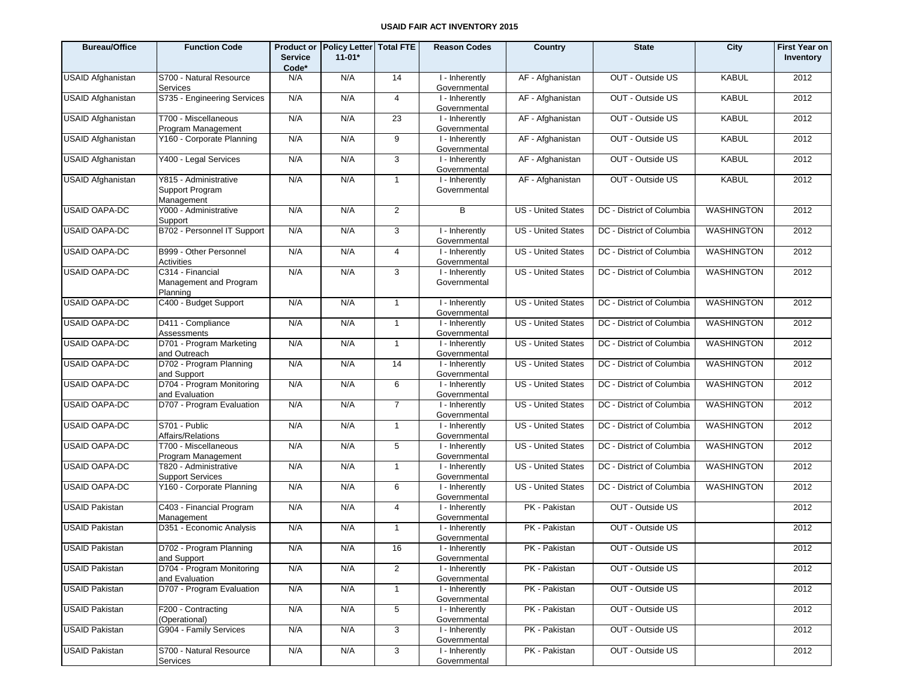# USAID FAIR ACT INVENTORY 2015

| Bureau/Office | Function Code | Product or Service Code* | Policy Letter 11-01* | Total FTE | Reason Codes | Country | State | City | First Year on Inventory |
|---|---|---|---|---|---|---|---|---|---|
| USAID Afghanistan | S700 - Natural Resource Services | N/A | N/A | 14 | I - Inherently Governmental | AF - Afghanistan | OUT - Outside US | KABUL | 2012 |
| USAID Afghanistan | S735 - Engineering Services | N/A | N/A | 4 | I - Inherently Governmental | AF - Afghanistan | OUT - Outside US | KABUL | 2012 |
| USAID Afghanistan | T700 - Miscellaneous Program Management | N/A | N/A | 23 | I - Inherently Governmental | AF - Afghanistan | OUT - Outside US | KABUL | 2012 |
| USAID Afghanistan | Y160 - Corporate Planning | N/A | N/A | 9 | I - Inherently Governmental | AF - Afghanistan | OUT - Outside US | KABUL | 2012 |
| USAID Afghanistan | Y400 - Legal Services | N/A | N/A | 3 | I - Inherently Governmental | AF - Afghanistan | OUT - Outside US | KABUL | 2012 |
| USAID Afghanistan | Y815 - Administrative Support Program Management | N/A | N/A | 1 | I - Inherently Governmental | AF - Afghanistan | OUT - Outside US | KABUL | 2012 |
| USAID OAPA-DC | Y000 - Administrative Support | N/A | N/A | 2 | B | US - United States | DC - District of Columbia | WASHINGTON | 2012 |
| USAID OAPA-DC | B702 - Personnel IT Support | N/A | N/A | 3 | I - Inherently Governmental | US - United States | DC - District of Columbia | WASHINGTON | 2012 |
| USAID OAPA-DC | B999 - Other Personnel Activities | N/A | N/A | 4 | I - Inherently Governmental | US - United States | DC - District of Columbia | WASHINGTON | 2012 |
| USAID OAPA-DC | C314 - Financial Management and Program Planning | N/A | N/A | 3 | I - Inherently Governmental | US - United States | DC - District of Columbia | WASHINGTON | 2012 |
| USAID OAPA-DC | C400 - Budget Support | N/A | N/A | 1 | I - Inherently Governmental | US - United States | DC - District of Columbia | WASHINGTON | 2012 |
| USAID OAPA-DC | D411 - Compliance Assessments | N/A | N/A | 1 | I - Inherently Governmental | US - United States | DC - District of Columbia | WASHINGTON | 2012 |
| USAID OAPA-DC | D701 - Program Marketing and Outreach | N/A | N/A | 1 | I - Inherently Governmental | US - United States | DC - District of Columbia | WASHINGTON | 2012 |
| USAID OAPA-DC | D702 - Program Planning and Support | N/A | N/A | 14 | I - Inherently Governmental | US - United States | DC - District of Columbia | WASHINGTON | 2012 |
| USAID OAPA-DC | D704 - Program Monitoring and Evaluation | N/A | N/A | 6 | I - Inherently Governmental | US - United States | DC - District of Columbia | WASHINGTON | 2012 |
| USAID OAPA-DC | D707 - Program Evaluation | N/A | N/A | 7 | I - Inherently Governmental | US - United States | DC - District of Columbia | WASHINGTON | 2012 |
| USAID OAPA-DC | S701 - Public Affairs/Relations | N/A | N/A | 1 | I - Inherently Governmental | US - United States | DC - District of Columbia | WASHINGTON | 2012 |
| USAID OAPA-DC | T700 - Miscellaneous Program Management | N/A | N/A | 5 | I - Inherently Governmental | US - United States | DC - District of Columbia | WASHINGTON | 2012 |
| USAID OAPA-DC | T820 - Administrative Support Services | N/A | N/A | 1 | I - Inherently Governmental | US - United States | DC - District of Columbia | WASHINGTON | 2012 |
| USAID OAPA-DC | Y160 - Corporate Planning | N/A | N/A | 6 | I - Inherently Governmental | US - United States | DC - District of Columbia | WASHINGTON | 2012 |
| USAID Pakistan | C403 - Financial Program Management | N/A | N/A | 4 | I - Inherently Governmental | PK - Pakistan | OUT - Outside US | | 2012 |
| USAID Pakistan | D351 - Economic Analysis | N/A | N/A | 1 | I - Inherently Governmental | PK - Pakistan | OUT - Outside US | | 2012 |
| USAID Pakistan | D702 - Program Planning and Support | N/A | N/A | 16 | I - Inherently Governmental | PK - Pakistan | OUT - Outside US | | 2012 |
| USAID Pakistan | D704 - Program Monitoring and Evaluation | N/A | N/A | 2 | I - Inherently Governmental | PK - Pakistan | OUT - Outside US | | 2012 |
| USAID Pakistan | D707 - Program Evaluation | N/A | N/A | 1 | I - Inherently Governmental | PK - Pakistan | OUT - Outside US | | 2012 |
| USAID Pakistan | F200 - Contracting (Operational) | N/A | N/A | 5 | I - Inherently Governmental | PK - Pakistan | OUT - Outside US | | 2012 |
| USAID Pakistan | G904 - Family Services | N/A | N/A | 3 | I - Inherently Governmental | PK - Pakistan | OUT - Outside US | | 2012 |
| USAID Pakistan | S700 - Natural Resource Services | N/A | N/A | 3 | I - Inherently Governmental | PK - Pakistan | OUT - Outside US | | 2012 |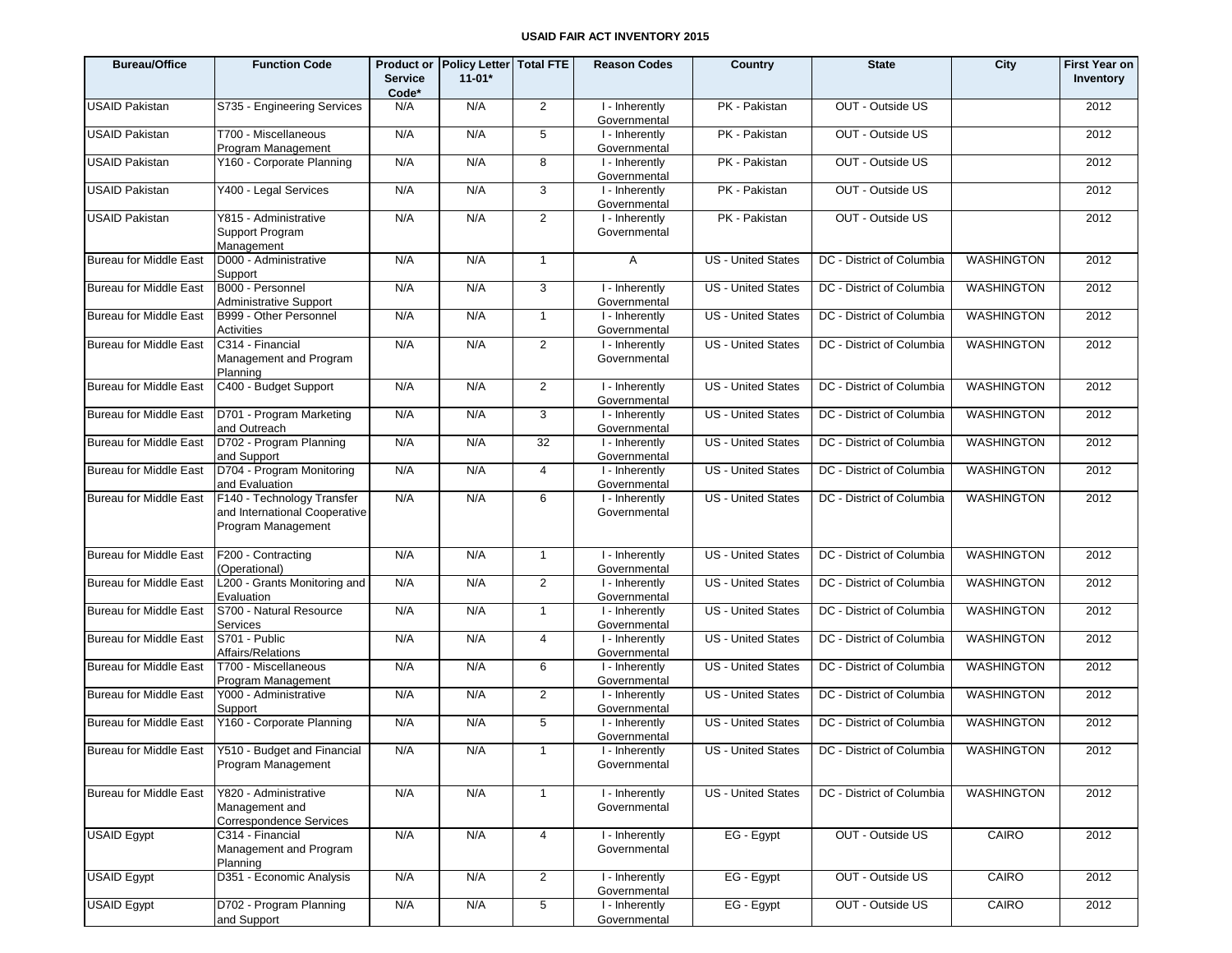**USAID FAIR ACT INVENTORY 2015**

| Bureau/Office | Function Code | Product or Service Code* | Policy Letter 11-01* | Total FTE | Reason Codes | Country | State | City | First Year on Inventory |
|---|---|---|---|---|---|---|---|---|---|
| USAID Pakistan | S735 - Engineering Services | N/A | N/A | 2 | I - Inherently Governmental | PK - Pakistan | OUT - Outside US | | 2012 |
| USAID Pakistan | T700 - Miscellaneous Program Management | N/A | N/A | 5 | I - Inherently Governmental | PK - Pakistan | OUT - Outside US | | 2012 |
| USAID Pakistan | Y160 - Corporate Planning | N/A | N/A | 8 | I - Inherently Governmental | PK - Pakistan | OUT - Outside US | | 2012 |
| USAID Pakistan | Y400 - Legal Services | N/A | N/A | 3 | I - Inherently Governmental | PK - Pakistan | OUT - Outside US | | 2012 |
| USAID Pakistan | Y815 - Administrative Support Program Management | N/A | N/A | 2 | I - Inherently Governmental | PK - Pakistan | OUT - Outside US | | 2012 |
| Bureau for Middle East | D000 - Administrative Support | N/A | N/A | 1 | A | US - United States | DC - District of Columbia | WASHINGTON | 2012 |
| Bureau for Middle East | B000 - Personnel Administrative Support | N/A | N/A | 3 | I - Inherently Governmental | US - United States | DC - District of Columbia | WASHINGTON | 2012 |
| Bureau for Middle East | B999 - Other Personnel Activities | N/A | N/A | 1 | I - Inherently Governmental | US - United States | DC - District of Columbia | WASHINGTON | 2012 |
| Bureau for Middle East | C314 - Financial Management and Program Planning | N/A | N/A | 2 | I - Inherently Governmental | US - United States | DC - District of Columbia | WASHINGTON | 2012 |
| Bureau for Middle East | C400 - Budget Support | N/A | N/A | 2 | I - Inherently Governmental | US - United States | DC - District of Columbia | WASHINGTON | 2012 |
| Bureau for Middle East | D701 - Program Marketing and Outreach | N/A | N/A | 3 | I - Inherently Governmental | US - United States | DC - District of Columbia | WASHINGTON | 2012 |
| Bureau for Middle East | D702 - Program Planning and Support | N/A | N/A | 32 | I - Inherently Governmental | US - United States | DC - District of Columbia | WASHINGTON | 2012 |
| Bureau for Middle East | D704 - Program Monitoring and Evaluation | N/A | N/A | 4 | I - Inherently Governmental | US - United States | DC - District of Columbia | WASHINGTON | 2012 |
| Bureau for Middle East | F140 - Technology Transfer and International Cooperative Program Management | N/A | N/A | 6 | I - Inherently Governmental | US - United States | DC - District of Columbia | WASHINGTON | 2012 |
| Bureau for Middle East | F200 - Contracting (Operational) | N/A | N/A | 1 | I - Inherently Governmental | US - United States | DC - District of Columbia | WASHINGTON | 2012 |
| Bureau for Middle East | L200 - Grants Monitoring and Evaluation | N/A | N/A | 2 | I - Inherently Governmental | US - United States | DC - District of Columbia | WASHINGTON | 2012 |
| Bureau for Middle East | S700 - Natural Resource Services | N/A | N/A | 1 | I - Inherently Governmental | US - United States | DC - District of Columbia | WASHINGTON | 2012 |
| Bureau for Middle East | S701 - Public Affairs/Relations | N/A | N/A | 4 | I - Inherently Governmental | US - United States | DC - District of Columbia | WASHINGTON | 2012 |
| Bureau for Middle East | T700 - Miscellaneous Program Management | N/A | N/A | 6 | I - Inherently Governmental | US - United States | DC - District of Columbia | WASHINGTON | 2012 |
| Bureau for Middle East | Y000 - Administrative Support | N/A | N/A | 2 | I - Inherently Governmental | US - United States | DC - District of Columbia | WASHINGTON | 2012 |
| Bureau for Middle East | Y160 - Corporate Planning | N/A | N/A | 5 | I - Inherently Governmental | US - United States | DC - District of Columbia | WASHINGTON | 2012 |
| Bureau for Middle East | Y510 - Budget and Financial Program Management | N/A | N/A | 1 | I - Inherently Governmental | US - United States | DC - District of Columbia | WASHINGTON | 2012 |
| Bureau for Middle East | Y820 - Administrative Management and Correspondence Services | N/A | N/A | 1 | I - Inherently Governmental | US - United States | DC - District of Columbia | WASHINGTON | 2012 |
| USAID Egypt | C314 - Financial Management and Program Planning | N/A | N/A | 4 | I - Inherently Governmental | EG - Egypt | OUT - Outside US | CAIRO | 2012 |
| USAID Egypt | D351 - Economic Analysis | N/A | N/A | 2 | I - Inherently Governmental | EG - Egypt | OUT - Outside US | CAIRO | 2012 |
| USAID Egypt | D702 - Program Planning and Support | N/A | N/A | 5 | I - Inherently Governmental | EG - Egypt | OUT - Outside US | CAIRO | 2012 |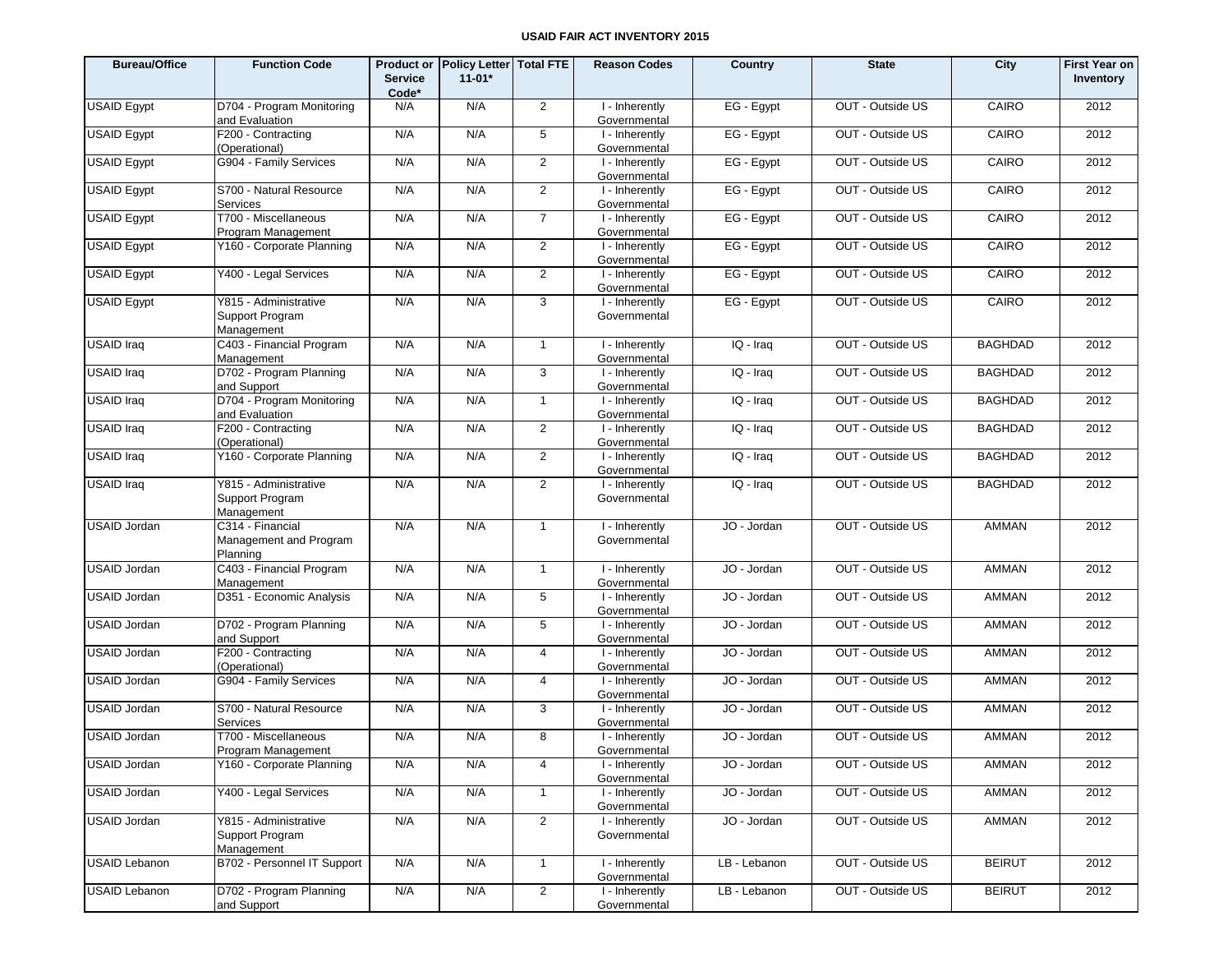# USAID FAIR ACT INVENTORY 2015

| Bureau/Office | Function Code | Product or Service Code* | Policy Letter 11-01* | Total FTE | Reason Codes | Country | State | City | First Year on Inventory |
|---|---|---|---|---|---|---|---|---|---|
| USAID Egypt | D704 - Program Monitoring and Evaluation | N/A | N/A | 2 | I - Inherently Governmental | EG - Egypt | OUT - Outside US | CAIRO | 2012 |
| USAID Egypt | F200 - Contracting (Operational) | N/A | N/A | 5 | I - Inherently Governmental | EG - Egypt | OUT - Outside US | CAIRO | 2012 |
| USAID Egypt | G904 - Family Services | N/A | N/A | 2 | I - Inherently Governmental | EG - Egypt | OUT - Outside US | CAIRO | 2012 |
| USAID Egypt | S700 - Natural Resource Services | N/A | N/A | 2 | I - Inherently Governmental | EG - Egypt | OUT - Outside US | CAIRO | 2012 |
| USAID Egypt | T700 - Miscellaneous Program Management | N/A | N/A | 7 | I - Inherently Governmental | EG - Egypt | OUT - Outside US | CAIRO | 2012 |
| USAID Egypt | Y160 - Corporate Planning | N/A | N/A | 2 | I - Inherently Governmental | EG - Egypt | OUT - Outside US | CAIRO | 2012 |
| USAID Egypt | Y400 - Legal Services | N/A | N/A | 2 | I - Inherently Governmental | EG - Egypt | OUT - Outside US | CAIRO | 2012 |
| USAID Egypt | Y815 - Administrative Support Program Management | N/A | N/A | 3 | I - Inherently Governmental | EG - Egypt | OUT - Outside US | CAIRO | 2012 |
| USAID Iraq | C403 - Financial Program Management | N/A | N/A | 1 | I - Inherently Governmental | IQ - Iraq | OUT - Outside US | BAGHDAD | 2012 |
| USAID Iraq | D702 - Program Planning and Support | N/A | N/A | 3 | I - Inherently Governmental | IQ - Iraq | OUT - Outside US | BAGHDAD | 2012 |
| USAID Iraq | D704 - Program Monitoring and Evaluation | N/A | N/A | 1 | I - Inherently Governmental | IQ - Iraq | OUT - Outside US | BAGHDAD | 2012 |
| USAID Iraq | F200 - Contracting (Operational) | N/A | N/A | 2 | I - Inherently Governmental | IQ - Iraq | OUT - Outside US | BAGHDAD | 2012 |
| USAID Iraq | Y160 - Corporate Planning | N/A | N/A | 2 | I - Inherently Governmental | IQ - Iraq | OUT - Outside US | BAGHDAD | 2012 |
| USAID Iraq | Y815 - Administrative Support Program Management | N/A | N/A | 2 | I - Inherently Governmental | IQ - Iraq | OUT - Outside US | BAGHDAD | 2012 |
| USAID Jordan | C314 - Financial Management and Program Planning | N/A | N/A | 1 | I - Inherently Governmental | JO - Jordan | OUT - Outside US | AMMAN | 2012 |
| USAID Jordan | C403 - Financial Program Management | N/A | N/A | 1 | I - Inherently Governmental | JO - Jordan | OUT - Outside US | AMMAN | 2012 |
| USAID Jordan | D351 - Economic Analysis | N/A | N/A | 5 | I - Inherently Governmental | JO - Jordan | OUT - Outside US | AMMAN | 2012 |
| USAID Jordan | D702 - Program Planning and Support | N/A | N/A | 5 | I - Inherently Governmental | JO - Jordan | OUT - Outside US | AMMAN | 2012 |
| USAID Jordan | F200 - Contracting (Operational) | N/A | N/A | 4 | I - Inherently Governmental | JO - Jordan | OUT - Outside US | AMMAN | 2012 |
| USAID Jordan | G904 - Family Services | N/A | N/A | 4 | I - Inherently Governmental | JO - Jordan | OUT - Outside US | AMMAN | 2012 |
| USAID Jordan | S700 - Natural Resource Services | N/A | N/A | 3 | I - Inherently Governmental | JO - Jordan | OUT - Outside US | AMMAN | 2012 |
| USAID Jordan | T700 - Miscellaneous Program Management | N/A | N/A | 8 | I - Inherently Governmental | JO - Jordan | OUT - Outside US | AMMAN | 2012 |
| USAID Jordan | Y160 - Corporate Planning | N/A | N/A | 4 | I - Inherently Governmental | JO - Jordan | OUT - Outside US | AMMAN | 2012 |
| USAID Jordan | Y400 - Legal Services | N/A | N/A | 1 | I - Inherently Governmental | JO - Jordan | OUT - Outside US | AMMAN | 2012 |
| USAID Jordan | Y815 - Administrative Support Program Management | N/A | N/A | 2 | I - Inherently Governmental | JO - Jordan | OUT - Outside US | AMMAN | 2012 |
| USAID Lebanon | B702 - Personnel IT Support | N/A | N/A | 1 | I - Inherently Governmental | LB - Lebanon | OUT - Outside US | BEIRUT | 2012 |
| USAID Lebanon | D702 - Program Planning and Support | N/A | N/A | 2 | I - Inherently Governmental | LB - Lebanon | OUT - Outside US | BEIRUT | 2012 |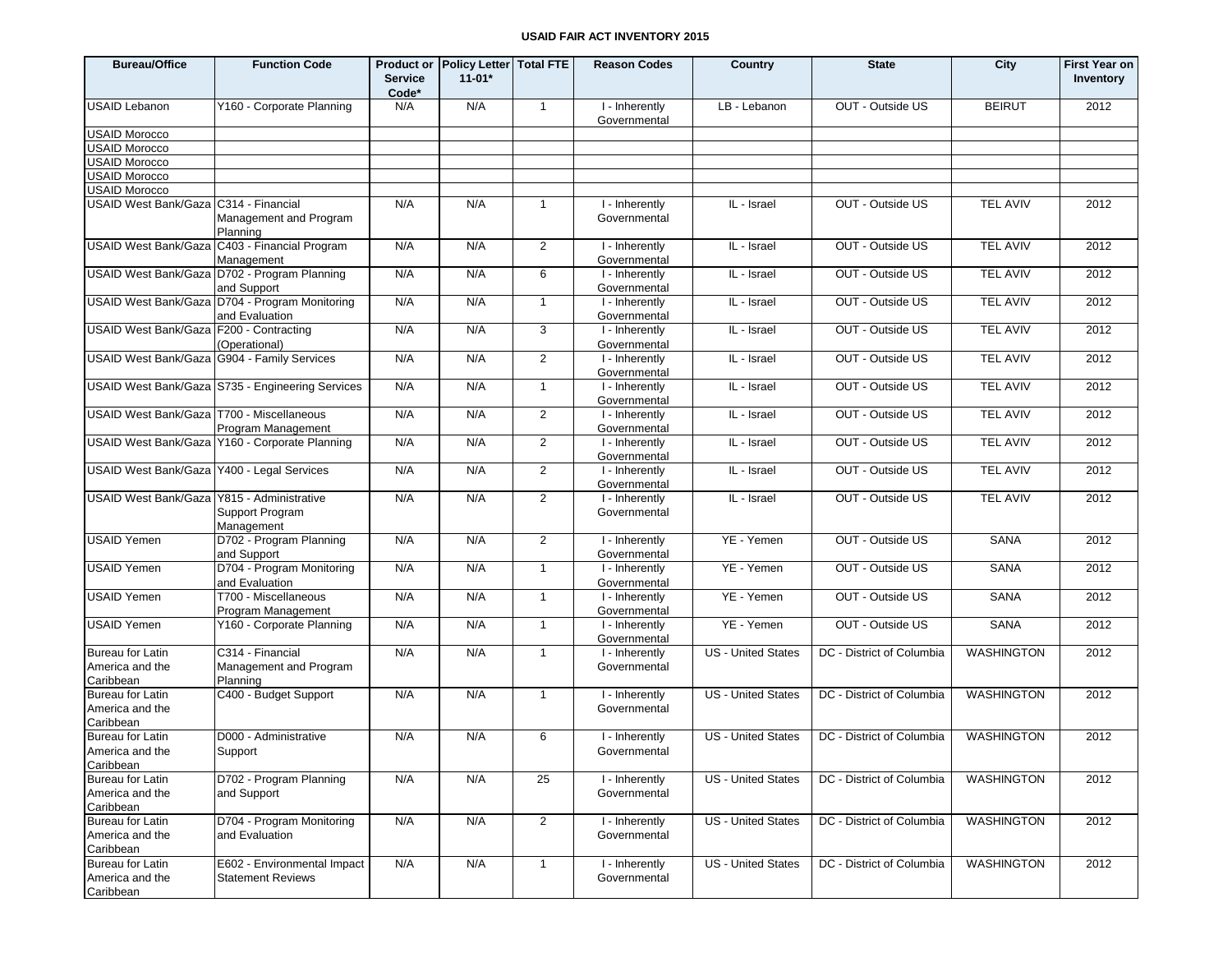# USAID FAIR ACT INVENTORY 2015

| Bureau/Office | Function Code | Product or Service Code* | Policy Letter 11-01* | Total FTE | Reason Codes | Country | State | City | First Year on Inventory |
|---|---|---|---|---|---|---|---|---|---|
| USAID Lebanon | Y160 - Corporate Planning | N/A | N/A | 1 | I - Inherently Governmental | LB - Lebanon | OUT - Outside US | BEIRUT | 2012 |
| USAID Morocco | | | | | | | | | |
| USAID Morocco | | | | | | | | | |
| USAID Morocco | | | | | | | | | |
| USAID Morocco | | | | | | | | | |
| USAID Morocco | | | | | | | | | |
| USAID West Bank/Gaza | C314 - Financial Management and Program Planning | N/A | N/A | 1 | I - Inherently Governmental | IL - Israel | OUT - Outside US | TEL AVIV | 2012 |
| USAID West Bank/Gaza | C403 - Financial Program Management | N/A | N/A | 2 | I - Inherently Governmental | IL - Israel | OUT - Outside US | TEL AVIV | 2012 |
| USAID West Bank/Gaza | D702 - Program Planning and Support | N/A | N/A | 6 | I - Inherently Governmental | IL - Israel | OUT - Outside US | TEL AVIV | 2012 |
| USAID West Bank/Gaza | D704 - Program Monitoring and Evaluation | N/A | N/A | 1 | I - Inherently Governmental | IL - Israel | OUT - Outside US | TEL AVIV | 2012 |
| USAID West Bank/Gaza | F200 - Contracting (Operational) | N/A | N/A | 3 | I - Inherently Governmental | IL - Israel | OUT - Outside US | TEL AVIV | 2012 |
| USAID West Bank/Gaza | G904 - Family Services | N/A | N/A | 2 | I - Inherently Governmental | IL - Israel | OUT - Outside US | TEL AVIV | 2012 |
| USAID West Bank/Gaza | S735 - Engineering Services | N/A | N/A | 1 | I - Inherently Governmental | IL - Israel | OUT - Outside US | TEL AVIV | 2012 |
| USAID West Bank/Gaza | T700 - Miscellaneous Program Management | N/A | N/A | 2 | I - Inherently Governmental | IL - Israel | OUT - Outside US | TEL AVIV | 2012 |
| USAID West Bank/Gaza | Y160 - Corporate Planning | N/A | N/A | 2 | I - Inherently Governmental | IL - Israel | OUT - Outside US | TEL AVIV | 2012 |
| USAID West Bank/Gaza | Y400 - Legal Services | N/A | N/A | 2 | I - Inherently Governmental | IL - Israel | OUT - Outside US | TEL AVIV | 2012 |
| USAID West Bank/Gaza | Y815 - Administrative Support Program Management | N/A | N/A | 2 | I - Inherently Governmental | IL - Israel | OUT - Outside US | TEL AVIV | 2012 |
| USAID Yemen | D702 - Program Planning and Support | N/A | N/A | 2 | I - Inherently Governmental | YE - Yemen | OUT - Outside US | SANA | 2012 |
| USAID Yemen | D704 - Program Monitoring and Evaluation | N/A | N/A | 1 | I - Inherently Governmental | YE - Yemen | OUT - Outside US | SANA | 2012 |
| USAID Yemen | T700 - Miscellaneous Program Management | N/A | N/A | 1 | I - Inherently Governmental | YE - Yemen | OUT - Outside US | SANA | 2012 |
| USAID Yemen | Y160 - Corporate Planning | N/A | N/A | 1 | I - Inherently Governmental | YE - Yemen | OUT - Outside US | SANA | 2012 |
| Bureau for Latin America and the Caribbean | C314 - Financial Management and Program Planning | N/A | N/A | 1 | I - Inherently Governmental | US - United States | DC - District of Columbia | WASHINGTON | 2012 |
| Bureau for Latin America and the Caribbean | C400 - Budget Support | N/A | N/A | 1 | I - Inherently Governmental | US - United States | DC - District of Columbia | WASHINGTON | 2012 |
| Bureau for Latin America and the Caribbean | D000 - Administrative Support | N/A | N/A | 6 | I - Inherently Governmental | US - United States | DC - District of Columbia | WASHINGTON | 2012 |
| Bureau for Latin America and the Caribbean | D702 - Program Planning and Support | N/A | N/A | 25 | I - Inherently Governmental | US - United States | DC - District of Columbia | WASHINGTON | 2012 |
| Bureau for Latin America and the Caribbean | D704 - Program Monitoring and Evaluation | N/A | N/A | 2 | I - Inherently Governmental | US - United States | DC - District of Columbia | WASHINGTON | 2012 |
| Bureau for Latin America and the Caribbean | E602 - Environmental Impact Statement Reviews | N/A | N/A | 1 | I - Inherently Governmental | US - United States | DC - District of Columbia | WASHINGTON | 2012 |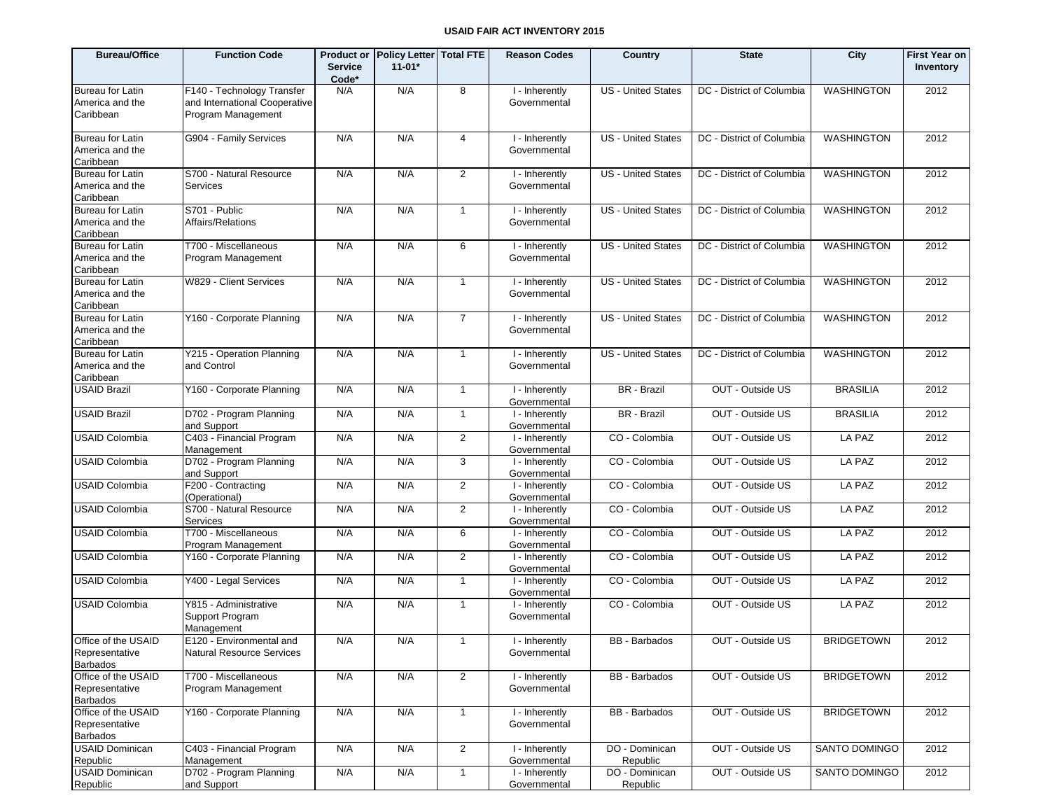**USAID FAIR ACT INVENTORY 2015**

| Bureau/Office | Function Code | Product or Service Code* | Policy Letter 11-01* | Total FTE | Reason Codes | Country | State | City | First Year on Inventory |
|---|---|---|---|---|---|---|---|---|---|
| Bureau for Latin America and the Caribbean | F140 - Technology Transfer and International Cooperative Program Management | N/A | N/A | 8 | I - Inherently Governmental | US - United States | DC - District of Columbia | WASHINGTON | 2012 |
| Bureau for Latin America and the Caribbean | G904 - Family Services | N/A | N/A | 4 | I - Inherently Governmental | US - United States | DC - District of Columbia | WASHINGTON | 2012 |
| Bureau for Latin America and the Caribbean | S700 - Natural Resource Services | N/A | N/A | 2 | I - Inherently Governmental | US - United States | DC - District of Columbia | WASHINGTON | 2012 |
| Bureau for Latin America and the Caribbean | S701 - Public Affairs/Relations | N/A | N/A | 1 | I - Inherently Governmental | US - United States | DC - District of Columbia | WASHINGTON | 2012 |
| Bureau for Latin America and the Caribbean | T700 - Miscellaneous Program Management | N/A | N/A | 6 | I - Inherently Governmental | US - United States | DC - District of Columbia | WASHINGTON | 2012 |
| Bureau for Latin America and the Caribbean | W829 - Client Services | N/A | N/A | 1 | I - Inherently Governmental | US - United States | DC - District of Columbia | WASHINGTON | 2012 |
| Bureau for Latin America and the Caribbean | Y160 - Corporate Planning | N/A | N/A | 7 | I - Inherently Governmental | US - United States | DC - District of Columbia | WASHINGTON | 2012 |
| Bureau for Latin America and the Caribbean | Y215 - Operation Planning and Control | N/A | N/A | 1 | I - Inherently Governmental | US - United States | DC - District of Columbia | WASHINGTON | 2012 |
| USAID Brazil | Y160 - Corporate Planning | N/A | N/A | 1 | I - Inherently Governmental | BR - Brazil | OUT - Outside US | BRASILIA | 2012 |
| USAID Brazil | D702 - Program Planning and Support | N/A | N/A | 1 | I - Inherently Governmental | BR - Brazil | OUT - Outside US | BRASILIA | 2012 |
| USAID Colombia | C403 - Financial Program Management | N/A | N/A | 2 | I - Inherently Governmental | CO - Colombia | OUT - Outside US | LA PAZ | 2012 |
| USAID Colombia | D702 - Program Planning and Support | N/A | N/A | 3 | I - Inherently Governmental | CO - Colombia | OUT - Outside US | LA PAZ | 2012 |
| USAID Colombia | F200 - Contracting (Operational) | N/A | N/A | 2 | I - Inherently Governmental | CO - Colombia | OUT - Outside US | LA PAZ | 2012 |
| USAID Colombia | S700 - Natural Resource Services | N/A | N/A | 2 | I - Inherently Governmental | CO - Colombia | OUT - Outside US | LA PAZ | 2012 |
| USAID Colombia | T700 - Miscellaneous Program Management | N/A | N/A | 6 | I - Inherently Governmental | CO - Colombia | OUT - Outside US | LA PAZ | 2012 |
| USAID Colombia | Y160 - Corporate Planning | N/A | N/A | 2 | I - Inherently Governmental | CO - Colombia | OUT - Outside US | LA PAZ | 2012 |
| USAID Colombia | Y400 - Legal Services | N/A | N/A | 1 | I - Inherently Governmental | CO - Colombia | OUT - Outside US | LA PAZ | 2012 |
| USAID Colombia | Y815 - Administrative Support Program Management | N/A | N/A | 1 | I - Inherently Governmental | CO - Colombia | OUT - Outside US | LA PAZ | 2012 |
| Office of the USAID Representative Barbados | E120 - Environmental and Natural Resource Services | N/A | N/A | 1 | I - Inherently Governmental | BB - Barbados | OUT - Outside US | BRIDGETOWN | 2012 |
| Office of the USAID Representative Barbados | T700 - Miscellaneous Program Management | N/A | N/A | 2 | I - Inherently Governmental | BB - Barbados | OUT - Outside US | BRIDGETOWN | 2012 |
| Office of the USAID Representative Barbados | Y160 - Corporate Planning | N/A | N/A | 1 | I - Inherently Governmental | BB - Barbados | OUT - Outside US | BRIDGETOWN | 2012 |
| USAID Dominican Republic | C403 - Financial Program Management | N/A | N/A | 2 | I - Inherently Governmental | DO - Dominican Republic | OUT - Outside US | SANTO DOMINGO | 2012 |
| USAID Dominican Republic | D702 - Program Planning and Support | N/A | N/A | 1 | I - Inherently Governmental | DO - Dominican Republic | OUT - Outside US | SANTO DOMINGO | 2012 |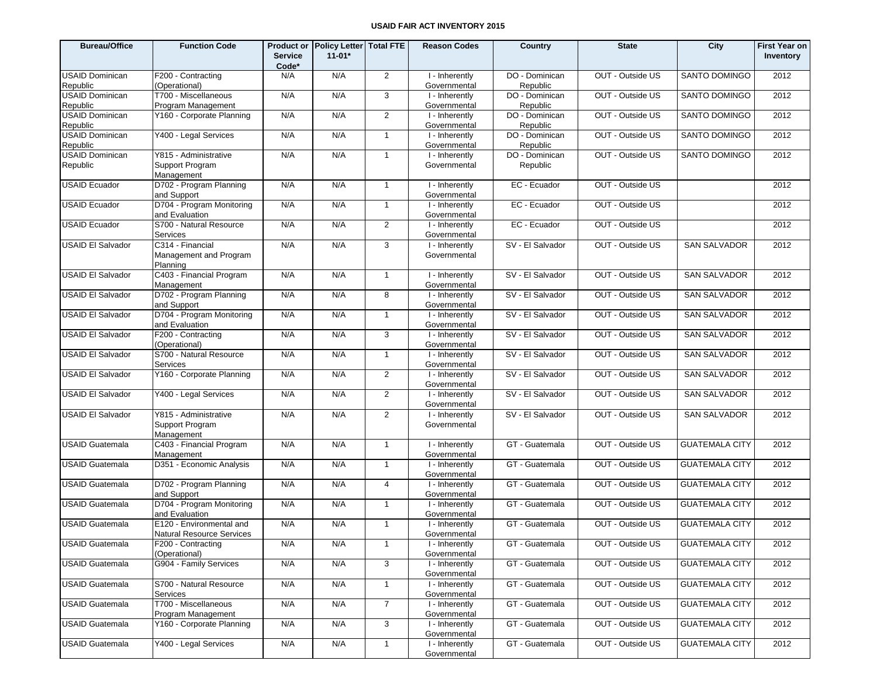# USAID FAIR ACT INVENTORY 2015

| Bureau/Office | Function Code | Product or Service Code* | Policy Letter 11-01* | Total FTE | Reason Codes | Country | State | City | First Year on Inventory |
|---|---|---|---|---|---|---|---|---|---|
| USAID Dominican Republic | F200 - Contracting (Operational) | N/A | N/A | 2 | I - Inherently Governmental | DO - Dominican Republic | OUT - Outside US | SANTO DOMINGO | 2012 |
| USAID Dominican Republic | T700 - Miscellaneous Program Management | N/A | N/A | 3 | I - Inherently Governmental | DO - Dominican Republic | OUT - Outside US | SANTO DOMINGO | 2012 |
| USAID Dominican Republic | Y160 - Corporate Planning | N/A | N/A | 2 | I - Inherently Governmental | DO - Dominican Republic | OUT - Outside US | SANTO DOMINGO | 2012 |
| USAID Dominican Republic | Y400 - Legal Services | N/A | N/A | 1 | I - Inherently Governmental | DO - Dominican Republic | OUT - Outside US | SANTO DOMINGO | 2012 |
| USAID Dominican Republic | Y815 - Administrative Support Program Management | N/A | N/A | 1 | I - Inherently Governmental | DO - Dominican Republic | OUT - Outside US | SANTO DOMINGO | 2012 |
| USAID Ecuador | D702 - Program Planning and Support | N/A | N/A | 1 | I - Inherently Governmental | EC - Ecuador | OUT - Outside US | | 2012 |
| USAID Ecuador | D704 - Program Monitoring and Evaluation | N/A | N/A | 1 | I - Inherently Governmental | EC - Ecuador | OUT - Outside US | | 2012 |
| USAID Ecuador | S700 - Natural Resource Services | N/A | N/A | 2 | I - Inherently Governmental | EC - Ecuador | OUT - Outside US | | 2012 |
| USAID El Salvador | C314 - Financial Management and Program Planning | N/A | N/A | 3 | I - Inherently Governmental | SV - El Salvador | OUT - Outside US | SAN SALVADOR | 2012 |
| USAID El Salvador | C403 - Financial Program Management | N/A | N/A | 1 | I - Inherently Governmental | SV - El Salvador | OUT - Outside US | SAN SALVADOR | 2012 |
| USAID El Salvador | D702 - Program Planning and Support | N/A | N/A | 8 | I - Inherently Governmental | SV - El Salvador | OUT - Outside US | SAN SALVADOR | 2012 |
| USAID El Salvador | D704 - Program Monitoring and Evaluation | N/A | N/A | 1 | I - Inherently Governmental | SV - El Salvador | OUT - Outside US | SAN SALVADOR | 2012 |
| USAID El Salvador | F200 - Contracting (Operational) | N/A | N/A | 3 | I - Inherently Governmental | SV - El Salvador | OUT - Outside US | SAN SALVADOR | 2012 |
| USAID El Salvador | S700 - Natural Resource Services | N/A | N/A | 1 | I - Inherently Governmental | SV - El Salvador | OUT - Outside US | SAN SALVADOR | 2012 |
| USAID El Salvador | Y160 - Corporate Planning | N/A | N/A | 2 | I - Inherently Governmental | SV - El Salvador | OUT - Outside US | SAN SALVADOR | 2012 |
| USAID El Salvador | Y400 - Legal Services | N/A | N/A | 2 | I - Inherently Governmental | SV - El Salvador | OUT - Outside US | SAN SALVADOR | 2012 |
| USAID El Salvador | Y815 - Administrative Support Program Management | N/A | N/A | 2 | I - Inherently Governmental | SV - El Salvador | OUT - Outside US | SAN SALVADOR | 2012 |
| USAID Guatemala | C403 - Financial Program Management | N/A | N/A | 1 | I - Inherently Governmental | GT - Guatemala | OUT - Outside US | GUATEMALA CITY | 2012 |
| USAID Guatemala | D351 - Economic Analysis | N/A | N/A | 1 | I - Inherently Governmental | GT - Guatemala | OUT - Outside US | GUATEMALA CITY | 2012 |
| USAID Guatemala | D702 - Program Planning and Support | N/A | N/A | 4 | I - Inherently Governmental | GT - Guatemala | OUT - Outside US | GUATEMALA CITY | 2012 |
| USAID Guatemala | D704 - Program Monitoring and Evaluation | N/A | N/A | 1 | I - Inherently Governmental | GT - Guatemala | OUT - Outside US | GUATEMALA CITY | 2012 |
| USAID Guatemala | E120 - Environmental and Natural Resource Services | N/A | N/A | 1 | I - Inherently Governmental | GT - Guatemala | OUT - Outside US | GUATEMALA CITY | 2012 |
| USAID Guatemala | F200 - Contracting (Operational) | N/A | N/A | 1 | I - Inherently Governmental | GT - Guatemala | OUT - Outside US | GUATEMALA CITY | 2012 |
| USAID Guatemala | G904 - Family Services | N/A | N/A | 3 | I - Inherently Governmental | GT - Guatemala | OUT - Outside US | GUATEMALA CITY | 2012 |
| USAID Guatemala | S700 - Natural Resource Services | N/A | N/A | 1 | I - Inherently Governmental | GT - Guatemala | OUT - Outside US | GUATEMALA CITY | 2012 |
| USAID Guatemala | T700 - Miscellaneous Program Management | N/A | N/A | 7 | I - Inherently Governmental | GT - Guatemala | OUT - Outside US | GUATEMALA CITY | 2012 |
| USAID Guatemala | Y160 - Corporate Planning | N/A | N/A | 3 | I - Inherently Governmental | GT - Guatemala | OUT - Outside US | GUATEMALA CITY | 2012 |
| USAID Guatemala | Y400 - Legal Services | N/A | N/A | 1 | I - Inherently Governmental | GT - Guatemala | OUT - Outside US | GUATEMALA CITY | 2012 |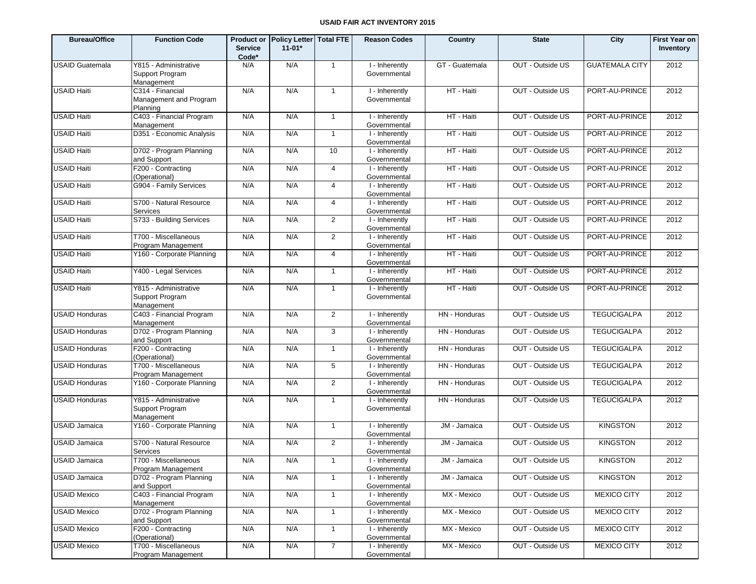**USAID FAIR ACT INVENTORY 2015**

| Bureau/Office | Function Code | Product or Service Code* | Policy Letter 11-01* | Total FTE | Reason Codes | Country | State | City | First Year on Inventory |
|---|---|---|---|---|---|---|---|---|---|
| USAID Guatemala | Y815 - Administrative Support Program Management | N/A | N/A | 1 | I - Inherently Governmental | GT - Guatemala | OUT - Outside US | GUATEMALA CITY | 2012 |
| USAID Haiti | C314 - Financial Management and Program Planning | N/A | N/A | 1 | I - Inherently Governmental | HT - Haiti | OUT - Outside US | PORT-AU-PRINCE | 2012 |
| USAID Haiti | C403 - Financial Program Management | N/A | N/A | 1 | I - Inherently Governmental | HT - Haiti | OUT - Outside US | PORT-AU-PRINCE | 2012 |
| USAID Haiti | D351 - Economic Analysis | N/A | N/A | 1 | I - Inherently Governmental | HT - Haiti | OUT - Outside US | PORT-AU-PRINCE | 2012 |
| USAID Haiti | D702 - Program Planning and Support | N/A | N/A | 10 | I - Inherently Governmental | HT - Haiti | OUT - Outside US | PORT-AU-PRINCE | 2012 |
| USAID Haiti | F200 - Contracting (Operational) | N/A | N/A | 4 | I - Inherently Governmental | HT - Haiti | OUT - Outside US | PORT-AU-PRINCE | 2012 |
| USAID Haiti | G904 - Family Services | N/A | N/A | 4 | I - Inherently Governmental | HT - Haiti | OUT - Outside US | PORT-AU-PRINCE | 2012 |
| USAID Haiti | S700 - Natural Resource Services | N/A | N/A | 4 | I - Inherently Governmental | HT - Haiti | OUT - Outside US | PORT-AU-PRINCE | 2012 |
| USAID Haiti | S733 - Building Services | N/A | N/A | 2 | I - Inherently Governmental | HT - Haiti | OUT - Outside US | PORT-AU-PRINCE | 2012 |
| USAID Haiti | T700 - Miscellaneous Program Management | N/A | N/A | 2 | I - Inherently Governmental | HT - Haiti | OUT - Outside US | PORT-AU-PRINCE | 2012 |
| USAID Haiti | Y160 - Corporate Planning | N/A | N/A | 4 | I - Inherently Governmental | HT - Haiti | OUT - Outside US | PORT-AU-PRINCE | 2012 |
| USAID Haiti | Y400 - Legal Services | N/A | N/A | 1 | I - Inherently Governmental | HT - Haiti | OUT - Outside US | PORT-AU-PRINCE | 2012 |
| USAID Haiti | Y815 - Administrative Support Program Management | N/A | N/A | 1 | I - Inherently Governmental | HT - Haiti | OUT - Outside US | PORT-AU-PRINCE | 2012 |
| USAID Honduras | C403 - Financial Program Management | N/A | N/A | 2 | I - Inherently Governmental | HN - Honduras | OUT - Outside US | TEGUCIGALPA | 2012 |
| USAID Honduras | D702 - Program Planning and Support | N/A | N/A | 3 | I - Inherently Governmental | HN - Honduras | OUT - Outside US | TEGUCIGALPA | 2012 |
| USAID Honduras | F200 - Contracting (Operational) | N/A | N/A | 1 | I - Inherently Governmental | HN - Honduras | OUT - Outside US | TEGUCIGALPA | 2012 |
| USAID Honduras | T700 - Miscellaneous Program Management | N/A | N/A | 5 | I - Inherently Governmental | HN - Honduras | OUT - Outside US | TEGUCIGALPA | 2012 |
| USAID Honduras | Y160 - Corporate Planning | N/A | N/A | 2 | I - Inherently Governmental | HN - Honduras | OUT - Outside US | TEGUCIGALPA | 2012 |
| USAID Honduras | Y815 - Administrative Support Program Management | N/A | N/A | 1 | I - Inherently Governmental | HN - Honduras | OUT - Outside US | TEGUCIGALPA | 2012 |
| USAID Jamaica | Y160 - Corporate Planning | N/A | N/A | 1 | I - Inherently Governmental | JM - Jamaica | OUT - Outside US | KINGSTON | 2012 |
| USAID Jamaica | S700 - Natural Resource Services | N/A | N/A | 2 | I - Inherently Governmental | JM - Jamaica | OUT - Outside US | KINGSTON | 2012 |
| USAID Jamaica | T700 - Miscellaneous Program Management | N/A | N/A | 1 | I - Inherently Governmental | JM - Jamaica | OUT - Outside US | KINGSTON | 2012 |
| USAID Jamaica | D702 - Program Planning and Support | N/A | N/A | 1 | I - Inherently Governmental | JM - Jamaica | OUT - Outside US | KINGSTON | 2012 |
| USAID Mexico | C403 - Financial Program Management | N/A | N/A | 1 | I - Inherently Governmental | MX - Mexico | OUT - Outside US | MEXICO CITY | 2012 |
| USAID Mexico | D702 - Program Planning and Support | N/A | N/A | 1 | I - Inherently Governmental | MX - Mexico | OUT - Outside US | MEXICO CITY | 2012 |
| USAID Mexico | F200 - Contracting (Operational) | N/A | N/A | 1 | I - Inherently Governmental | MX - Mexico | OUT - Outside US | MEXICO CITY | 2012 |
| USAID Mexico | T700 - Miscellaneous Program Management | N/A | N/A | 7 | I - Inherently Governmental | MX - Mexico | OUT - Outside US | MEXICO CITY | 2012 |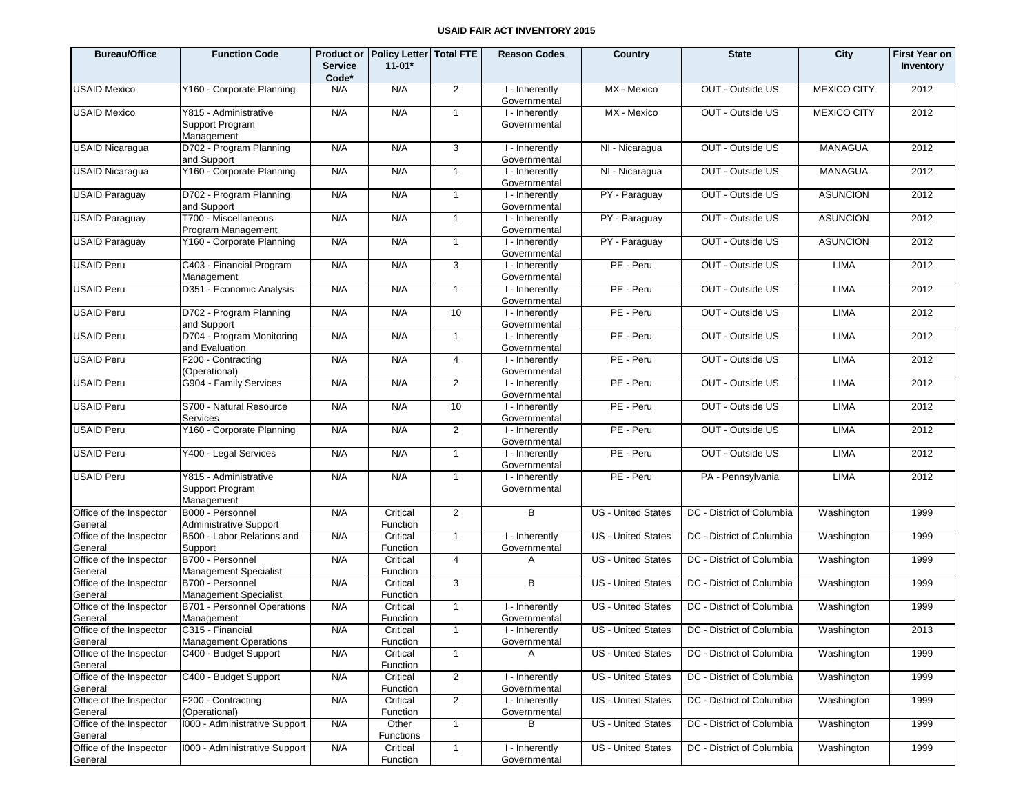# USAID FAIR ACT INVENTORY 2015

| Bureau/Office | Function Code | Product or Service Code* | Policy Letter 11-01* | Total FTE | Reason Codes | Country | State | City | First Year on Inventory |
|---|---|---|---|---|---|---|---|---|---|
| USAID Mexico | Y160 - Corporate Planning | N/A | N/A | 2 | I - Inherently Governmental | MX - Mexico | OUT - Outside US | MEXICO CITY | 2012 |
| USAID Mexico | Y815 - Administrative Support Program Management | N/A | N/A | 1 | I - Inherently Governmental | MX - Mexico | OUT - Outside US | MEXICO CITY | 2012 |
| USAID Nicaragua | D702 - Program Planning and Support | N/A | N/A | 3 | I - Inherently Governmental | NI - Nicaragua | OUT - Outside US | MANAGUA | 2012 |
| USAID Nicaragua | Y160 - Corporate Planning | N/A | N/A | 1 | I - Inherently Governmental | NI - Nicaragua | OUT - Outside US | MANAGUA | 2012 |
| USAID Paraguay | D702 - Program Planning and Support | N/A | N/A | 1 | I - Inherently Governmental | PY - Paraguay | OUT - Outside US | ASUNCION | 2012 |
| USAID Paraguay | T700 - Miscellaneous Program Management | N/A | N/A | 1 | I - Inherently Governmental | PY - Paraguay | OUT - Outside US | ASUNCION | 2012 |
| USAID Paraguay | Y160 - Corporate Planning | N/A | N/A | 1 | I - Inherently Governmental | PY - Paraguay | OUT - Outside US | ASUNCION | 2012 |
| USAID Peru | C403 - Financial Program Management | N/A | N/A | 3 | I - Inherently Governmental | PE - Peru | OUT - Outside US | LIMA | 2012 |
| USAID Peru | D351 - Economic Analysis | N/A | N/A | 1 | I - Inherently Governmental | PE - Peru | OUT - Outside US | LIMA | 2012 |
| USAID Peru | D702 - Program Planning and Support | N/A | N/A | 10 | I - Inherently Governmental | PE - Peru | OUT - Outside US | LIMA | 2012 |
| USAID Peru | D704 - Program Monitoring and Evaluation | N/A | N/A | 1 | I - Inherently Governmental | PE - Peru | OUT - Outside US | LIMA | 2012 |
| USAID Peru | F200 - Contracting (Operational) | N/A | N/A | 4 | I - Inherently Governmental | PE - Peru | OUT - Outside US | LIMA | 2012 |
| USAID Peru | G904 - Family Services | N/A | N/A | 2 | I - Inherently Governmental | PE - Peru | OUT - Outside US | LIMA | 2012 |
| USAID Peru | S700 - Natural Resource Services | N/A | N/A | 10 | I - Inherently Governmental | PE - Peru | OUT - Outside US | LIMA | 2012 |
| USAID Peru | Y160 - Corporate Planning | N/A | N/A | 2 | I - Inherently Governmental | PE - Peru | OUT - Outside US | LIMA | 2012 |
| USAID Peru | Y400 - Legal Services | N/A | N/A | 1 | I - Inherently Governmental | PE - Peru | OUT - Outside US | LIMA | 2012 |
| USAID Peru | Y815 - Administrative Support Program Management | N/A | N/A | 1 | I - Inherently Governmental | PE - Peru | PA - Pennsylvania | LIMA | 2012 |
| Office of the Inspector General | B000 - Personnel Administrative Support | N/A | Critical Function | 2 | B | US - United States | DC - District of Columbia | Washington | 1999 |
| Office of the Inspector General | B500 - Labor Relations and Support | N/A | Critical Function | 1 | I - Inherently Governmental | US - United States | DC - District of Columbia | Washington | 1999 |
| Office of the Inspector General | B700 - Personnel Management Specialist | N/A | Critical Function | 4 | A | US - United States | DC - District of Columbia | Washington | 1999 |
| Office of the Inspector General | B700 - Personnel Management Specialist | N/A | Critical Function | 3 | B | US - United States | DC - District of Columbia | Washington | 1999 |
| Office of the Inspector General | B701 - Personnel Operations Management | N/A | Critical Function | 1 | I - Inherently Governmental | US - United States | DC - District of Columbia | Washington | 1999 |
| Office of the Inspector General | C315 - Financial Management Operations | N/A | Critical Function | 1 | I - Inherently Governmental | US - United States | DC - District of Columbia | Washington | 2013 |
| Office of the Inspector General | C400 - Budget Support | N/A | Critical Function | 1 | A | US - United States | DC - District of Columbia | Washington | 1999 |
| Office of the Inspector General | C400 - Budget Support | N/A | Critical Function | 2 | I - Inherently Governmental | US - United States | DC - District of Columbia | Washington | 1999 |
| Office of the Inspector General | F200 - Contracting (Operational) | N/A | Critical Function | 2 | I - Inherently Governmental | US - United States | DC - District of Columbia | Washington | 1999 |
| Office of the Inspector General | I000 - Administrative Support | N/A | Other Functions | 1 | B | US - United States | DC - District of Columbia | Washington | 1999 |
| Office of the Inspector General | I000 - Administrative Support | N/A | Critical Function | 1 | I - Inherently Governmental | US - United States | DC - District of Columbia | Washington | 1999 |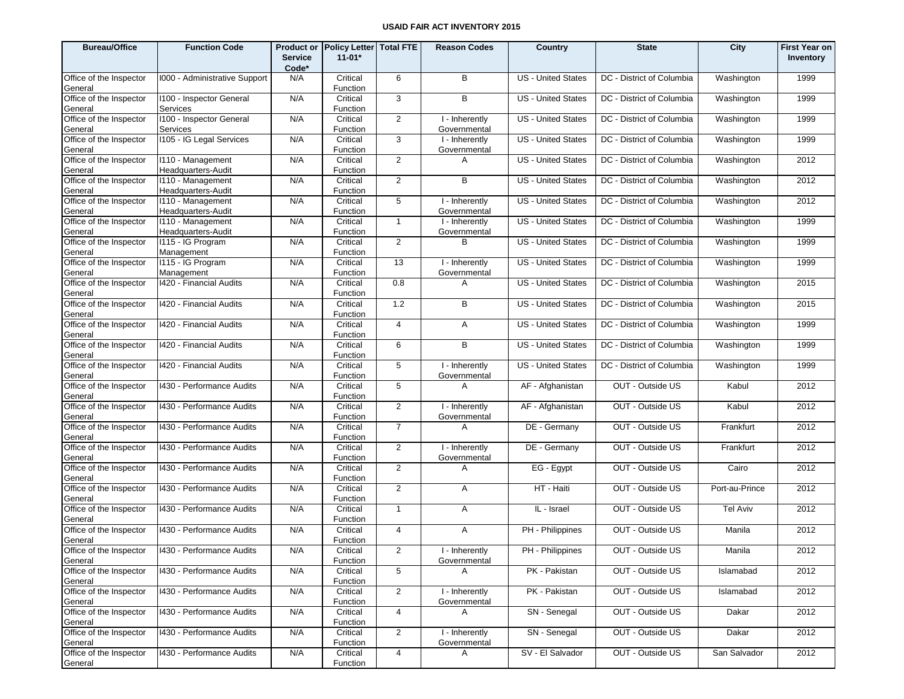# USAID FAIR ACT INVENTORY 2015

| Bureau/Office | Function Code | Product or Service Code* | Policy Letter 11-01* | Total FTE | Reason Codes | Country | State | City | First Year on Inventory |
|---|---|---|---|---|---|---|---|---|---|
| Office of the Inspector General | I000 - Administrative Support | N/A | Critical Function | 6 | B | US - United States | DC - District of Columbia | Washington | 1999 |
| Office of the Inspector General | I100 - Inspector General Services | N/A | Critical Function | 3 | B | US - United States | DC - District of Columbia | Washington | 1999 |
| Office of the Inspector General | I100 - Inspector General Services | N/A | Critical Function | 2 | I - Inherently Governmental | US - United States | DC - District of Columbia | Washington | 1999 |
| Office of the Inspector General | I105 - IG Legal Services | N/A | Critical Function | 3 | I - Inherently Governmental | US - United States | DC - District of Columbia | Washington | 1999 |
| Office of the Inspector General | I110 - Management Headquarters-Audit | N/A | Critical Function | 2 | A | US - United States | DC - District of Columbia | Washington | 2012 |
| Office of the Inspector General | I110 - Management Headquarters-Audit | N/A | Critical Function | 2 | B | US - United States | DC - District of Columbia | Washington | 2012 |
| Office of the Inspector General | I110 - Management Headquarters-Audit | N/A | Critical Function | 5 | I - Inherently Governmental | US - United States | DC - District of Columbia | Washington | 2012 |
| Office of the Inspector General | I110 - Management Headquarters-Audit | N/A | Critical Function | 1 | I - Inherently Governmental | US - United States | DC - District of Columbia | Washington | 1999 |
| Office of the Inspector General | I115 - IG Program Management | N/A | Critical Function | 2 | B | US - United States | DC - District of Columbia | Washington | 1999 |
| Office of the Inspector General | I115 - IG Program Management | N/A | Critical Function | 13 | I - Inherently Governmental | US - United States | DC - District of Columbia | Washington | 1999 |
| Office of the Inspector General | I420 - Financial Audits | N/A | Critical Function | 0.8 | A | US - United States | DC - District of Columbia | Washington | 2015 |
| Office of the Inspector General | I420 - Financial Audits | N/A | Critical Function | 1.2 | B | US - United States | DC - District of Columbia | Washington | 2015 |
| Office of the Inspector General | I420 - Financial Audits | N/A | Critical Function | 4 | A | US - United States | DC - District of Columbia | Washington | 1999 |
| Office of the Inspector General | I420 - Financial Audits | N/A | Critical Function | 6 | B | US - United States | DC - District of Columbia | Washington | 1999 |
| Office of the Inspector General | I420 - Financial Audits | N/A | Critical Function | 5 | I - Inherently Governmental | US - United States | DC - District of Columbia | Washington | 1999 |
| Office of the Inspector General | I430 - Performance Audits | N/A | Critical Function | 5 | A | AF - Afghanistan | OUT - Outside US | Kabul | 2012 |
| Office of the Inspector General | I430 - Performance Audits | N/A | Critical Function | 2 | I - Inherently Governmental | AF - Afghanistan | OUT - Outside US | Kabul | 2012 |
| Office of the Inspector General | I430 - Performance Audits | N/A | Critical Function | 7 | A | DE - Germany | OUT - Outside US | Frankfurt | 2012 |
| Office of the Inspector General | I430 - Performance Audits | N/A | Critical Function | 2 | I - Inherently Governmental | DE - Germany | OUT - Outside US | Frankfurt | 2012 |
| Office of the Inspector General | I430 - Performance Audits | N/A | Critical Function | 2 | A | EG - Egypt | OUT - Outside US | Cairo | 2012 |
| Office of the Inspector General | I430 - Performance Audits | N/A | Critical Function | 2 | A | HT - Haiti | OUT - Outside US | Port-au-Prince | 2012 |
| Office of the Inspector General | I430 - Performance Audits | N/A | Critical Function | 1 | A | IL - Israel | OUT - Outside US | Tel Aviv | 2012 |
| Office of the Inspector General | I430 - Performance Audits | N/A | Critical Function | 4 | A | PH - Philippines | OUT - Outside US | Manila | 2012 |
| Office of the Inspector General | I430 - Performance Audits | N/A | Critical Function | 2 | I - Inherently Governmental | PH - Philippines | OUT - Outside US | Manila | 2012 |
| Office of the Inspector General | I430 - Performance Audits | N/A | Critical Function | 5 | A | PK - Pakistan | OUT - Outside US | Islamabad | 2012 |
| Office of the Inspector General | I430 - Performance Audits | N/A | Critical Function | 2 | I - Inherently Governmental | PK - Pakistan | OUT - Outside US | Islamabad | 2012 |
| Office of the Inspector General | I430 - Performance Audits | N/A | Critical Function | 4 | A | SN - Senegal | OUT - Outside US | Dakar | 2012 |
| Office of the Inspector General | I430 - Performance Audits | N/A | Critical Function | 2 | I - Inherently Governmental | SN - Senegal | OUT - Outside US | Dakar | 2012 |
| Office of the Inspector General | I430 - Performance Audits | N/A | Critical Function | 4 | A | SV - El Salvador | OUT - Outside US | San Salvador | 2012 |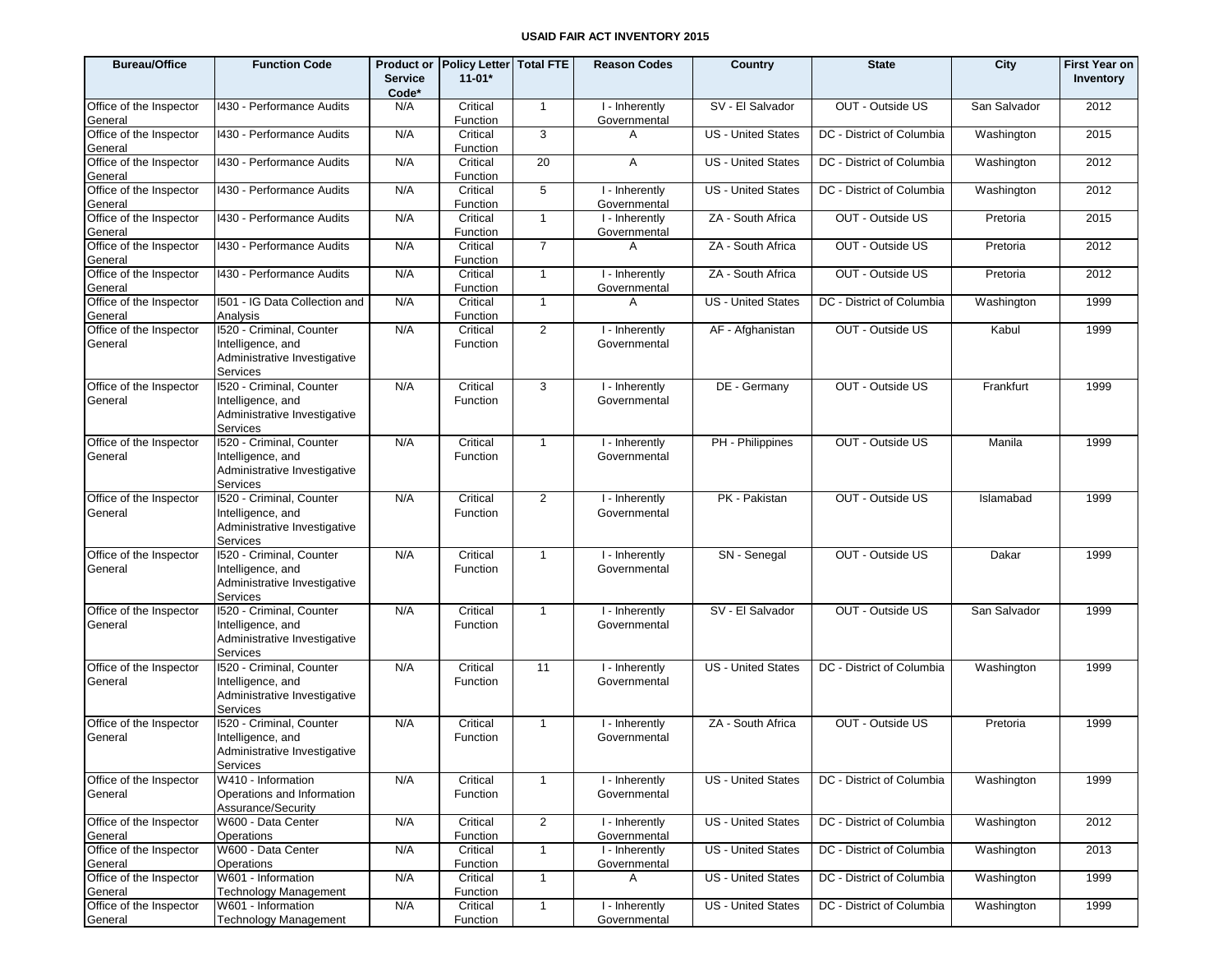**USAID FAIR ACT INVENTORY 2015**

| Bureau/Office | Function Code | Product or Service Code* | Policy Letter 11-01* | Total FTE | Reason Codes | Country | State | City | First Year on Inventory |
|---|---|---|---|---|---|---|---|---|---|
| Office of the Inspector General | I430 - Performance Audits | N/A | Critical Function | 1 | I - Inherently Governmental | SV - El Salvador | OUT - Outside US | San Salvador | 2012 |
| Office of the Inspector General | I430 - Performance Audits | N/A | Critical Function | 3 | A | US - United States | DC - District of Columbia | Washington | 2015 |
| Office of the Inspector General | I430 - Performance Audits | N/A | Critical Function | 20 | A | US - United States | DC - District of Columbia | Washington | 2012 |
| Office of the Inspector General | I430 - Performance Audits | N/A | Critical Function | 5 | I - Inherently Governmental | US - United States | DC - District of Columbia | Washington | 2012 |
| Office of the Inspector General | I430 - Performance Audits | N/A | Critical Function | 1 | I - Inherently Governmental | ZA - South Africa | OUT - Outside US | Pretoria | 2015 |
| Office of the Inspector General | I430 - Performance Audits | N/A | Critical Function | 7 | A | ZA - South Africa | OUT - Outside US | Pretoria | 2012 |
| Office of the Inspector General | I430 - Performance Audits | N/A | Critical Function | 1 | I - Inherently Governmental | ZA - South Africa | OUT - Outside US | Pretoria | 2012 |
| Office of the Inspector General | I501 - IG Data Collection and Analysis | N/A | Critical Function | 1 | A | US - United States | DC - District of Columbia | Washington | 1999 |
| Office of the Inspector General | I520 - Criminal, Counter Intelligence, and Administrative Investigative Services | N/A | Critical Function | 2 | I - Inherently Governmental | AF - Afghanistan | OUT - Outside US | Kabul | 1999 |
| Office of the Inspector General | I520 - Criminal, Counter Intelligence, and Administrative Investigative Services | N/A | Critical Function | 3 | I - Inherently Governmental | DE - Germany | OUT - Outside US | Frankfurt | 1999 |
| Office of the Inspector General | I520 - Criminal, Counter Intelligence, and Administrative Investigative Services | N/A | Critical Function | 1 | I - Inherently Governmental | PH - Philippines | OUT - Outside US | Manila | 1999 |
| Office of the Inspector General | I520 - Criminal, Counter Intelligence, and Administrative Investigative Services | N/A | Critical Function | 2 | I - Inherently Governmental | PK - Pakistan | OUT - Outside US | Islamabad | 1999 |
| Office of the Inspector General | I520 - Criminal, Counter Intelligence, and Administrative Investigative Services | N/A | Critical Function | 1 | I - Inherently Governmental | SN - Senegal | OUT - Outside US | Dakar | 1999 |
| Office of the Inspector General | I520 - Criminal, Counter Intelligence, and Administrative Investigative Services | N/A | Critical Function | 1 | I - Inherently Governmental | SV - El Salvador | OUT - Outside US | San Salvador | 1999 |
| Office of the Inspector General | I520 - Criminal, Counter Intelligence, and Administrative Investigative Services | N/A | Critical Function | 11 | I - Inherently Governmental | US - United States | DC - District of Columbia | Washington | 1999 |
| Office of the Inspector General | I520 - Criminal, Counter Intelligence, and Administrative Investigative Services | N/A | Critical Function | 1 | I - Inherently Governmental | ZA - South Africa | OUT - Outside US | Pretoria | 1999 |
| Office of the Inspector General | W410 - Information Operations and Information Assurance/Security | N/A | Critical Function | 1 | I - Inherently Governmental | US - United States | DC - District of Columbia | Washington | 1999 |
| Office of the Inspector General | W600 - Data Center Operations | N/A | Critical Function | 2 | I - Inherently Governmental | US - United States | DC - District of Columbia | Washington | 2012 |
| Office of the Inspector General | W600 - Data Center Operations | N/A | Critical Function | 1 | I - Inherently Governmental | US - United States | DC - District of Columbia | Washington | 2013 |
| Office of the Inspector General | W601 - Information Technology Management | N/A | Critical Function | 1 | A | US - United States | DC - District of Columbia | Washington | 1999 |
| Office of the Inspector General | W601 - Information Technology Management | N/A | Critical Function | 1 | I - Inherently Governmental | US - United States | DC - District of Columbia | Washington | 1999 |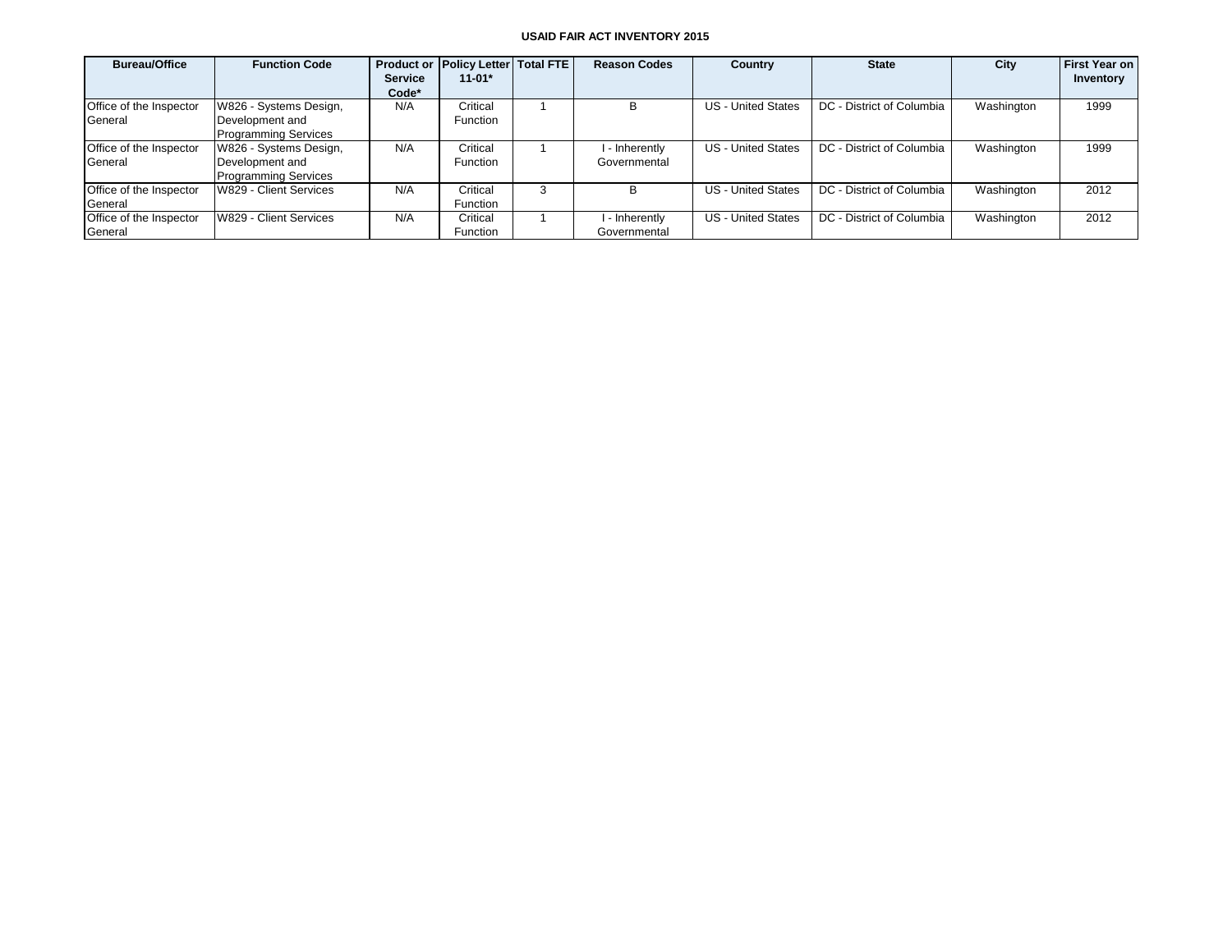**USAID FAIR ACT INVENTORY 2015**

| Bureau/Office | Function Code | Product or Service Code* | Policy Letter 11-01* | Total FTE | Reason Codes | Country | State | City | First Year on Inventory |
|---|---|---|---|---|---|---|---|---|---|
| Office of the Inspector General | W826 - Systems Design, Development and Programming Services | N/A | Critical Function | 1 | B | US - United States | DC - District of Columbia | Washington | 1999 |
| Office of the Inspector General | W826 - Systems Design, Development and Programming Services | N/A | Critical Function | 1 | I - Inherently Governmental | US - United States | DC - District of Columbia | Washington | 1999 |
| Office of the Inspector General | W829 - Client Services | N/A | Critical Function | 3 | B | US - United States | DC - District of Columbia | Washington | 2012 |
| Office of the Inspector General | W829 - Client Services | N/A | Critical Function | 1 | I - Inherently Governmental | US - United States | DC - District of Columbia | Washington | 2012 |